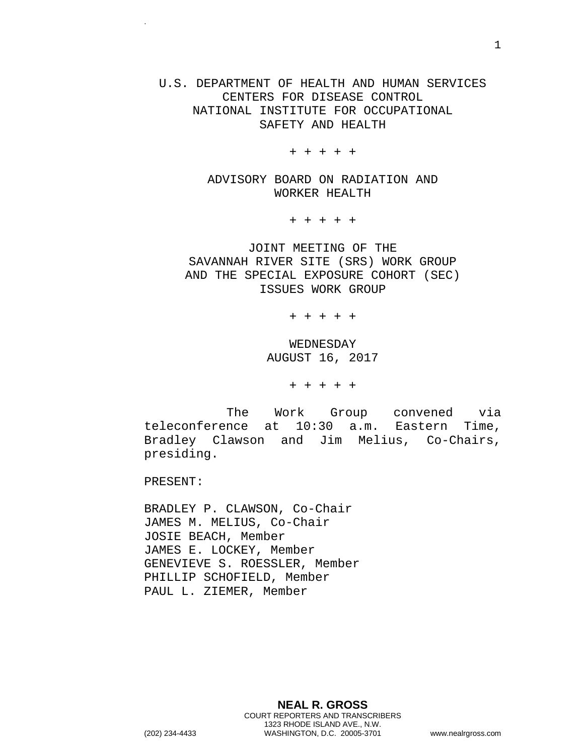U.S. DEPARTMENT OF HEALTH AND HUMAN SERVICES
CENTERS FOR DISEASE CONTROL
NATIONAL INSTITUTE FOR OCCUPATIONAL
SAFETY AND HEALTH

+ + + + +

ADVISORY BOARD ON RADIATION AND
WORKER HEALTH

+ + + + +

JOINT MEETING OF THE
SAVANNAH RIVER SITE (SRS) WORK GROUP
AND THE SPECIAL EXPOSURE COHORT (SEC)
ISSUES WORK GROUP

+ + + + +

WEDNESDAY
AUGUST 16, 2017

+ + + + +

The Work Group convened via teleconference at 10:30 a.m. Eastern Time, Bradley Clawson and Jim Melius, Co-Chairs, presiding.

PRESENT:

BRADLEY P. CLAWSON, Co-Chair
JAMES M. MELIUS, Co-Chair
JOSIE BEACH, Member
JAMES E. LOCKEY, Member
GENEVIEVE S. ROESSLER, Member
PHILLIP SCHOFIELD, Member
PAUL L. ZIEMER, Member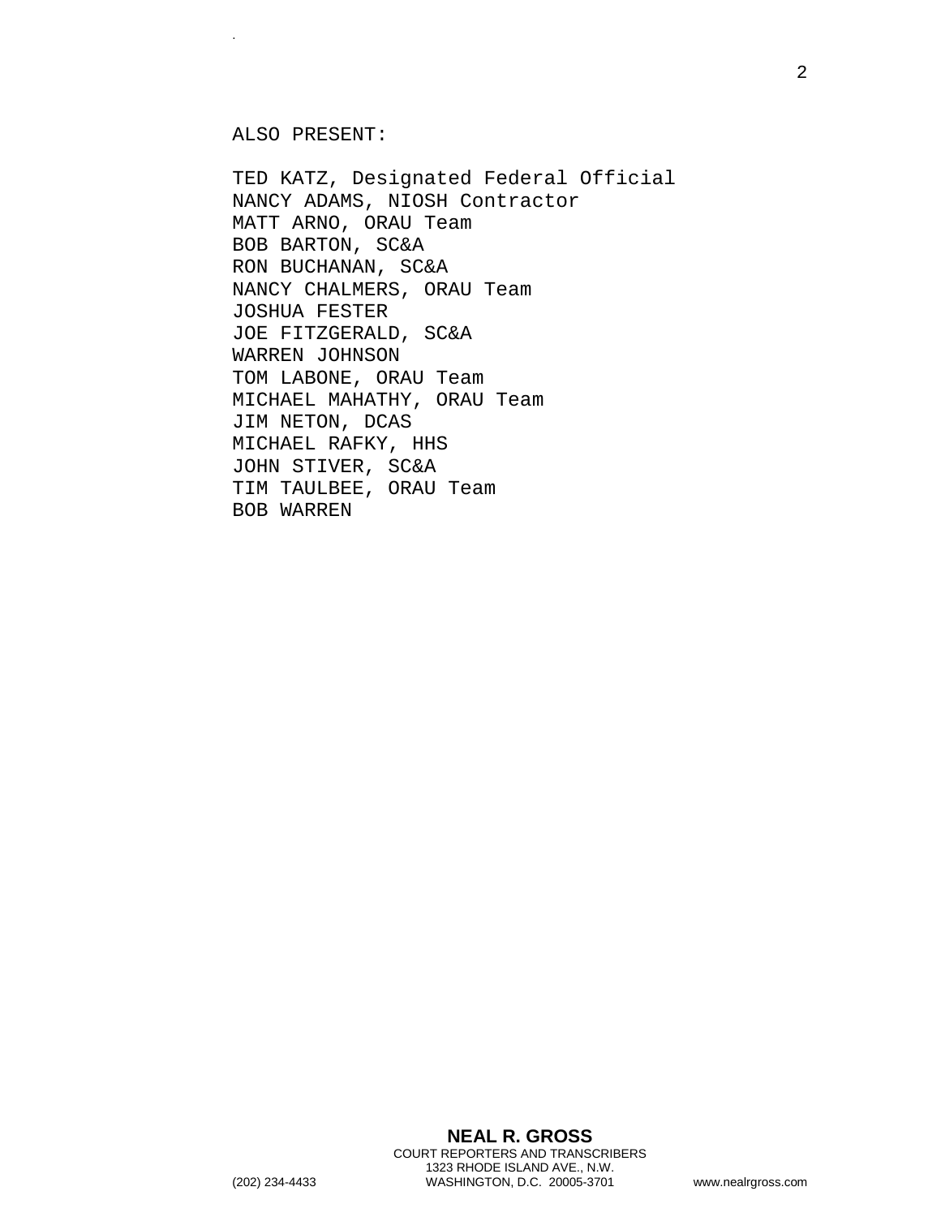ALSO PRESENT:

TED KATZ, Designated Federal Official
NANCY ADAMS, NIOSH Contractor
MATT ARNO, ORAU Team
BOB BARTON, SC&A
RON BUCHANAN, SC&A
NANCY CHALMERS, ORAU Team
JOSHUA FESTER
JOE FITZGERALD, SC&A
WARREN JOHNSON
TOM LABONE, ORAU Team
MICHAEL MAHATHY, ORAU Team
JIM NETON, DCAS
MICHAEL RAFKY, HHS
JOHN STIVER, SC&A
TIM TAULBEE, ORAU Team
BOB WARREN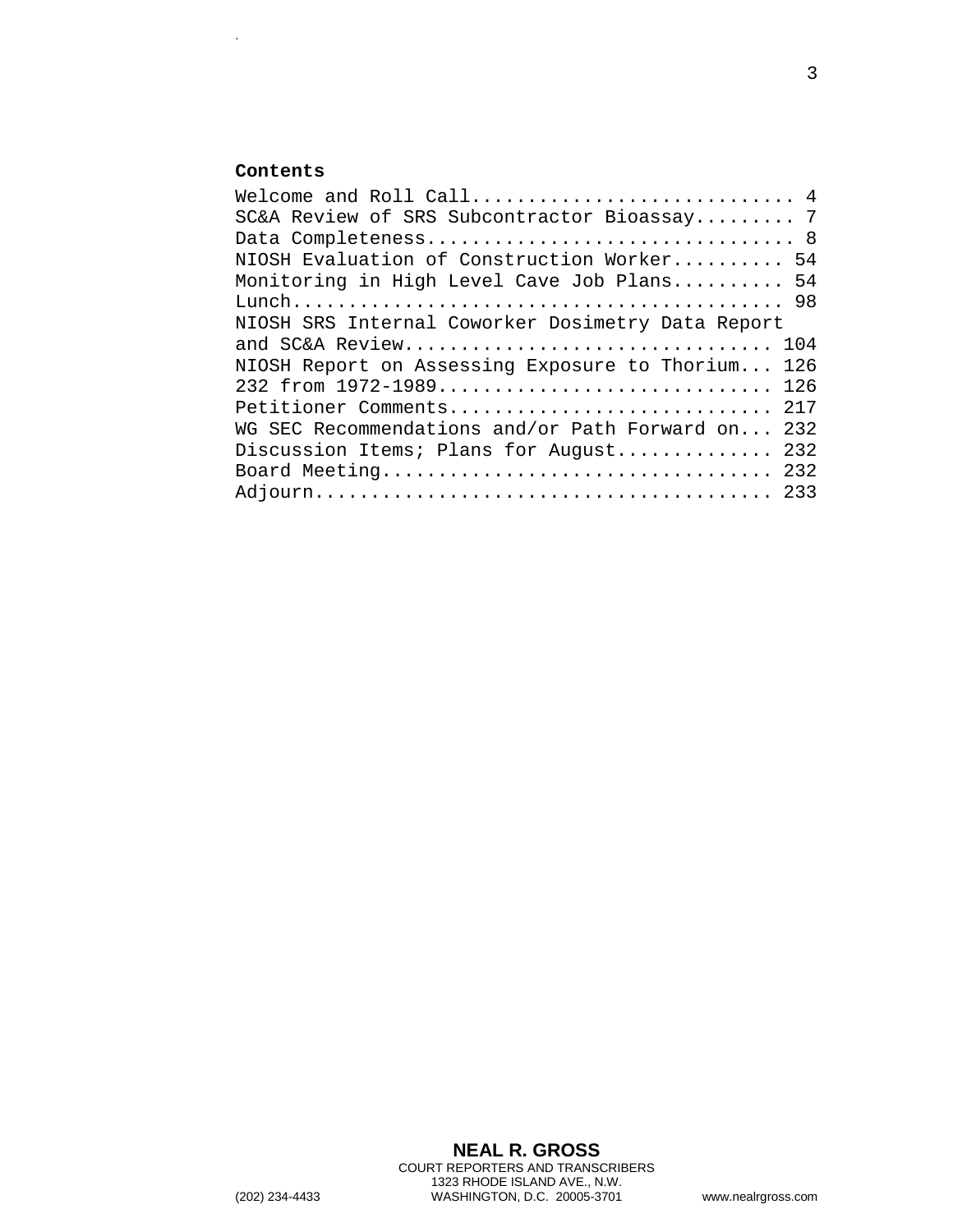**Contents**

Welcome and Roll Call............................ 4
SC&A Review of SRS Subcontractor Bioassay......... 7
Data Completeness................................ 8
NIOSH Evaluation of Construction Worker.......... 54
Monitoring in High Level Cave Job Plans.......... 54
Lunch........................................... 98
NIOSH SRS Internal Coworker Dosimetry Data Report
and SC&A Review................................ 104
NIOSH Report on Assessing Exposure to Thorium... 126
232 from 1972-1989............................. 126
Petitioner Comments............................ 217
WG SEC Recommendations and/or Path Forward on... 232
Discussion Items; Plans for August.............. 232
Board Meeting.................................. 232
Adjourn........................................ 233

NEAL R. GROSS
COURT REPORTERS AND TRANSCRIBERS
1323 RHODE ISLAND AVE., N.W.
(202) 234-4433 WASHINGTON, D.C. 20005-3701 www.nealrgross.com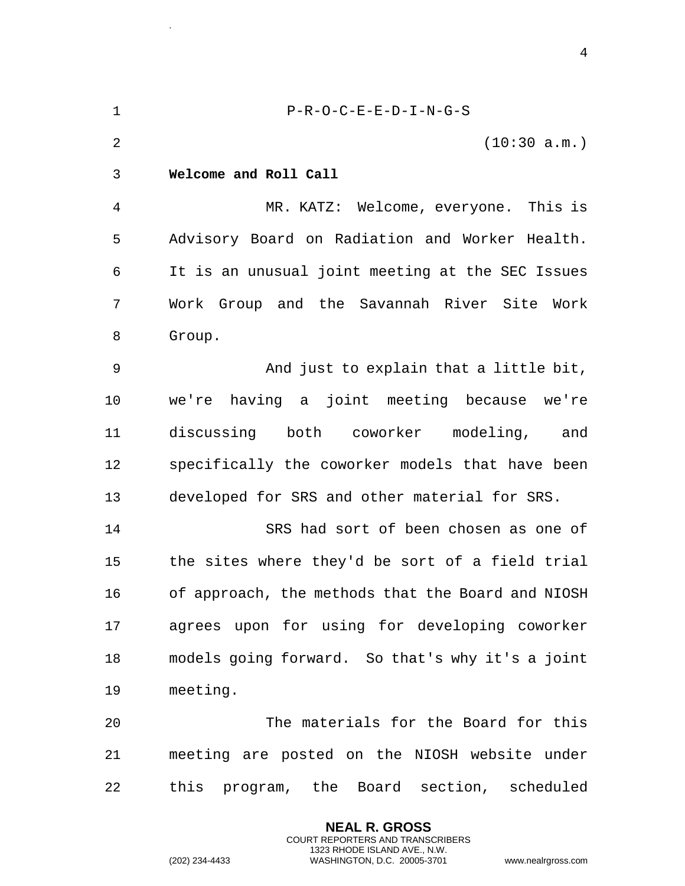P-R-O-C-E-E-D-I-N-G-S

(10:30 a.m.)

**Welcome and Roll Call**

MR. KATZ: Welcome, everyone. This is Advisory Board on Radiation and Worker Health. It is an unusual joint meeting at the SEC Issues Work Group and the Savannah River Site Work Group.

And just to explain that a little bit, we're having a joint meeting because we're discussing both coworker modeling, and specifically the coworker models that have been developed for SRS and other material for SRS.

SRS had sort of been chosen as one of the sites where they'd be sort of a field trial of approach, the methods that the Board and NIOSH agrees upon for using for developing coworker models going forward. So that's why it's a joint meeting.

The materials for the Board for this meeting are posted on the NIOSH website under this program, the Board section, scheduled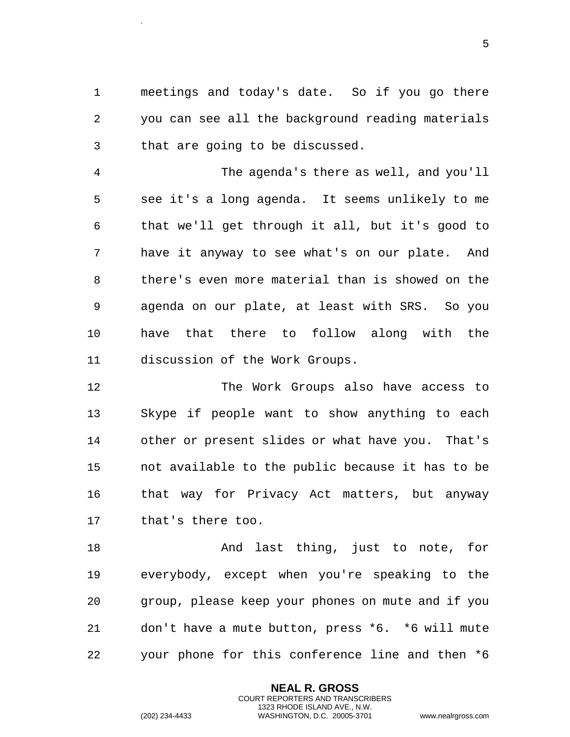meetings and today's date. So if you go there you can see all the background reading materials that are going to be discussed.

The agenda's there as well, and you'll see it's a long agenda. It seems unlikely to me that we'll get through it all, but it's good to have it anyway to see what's on our plate. And there's even more material than is showed on the agenda on our plate, at least with SRS. So you have that there to follow along with the discussion of the Work Groups.

The Work Groups also have access to Skype if people want to show anything to each other or present slides or what have you. That's not available to the public because it has to be that way for Privacy Act matters, but anyway that's there too.

And last thing, just to note, for everybody, except when you're speaking to the group, please keep your phones on mute and if you don't have a mute button, press *6. *6 will mute your phone for this conference line and then *6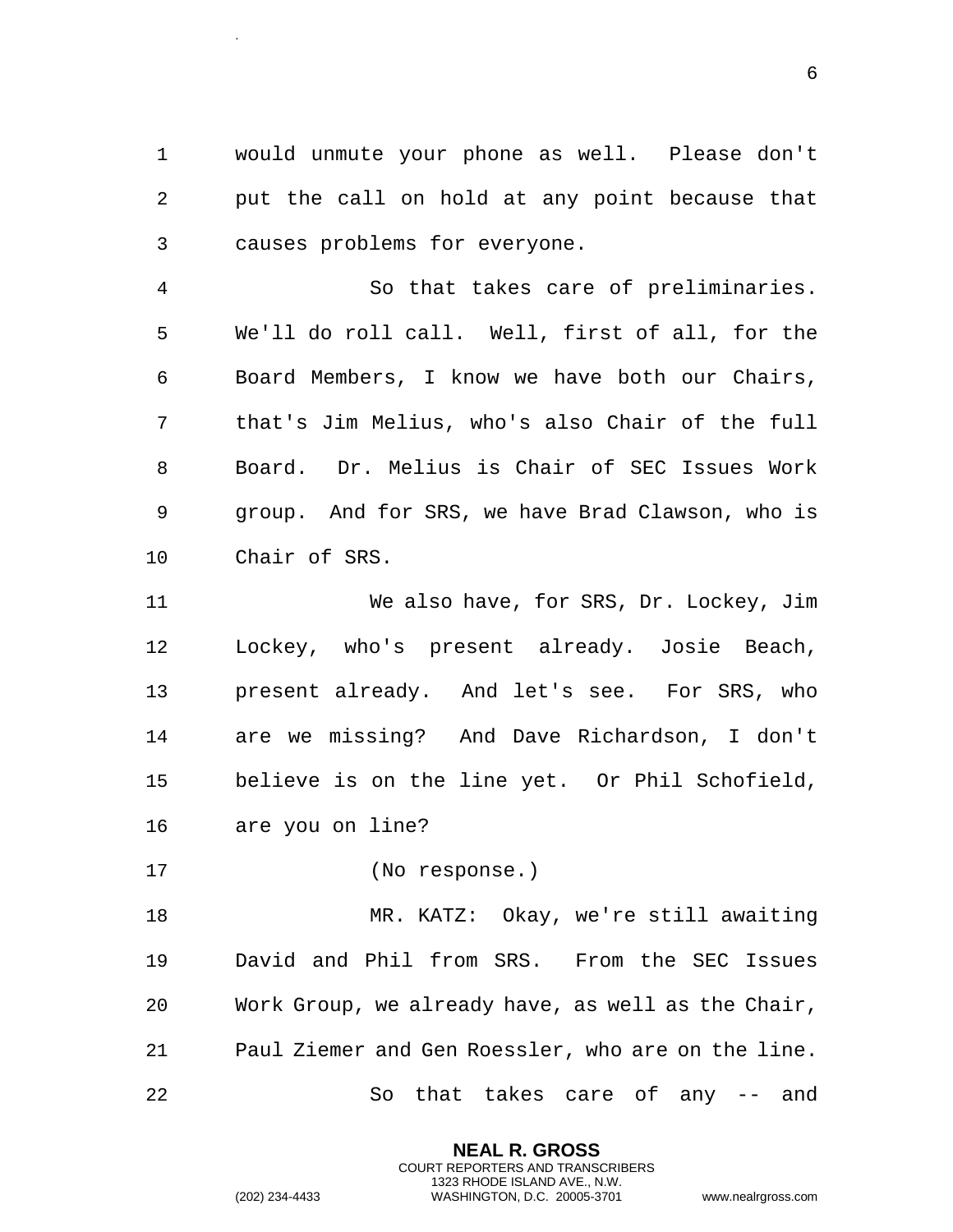would unmute your phone as well. Please don't put the call on hold at any point because that causes problems for everyone.

So that takes care of preliminaries. We'll do roll call. Well, first of all, for the Board Members, I know we have both our Chairs, that's Jim Melius, who's also Chair of the full Board. Dr. Melius is Chair of SEC Issues Work group. And for SRS, we have Brad Clawson, who is Chair of SRS.

We also have, for SRS, Dr. Lockey, Jim Lockey, who's present already. Josie Beach, present already. And let's see. For SRS, who are we missing? And Dave Richardson, I don't believe is on the line yet. Or Phil Schofield, are you on line?

(No response.)

MR. KATZ: Okay, we're still awaiting David and Phil from SRS. From the SEC Issues Work Group, we already have, as well as the Chair, Paul Ziemer and Gen Roessler, who are on the line.

So that takes care of any -- and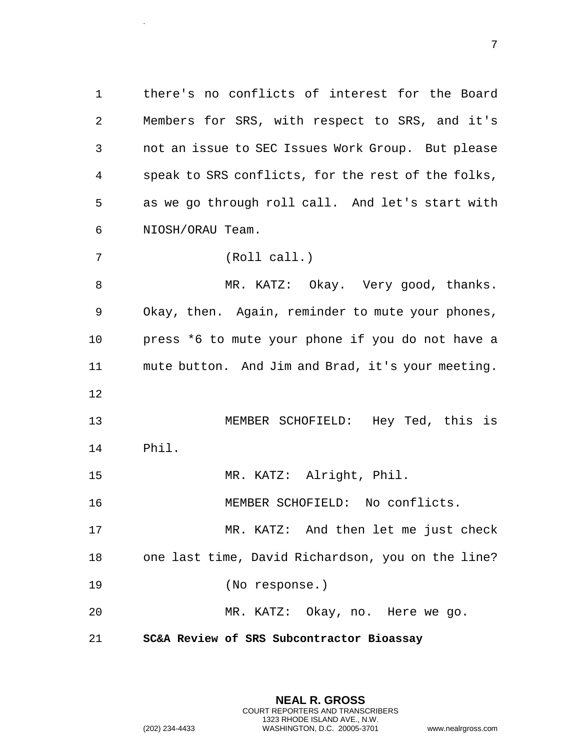there's no conflicts of interest for the Board Members for SRS, with respect to SRS, and it's not an issue to SEC Issues Work Group. But please speak to SRS conflicts, for the rest of the folks, as we go through roll call. And let's start with NIOSH/ORAU Team.

(Roll call.)

MR. KATZ: Okay. Very good, thanks. Okay, then. Again, reminder to mute your phones, press *6 to mute your phone if you do not have a mute button. And Jim and Brad, it's your meeting.

MEMBER SCHOFIELD: Hey Ted, this is Phil.

MR. KATZ: Alright, Phil.

MEMBER SCHOFIELD: No conflicts.

MR. KATZ: And then let me just check one last time, David Richardson, you on the line?

(No response.)

MR. KATZ: Okay, no. Here we go.

**SC&A Review of SRS Subcontractor Bioassay**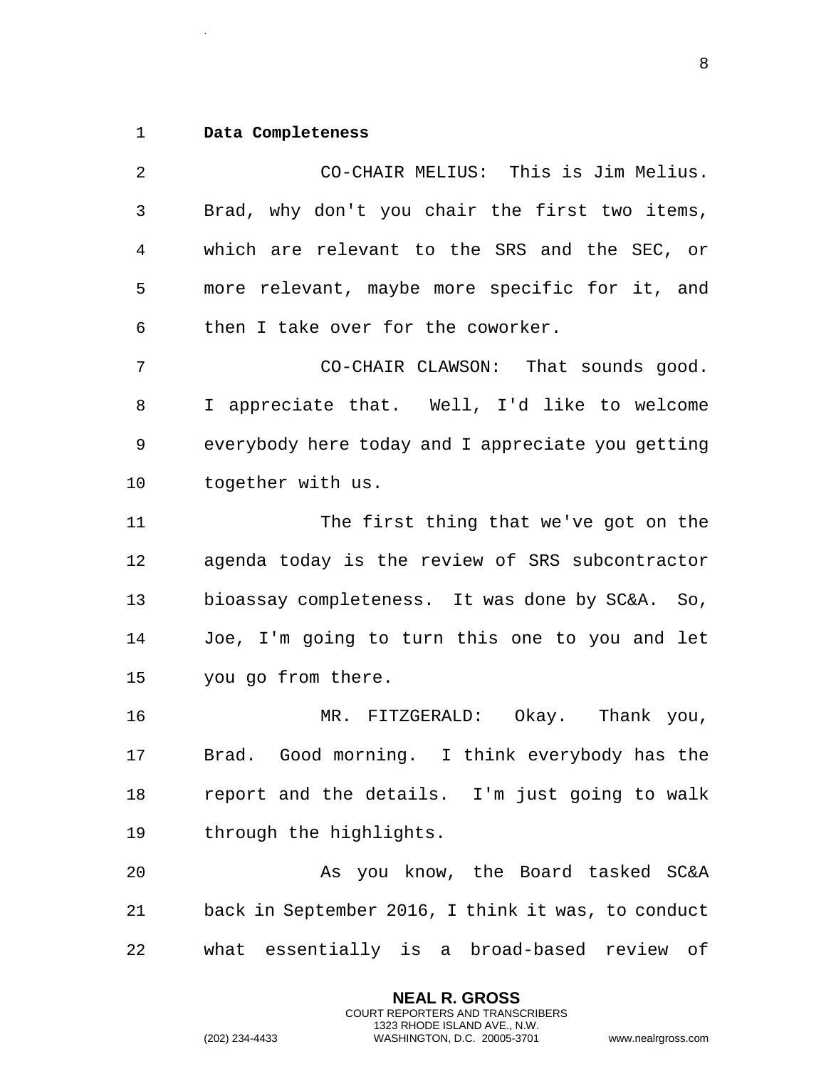**Data Completeness**

CO-CHAIR MELIUS: This is Jim Melius. Brad, why don't you chair the first two items, which are relevant to the SRS and the SEC, or more relevant, maybe more specific for it, and then I take over for the coworker.

CO-CHAIR CLAWSON: That sounds good. I appreciate that. Well, I'd like to welcome everybody here today and I appreciate you getting together with us.

The first thing that we've got on the agenda today is the review of SRS subcontractor bioassay completeness. It was done by SC&A. So, Joe, I'm going to turn this one to you and let you go from there.

MR. FITZGERALD: Okay. Thank you, Brad. Good morning. I think everybody has the report and the details. I'm just going to walk through the highlights.

As you know, the Board tasked SC&A back in September 2016, I think it was, to conduct what essentially is a broad-based review of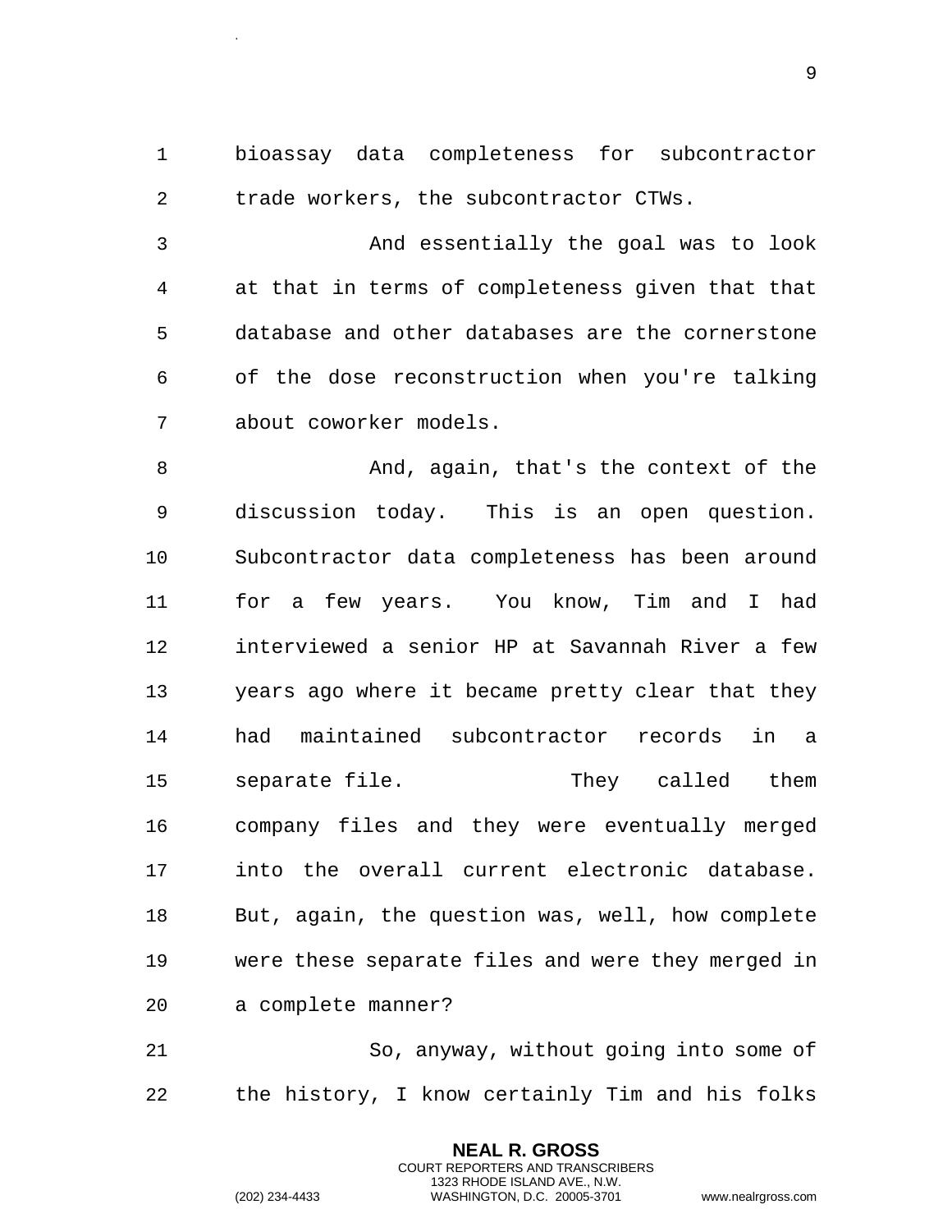bioassay data completeness for subcontractor trade workers, the subcontractor CTWs.

And essentially the goal was to look at that in terms of completeness given that that database and other databases are the cornerstone of the dose reconstruction when you're talking about coworker models.

And, again, that's the context of the discussion today. This is an open question. Subcontractor data completeness has been around for a few years. You know, Tim and I had interviewed a senior HP at Savannah River a few years ago where it became pretty clear that they had maintained subcontractor records in a separate file. They called them company files and they were eventually merged into the overall current electronic database. But, again, the question was, well, how complete were these separate files and were they merged in a complete manner?

So, anyway, without going into some of the history, I know certainly Tim and his folks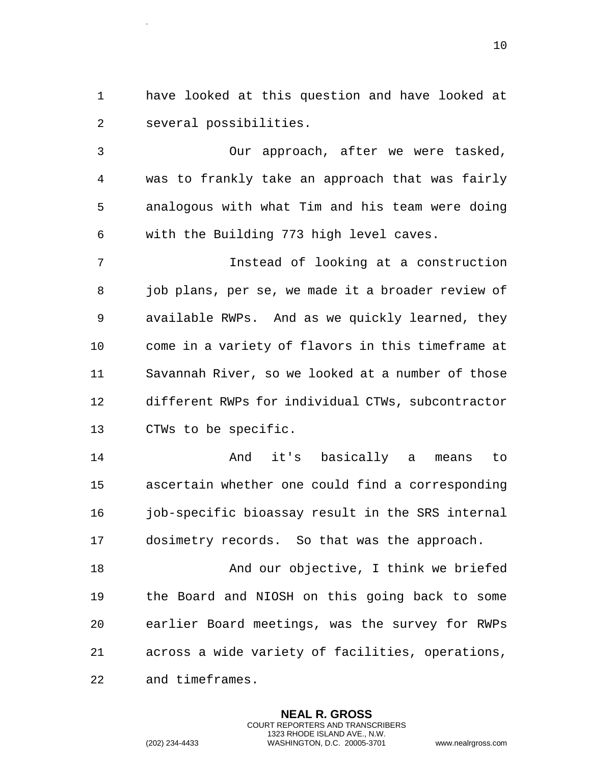have looked at this question and have looked at several possibilities.

Our approach, after we were tasked, was to frankly take an approach that was fairly analogous with what Tim and his team were doing with the Building 773 high level caves.

Instead of looking at a construction job plans, per se, we made it a broader review of available RWPs. And as we quickly learned, they come in a variety of flavors in this timeframe at Savannah River, so we looked at a number of those different RWPs for individual CTWs, subcontractor CTWs to be specific.

And it's basically a means to ascertain whether one could find a corresponding job-specific bioassay result in the SRS internal dosimetry records. So that was the approach.

And our objective, I think we briefed the Board and NIOSH on this going back to some earlier Board meetings, was the survey for RWPs across a wide variety of facilities, operations, and timeframes.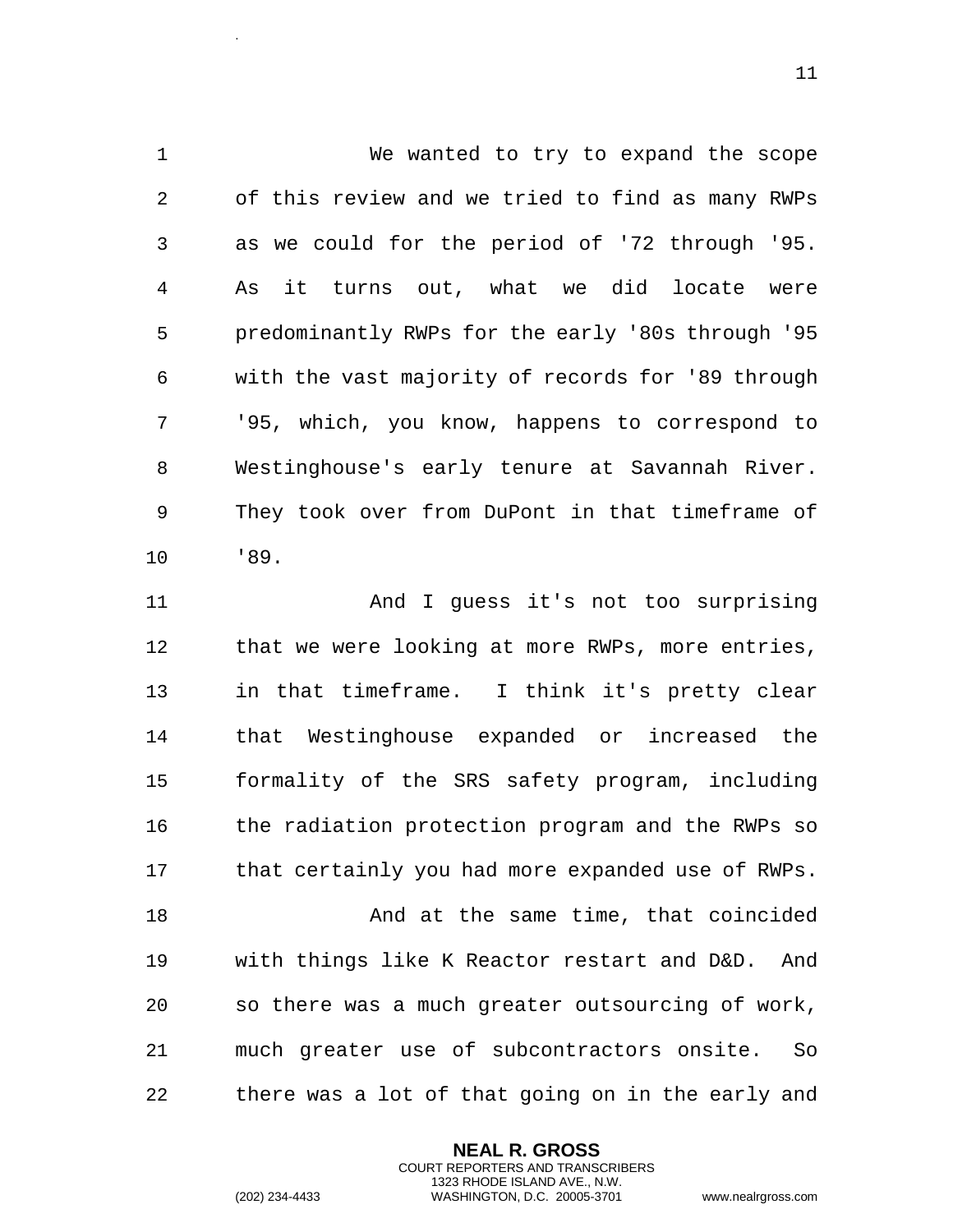We wanted to try to expand the scope of this review and we tried to find as many RWPs as we could for the period of '72 through '95. As it turns out, what we did locate were predominantly RWPs for the early '80s through '95 with the vast majority of records for '89 through '95, which, you know, happens to correspond to Westinghouse's early tenure at Savannah River. They took over from DuPont in that timeframe of '89.

And I guess it's not too surprising that we were looking at more RWPs, more entries, in that timeframe. I think it's pretty clear that Westinghouse expanded or increased the formality of the SRS safety program, including the radiation protection program and the RWPs so that certainly you had more expanded use of RWPs.

And at the same time, that coincided with things like K Reactor restart and D&D. And so there was a much greater outsourcing of work, much greater use of subcontractors onsite. So there was a lot of that going on in the early and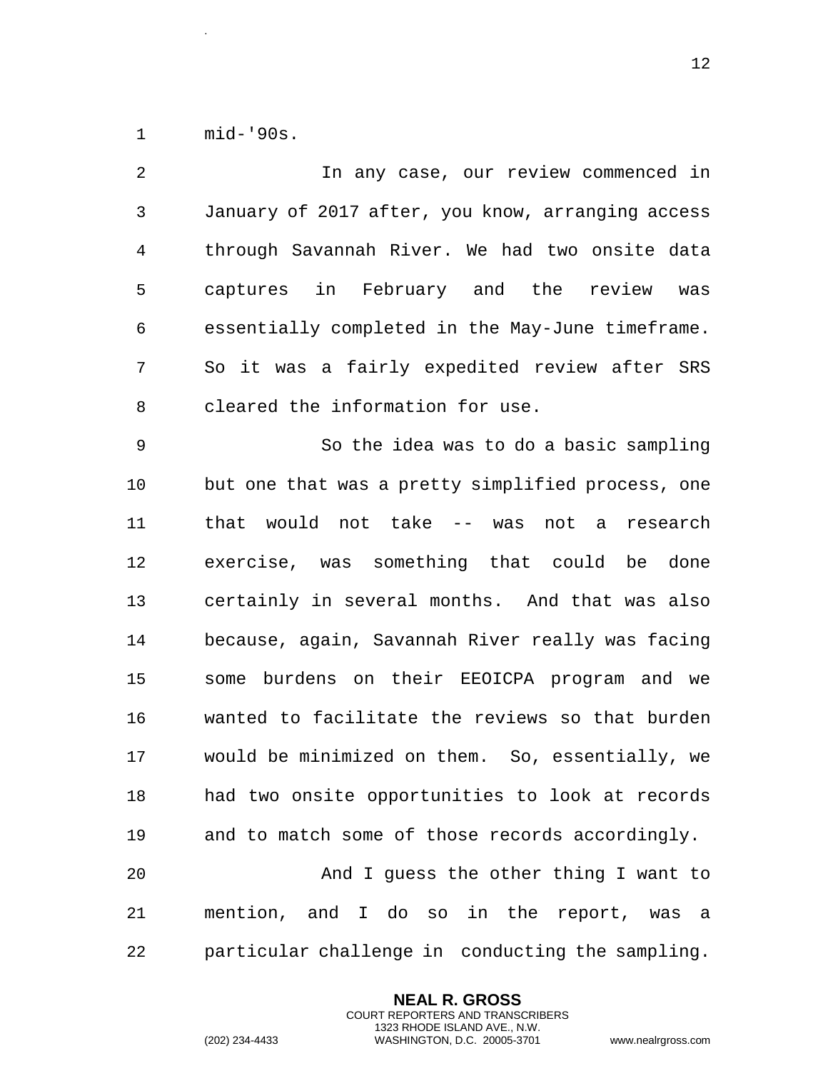mid-'90s.

In any case, our review commenced in January of 2017 after, you know, arranging access through Savannah River. We had two onsite data captures in February and the review was essentially completed in the May-June timeframe. So it was a fairly expedited review after SRS cleared the information for use.

So the idea was to do a basic sampling but one that was a pretty simplified process, one that would not take -- was not a research exercise, was something that could be done certainly in several months. And that was also because, again, Savannah River really was facing some burdens on their EEOICPA program and we wanted to facilitate the reviews so that burden would be minimized on them. So, essentially, we had two onsite opportunities to look at records and to match some of those records accordingly.

And I guess the other thing I want to mention, and I do so in the report, was a particular challenge in conducting the sampling.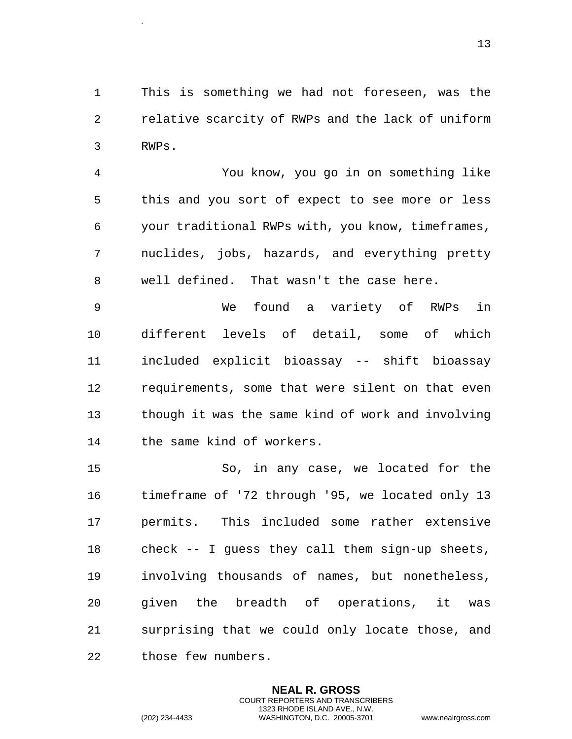This is something we had not foreseen, was the relative scarcity of RWPs and the lack of uniform RWPs.

You know, you go in on something like this and you sort of expect to see more or less your traditional RWPs with, you know, timeframes, nuclides, jobs, hazards, and everything pretty well defined. That wasn't the case here.

We found a variety of RWPs in different levels of detail, some of which included explicit bioassay -- shift bioassay requirements, some that were silent on that even though it was the same kind of work and involving the same kind of workers.

So, in any case, we located for the timeframe of '72 through '95, we located only 13 permits. This included some rather extensive check -- I guess they call them sign-up sheets, involving thousands of names, but nonetheless, given the breadth of operations, it was surprising that we could only locate those, and those few numbers.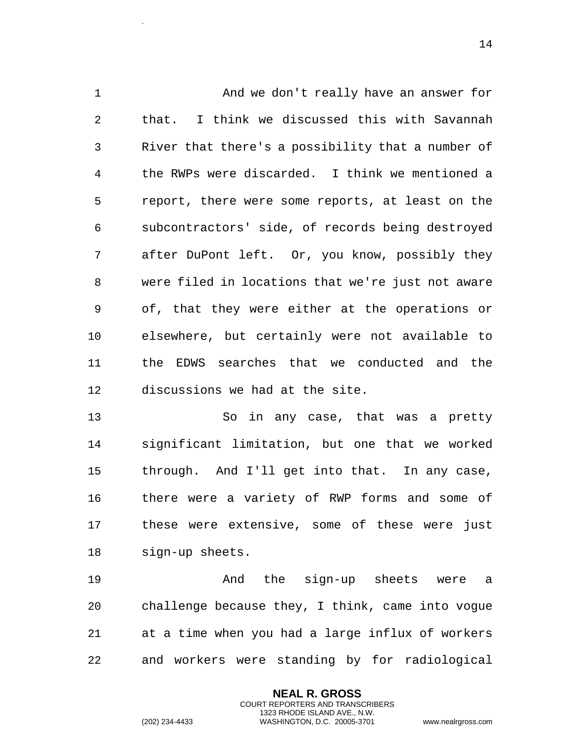And we don't really have an answer for that. I think we discussed this with Savannah River that there's a possibility that a number of the RWPs were discarded. I think we mentioned a report, there were some reports, at least on the subcontractors' side, of records being destroyed after DuPont left. Or, you know, possibly they were filed in locations that we're just not aware of, that they were either at the operations or elsewhere, but certainly were not available to the EDWS searches that we conducted and the discussions we had at the site.

So in any case, that was a pretty significant limitation, but one that we worked through. And I'll get into that. In any case, there were a variety of RWP forms and some of these were extensive, some of these were just sign-up sheets.

And the sign-up sheets were a challenge because they, I think, came into vogue at a time when you had a large influx of workers and workers were standing by for radiological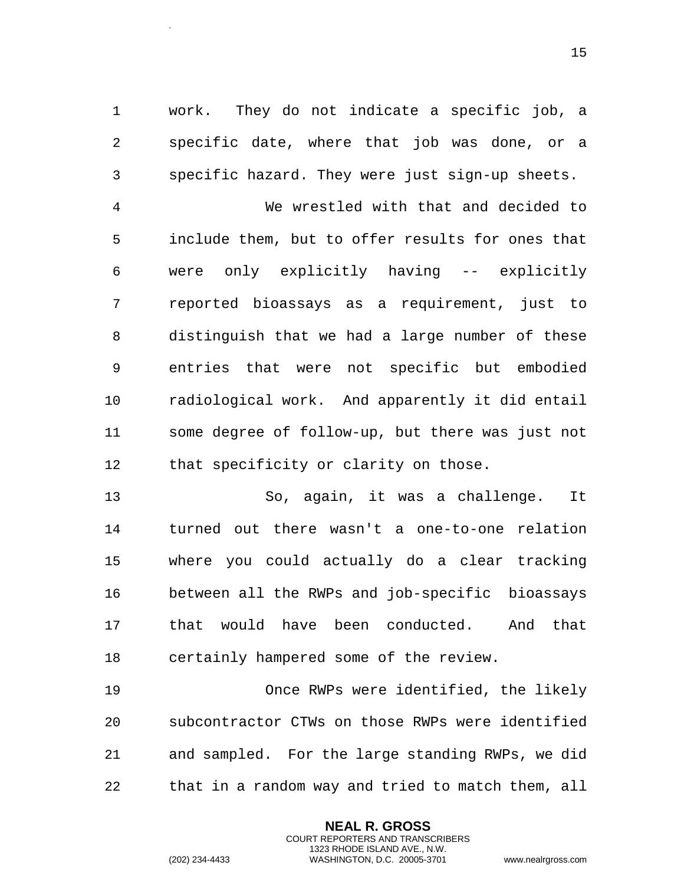work. They do not indicate a specific job, a specific date, where that job was done, or a specific hazard. They were just sign-up sheets.

We wrestled with that and decided to include them, but to offer results for ones that were only explicitly having -- explicitly reported bioassays as a requirement, just to distinguish that we had a large number of these entries that were not specific but embodied radiological work. And apparently it did entail some degree of follow-up, but there was just not that specificity or clarity on those.

So, again, it was a challenge. It turned out there wasn't a one-to-one relation where you could actually do a clear tracking between all the RWPs and job-specific bioassays that would have been conducted. And that certainly hampered some of the review.

Once RWPs were identified, the likely subcontractor CTWs on those RWPs were identified and sampled. For the large standing RWPs, we did that in a random way and tried to match them, all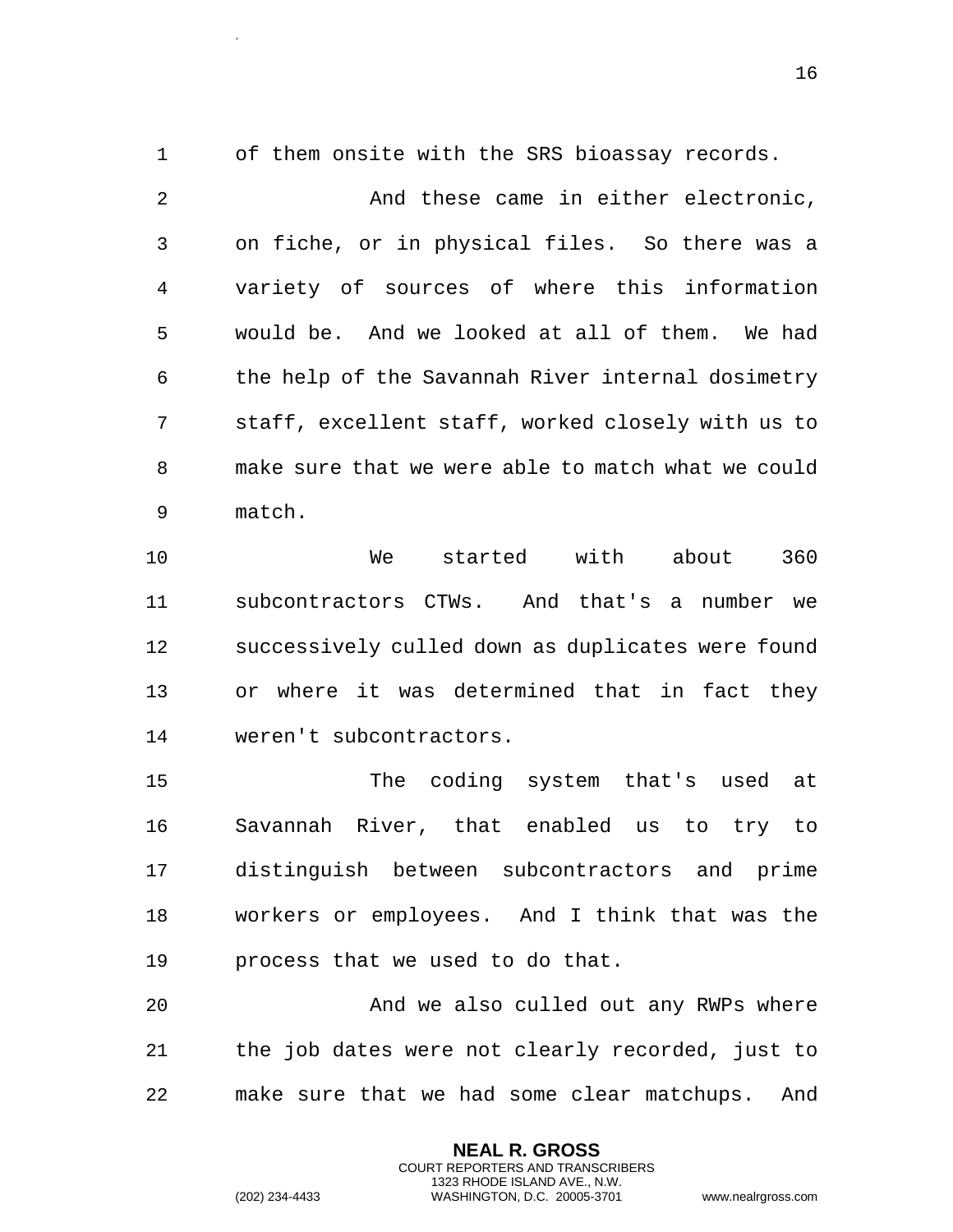of them onsite with the SRS bioassay records.

And these came in either electronic, on fiche, or in physical files. So there was a variety of sources of where this information would be. And we looked at all of them. We had the help of the Savannah River internal dosimetry staff, excellent staff, worked closely with us to make sure that we were able to match what we could match.

We started with about 360 subcontractors CTWs. And that's a number we successively culled down as duplicates were found or where it was determined that in fact they weren't subcontractors.

The coding system that's used at Savannah River, that enabled us to try to distinguish between subcontractors and prime workers or employees. And I think that was the process that we used to do that.

And we also culled out any RWPs where the job dates were not clearly recorded, just to make sure that we had some clear matchups. And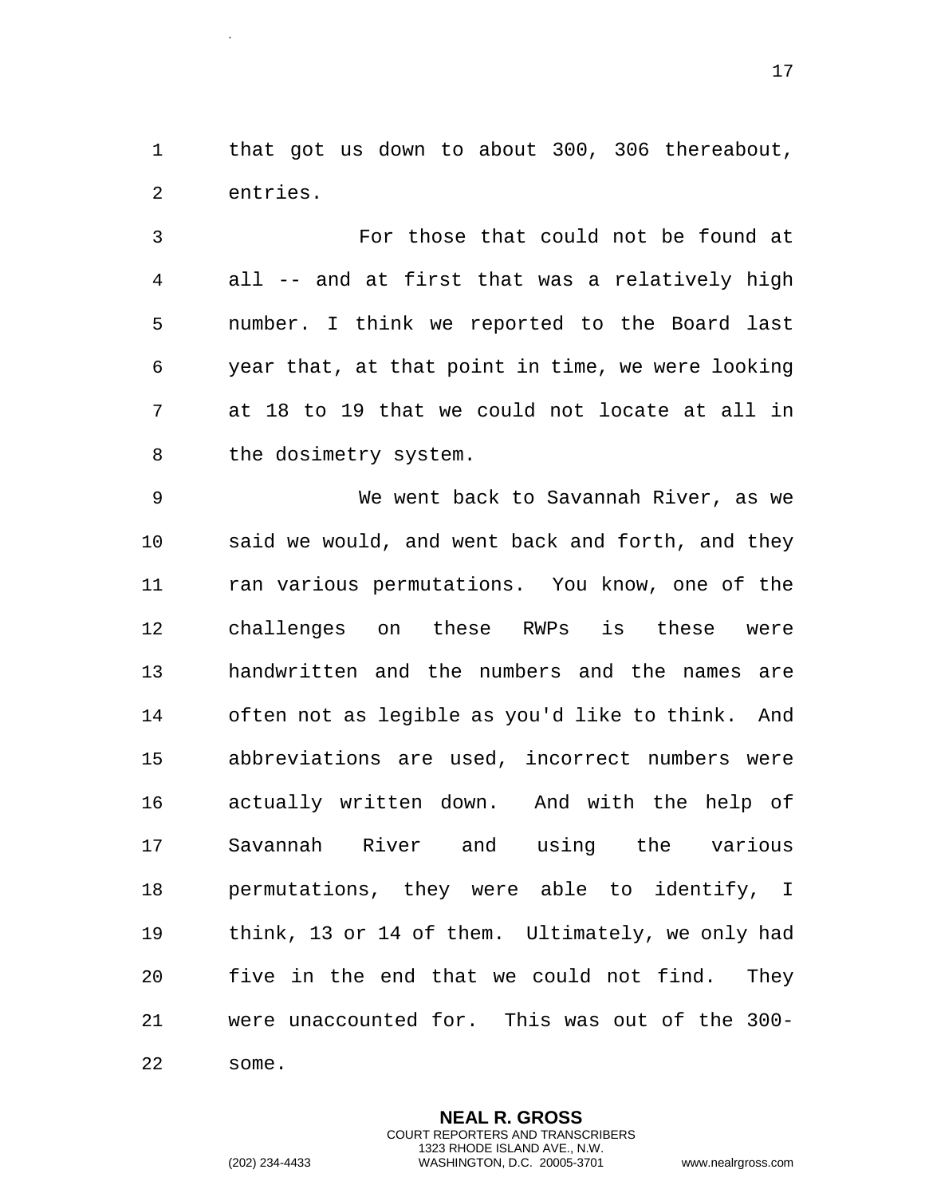that got us down to about 300, 306 thereabout, entries.

For those that could not be found at all -- and at first that was a relatively high number. I think we reported to the Board last year that, at that point in time, we were looking at 18 to 19 that we could not locate at all in the dosimetry system.

We went back to Savannah River, as we said we would, and went back and forth, and they ran various permutations. You know, one of the challenges on these RWPs is these were handwritten and the numbers and the names are often not as legible as you'd like to think. And abbreviations are used, incorrect numbers were actually written down. And with the help of Savannah River and using the various permutations, they were able to identify, I think, 13 or 14 of them. Ultimately, we only had five in the end that we could not find. They were unaccounted for. This was out of the 300-some.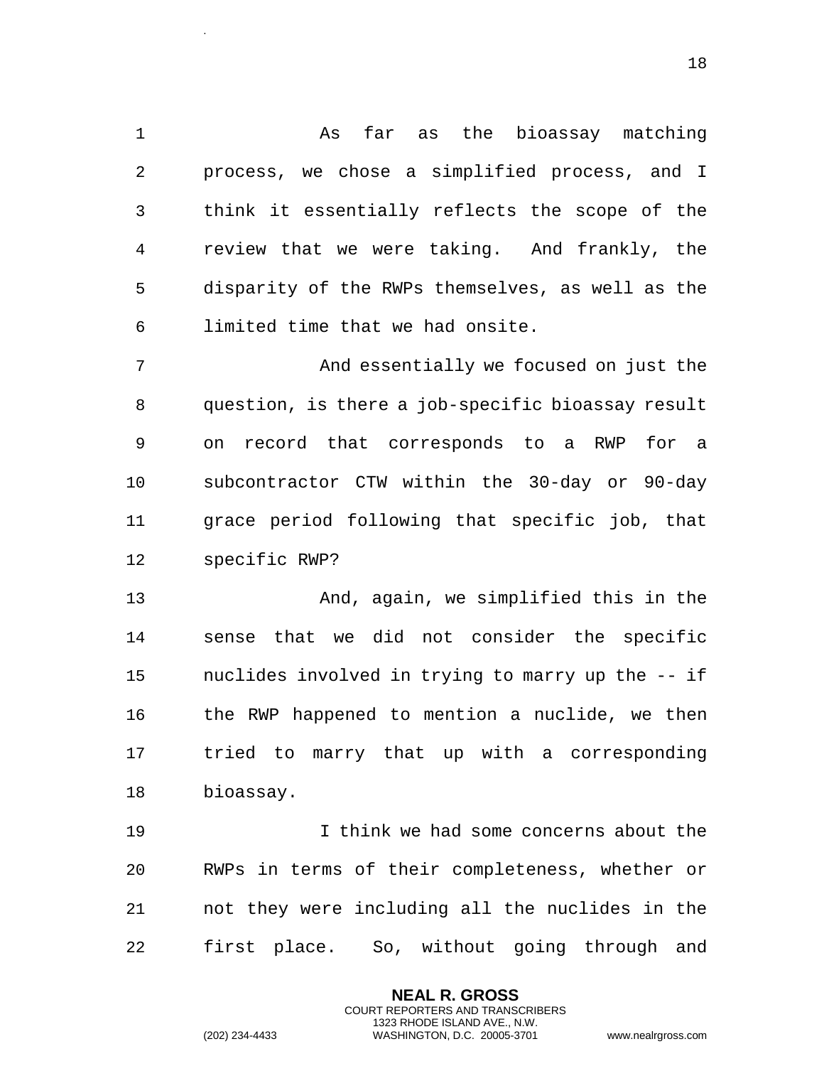As far as the bioassay matching process, we chose a simplified process, and I think it essentially reflects the scope of the review that we were taking. And frankly, the disparity of the RWPs themselves, as well as the limited time that we had onsite.

And essentially we focused on just the question, is there a job-specific bioassay result on record that corresponds to a RWP for a subcontractor CTW within the 30-day or 90-day grace period following that specific job, that specific RWP?

And, again, we simplified this in the sense that we did not consider the specific nuclides involved in trying to marry up the -- if the RWP happened to mention a nuclide, we then tried to marry that up with a corresponding bioassay.

I think we had some concerns about the RWPs in terms of their completeness, whether or not they were including all the nuclides in the first place. So, without going through and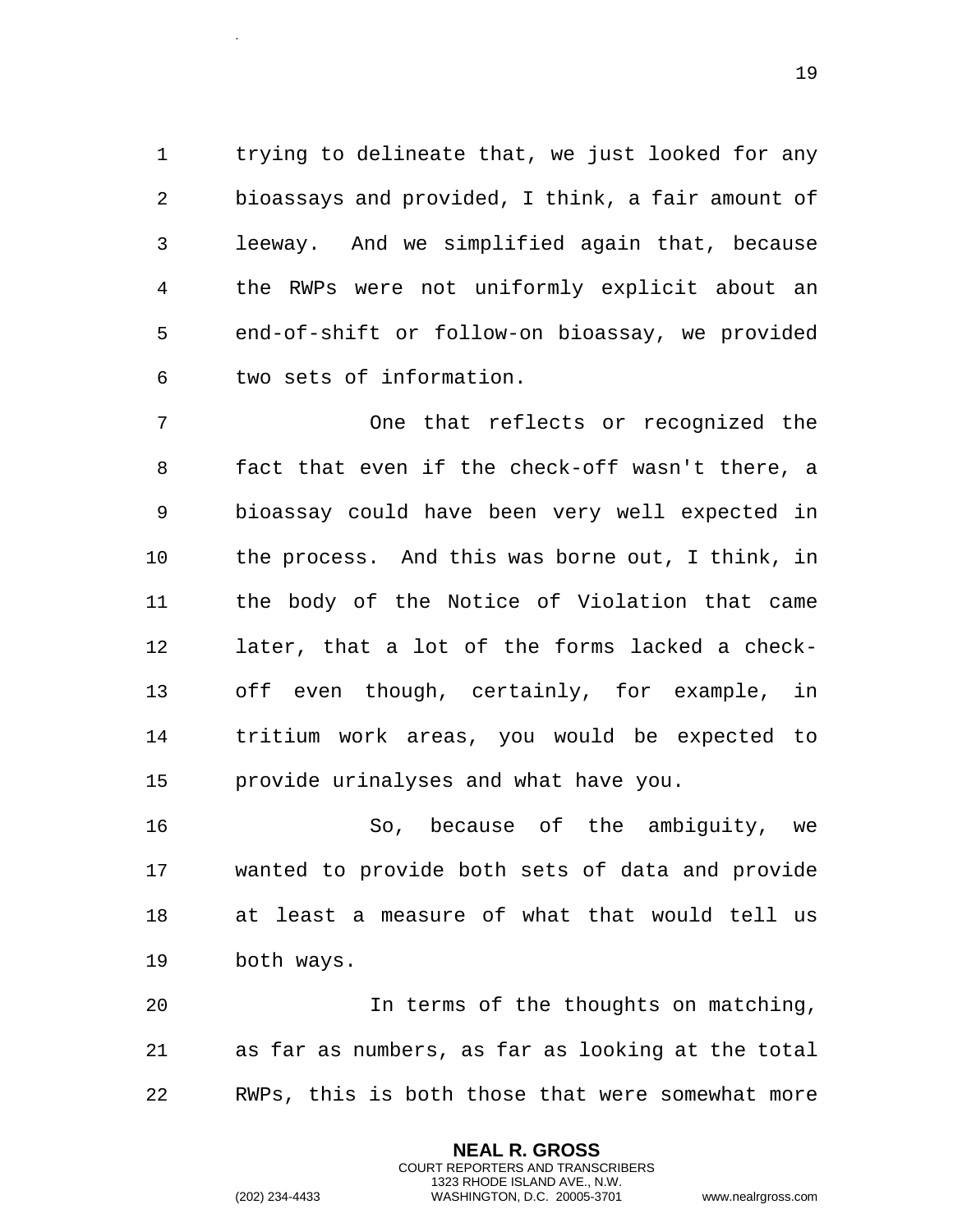trying to delineate that, we just looked for any bioassays and provided, I think, a fair amount of leeway. And we simplified again that, because the RWPs were not uniformly explicit about an end-of-shift or follow-on bioassay, we provided two sets of information.

One that reflects or recognized the fact that even if the check-off wasn't there, a bioassay could have been very well expected in the process. And this was borne out, I think, in the body of the Notice of Violation that came later, that a lot of the forms lacked a check-off even though, certainly, for example, in tritium work areas, you would be expected to provide urinalyses and what have you.

So, because of the ambiguity, we wanted to provide both sets of data and provide at least a measure of what that would tell us both ways.

In terms of the thoughts on matching, as far as numbers, as far as looking at the total RWPs, this is both those that were somewhat more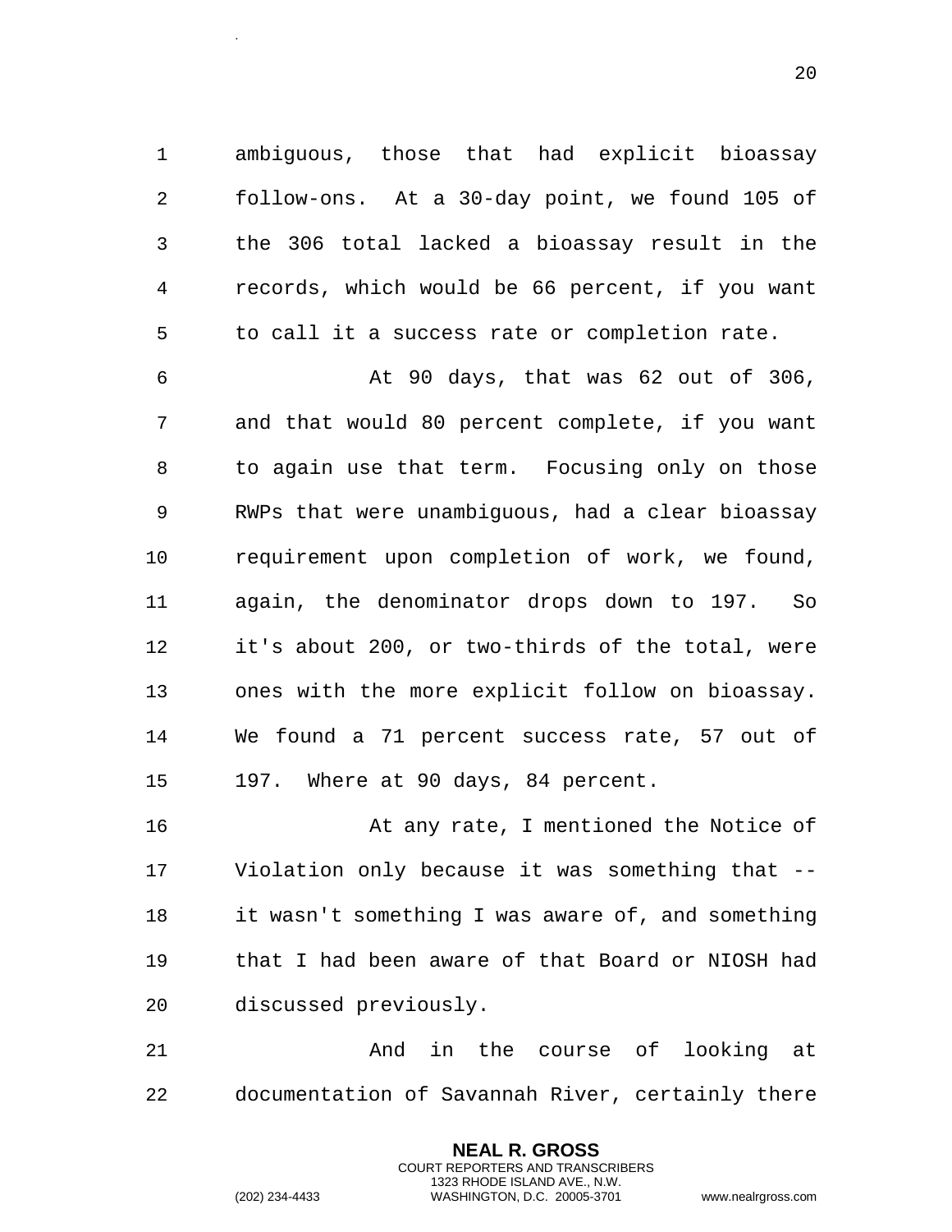ambiguous, those that had explicit bioassay follow-ons. At a 30-day point, we found 105 of the 306 total lacked a bioassay result in the records, which would be 66 percent, if you want to call it a success rate or completion rate.

At 90 days, that was 62 out of 306, and that would 80 percent complete, if you want to again use that term. Focusing only on those RWPs that were unambiguous, had a clear bioassay requirement upon completion of work, we found, again, the denominator drops down to 197. So it's about 200, or two-thirds of the total, were ones with the more explicit follow on bioassay. We found a 71 percent success rate, 57 out of 197. Where at 90 days, 84 percent.

At any rate, I mentioned the Notice of Violation only because it was something that -- it wasn't something I was aware of, and something that I had been aware of that Board or NIOSH had discussed previously.

And in the course of looking at documentation of Savannah River, certainly there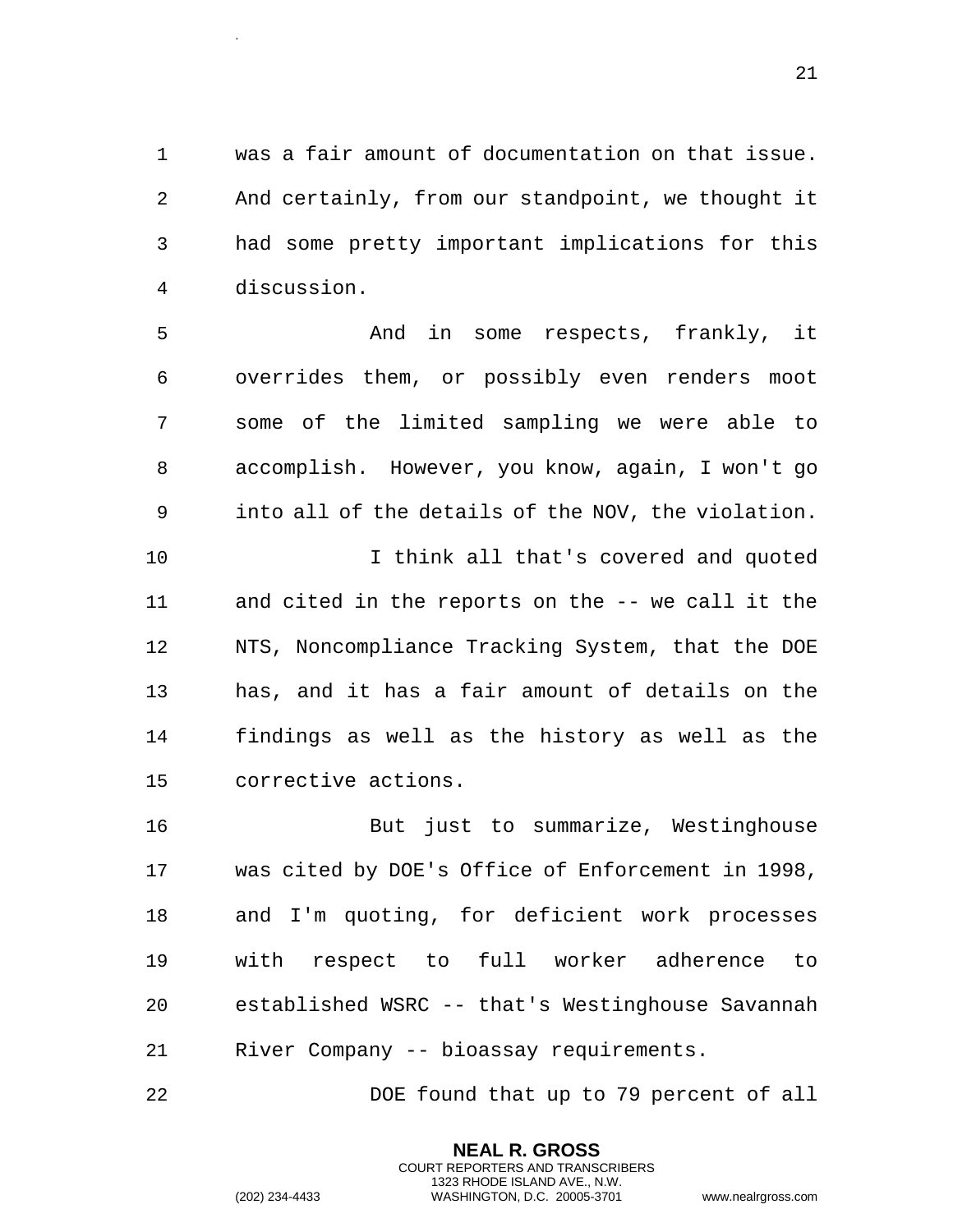was a fair amount of documentation on that issue. And certainly, from our standpoint, we thought it had some pretty important implications for this discussion.

And in some respects, frankly, it overrides them, or possibly even renders moot some of the limited sampling we were able to accomplish. However, you know, again, I won't go into all of the details of the NOV, the violation.

I think all that's covered and quoted and cited in the reports on the -- we call it the NTS, Noncompliance Tracking System, that the DOE has, and it has a fair amount of details on the findings as well as the history as well as the corrective actions.

But just to summarize, Westinghouse was cited by DOE's Office of Enforcement in 1998, and I'm quoting, for deficient work processes with respect to full worker adherence to established WSRC -- that's Westinghouse Savannah River Company -- bioassay requirements.

DOE found that up to 79 percent of all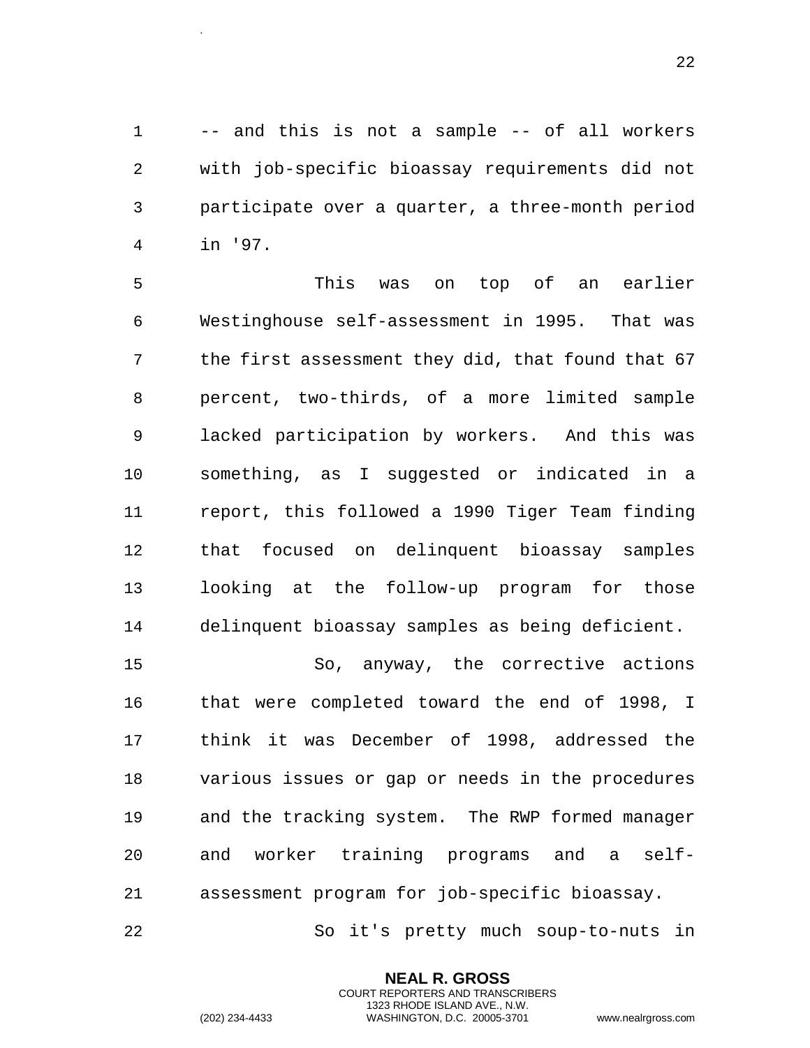-- and this is not a sample -- of all workers with job-specific bioassay requirements did not participate over a quarter, a three-month period in '97.

This was on top of an earlier Westinghouse self-assessment in 1995. That was the first assessment they did, that found that 67 percent, two-thirds, of a more limited sample lacked participation by workers. And this was something, as I suggested or indicated in a report, this followed a 1990 Tiger Team finding that focused on delinquent bioassay samples looking at the follow-up program for those delinquent bioassay samples as being deficient.

So, anyway, the corrective actions that were completed toward the end of 1998, I think it was December of 1998, addressed the various issues or gap or needs in the procedures and the tracking system. The RWP formed manager and worker training programs and a self-assessment program for job-specific bioassay.

So it's pretty much soup-to-nuts in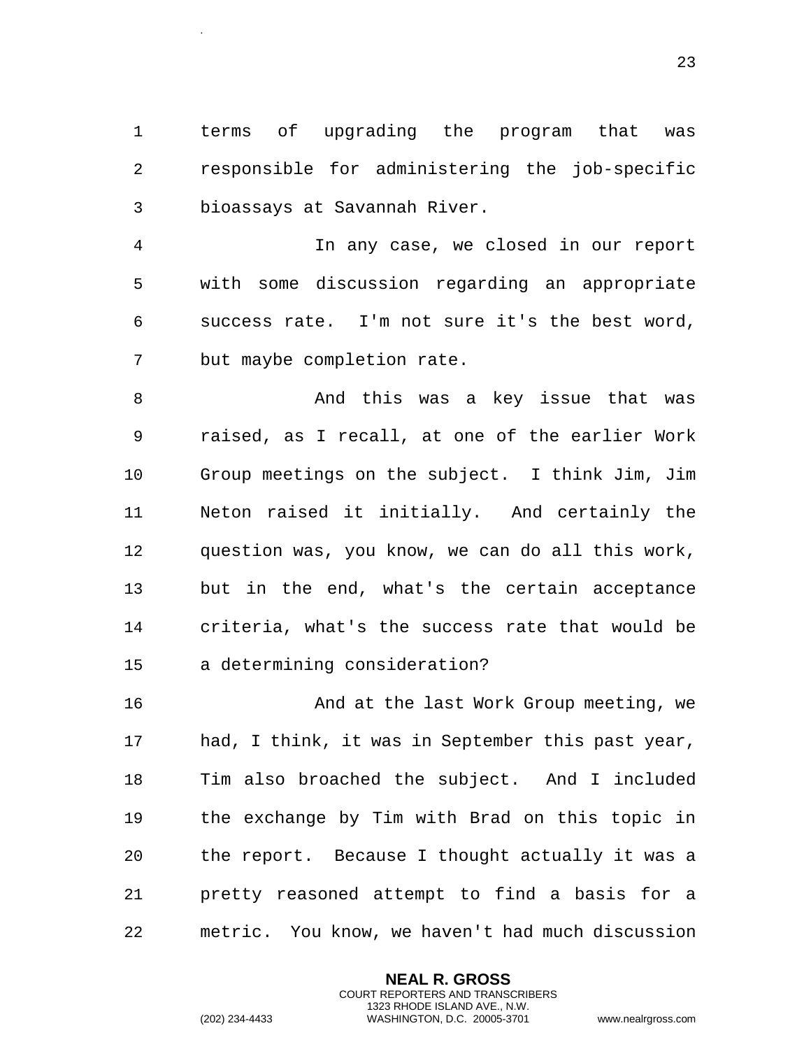terms of upgrading the program that was responsible for administering the job-specific bioassays at Savannah River.

In any case, we closed in our report with some discussion regarding an appropriate success rate. I'm not sure it's the best word, but maybe completion rate.

And this was a key issue that was raised, as I recall, at one of the earlier Work Group meetings on the subject. I think Jim, Jim Neton raised it initially. And certainly the question was, you know, we can do all this work, but in the end, what's the certain acceptance criteria, what's the success rate that would be a determining consideration?

And at the last Work Group meeting, we had, I think, it was in September this past year, Tim also broached the subject. And I included the exchange by Tim with Brad on this topic in the report. Because I thought actually it was a pretty reasoned attempt to find a basis for a metric. You know, we haven't had much discussion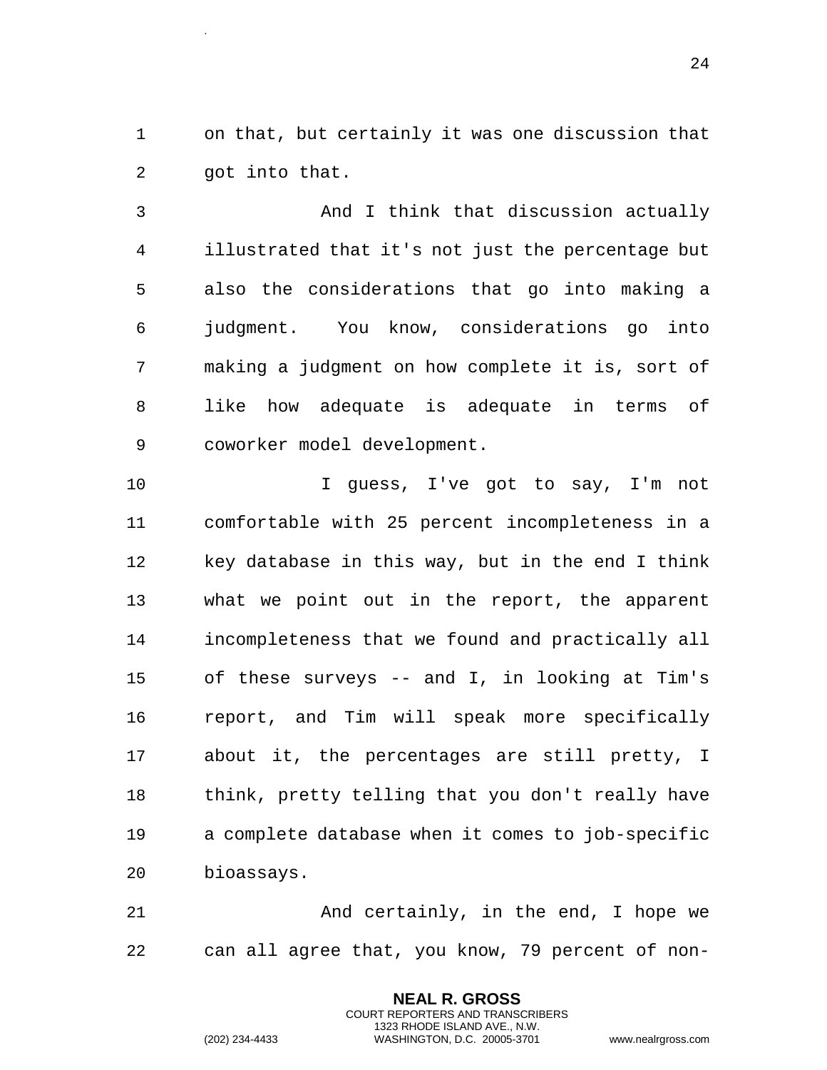on that, but certainly it was one discussion that got into that.

And I think that discussion actually illustrated that it's not just the percentage but also the considerations that go into making a judgment. You know, considerations go into making a judgment on how complete it is, sort of like how adequate is adequate in terms of coworker model development.

I guess, I've got to say, I'm not comfortable with 25 percent incompleteness in a key database in this way, but in the end I think what we point out in the report, the apparent incompleteness that we found and practically all of these surveys -- and I, in looking at Tim's report, and Tim will speak more specifically about it, the percentages are still pretty, I think, pretty telling that you don't really have a complete database when it comes to job-specific bioassays.

And certainly, in the end, I hope we can all agree that, you know, 79 percent of non-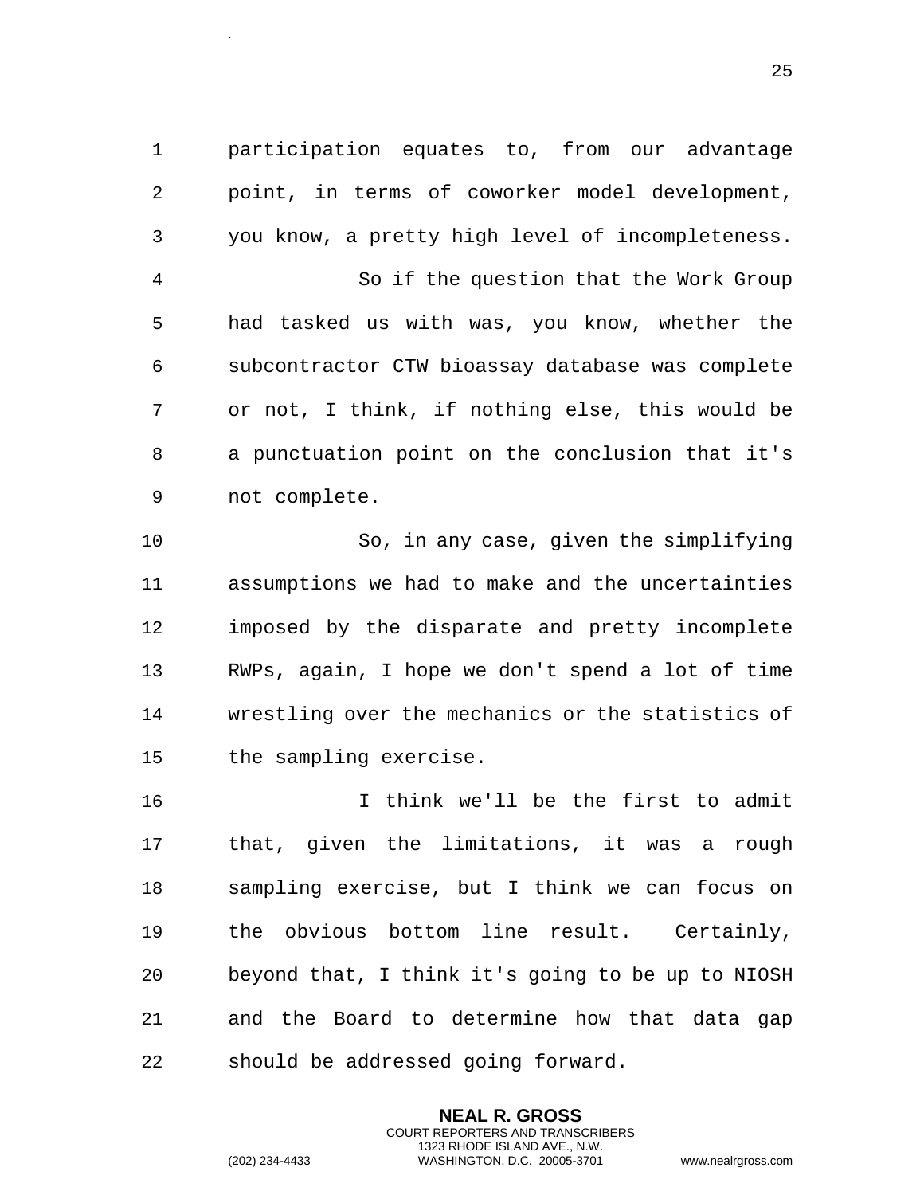participation equates to, from our advantage point, in terms of coworker model development, you know, a pretty high level of incompleteness.

So if the question that the Work Group had tasked us with was, you know, whether the subcontractor CTW bioassay database was complete or not, I think, if nothing else, this would be a punctuation point on the conclusion that it's not complete.

So, in any case, given the simplifying assumptions we had to make and the uncertainties imposed by the disparate and pretty incomplete RWPs, again, I hope we don't spend a lot of time wrestling over the mechanics or the statistics of the sampling exercise.

I think we'll be the first to admit that, given the limitations, it was a rough sampling exercise, but I think we can focus on the obvious bottom line result. Certainly, beyond that, I think it's going to be up to NIOSH and the Board to determine how that data gap should be addressed going forward.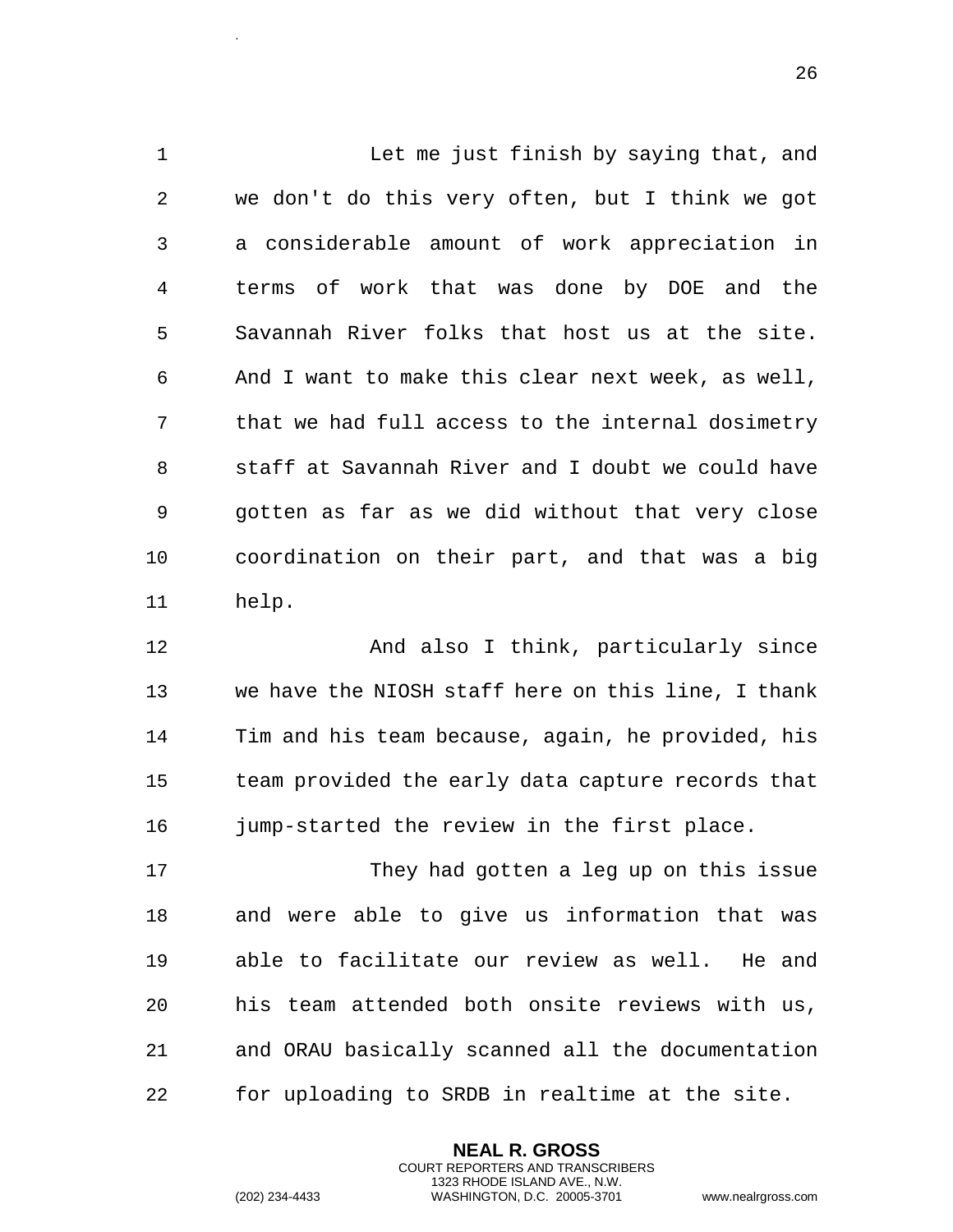Let me just finish by saying that, and we don't do this very often, but I think we got a considerable amount of work appreciation in terms of work that was done by DOE and the Savannah River folks that host us at the site. And I want to make this clear next week, as well, that we had full access to the internal dosimetry staff at Savannah River and I doubt we could have gotten as far as we did without that very close coordination on their part, and that was a big help.

And also I think, particularly since we have the NIOSH staff here on this line, I thank Tim and his team because, again, he provided, his team provided the early data capture records that jump-started the review in the first place.

They had gotten a leg up on this issue and were able to give us information that was able to facilitate our review as well. He and his team attended both onsite reviews with us, and ORAU basically scanned all the documentation for uploading to SRDB in realtime at the site.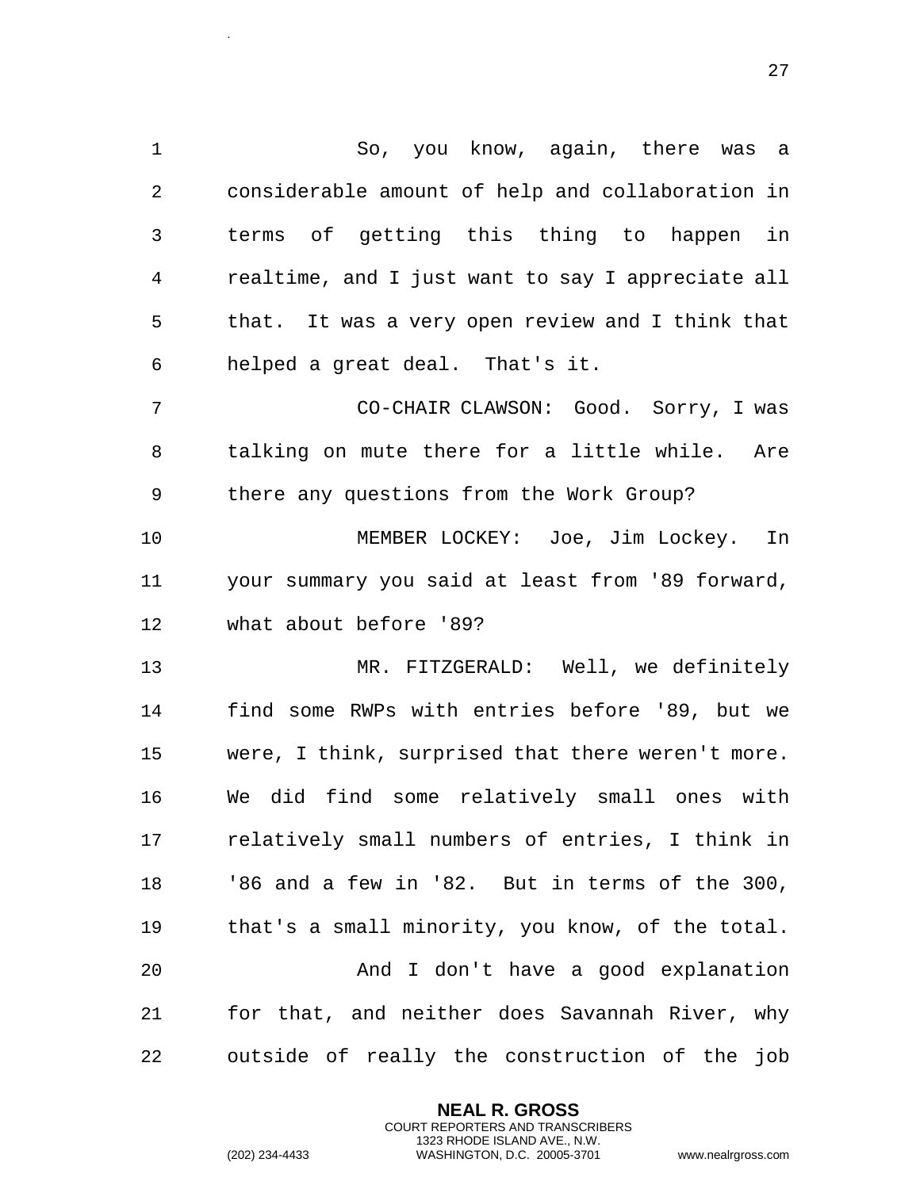So, you know, again, there was a considerable amount of help and collaboration in terms of getting this thing to happen in realtime, and I just want to say I appreciate all that. It was a very open review and I think that helped a great deal. That's it.

CO-CHAIR CLAWSON: Good. Sorry, I was talking on mute there for a little while. Are there any questions from the Work Group?

MEMBER LOCKEY: Joe, Jim Lockey. In your summary you said at least from '89 forward, what about before '89?

MR. FITZGERALD: Well, we definitely find some RWPs with entries before '89, but we were, I think, surprised that there weren't more. We did find some relatively small ones with relatively small numbers of entries, I think in '86 and a few in '82. But in terms of the 300, that's a small minority, you know, of the total.

And I don't have a good explanation for that, and neither does Savannah River, why outside of really the construction of the job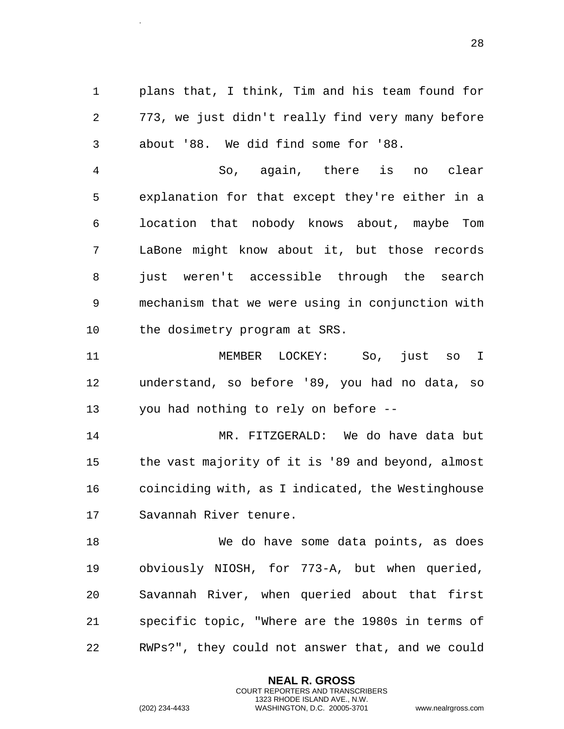plans that, I think, Tim and his team found for 773, we just didn't really find very many before about '88. We did find some for '88.

So, again, there is no clear explanation for that except they're either in a location that nobody knows about, maybe Tom LaBone might know about it, but those records just weren't accessible through the search mechanism that we were using in conjunction with the dosimetry program at SRS.

MEMBER LOCKEY: So, just so I understand, so before '89, you had no data, so you had nothing to rely on before --

MR. FITZGERALD: We do have data but the vast majority of it is '89 and beyond, almost coinciding with, as I indicated, the Westinghouse Savannah River tenure.

We do have some data points, as does obviously NIOSH, for 773-A, but when queried, Savannah River, when queried about that first specific topic, "Where are the 1980s in terms of RWPs?", they could not answer that, and we could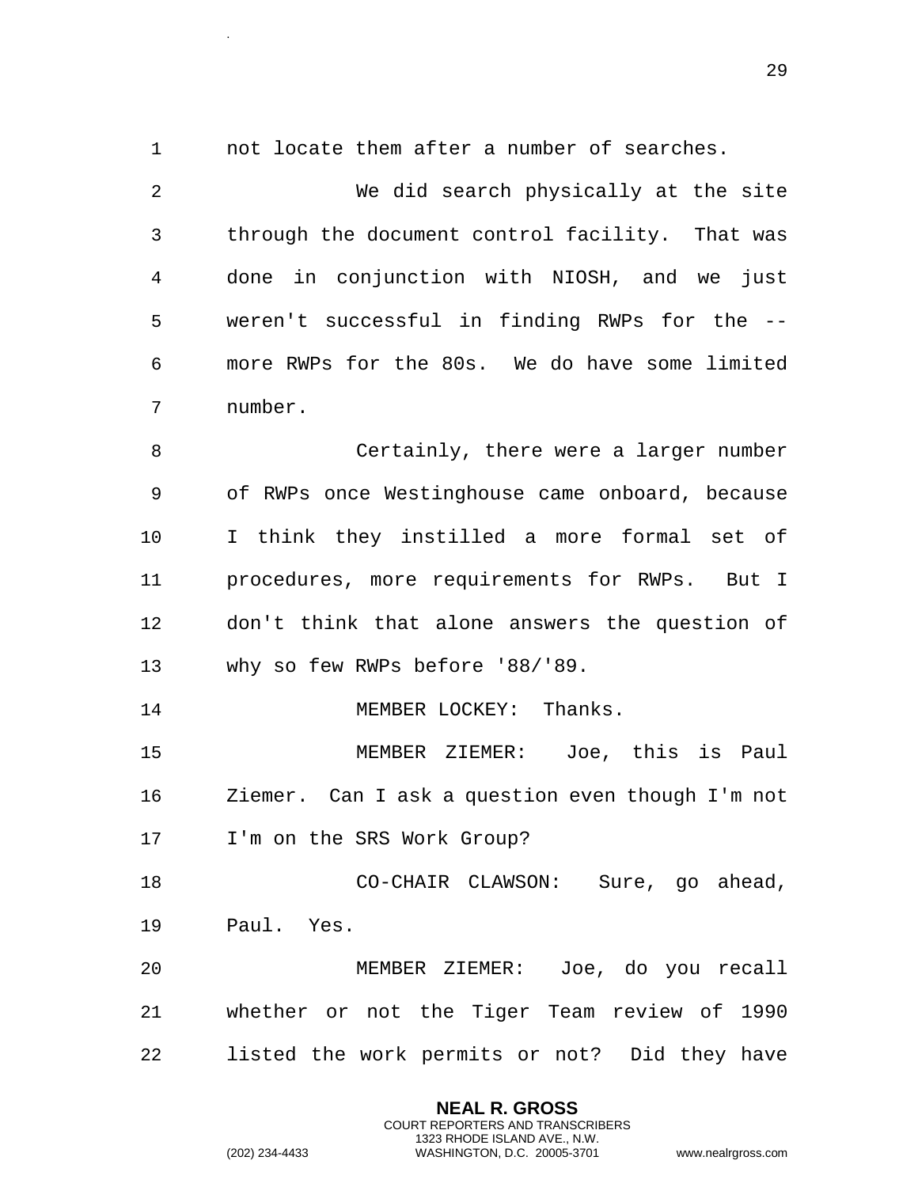not locate them after a number of searches.

We did search physically at the site through the document control facility. That was done in conjunction with NIOSH, and we just weren't successful in finding RWPs for the -- more RWPs for the 80s. We do have some limited number.

Certainly, there were a larger number of RWPs once Westinghouse came onboard, because I think they instilled a more formal set of procedures, more requirements for RWPs. But I don't think that alone answers the question of why so few RWPs before '88/'89.

MEMBER LOCKEY: Thanks.

MEMBER ZIEMER: Joe, this is Paul Ziemer. Can I ask a question even though I'm not I'm on the SRS Work Group?

CO-CHAIR CLAWSON: Sure, go ahead, Paul. Yes.

MEMBER ZIEMER: Joe, do you recall whether or not the Tiger Team review of 1990 listed the work permits or not? Did they have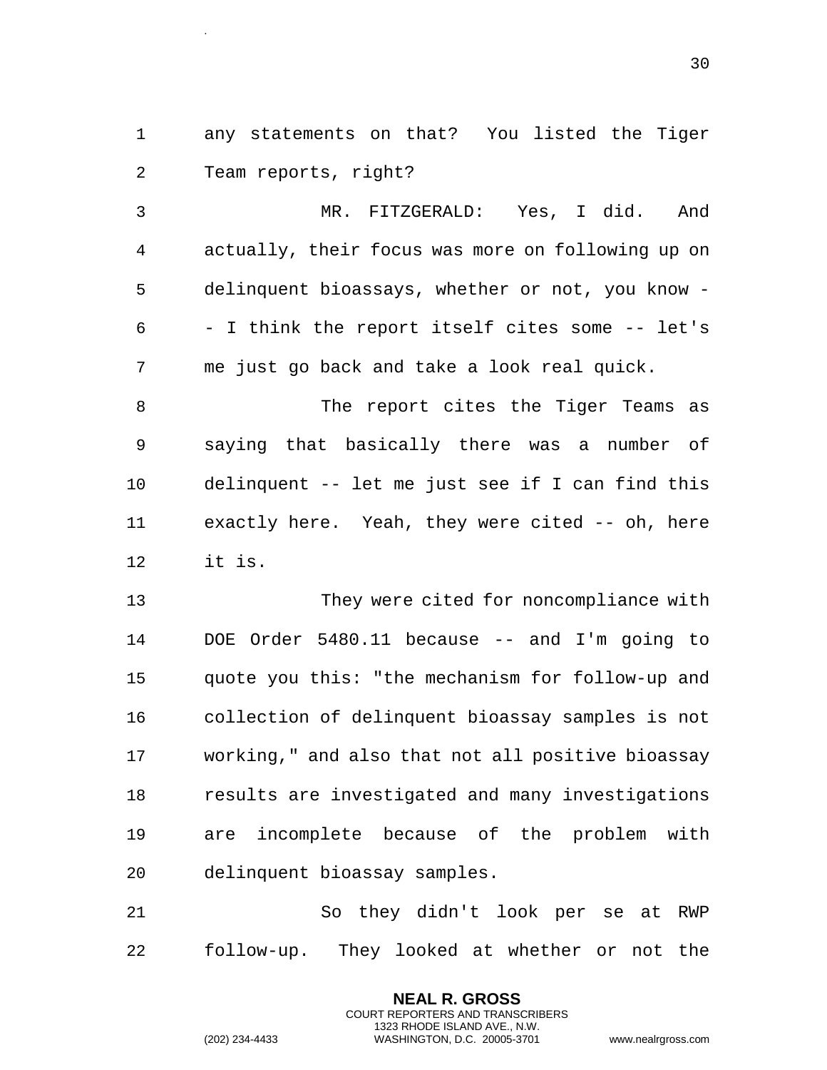any statements on that? You listed the Tiger Team reports, right?

MR. FITZGERALD: Yes, I did. And actually, their focus was more on following up on delinquent bioassays, whether or not, you know -- I think the report itself cites some -- let's me just go back and take a look real quick.

The report cites the Tiger Teams as saying that basically there was a number of delinquent -- let me just see if I can find this exactly here. Yeah, they were cited -- oh, here it is.

They were cited for noncompliance with DOE Order 5480.11 because -- and I'm going to quote you this: "the mechanism for follow-up and collection of delinquent bioassay samples is not working," and also that not all positive bioassay results are investigated and many investigations are incomplete because of the problem with delinquent bioassay samples.

So they didn't look per se at RWP follow-up. They looked at whether or not the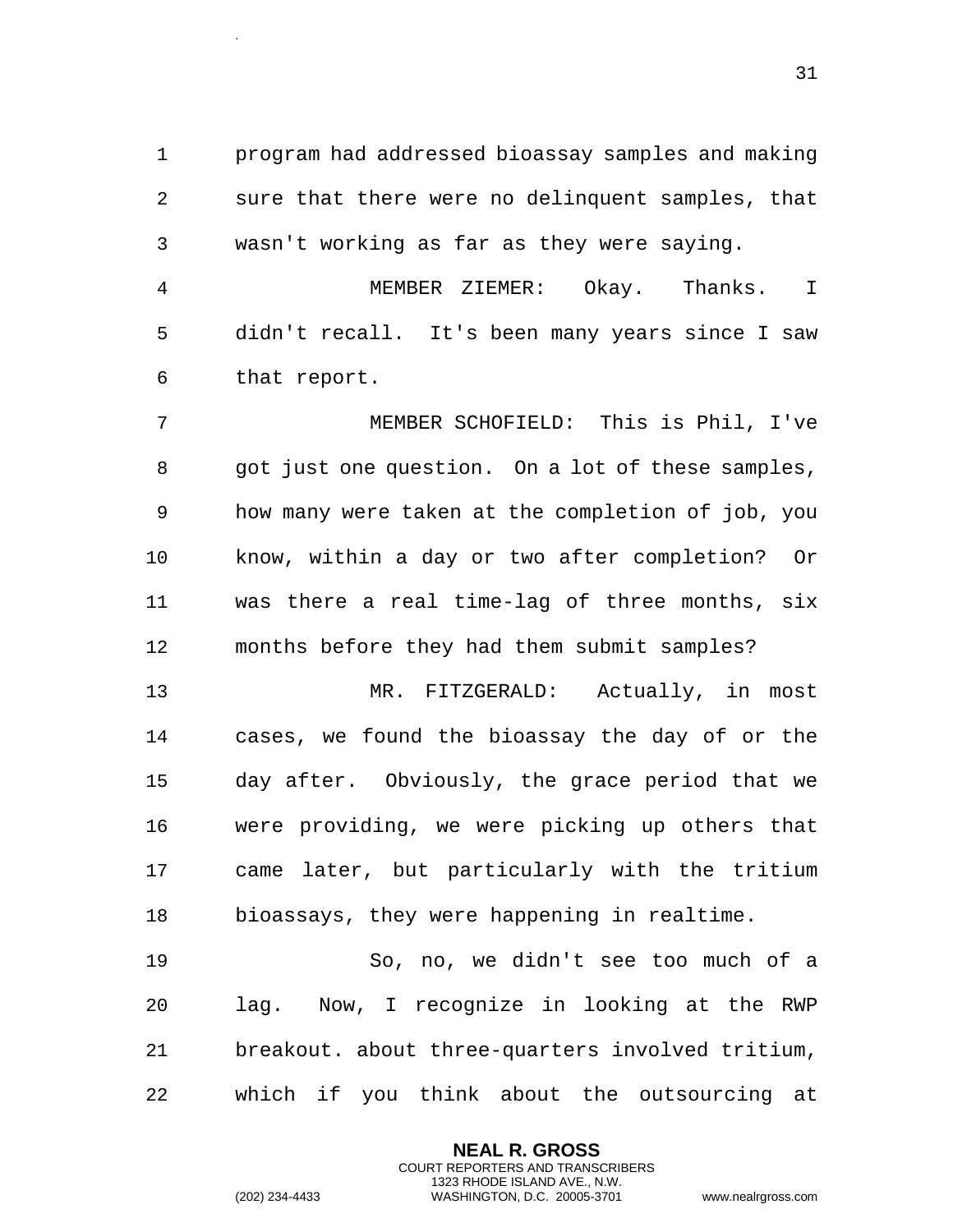program had addressed bioassay samples and making sure that there were no delinquent samples, that wasn't working as far as they were saying.

MEMBER ZIEMER: Okay. Thanks. I didn't recall. It's been many years since I saw that report.

MEMBER SCHOFIELD: This is Phil, I've got just one question. On a lot of these samples, how many were taken at the completion of job, you know, within a day or two after completion? Or was there a real time-lag of three months, six months before they had them submit samples?

MR. FITZGERALD: Actually, in most cases, we found the bioassay the day of or the day after. Obviously, the grace period that we were providing, we were picking up others that came later, but particularly with the tritium bioassays, they were happening in realtime.

So, no, we didn't see too much of a lag. Now, I recognize in looking at the RWP breakout. about three-quarters involved tritium, which if you think about the outsourcing at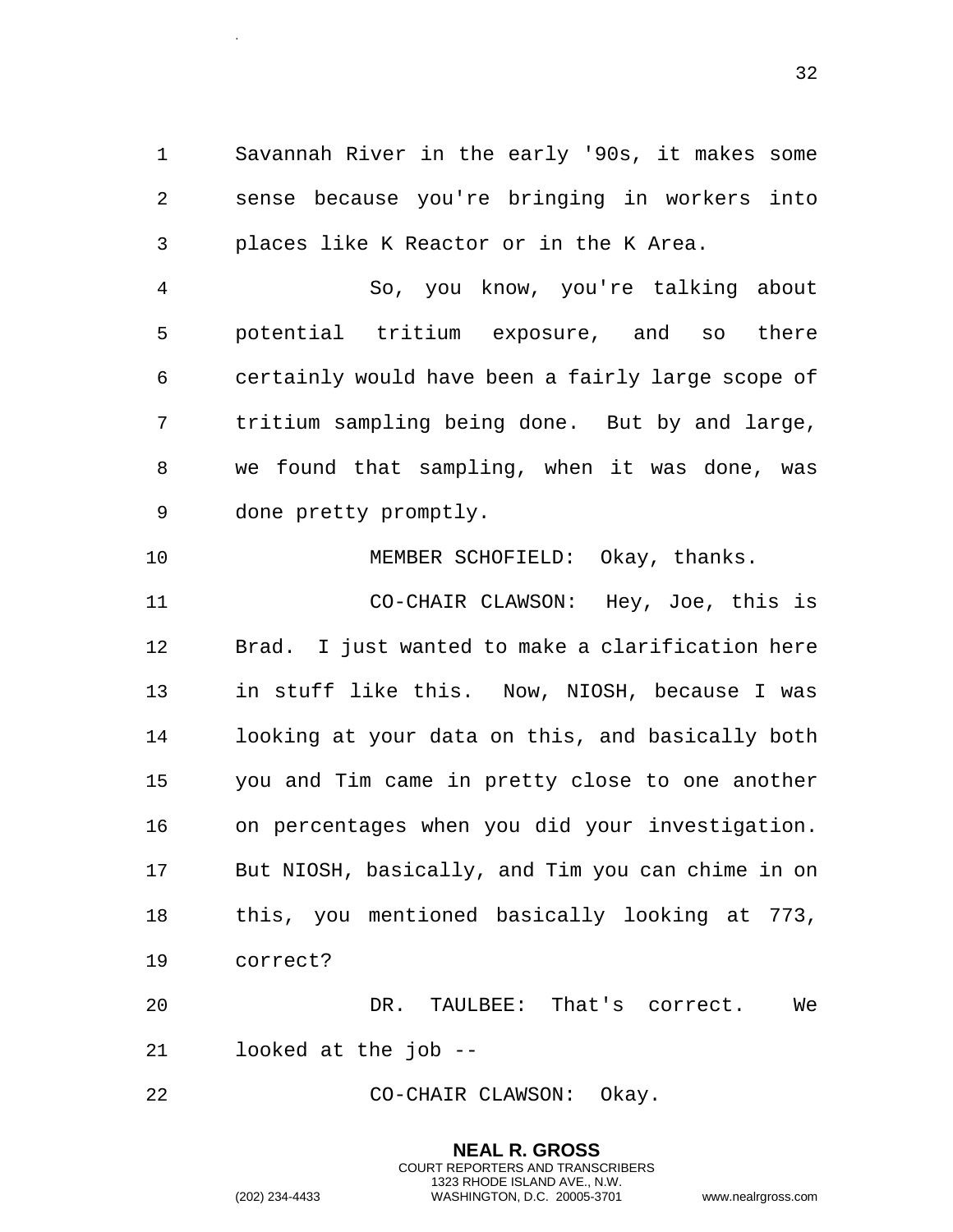Savannah River in the early '90s, it makes some sense because you're bringing in workers into places like K Reactor or in the K Area.

So, you know, you're talking about potential tritium exposure, and so there certainly would have been a fairly large scope of tritium sampling being done. But by and large, we found that sampling, when it was done, was done pretty promptly.

MEMBER SCHOFIELD: Okay, thanks.

CO-CHAIR CLAWSON: Hey, Joe, this is Brad. I just wanted to make a clarification here in stuff like this. Now, NIOSH, because I was looking at your data on this, and basically both you and Tim came in pretty close to one another on percentages when you did your investigation. But NIOSH, basically, and Tim you can chime in on this, you mentioned basically looking at 773, correct?

DR. TAULBEE: That's correct. We looked at the job --

CO-CHAIR CLAWSON: Okay.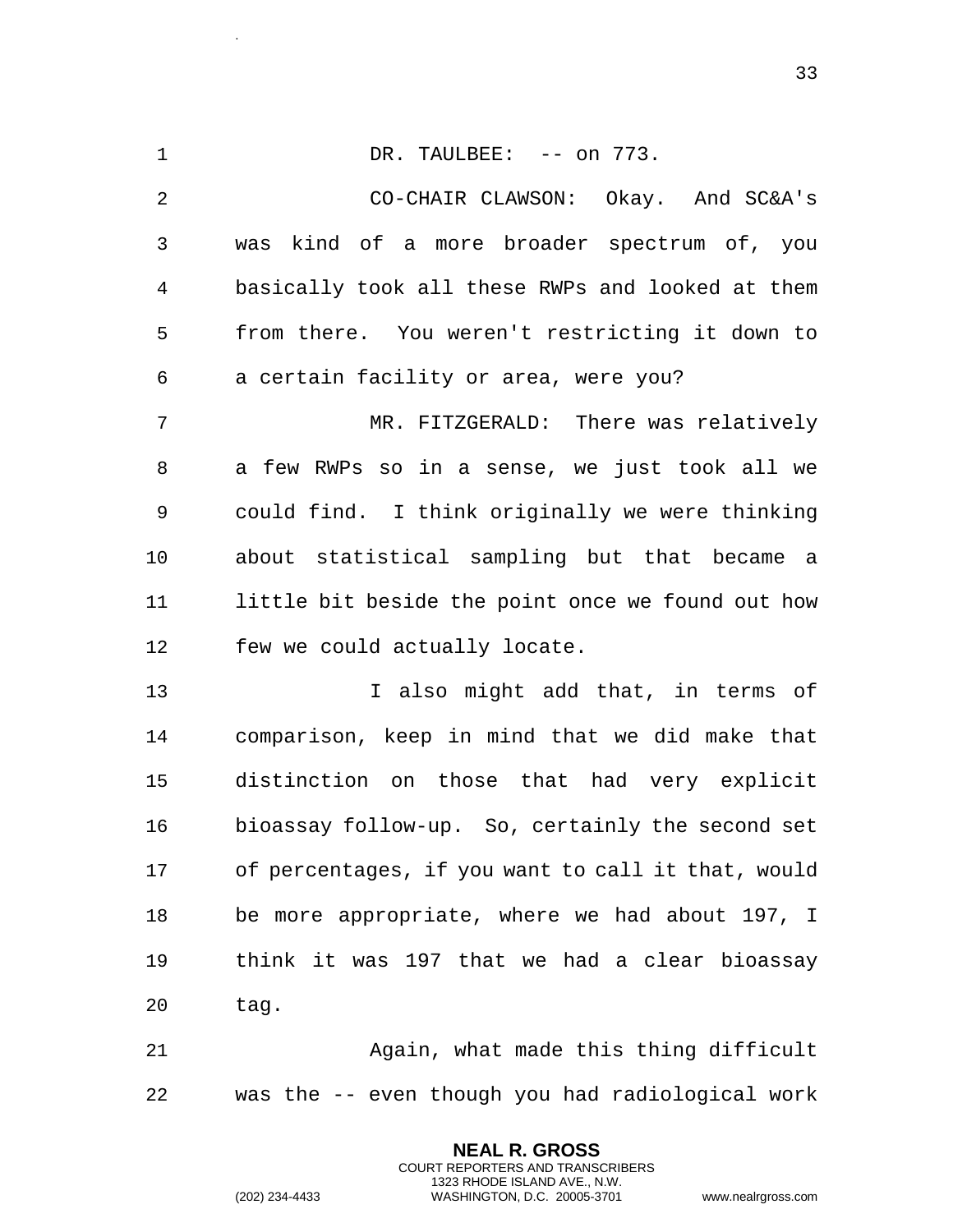DR. TAULBEE: -- on 773.

CO-CHAIR CLAWSON: Okay. And SC&A's was kind of a more broader spectrum of, you basically took all these RWPs and looked at them from there. You weren't restricting it down to a certain facility or area, were you?

MR. FITZGERALD: There was relatively a few RWPs so in a sense, we just took all we could find. I think originally we were thinking about statistical sampling but that became a little bit beside the point once we found out how few we could actually locate.

I also might add that, in terms of comparison, keep in mind that we did make that distinction on those that had very explicit bioassay follow-up. So, certainly the second set of percentages, if you want to call it that, would be more appropriate, where we had about 197, I think it was 197 that we had a clear bioassay tag.

Again, what made this thing difficult was the -- even though you had radiological work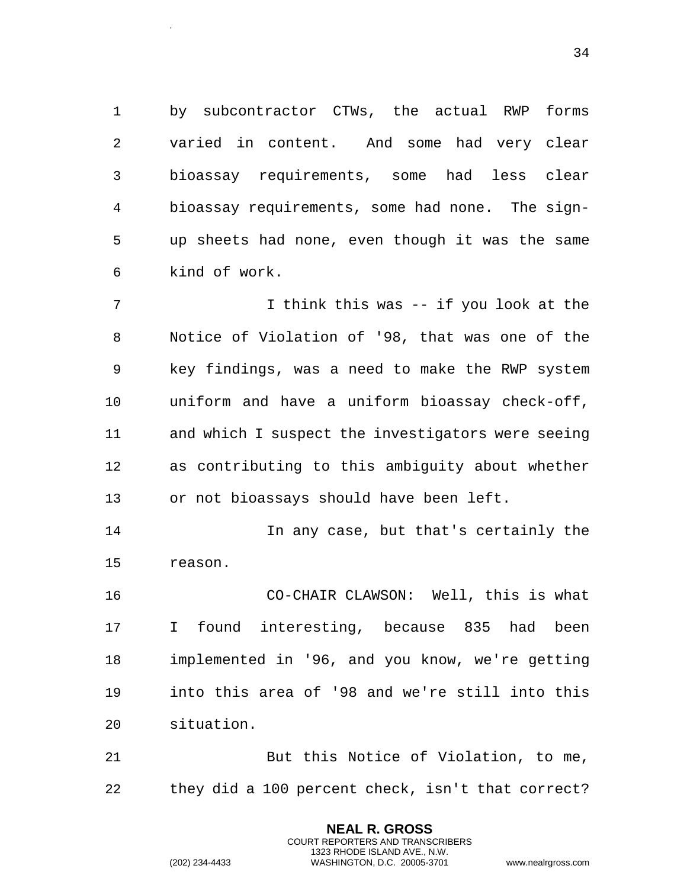by subcontractor CTWs, the actual RWP forms varied in content. And some had very clear bioassay requirements, some had less clear bioassay requirements, some had none. The sign-up sheets had none, even though it was the same kind of work.

I think this was -- if you look at the Notice of Violation of '98, that was one of the key findings, was a need to make the RWP system uniform and have a uniform bioassay check-off, and which I suspect the investigators were seeing as contributing to this ambiguity about whether or not bioassays should have been left.

In any case, but that's certainly the reason.

CO-CHAIR CLAWSON: Well, this is what I found interesting, because 835 had been implemented in '96, and you know, we're getting into this area of '98 and we're still into this situation.

But this Notice of Violation, to me, they did a 100 percent check, isn't that correct?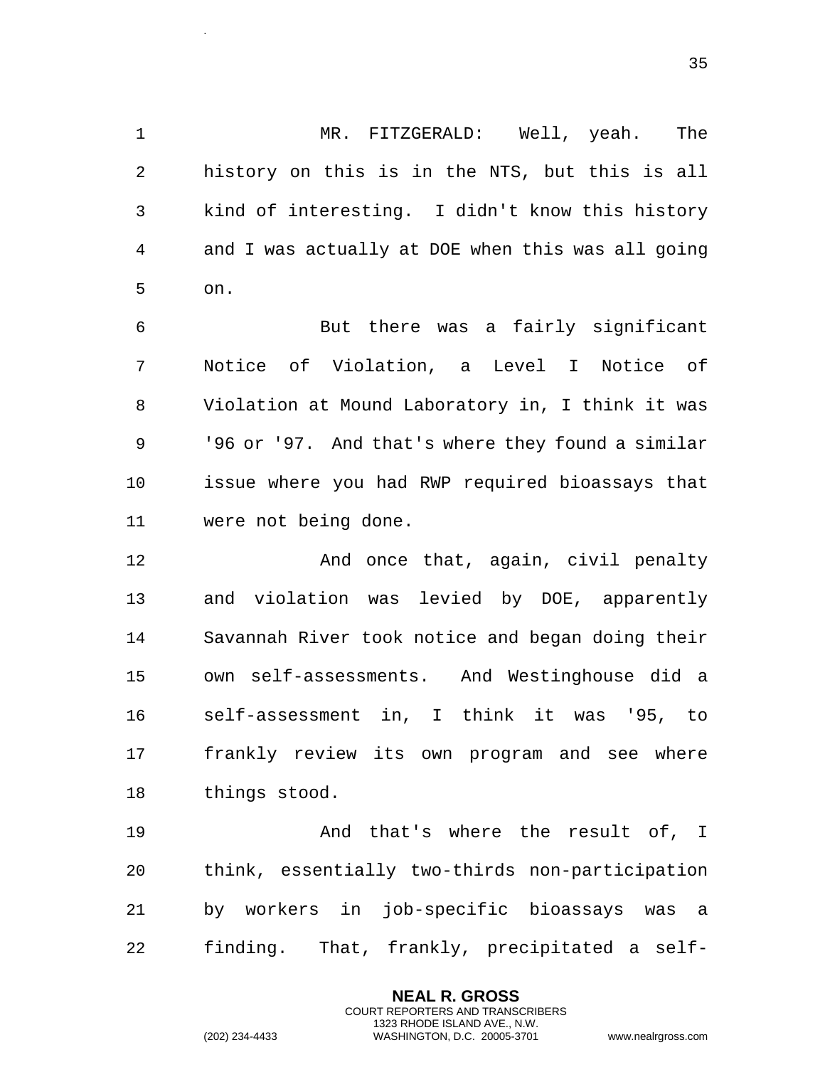MR. FITZGERALD: Well, yeah. The history on this is in the NTS, but this is all kind of interesting. I didn't know this history and I was actually at DOE when this was all going on.

But there was a fairly significant Notice of Violation, a Level I Notice of Violation at Mound Laboratory in, I think it was '96 or '97. And that's where they found a similar issue where you had RWP required bioassays that were not being done.

And once that, again, civil penalty and violation was levied by DOE, apparently Savannah River took notice and began doing their own self-assessments. And Westinghouse did a self-assessment in, I think it was '95, to frankly review its own program and see where things stood.

And that's where the result of, I think, essentially two-thirds non-participation by workers in job-specific bioassays was a finding. That, frankly, precipitated a self-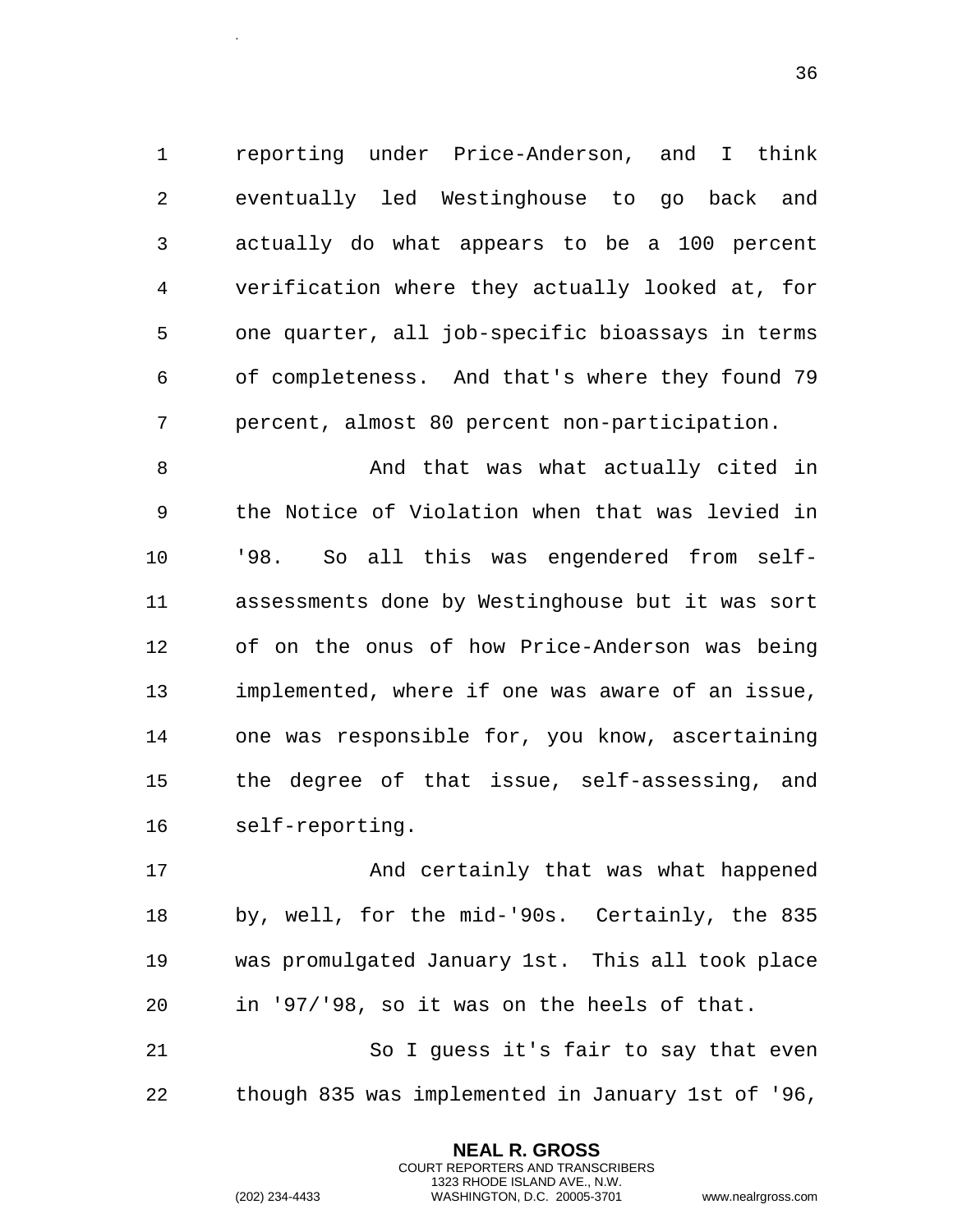reporting under Price-Anderson, and I think eventually led Westinghouse to go back and actually do what appears to be a 100 percent verification where they actually looked at, for one quarter, all job-specific bioassays in terms of completeness. And that's where they found 79 percent, almost 80 percent non-participation.

And that was what actually cited in the Notice of Violation when that was levied in '98. So all this was engendered from self-assessments done by Westinghouse but it was sort of on the onus of how Price-Anderson was being implemented, where if one was aware of an issue, one was responsible for, you know, ascertaining the degree of that issue, self-assessing, and self-reporting.

And certainly that was what happened by, well, for the mid-'90s. Certainly, the 835 was promulgated January 1st. This all took place in '97/'98, so it was on the heels of that.

So I guess it's fair to say that even though 835 was implemented in January 1st of '96,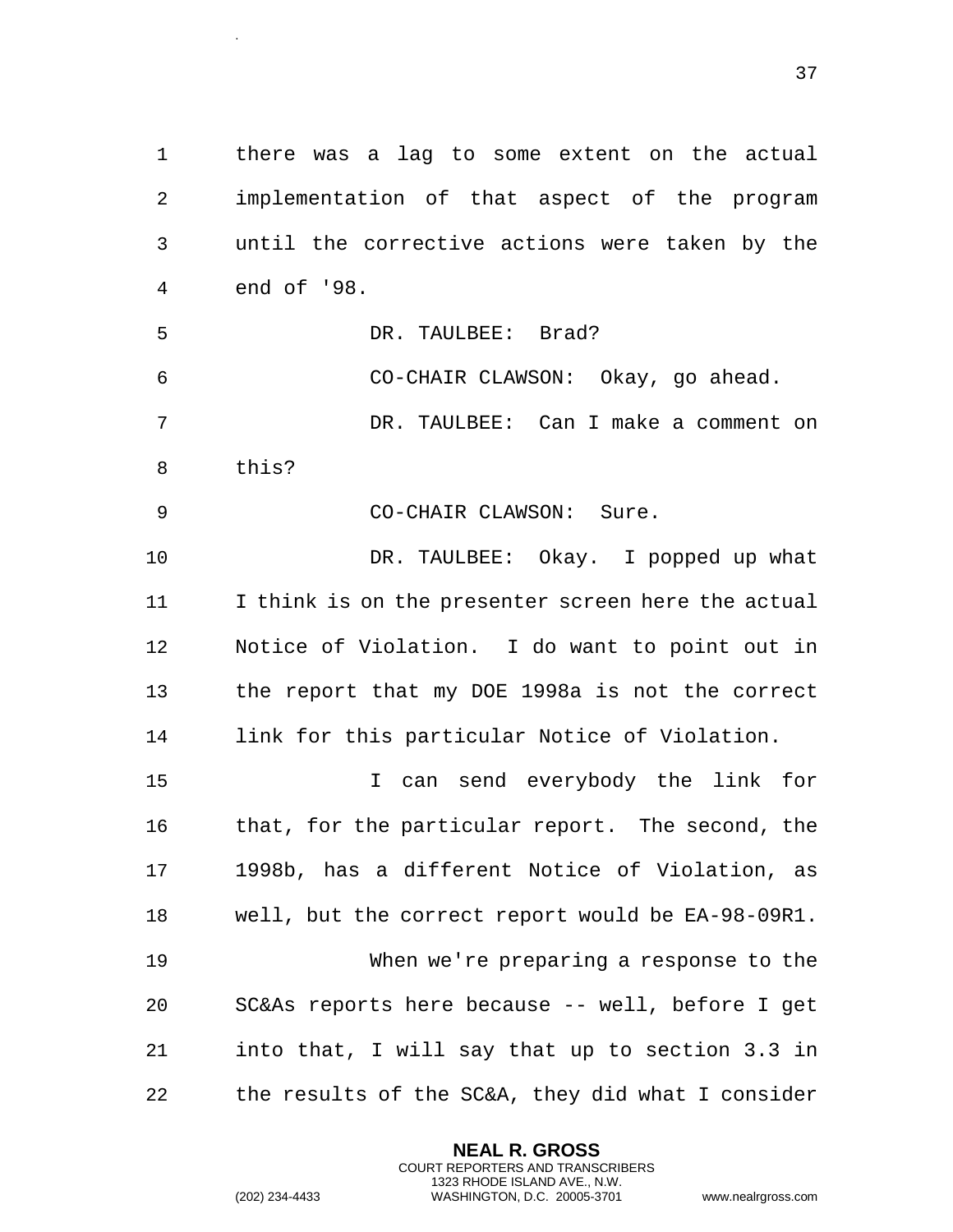there was a lag to some extent on the actual implementation of that aspect of the program until the corrective actions were taken by the end of '98.

DR. TAULBEE: Brad?

CO-CHAIR CLAWSON: Okay, go ahead.

DR. TAULBEE: Can I make a comment on this?

CO-CHAIR CLAWSON: Sure.

DR. TAULBEE: Okay. I popped up what I think is on the presenter screen here the actual Notice of Violation. I do want to point out in the report that my DOE 1998a is not the correct link for this particular Notice of Violation.

I can send everybody the link for that, for the particular report. The second, the 1998b, has a different Notice of Violation, as well, but the correct report would be EA-98-09R1.

When we're preparing a response to the SC&As reports here because -- well, before I get into that, I will say that up to section 3.3 in the results of the SC&A, they did what I consider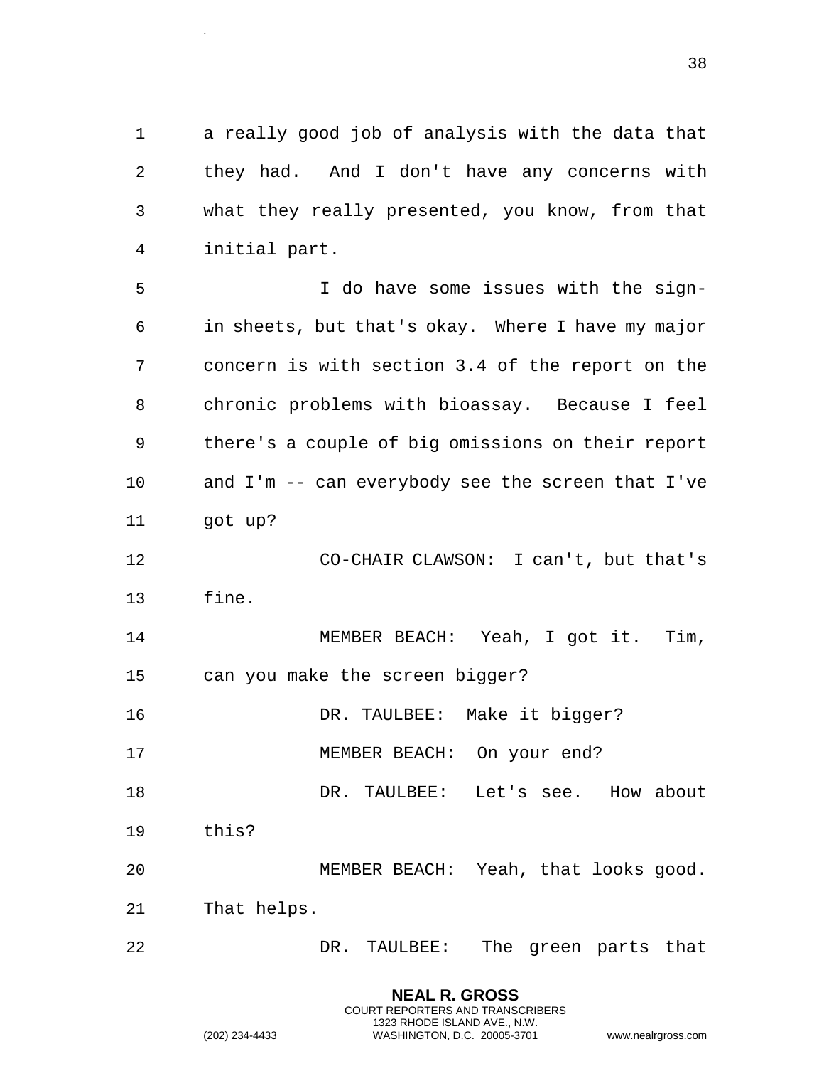a really good job of analysis with the data that they had. And I don't have any concerns with what they really presented, you know, from that initial part.

I do have some issues with the sign-in sheets, but that's okay. Where I have my major concern is with section 3.4 of the report on the chronic problems with bioassay. Because I feel there's a couple of big omissions on their report and I'm -- can everybody see the screen that I've got up?

CO-CHAIR CLAWSON: I can't, but that's fine.

MEMBER BEACH: Yeah, I got it. Tim, can you make the screen bigger?

DR. TAULBEE: Make it bigger?

MEMBER BEACH: On your end?

DR. TAULBEE: Let's see. How about this?

MEMBER BEACH: Yeah, that looks good. That helps.

DR. TAULBEE: The green parts that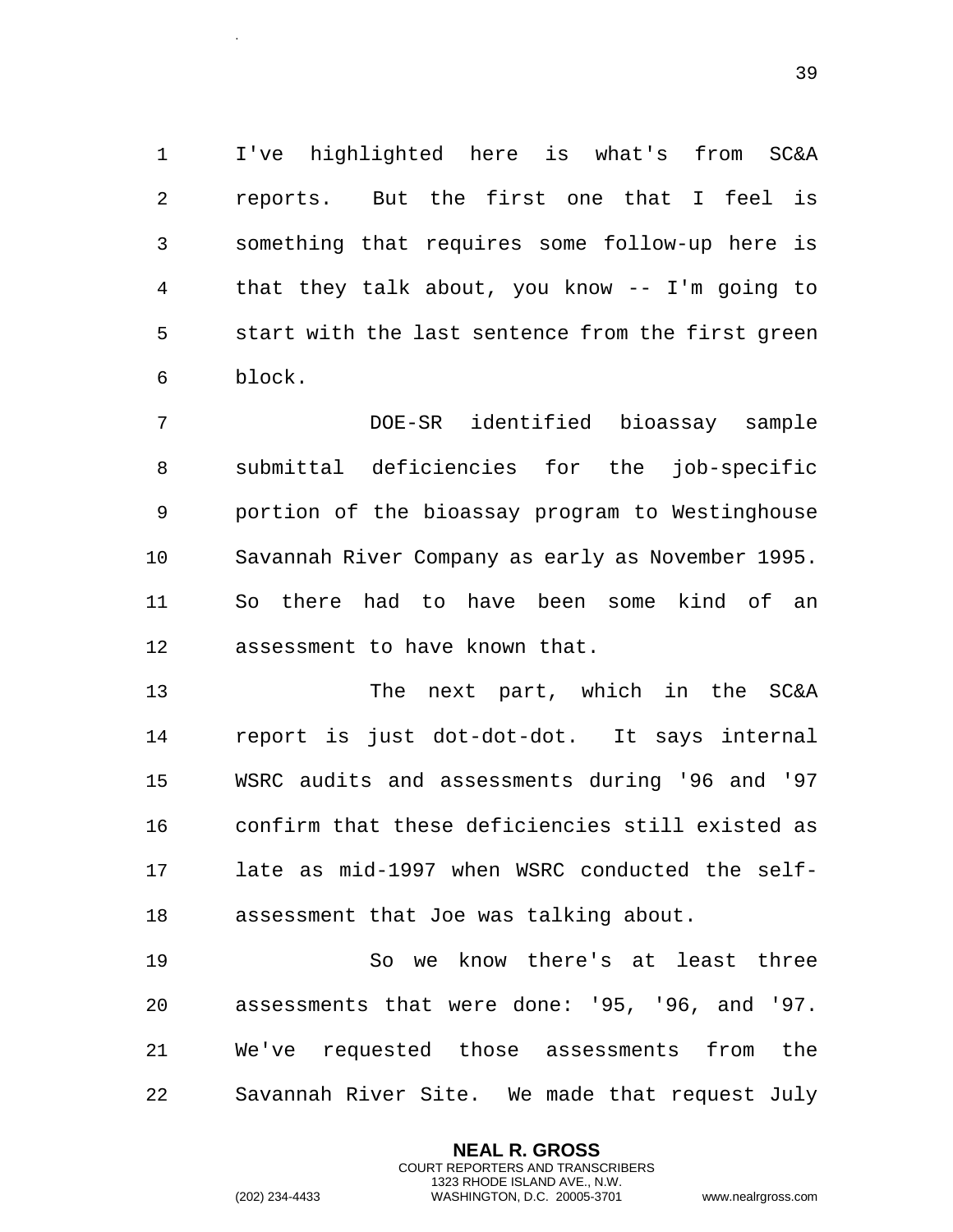I've highlighted here is what's from SC&A reports. But the first one that I feel is something that requires some follow-up here is that they talk about, you know -- I'm going to start with the last sentence from the first green block.

DOE-SR identified bioassay sample submittal deficiencies for the job-specific portion of the bioassay program to Westinghouse Savannah River Company as early as November 1995. So there had to have been some kind of an assessment to have known that.

The next part, which in the SC&A report is just dot-dot-dot. It says internal WSRC audits and assessments during '96 and '97 confirm that these deficiencies still existed as late as mid-1997 when WSRC conducted the self-assessment that Joe was talking about.

So we know there's at least three assessments that were done: '95, '96, and '97. We've requested those assessments from the Savannah River Site. We made that request July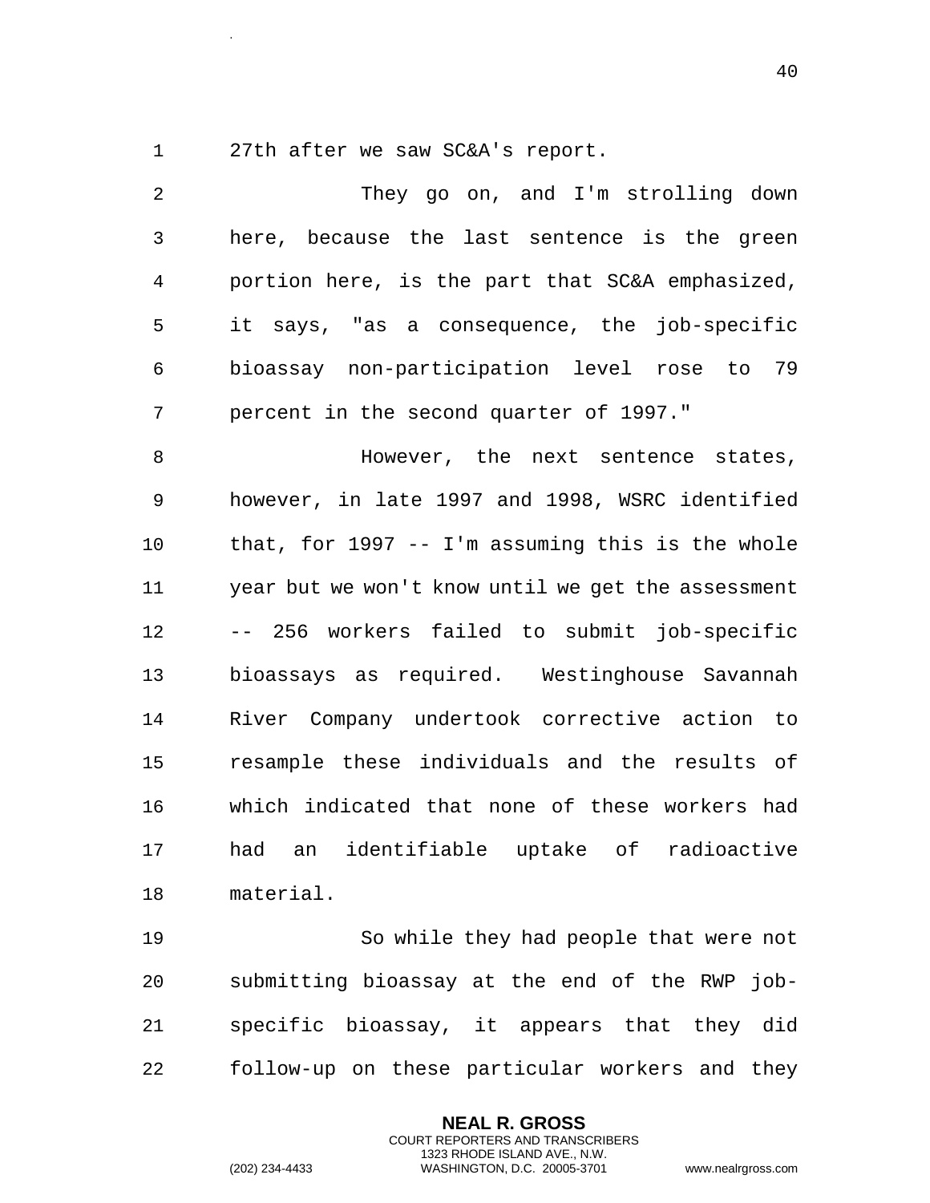27th after we saw SC&A's report.

They go on, and I'm strolling down here, because the last sentence is the green portion here, is the part that SC&A emphasized, it says, "as a consequence, the job-specific bioassay non-participation level rose to 79 percent in the second quarter of 1997."

However, the next sentence states, however, in late 1997 and 1998, WSRC identified that, for 1997 -- I'm assuming this is the whole year but we won't know until we get the assessment -- 256 workers failed to submit job-specific bioassays as required. Westinghouse Savannah River Company undertook corrective action to resample these individuals and the results of which indicated that none of these workers had had an identifiable uptake of radioactive material.

So while they had people that were not submitting bioassay at the end of the RWP job-specific bioassay, it appears that they did follow-up on these particular workers and they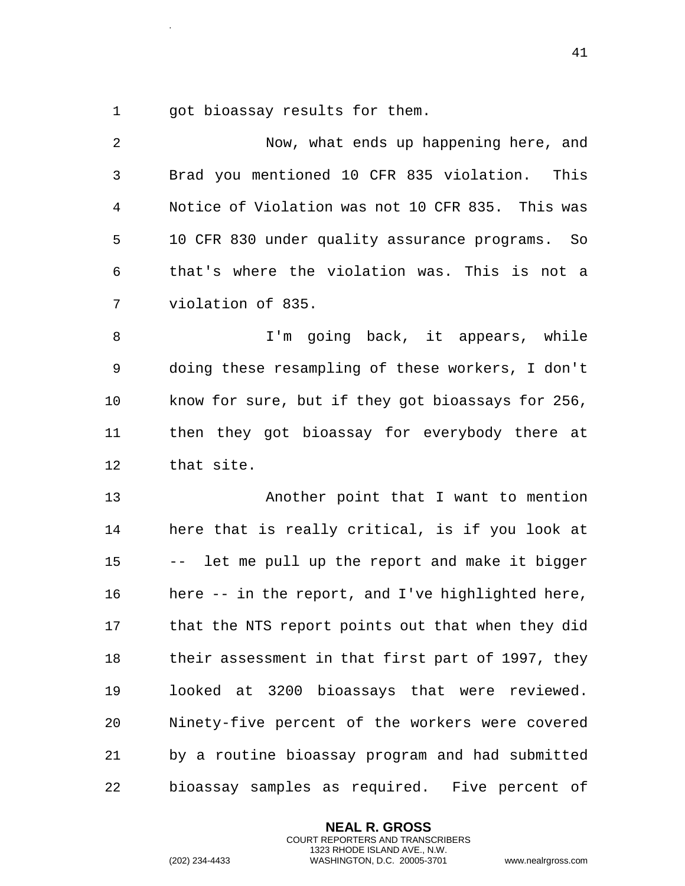got bioassay results for them.

Now, what ends up happening here, and Brad you mentioned 10 CFR 835 violation. This Notice of Violation was not 10 CFR 835. This was 10 CFR 830 under quality assurance programs. So that's where the violation was. This is not a violation of 835.

I'm going back, it appears, while doing these resampling of these workers, I don't know for sure, but if they got bioassays for 256, then they got bioassay for everybody there at that site.

Another point that I want to mention here that is really critical, is if you look at -- let me pull up the report and make it bigger here -- in the report, and I've highlighted here, that the NTS report points out that when they did their assessment in that first part of 1997, they looked at 3200 bioassays that were reviewed. Ninety-five percent of the workers were covered by a routine bioassay program and had submitted bioassay samples as required. Five percent of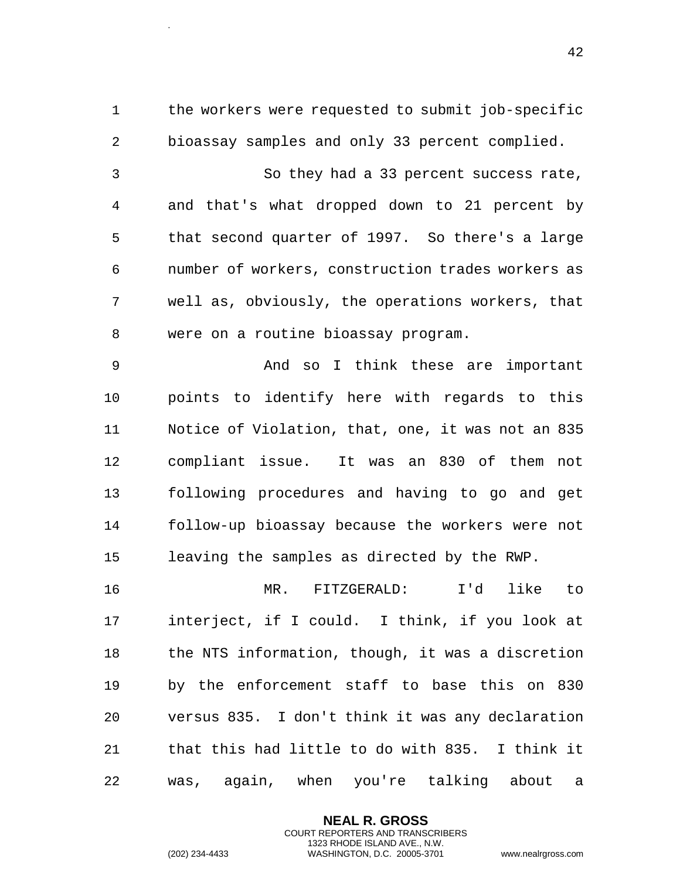the workers were requested to submit job-specific bioassay samples and only 33 percent complied.

So they had a 33 percent success rate, and that's what dropped down to 21 percent by that second quarter of 1997. So there's a large number of workers, construction trades workers as well as, obviously, the operations workers, that were on a routine bioassay program.

And so I think these are important points to identify here with regards to this Notice of Violation, that, one, it was not an 835 compliant issue. It was an 830 of them not following procedures and having to go and get follow-up bioassay because the workers were not leaving the samples as directed by the RWP.

MR. FITZGERALD: I'd like to interject, if I could. I think, if you look at the NTS information, though, it was a discretion by the enforcement staff to base this on 830 versus 835. I don't think it was any declaration that this had little to do with 835. I think it was, again, when you're talking about a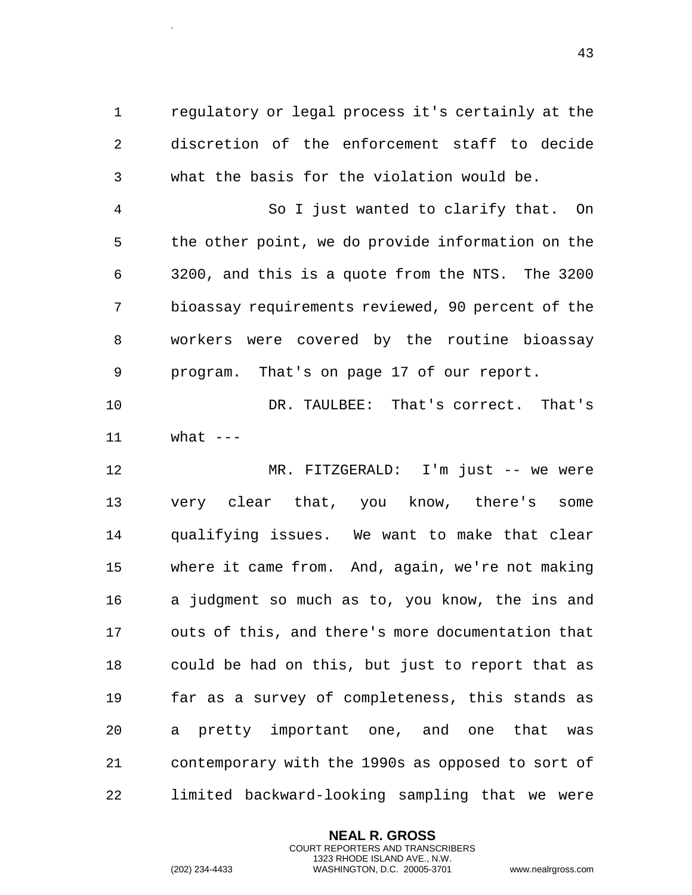regulatory or legal process it's certainly at the discretion of the enforcement staff to decide what the basis for the violation would be.

So I just wanted to clarify that. On the other point, we do provide information on the 3200, and this is a quote from the NTS. The 3200 bioassay requirements reviewed, 90 percent of the workers were covered by the routine bioassay program. That's on page 17 of our report.

DR. TAULBEE: That's correct. That's what ---

MR. FITZGERALD: I'm just -- we were very clear that, you know, there's some qualifying issues. We want to make that clear where it came from. And, again, we're not making a judgment so much as to, you know, the ins and outs of this, and there's more documentation that could be had on this, but just to report that as far as a survey of completeness, this stands as a pretty important one, and one that was contemporary with the 1990s as opposed to sort of limited backward-looking sampling that we were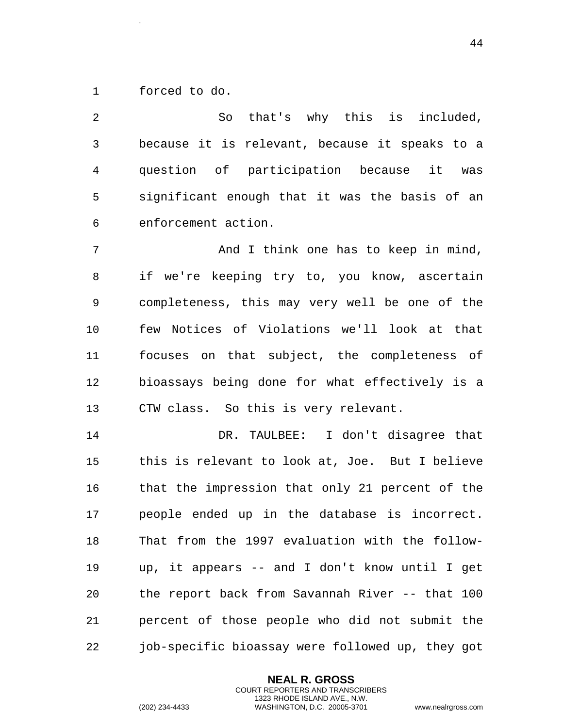forced to do.

So that's why this is included, because it is relevant, because it speaks to a question of participation because it was significant enough that it was the basis of an enforcement action.

And I think one has to keep in mind, if we're keeping try to, you know, ascertain completeness, this may very well be one of the few Notices of Violations we'll look at that focuses on that subject, the completeness of bioassays being done for what effectively is a CTW class. So this is very relevant.

DR. TAULBEE: I don't disagree that this is relevant to look at, Joe. But I believe that the impression that only 21 percent of the people ended up in the database is incorrect. That from the 1997 evaluation with the follow-up, it appears -- and I don't know until I get the report back from Savannah River -- that 100 percent of those people who did not submit the job-specific bioassay were followed up, they got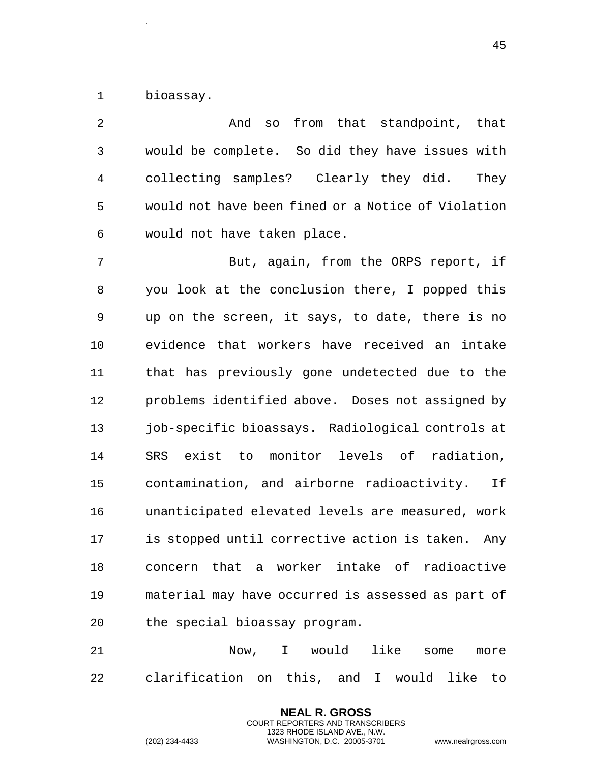bioassay.

And so from that standpoint, that would be complete. So did they have issues with collecting samples? Clearly they did. They would not have been fined or a Notice of Violation would not have taken place.

But, again, from the ORPS report, if you look at the conclusion there, I popped this up on the screen, it says, to date, there is no evidence that workers have received an intake that has previously gone undetected due to the problems identified above. Doses not assigned by job-specific bioassays. Radiological controls at SRS exist to monitor levels of radiation, contamination, and airborne radioactivity. If unanticipated elevated levels are measured, work is stopped until corrective action is taken. Any concern that a worker intake of radioactive material may have occurred is assessed as part of the special bioassay program.

Now, I would like some more clarification on this, and I would like to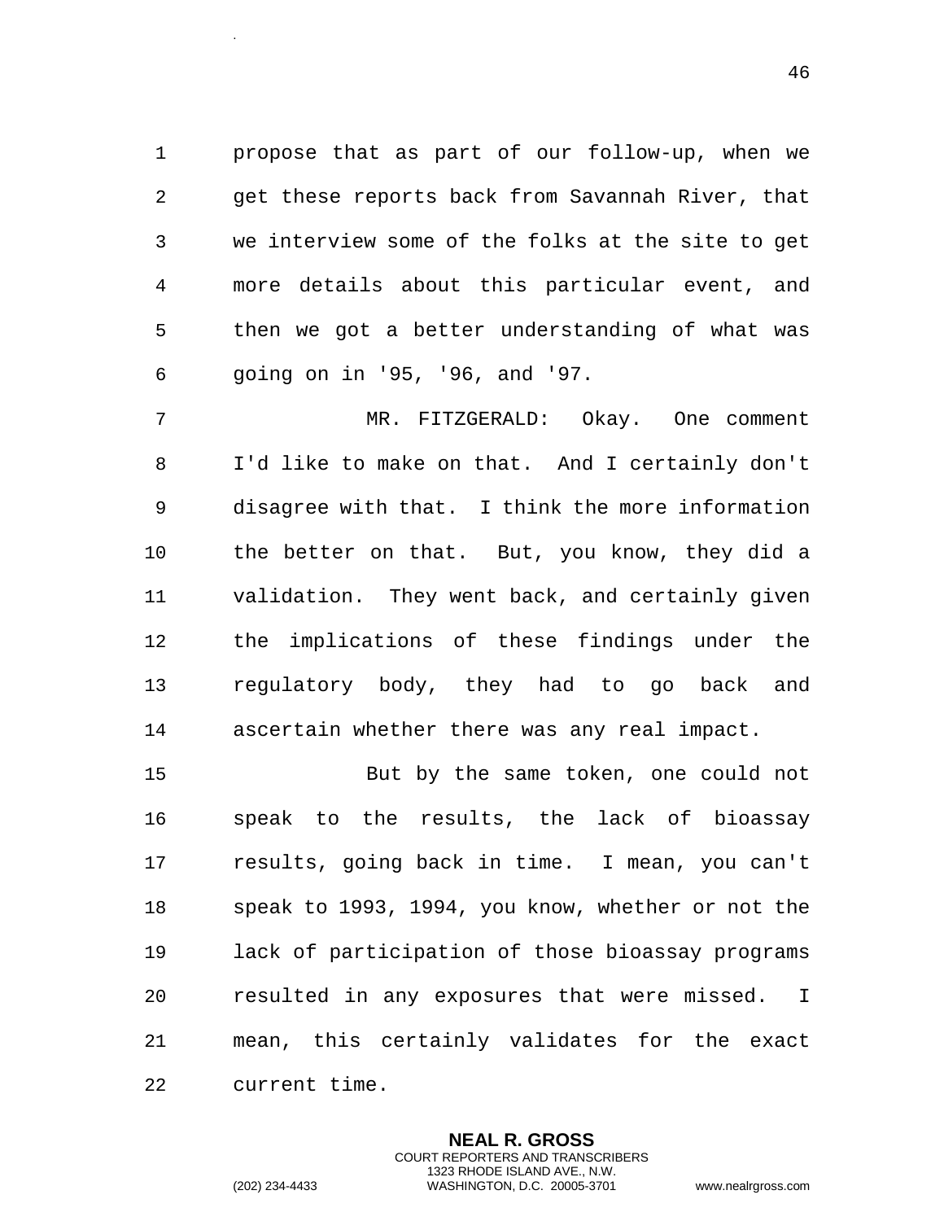propose that as part of our follow-up, when we get these reports back from Savannah River, that we interview some of the folks at the site to get more details about this particular event, and then we got a better understanding of what was going on in '95, '96, and '97.

MR. FITZGERALD: Okay. One comment I'd like to make on that. And I certainly don't disagree with that. I think the more information the better on that. But, you know, they did a validation. They went back, and certainly given the implications of these findings under the regulatory body, they had to go back and ascertain whether there was any real impact.

But by the same token, one could not speak to the results, the lack of bioassay results, going back in time. I mean, you can't speak to 1993, 1994, you know, whether or not the lack of participation of those bioassay programs resulted in any exposures that were missed. I mean, this certainly validates for the exact current time.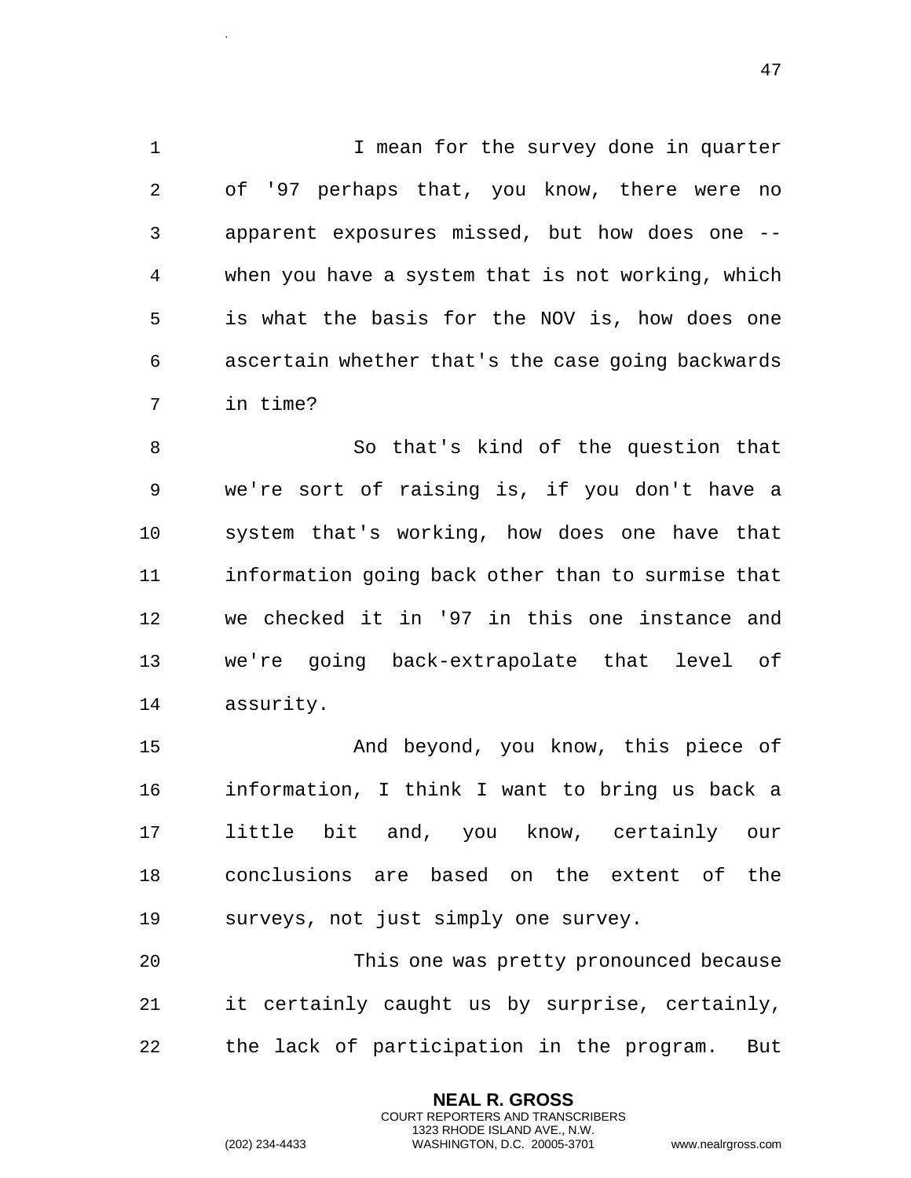I mean for the survey done in quarter of '97 perhaps that, you know, there were no apparent exposures missed, but how does one -- when you have a system that is not working, which is what the basis for the NOV is, how does one ascertain whether that's the case going backwards in time?

So that's kind of the question that we're sort of raising is, if you don't have a system that's working, how does one have that information going back other than to surmise that we checked it in '97 in this one instance and we're going back-extrapolate that level of assurity.

And beyond, you know, this piece of information, I think I want to bring us back a little bit and, you know, certainly our conclusions are based on the extent of the surveys, not just simply one survey.

This one was pretty pronounced because it certainly caught us by surprise, certainly, the lack of participation in the program. But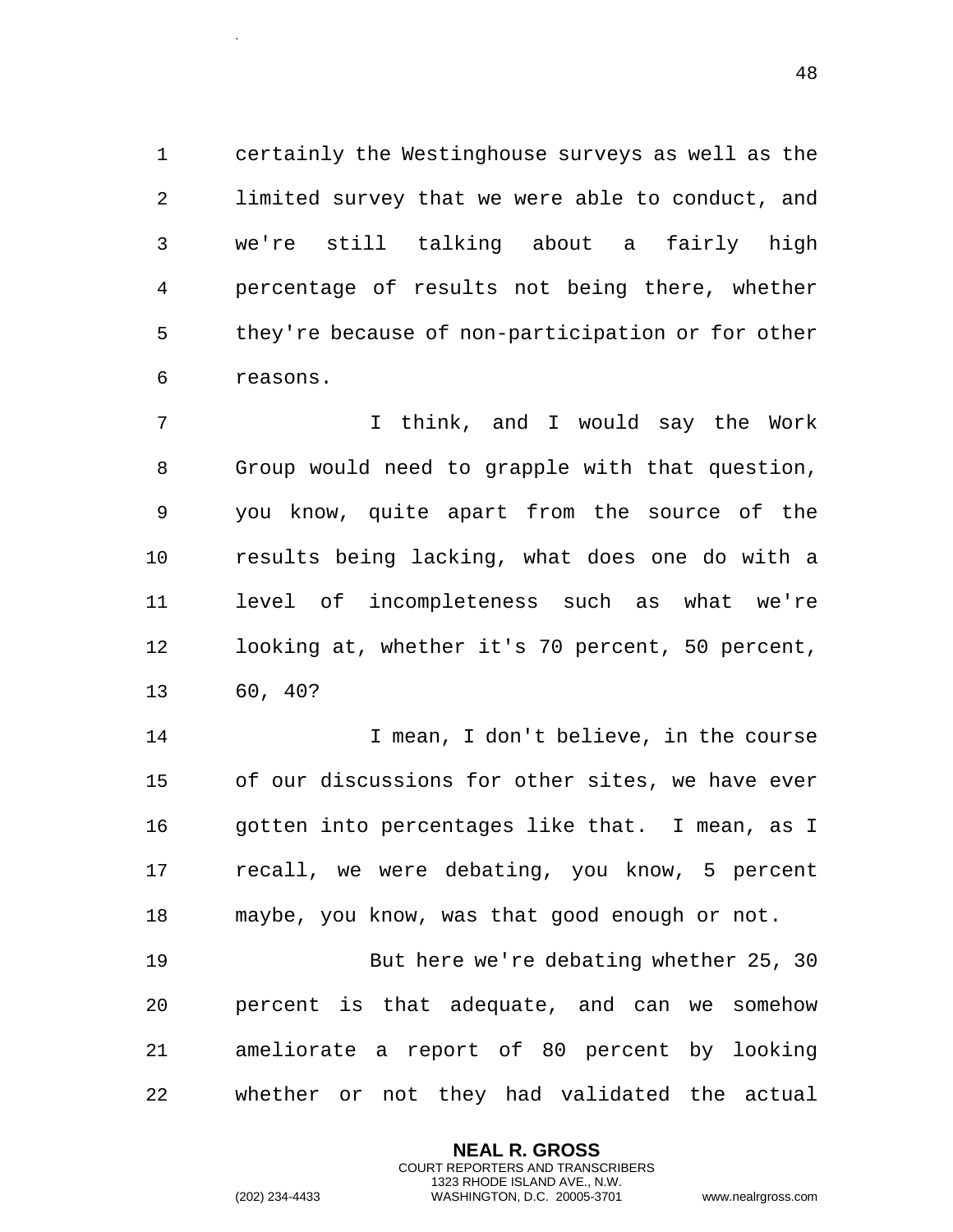certainly the Westinghouse surveys as well as the limited survey that we were able to conduct, and we're still talking about a fairly high percentage of results not being there, whether they're because of non-participation or for other reasons.

I think, and I would say the Work Group would need to grapple with that question, you know, quite apart from the source of the results being lacking, what does one do with a level of incompleteness such as what we're looking at, whether it's 70 percent, 50 percent, 60, 40?

I mean, I don't believe, in the course of our discussions for other sites, we have ever gotten into percentages like that. I mean, as I recall, we were debating, you know, 5 percent maybe, you know, was that good enough or not.

But here we're debating whether 25, 30 percent is that adequate, and can we somehow ameliorate a report of 80 percent by looking whether or not they had validated the actual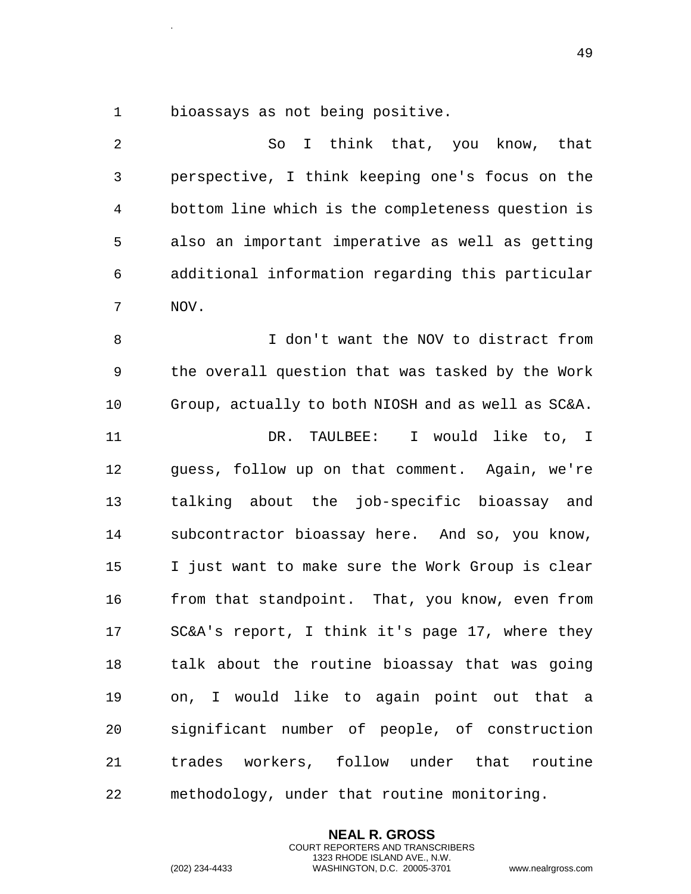bioassays as not being positive.

So I think that, you know, that perspective, I think keeping one's focus on the bottom line which is the completeness question is also an important imperative as well as getting additional information regarding this particular NOV.

I don't want the NOV to distract from the overall question that was tasked by the Work Group, actually to both NIOSH and as well as SC&A.

DR. TAULBEE: I would like to, I guess, follow up on that comment. Again, we're talking about the job-specific bioassay and subcontractor bioassay here. And so, you know, I just want to make sure the Work Group is clear from that standpoint. That, you know, even from SC&A's report, I think it's page 17, where they talk about the routine bioassay that was going on, I would like to again point out that a significant number of people, of construction trades workers, follow under that routine methodology, under that routine monitoring.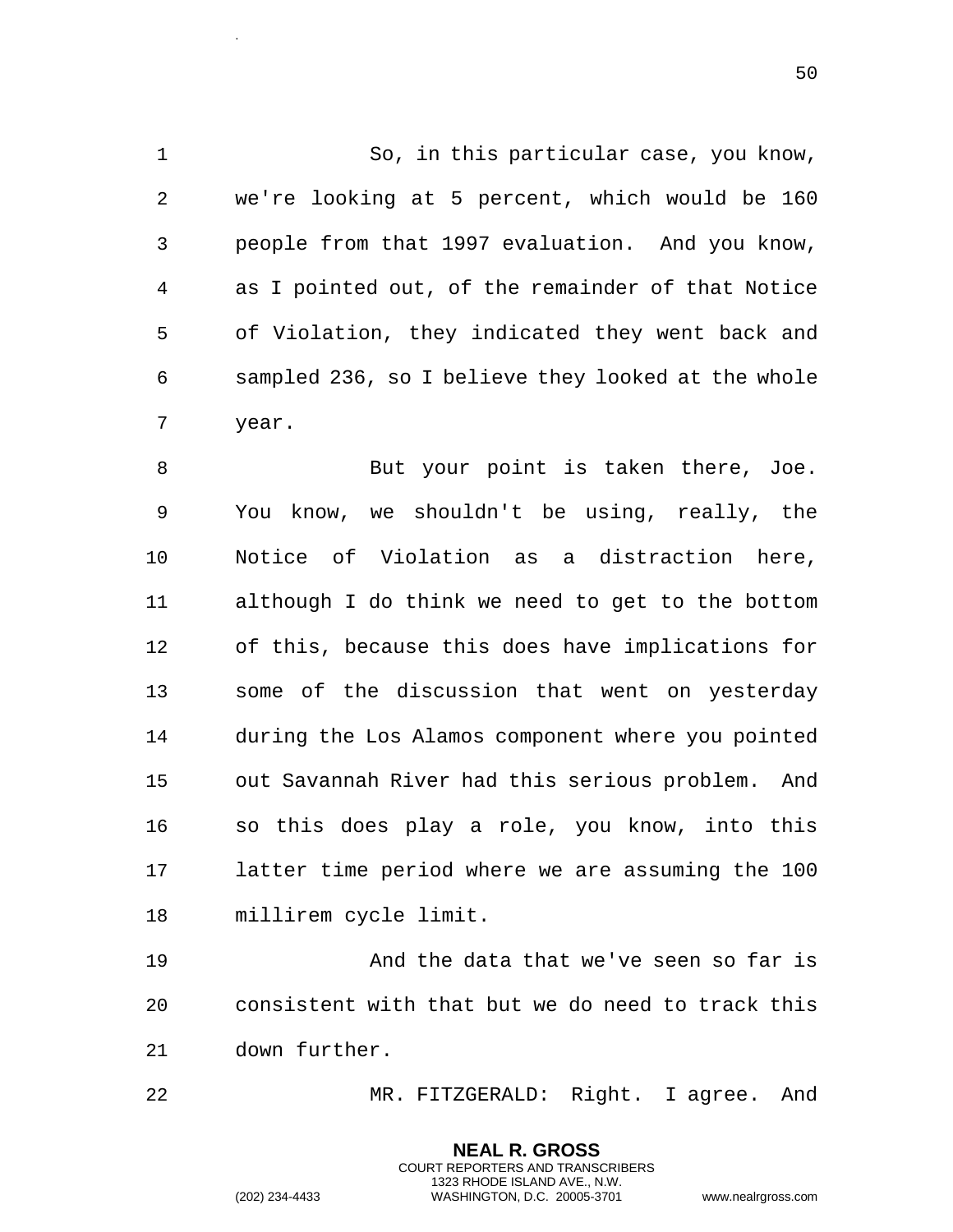So, in this particular case, you know, we're looking at 5 percent, which would be 160 people from that 1997 evaluation. And you know, as I pointed out, of the remainder of that Notice of Violation, they indicated they went back and sampled 236, so I believe they looked at the whole year.

But your point is taken there, Joe. You know, we shouldn't be using, really, the Notice of Violation as a distraction here, although I do think we need to get to the bottom of this, because this does have implications for some of the discussion that went on yesterday during the Los Alamos component where you pointed out Savannah River had this serious problem. And so this does play a role, you know, into this latter time period where we are assuming the 100 millirem cycle limit.

And the data that we've seen so far is consistent with that but we do need to track this down further.

MR. FITZGERALD: Right. I agree. And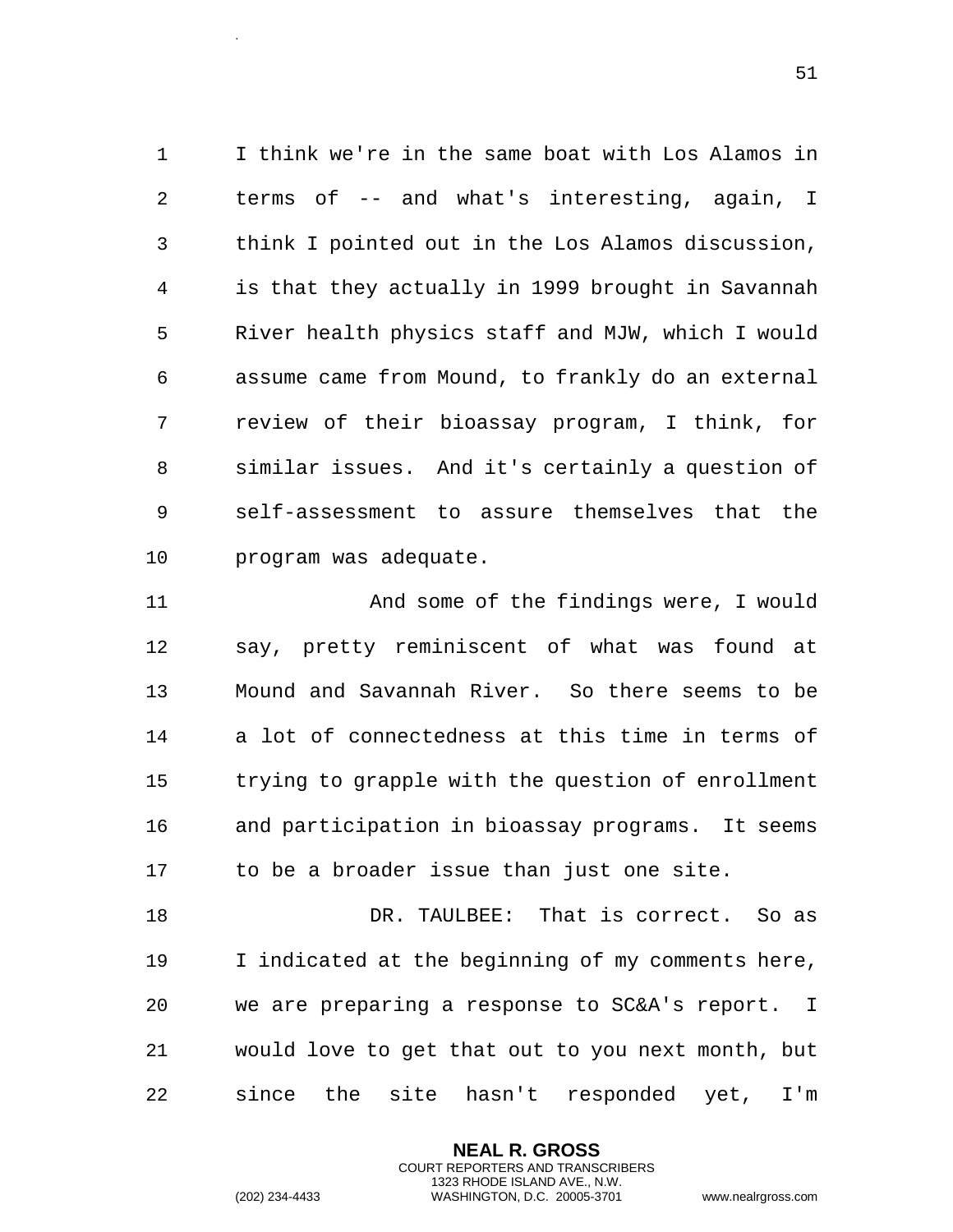I think we're in the same boat with Los Alamos in terms of -- and what's interesting, again, I think I pointed out in the Los Alamos discussion, is that they actually in 1999 brought in Savannah River health physics staff and MJW, which I would assume came from Mound, to frankly do an external review of their bioassay program, I think, for similar issues. And it's certainly a question of self-assessment to assure themselves that the program was adequate.

And some of the findings were, I would say, pretty reminiscent of what was found at Mound and Savannah River. So there seems to be a lot of connectedness at this time in terms of trying to grapple with the question of enrollment and participation in bioassay programs. It seems to be a broader issue than just one site.

DR. TAULBEE: That is correct. So as I indicated at the beginning of my comments here, we are preparing a response to SC&A's report. I would love to get that out to you next month, but since the site hasn't responded yet, I'm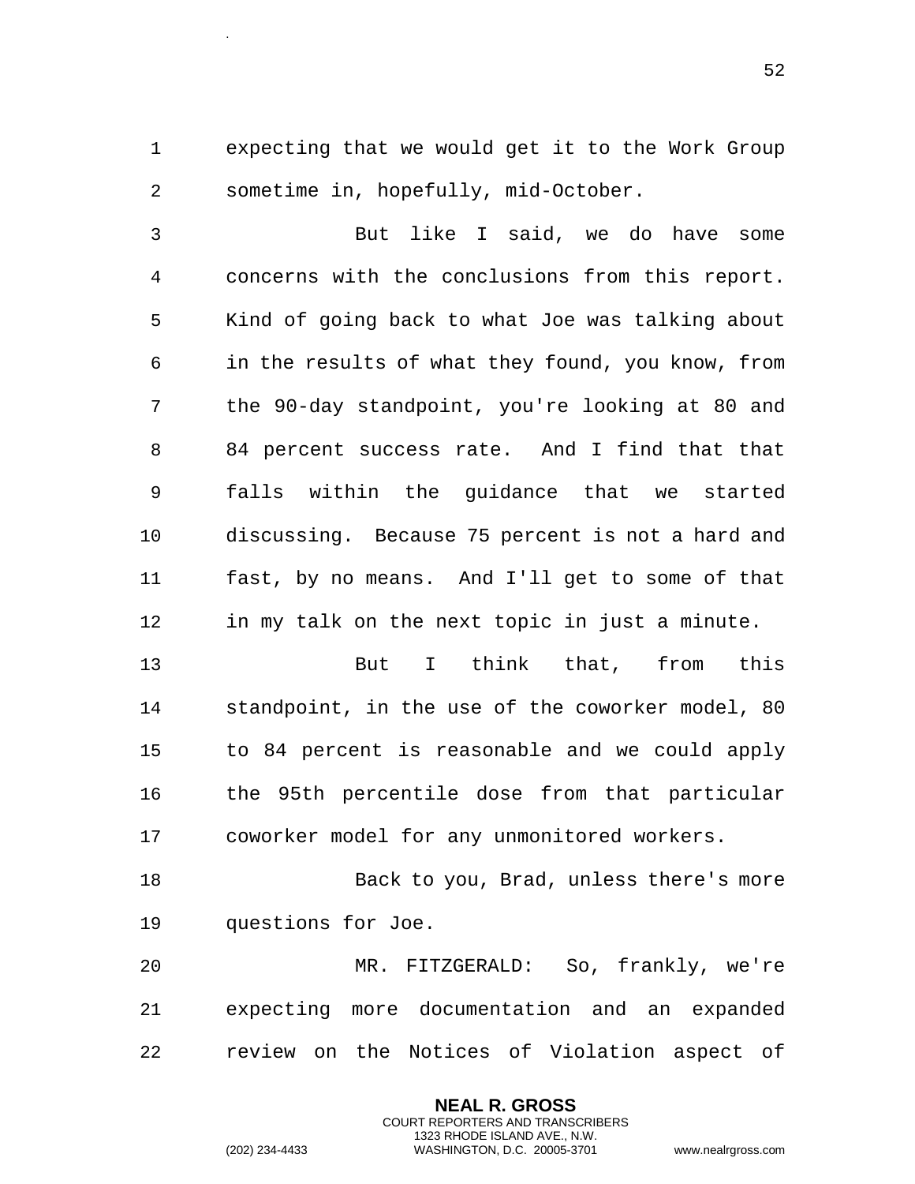expecting that we would get it to the Work Group sometime in, hopefully, mid-October.

But like I said, we do have some concerns with the conclusions from this report. Kind of going back to what Joe was talking about in the results of what they found, you know, from the 90-day standpoint, you're looking at 80 and 84 percent success rate. And I find that that falls within the guidance that we started discussing. Because 75 percent is not a hard and fast, by no means. And I'll get to some of that in my talk on the next topic in just a minute.

But I think that, from this standpoint, in the use of the coworker model, 80 to 84 percent is reasonable and we could apply the 95th percentile dose from that particular coworker model for any unmonitored workers.

Back to you, Brad, unless there's more questions for Joe.

MR. FITZGERALD: So, frankly, we're expecting more documentation and an expanded review on the Notices of Violation aspect of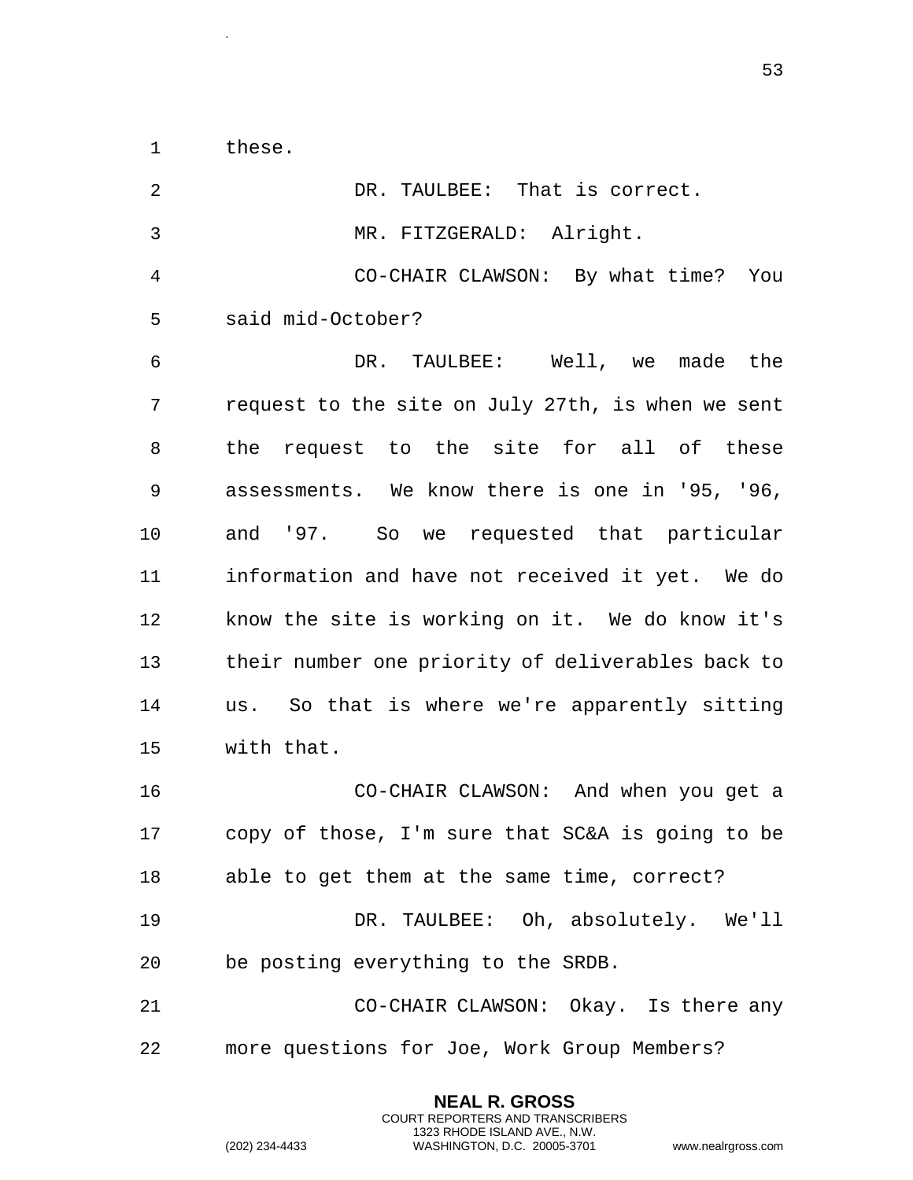these.

DR. TAULBEE: That is correct.

MR. FITZGERALD: Alright.

CO-CHAIR CLAWSON: By what time? You said mid-October?

DR. TAULBEE: Well, we made the request to the site on July 27th, is when we sent the request to the site for all of these assessments. We know there is one in '95, '96, and '97. So we requested that particular information and have not received it yet. We do know the site is working on it. We do know it's their number one priority of deliverables back to us. So that is where we're apparently sitting with that.

CO-CHAIR CLAWSON: And when you get a copy of those, I'm sure that SC&A is going to be able to get them at the same time, correct?

DR. TAULBEE: Oh, absolutely. We'll be posting everything to the SRDB.

CO-CHAIR CLAWSON: Okay. Is there any more questions for Joe, Work Group Members?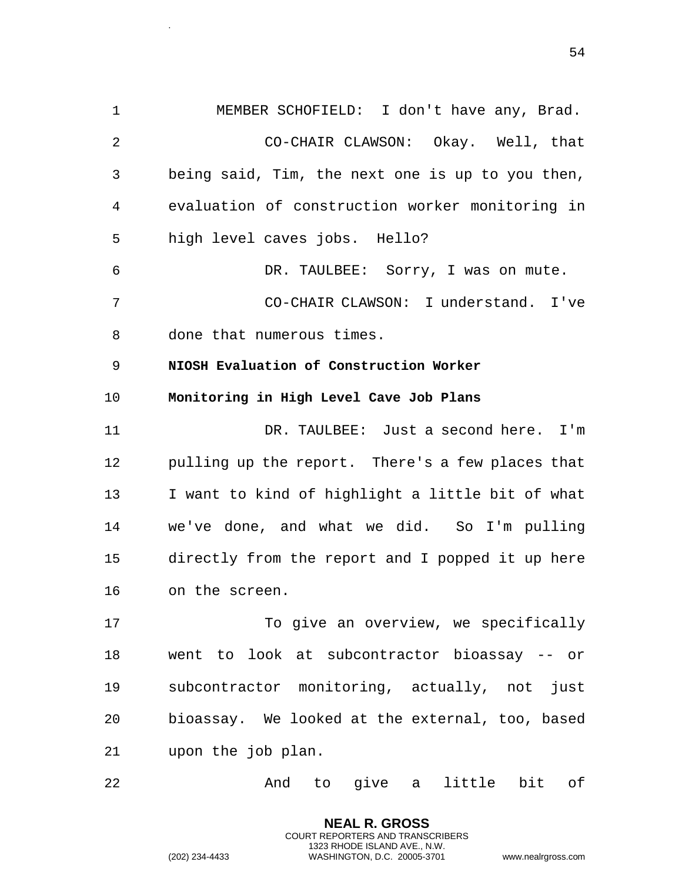MEMBER SCHOFIELD: I don't have any, Brad.

CO-CHAIR CLAWSON: Okay. Well, that being said, Tim, the next one is up to you then, evaluation of construction worker monitoring in high level caves jobs. Hello?

DR. TAULBEE: Sorry, I was on mute.

CO-CHAIR CLAWSON: I understand. I've done that numerous times.

**NIOSH Evaluation of Construction Worker Monitoring in High Level Cave Job Plans**

DR. TAULBEE: Just a second here. I'm pulling up the report. There's a few places that I want to kind of highlight a little bit of what we've done, and what we did. So I'm pulling directly from the report and I popped it up here on the screen.

To give an overview, we specifically went to look at subcontractor bioassay -- or subcontractor monitoring, actually, not just bioassay. We looked at the external, too, based upon the job plan.

And to give a little bit of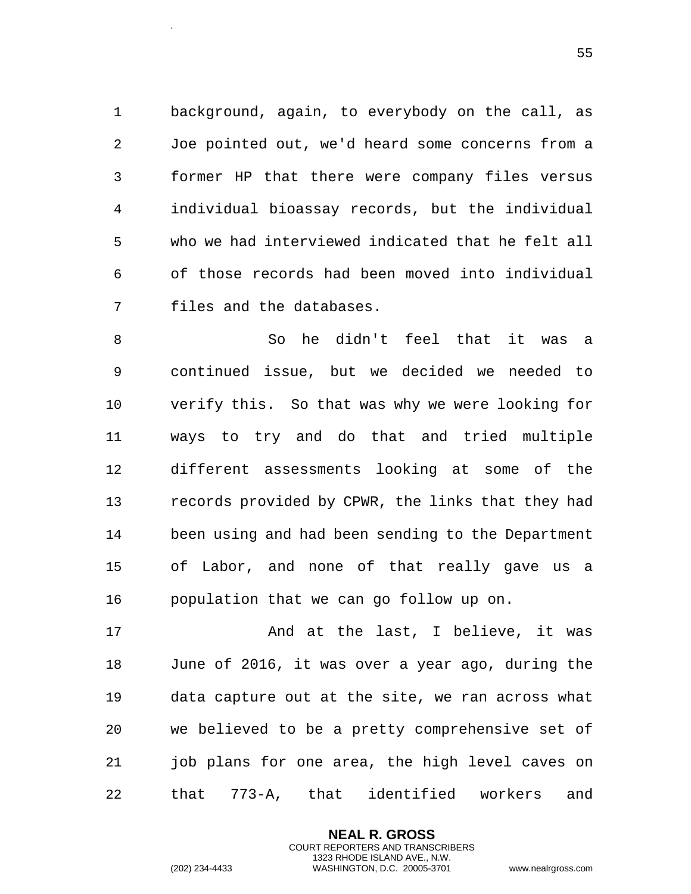background, again, to everybody on the call, as Joe pointed out, we'd heard some concerns from a former HP that there were company files versus individual bioassay records, but the individual who we had interviewed indicated that he felt all of those records had been moved into individual files and the databases.

So he didn't feel that it was a continued issue, but we decided we needed to verify this. So that was why we were looking for ways to try and do that and tried multiple different assessments looking at some of the records provided by CPWR, the links that they had been using and had been sending to the Department of Labor, and none of that really gave us a population that we can go follow up on.

And at the last, I believe, it was June of 2016, it was over a year ago, during the data capture out at the site, we ran across what we believed to be a pretty comprehensive set of job plans for one area, the high level caves on that 773-A, that identified workers and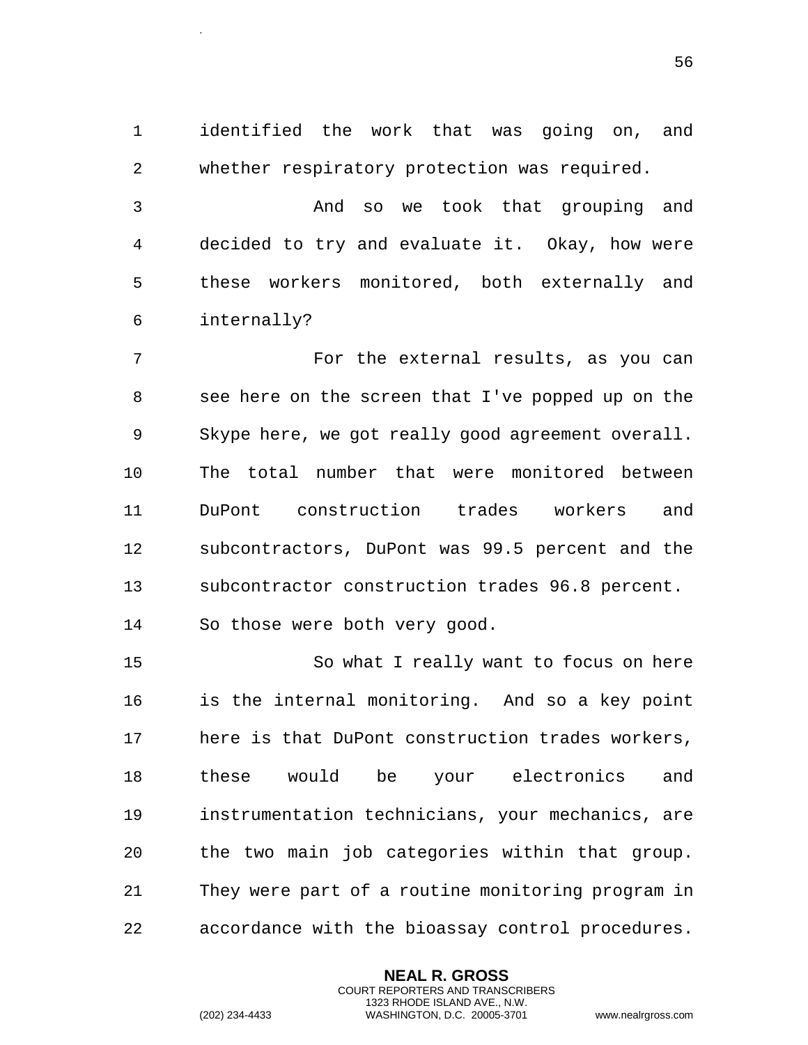identified the work that was going on, and whether respiratory protection was required.

And so we took that grouping and decided to try and evaluate it. Okay, how were these workers monitored, both externally and internally?

For the external results, as you can see here on the screen that I've popped up on the Skype here, we got really good agreement overall. The total number that were monitored between DuPont construction trades workers and subcontractors, DuPont was 99.5 percent and the subcontractor construction trades 96.8 percent. So those were both very good.

So what I really want to focus on here is the internal monitoring. And so a key point here is that DuPont construction trades workers, these would be your electronics and instrumentation technicians, your mechanics, are the two main job categories within that group. They were part of a routine monitoring program in accordance with the bioassay control procedures.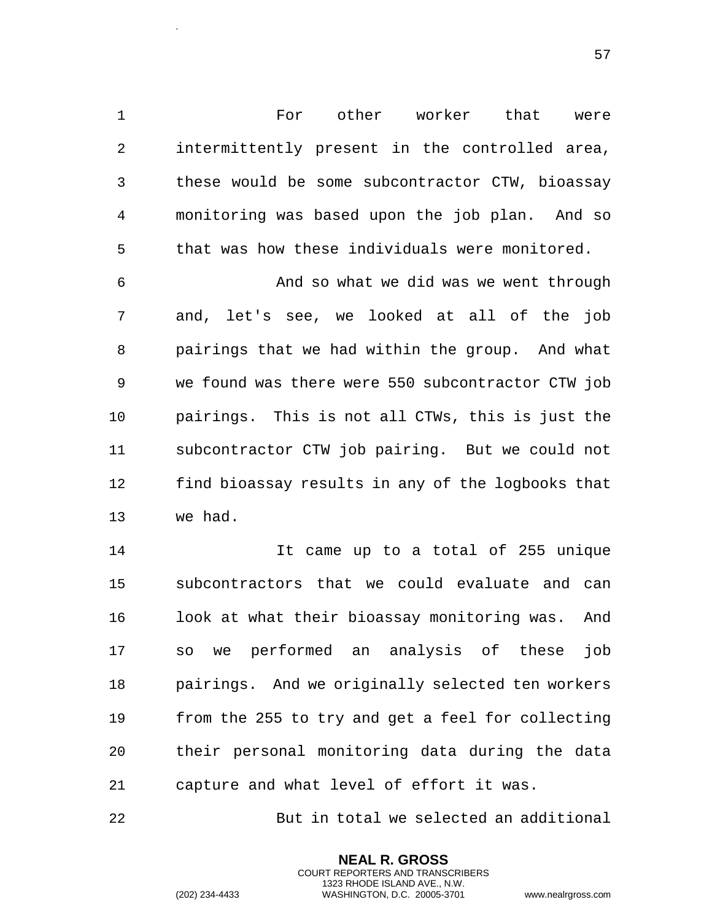For other worker that were intermittently present in the controlled area, these would be some subcontractor CTW, bioassay monitoring was based upon the job plan. And so that was how these individuals were monitored.

And so what we did was we went through and, let's see, we looked at all of the job pairings that we had within the group. And what we found was there were 550 subcontractor CTW job pairings. This is not all CTWs, this is just the subcontractor CTW job pairing. But we could not find bioassay results in any of the logbooks that we had.

It came up to a total of 255 unique subcontractors that we could evaluate and can look at what their bioassay monitoring was. And so we performed an analysis of these job pairings. And we originally selected ten workers from the 255 to try and get a feel for collecting their personal monitoring data during the data capture and what level of effort it was.

But in total we selected an additional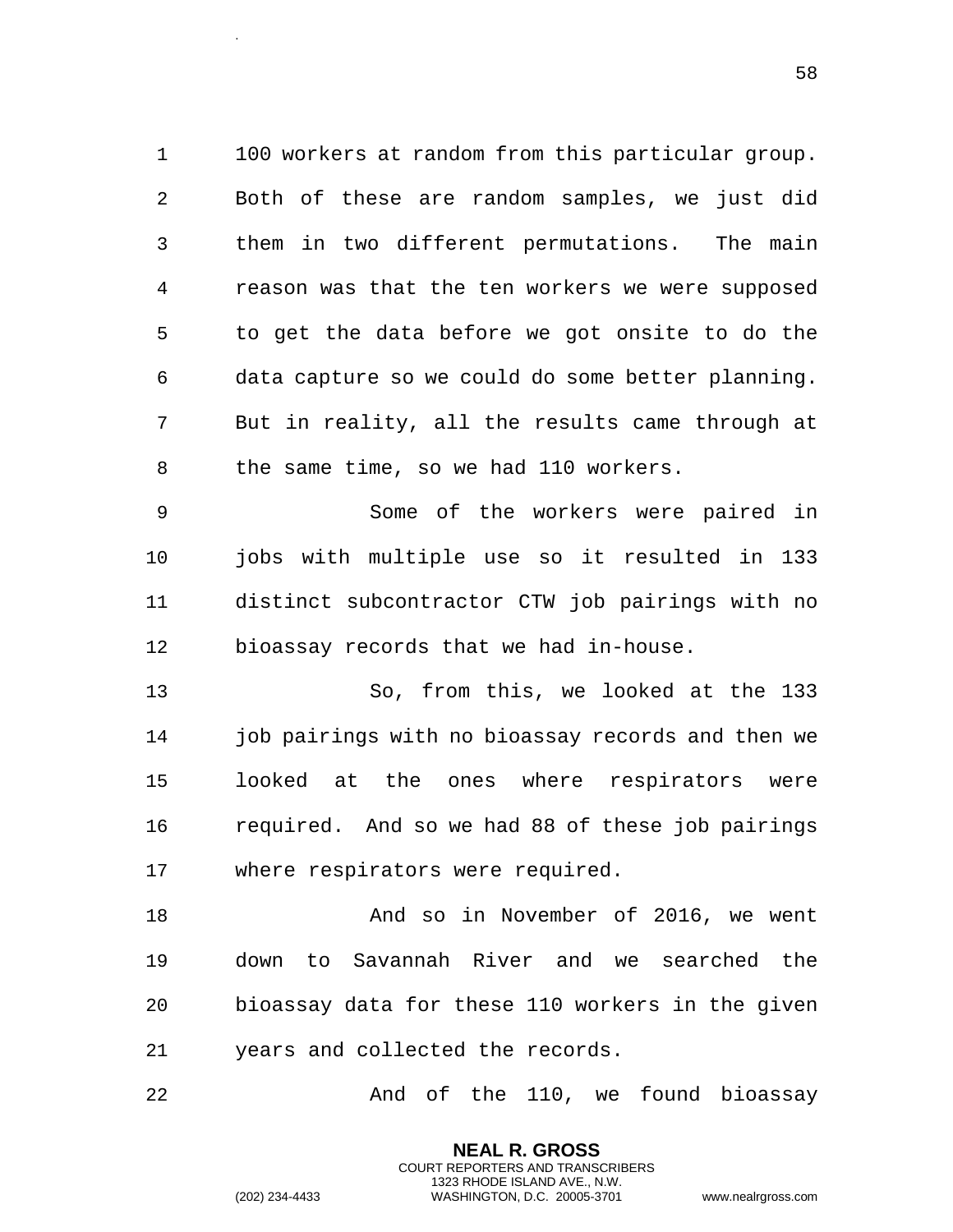100 workers at random from this particular group. Both of these are random samples, we just did them in two different permutations. The main reason was that the ten workers we were supposed to get the data before we got onsite to do the data capture so we could do some better planning. But in reality, all the results came through at the same time, so we had 110 workers.

Some of the workers were paired in jobs with multiple use so it resulted in 133 distinct subcontractor CTW job pairings with no bioassay records that we had in-house.

So, from this, we looked at the 133 job pairings with no bioassay records and then we looked at the ones where respirators were required. And so we had 88 of these job pairings where respirators were required.

And so in November of 2016, we went down to Savannah River and we searched the bioassay data for these 110 workers in the given years and collected the records.

And of the 110, we found bioassay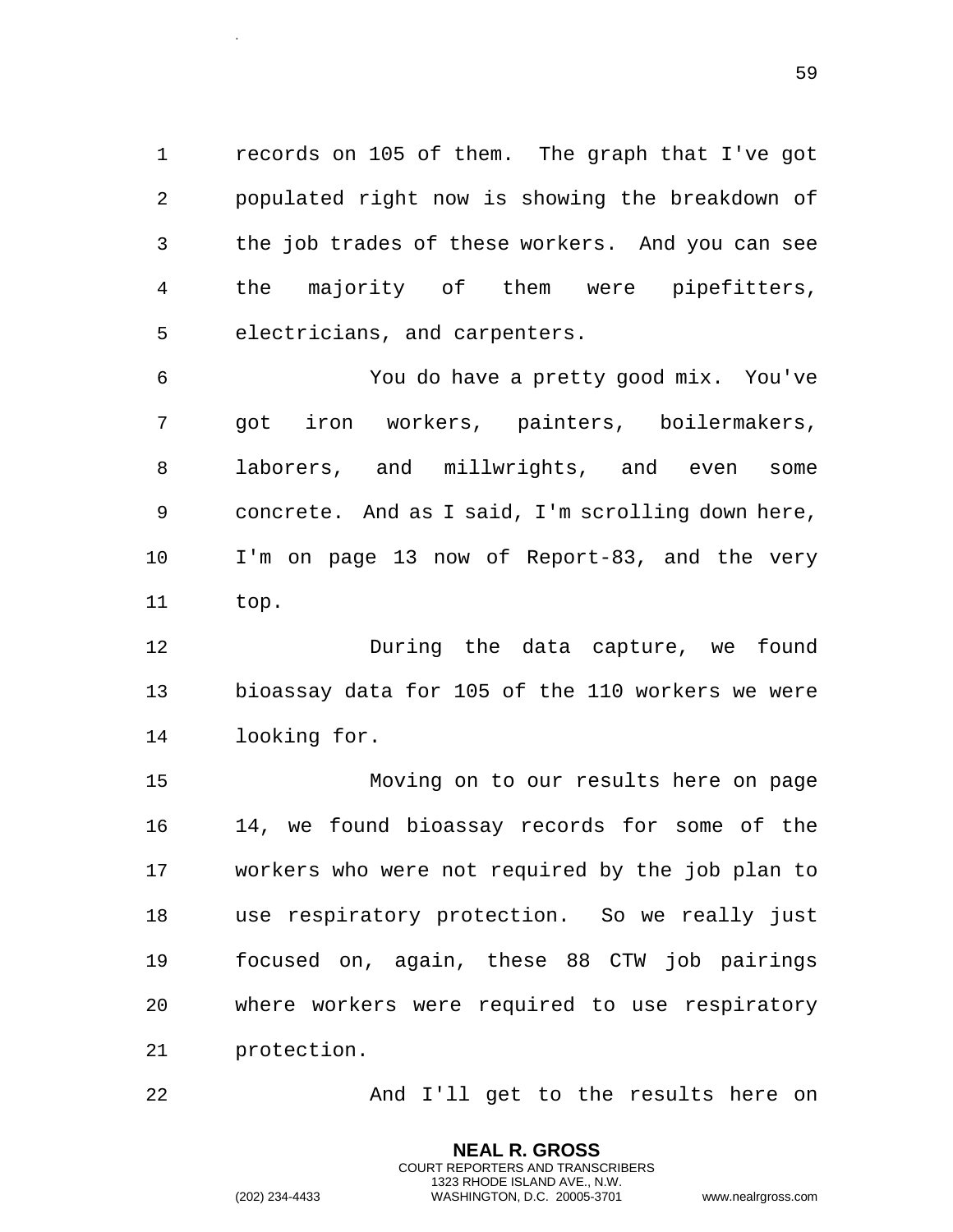records on 105 of them. The graph that I've got populated right now is showing the breakdown of the job trades of these workers. And you can see the majority of them were pipefitters, electricians, and carpenters.

You do have a pretty good mix. You've got iron workers, painters, boilermakers, laborers, and millwrights, and even some concrete. And as I said, I'm scrolling down here, I'm on page 13 now of Report-83, and the very top.

During the data capture, we found bioassay data for 105 of the 110 workers we were looking for.

Moving on to our results here on page 14, we found bioassay records for some of the workers who were not required by the job plan to use respiratory protection. So we really just focused on, again, these 88 CTW job pairings where workers were required to use respiratory protection.

And I'll get to the results here on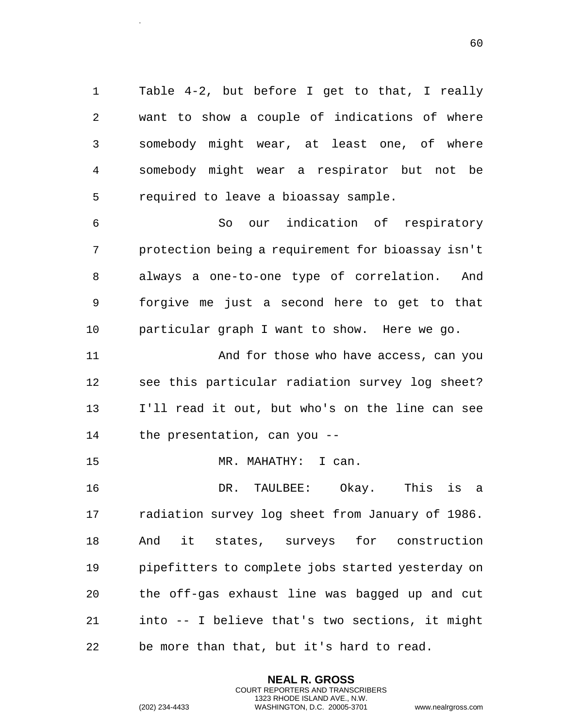Table 4-2, but before I get to that, I really want to show a couple of indications of where somebody might wear, at least one, of where somebody might wear a respirator but not be required to leave a bioassay sample.

So our indication of respiratory protection being a requirement for bioassay isn't always a one-to-one type of correlation. And forgive me just a second here to get to that particular graph I want to show. Here we go.

And for those who have access, can you see this particular radiation survey log sheet? I'll read it out, but who's on the line can see the presentation, can you --

MR. MAHATHY: I can.

DR. TAULBEE: Okay. This is a radiation survey log sheet from January of 1986. And it states, surveys for construction pipefitters to complete jobs started yesterday on the off-gas exhaust line was bagged up and cut into -- I believe that's two sections, it might be more than that, but it's hard to read.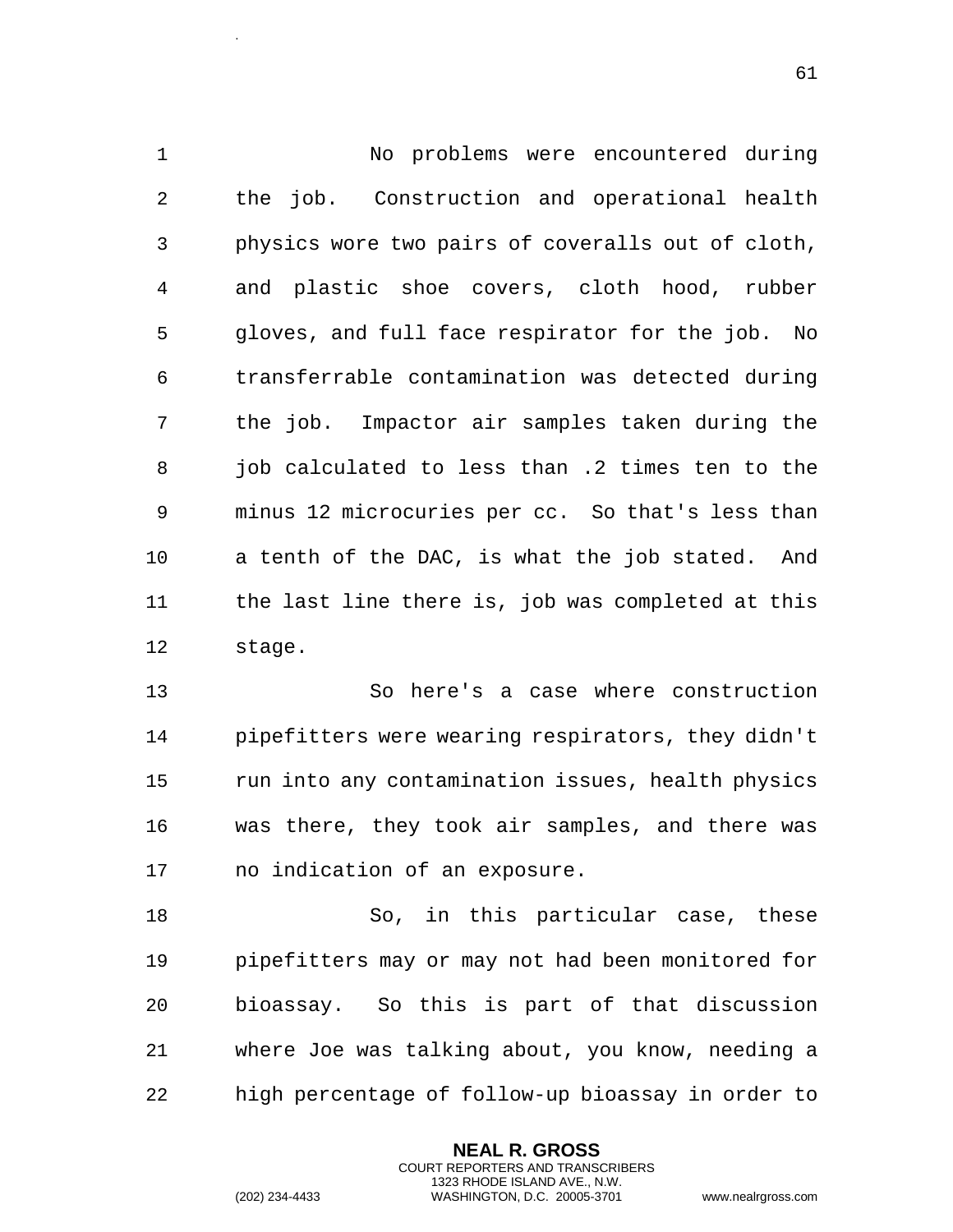No problems were encountered during the job. Construction and operational health physics wore two pairs of coveralls out of cloth, and plastic shoe covers, cloth hood, rubber gloves, and full face respirator for the job. No transferrable contamination was detected during the job. Impactor air samples taken during the job calculated to less than .2 times ten to the minus 12 microcuries per cc. So that's less than a tenth of the DAC, is what the job stated. And the last line there is, job was completed at this stage.

So here's a case where construction pipefitters were wearing respirators, they didn't run into any contamination issues, health physics was there, they took air samples, and there was no indication of an exposure.

So, in this particular case, these pipefitters may or may not had been monitored for bioassay. So this is part of that discussion where Joe was talking about, you know, needing a high percentage of follow-up bioassay in order to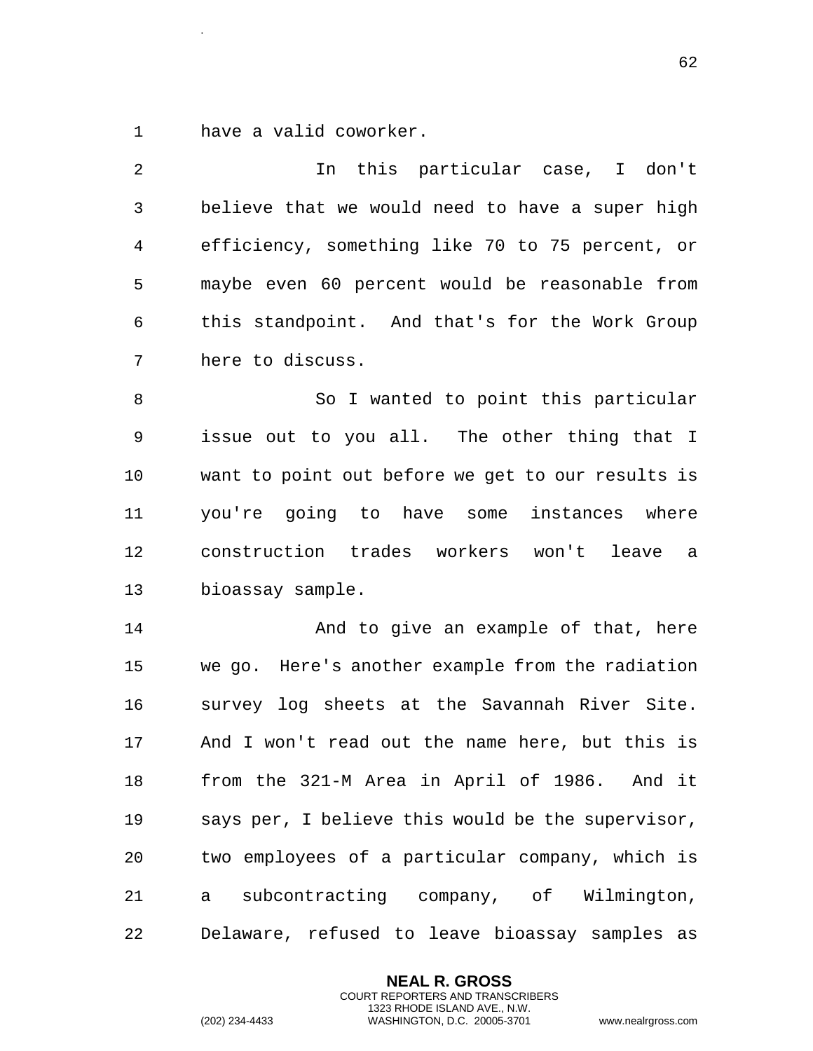have a valid coworker.

In this particular case, I don't believe that we would need to have a super high efficiency, something like 70 to 75 percent, or maybe even 60 percent would be reasonable from this standpoint. And that's for the Work Group here to discuss.

So I wanted to point this particular issue out to you all. The other thing that I want to point out before we get to our results is you're going to have some instances where construction trades workers won't leave a bioassay sample.

And to give an example of that, here we go. Here's another example from the radiation survey log sheets at the Savannah River Site. And I won't read out the name here, but this is from the 321-M Area in April of 1986. And it says per, I believe this would be the supervisor, two employees of a particular company, which is a subcontracting company, of Wilmington, Delaware, refused to leave bioassay samples as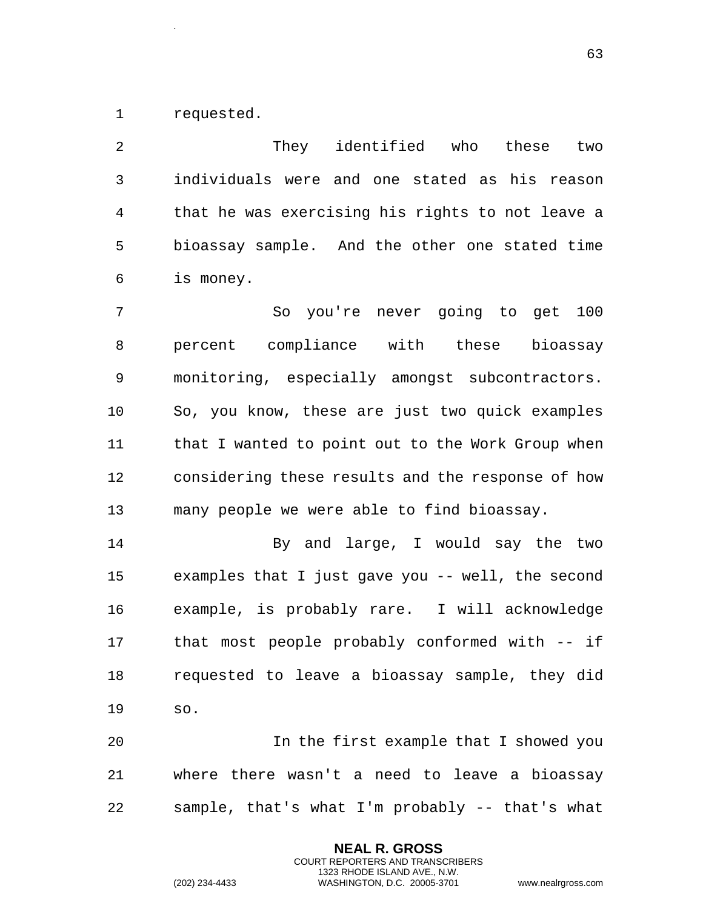requested.

They identified who these two individuals were and one stated as his reason that he was exercising his rights to not leave a bioassay sample. And the other one stated time is money.

So you're never going to get 100 percent compliance with these bioassay monitoring, especially amongst subcontractors. So, you know, these are just two quick examples that I wanted to point out to the Work Group when considering these results and the response of how many people we were able to find bioassay.

By and large, I would say the two examples that I just gave you -- well, the second example, is probably rare. I will acknowledge that most people probably conformed with -- if requested to leave a bioassay sample, they did so.

In the first example that I showed you where there wasn't a need to leave a bioassay sample, that's what I'm probably -- that's what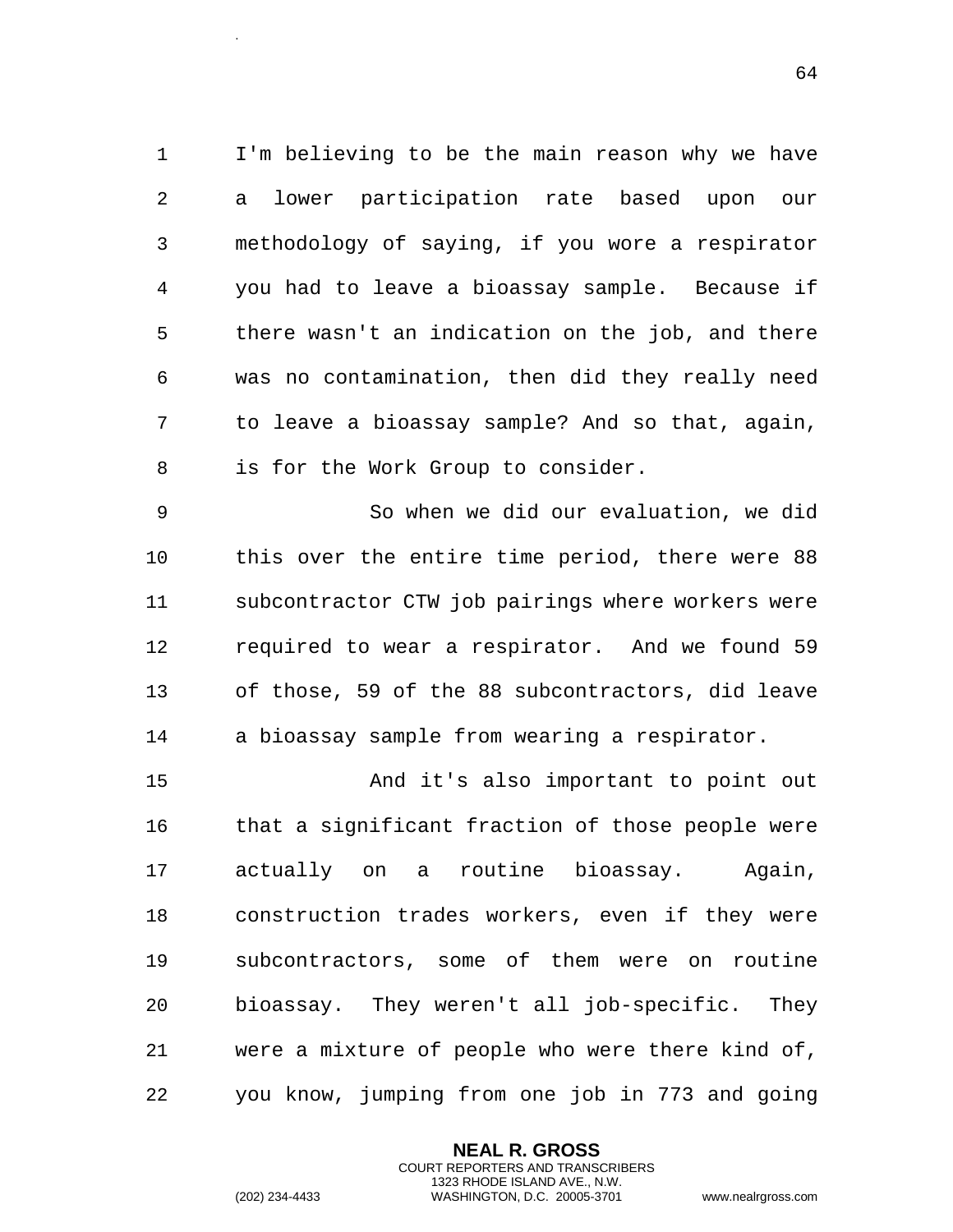I'm believing to be the main reason why we have a lower participation rate based upon our methodology of saying, if you wore a respirator you had to leave a bioassay sample. Because if there wasn't an indication on the job, and there was no contamination, then did they really need to leave a bioassay sample? And so that, again, is for the Work Group to consider.

So when we did our evaluation, we did this over the entire time period, there were 88 subcontractor CTW job pairings where workers were required to wear a respirator. And we found 59 of those, 59 of the 88 subcontractors, did leave a bioassay sample from wearing a respirator.

And it's also important to point out that a significant fraction of those people were actually on a routine bioassay. Again, construction trades workers, even if they were subcontractors, some of them were on routine bioassay. They weren't all job-specific. They were a mixture of people who were there kind of, you know, jumping from one job in 773 and going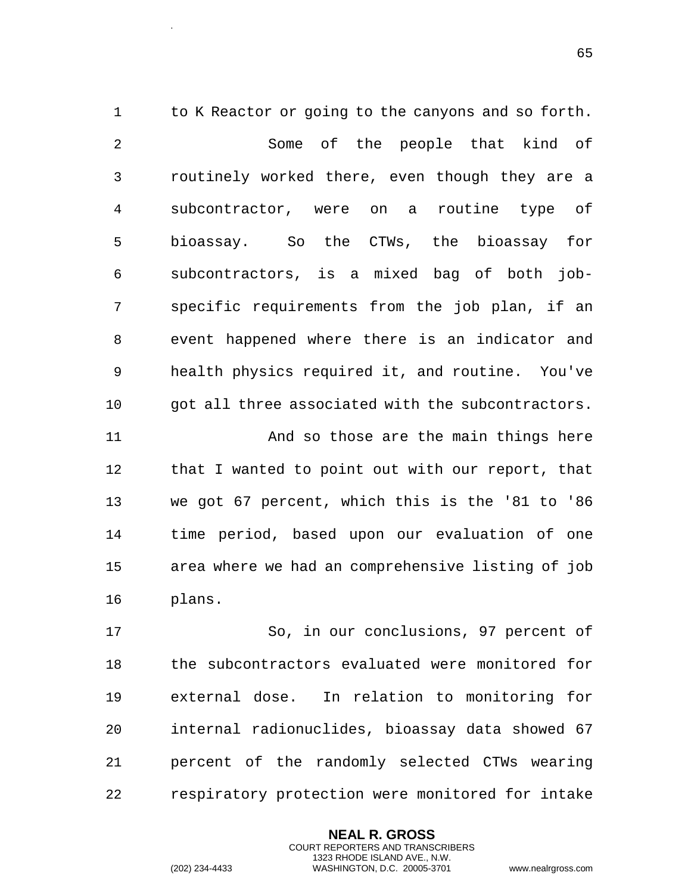to K Reactor or going to the canyons and so forth.

Some of the people that kind of routinely worked there, even though they are a subcontractor, were on a routine type of bioassay. So the CTWs, the bioassay for subcontractors, is a mixed bag of both job-specific requirements from the job plan, if an event happened where there is an indicator and health physics required it, and routine. You've got all three associated with the subcontractors.

And so those are the main things here that I wanted to point out with our report, that we got 67 percent, which this is the '81 to '86 time period, based upon our evaluation of one area where we had an comprehensive listing of job plans.

So, in our conclusions, 97 percent of the subcontractors evaluated were monitored for external dose. In relation to monitoring for internal radionuclides, bioassay data showed 67 percent of the randomly selected CTWs wearing respiratory protection were monitored for intake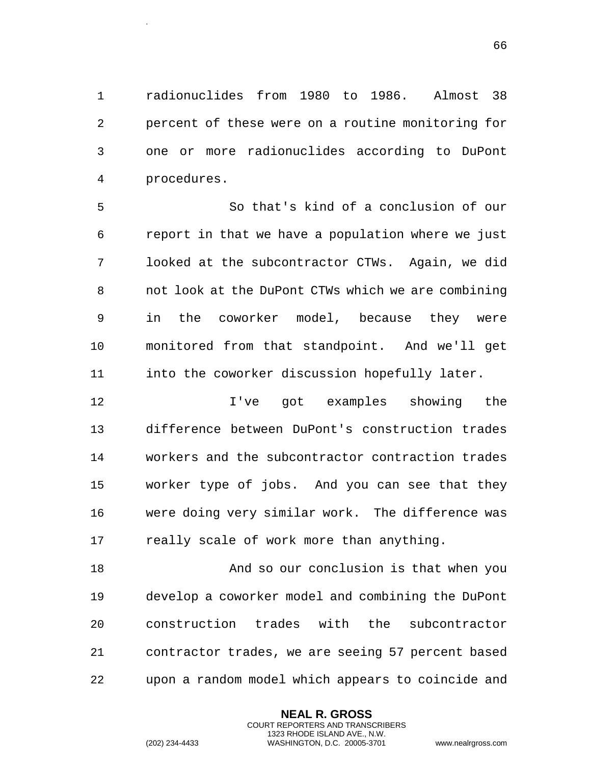radionuclides from 1980 to 1986. Almost 38 percent of these were on a routine monitoring for one or more radionuclides according to DuPont procedures.

So that's kind of a conclusion of our report in that we have a population where we just looked at the subcontractor CTWs. Again, we did not look at the DuPont CTWs which we are combining in the coworker model, because they were monitored from that standpoint. And we'll get into the coworker discussion hopefully later.

I've got examples showing the difference between DuPont's construction trades workers and the subcontractor contraction trades worker type of jobs. And you can see that they were doing very similar work. The difference was really scale of work more than anything.

And so our conclusion is that when you develop a coworker model and combining the DuPont construction trades with the subcontractor contractor trades, we are seeing 57 percent based upon a random model which appears to coincide and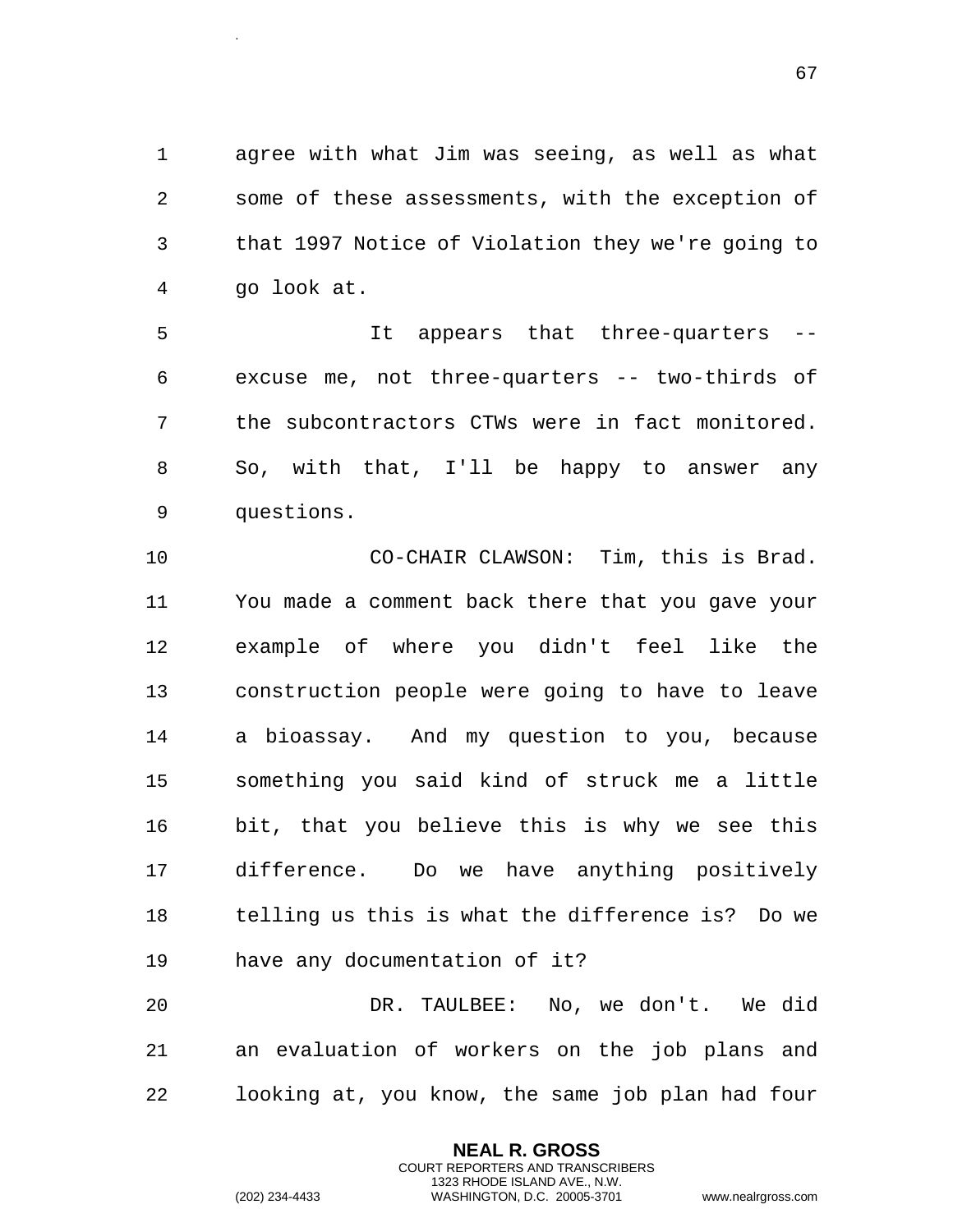agree with what Jim was seeing, as well as what some of these assessments, with the exception of that 1997 Notice of Violation they we're going to go look at.

It appears that three-quarters -- excuse me, not three-quarters -- two-thirds of the subcontractors CTWs were in fact monitored. So, with that, I'll be happy to answer any questions.

CO-CHAIR CLAWSON: Tim, this is Brad. You made a comment back there that you gave your example of where you didn't feel like the construction people were going to have to leave a bioassay. And my question to you, because something you said kind of struck me a little bit, that you believe this is why we see this difference. Do we have anything positively telling us this is what the difference is? Do we have any documentation of it?

DR. TAULBEE: No, we don't. We did an evaluation of workers on the job plans and looking at, you know, the same job plan had four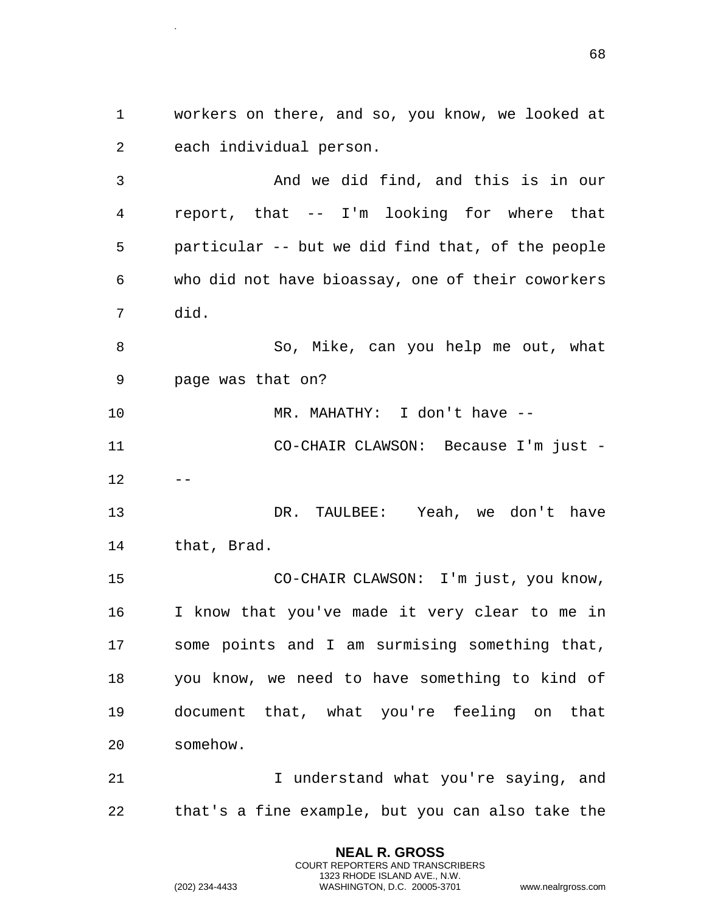workers on there, and so, you know, we looked at each individual person.

And we did find, and this is in our report, that -- I'm looking for where that particular -- but we did find that, of the people who did not have bioassay, one of their coworkers did.

So, Mike, can you help me out, what page was that on?

MR. MAHATHY: I don't have --

CO-CHAIR CLAWSON: Because I'm just ---

DR. TAULBEE: Yeah, we don't have that, Brad.

CO-CHAIR CLAWSON: I'm just, you know, I know that you've made it very clear to me in some points and I am surmising something that, you know, we need to have something to kind of document that, what you're feeling on that somehow.

I understand what you're saying, and that's a fine example, but you can also take the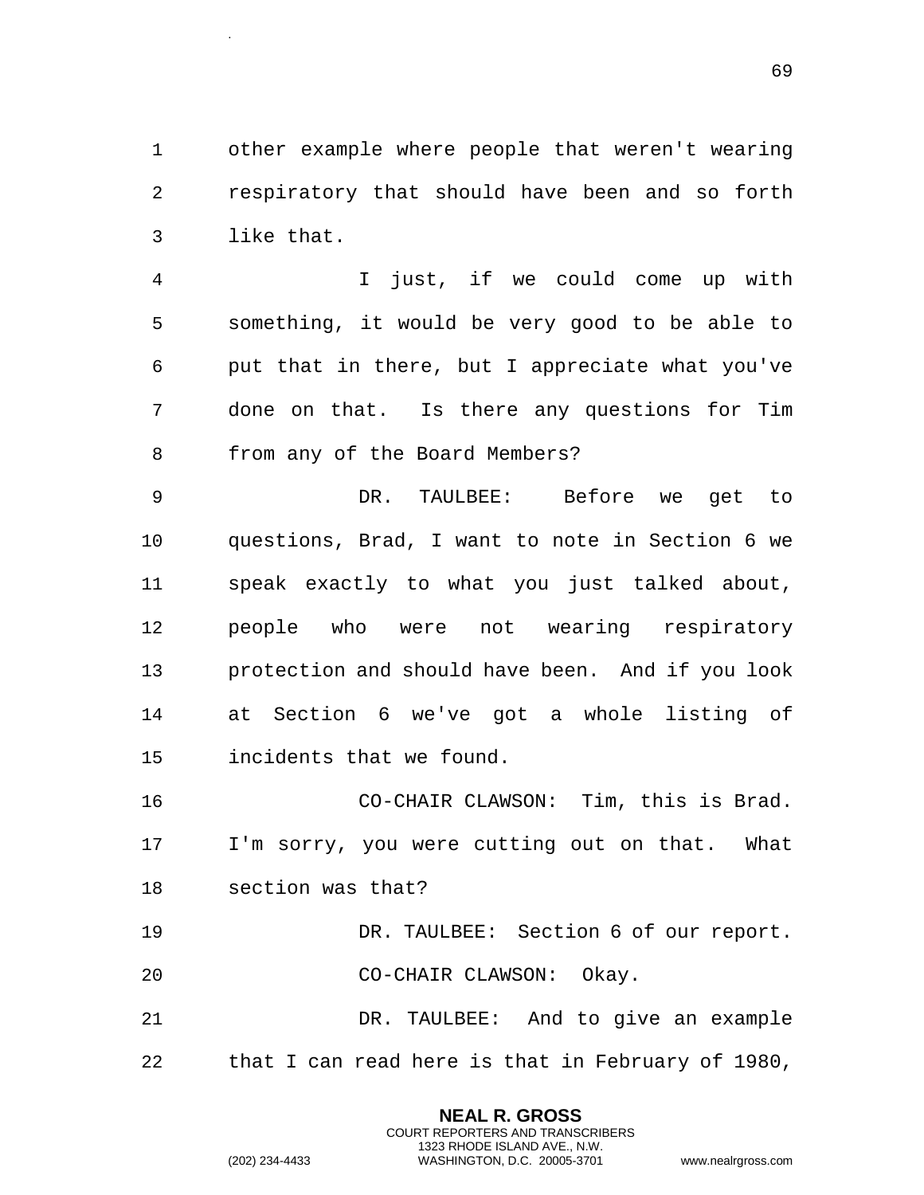other example where people that weren't wearing respiratory that should have been and so forth like that.

I just, if we could come up with something, it would be very good to be able to put that in there, but I appreciate what you've done on that. Is there any questions for Tim from any of the Board Members?

DR. TAULBEE: Before we get to questions, Brad, I want to note in Section 6 we speak exactly to what you just talked about, people who were not wearing respiratory protection and should have been. And if you look at Section 6 we've got a whole listing of incidents that we found.

CO-CHAIR CLAWSON: Tim, this is Brad. I'm sorry, you were cutting out on that. What section was that?

DR. TAULBEE: Section 6 of our report.

CO-CHAIR CLAWSON: Okay.

DR. TAULBEE: And to give an example that I can read here is that in February of 1980,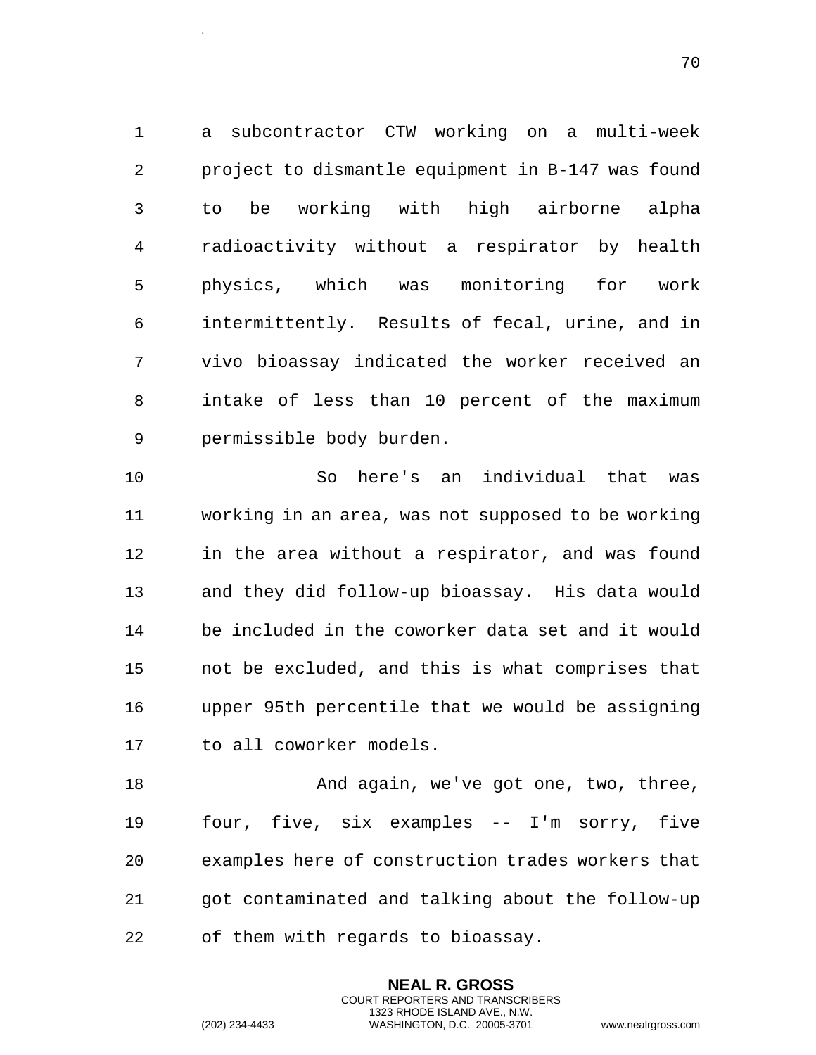a subcontractor CTW working on a multi-week project to dismantle equipment in B-147 was found to be working with high airborne alpha radioactivity without a respirator by health physics, which was monitoring for work intermittently. Results of fecal, urine, and in vivo bioassay indicated the worker received an intake of less than 10 percent of the maximum permissible body burden.

So here's an individual that was working in an area, was not supposed to be working in the area without a respirator, and was found and they did follow-up bioassay. His data would be included in the coworker data set and it would not be excluded, and this is what comprises that upper 95th percentile that we would be assigning to all coworker models.

And again, we've got one, two, three, four, five, six examples -- I'm sorry, five examples here of construction trades workers that got contaminated and talking about the follow-up of them with regards to bioassay.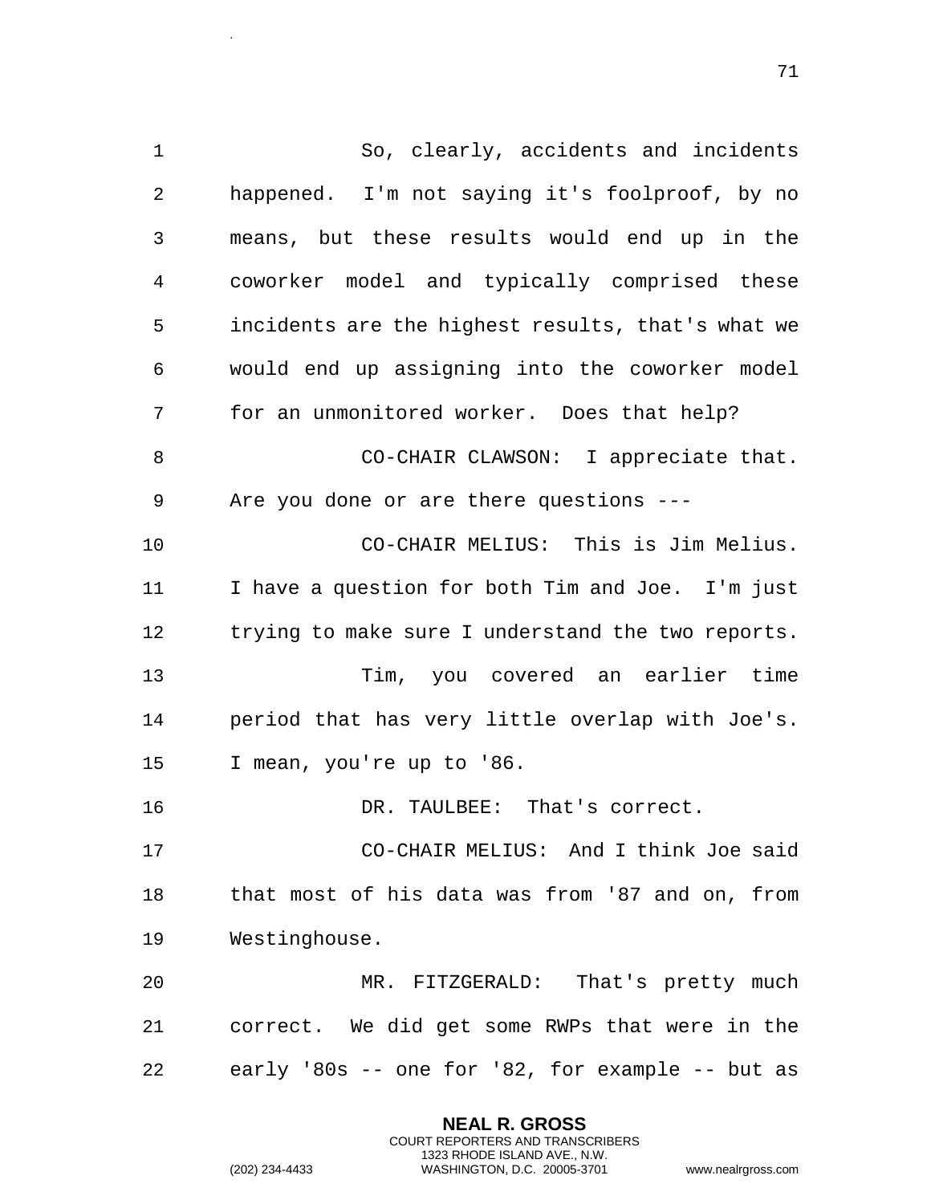So, clearly, accidents and incidents happened. I'm not saying it's foolproof, by no means, but these results would end up in the coworker model and typically comprised these incidents are the highest results, that's what we would end up assigning into the coworker model for an unmonitored worker. Does that help?

CO-CHAIR CLAWSON: I appreciate that. Are you done or are there questions ---

CO-CHAIR MELIUS: This is Jim Melius. I have a question for both Tim and Joe. I'm just trying to make sure I understand the two reports.

Tim, you covered an earlier time period that has very little overlap with Joe's. I mean, you're up to '86.

DR. TAULBEE: That's correct.

CO-CHAIR MELIUS: And I think Joe said that most of his data was from '87 and on, from Westinghouse.

MR. FITZGERALD: That's pretty much correct. We did get some RWPs that were in the early '80s -- one for '82, for example -- but as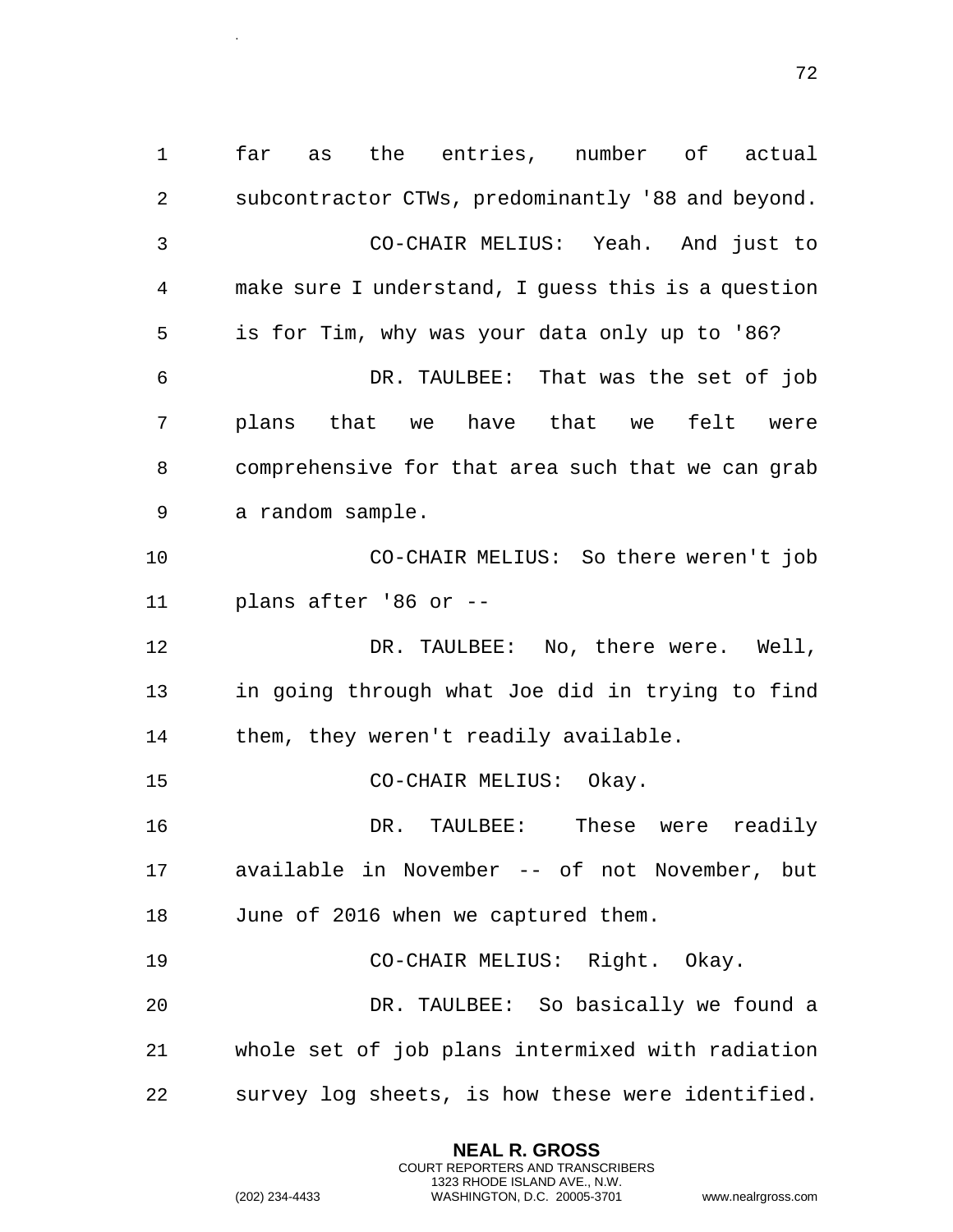far as the entries, number of actual subcontractor CTWs, predominantly '88 and beyond.

CO-CHAIR MELIUS: Yeah. And just to make sure I understand, I guess this is a question is for Tim, why was your data only up to '86?

DR. TAULBEE: That was the set of job plans that we have that we felt were comprehensive for that area such that we can grab a random sample.

CO-CHAIR MELIUS: So there weren't job plans after '86 or --

DR. TAULBEE: No, there were. Well, in going through what Joe did in trying to find them, they weren't readily available.

CO-CHAIR MELIUS: Okay.

DR. TAULBEE: These were readily available in November -- of not November, but June of 2016 when we captured them.

CO-CHAIR MELIUS: Right. Okay.

DR. TAULBEE: So basically we found a whole set of job plans intermixed with radiation survey log sheets, is how these were identified.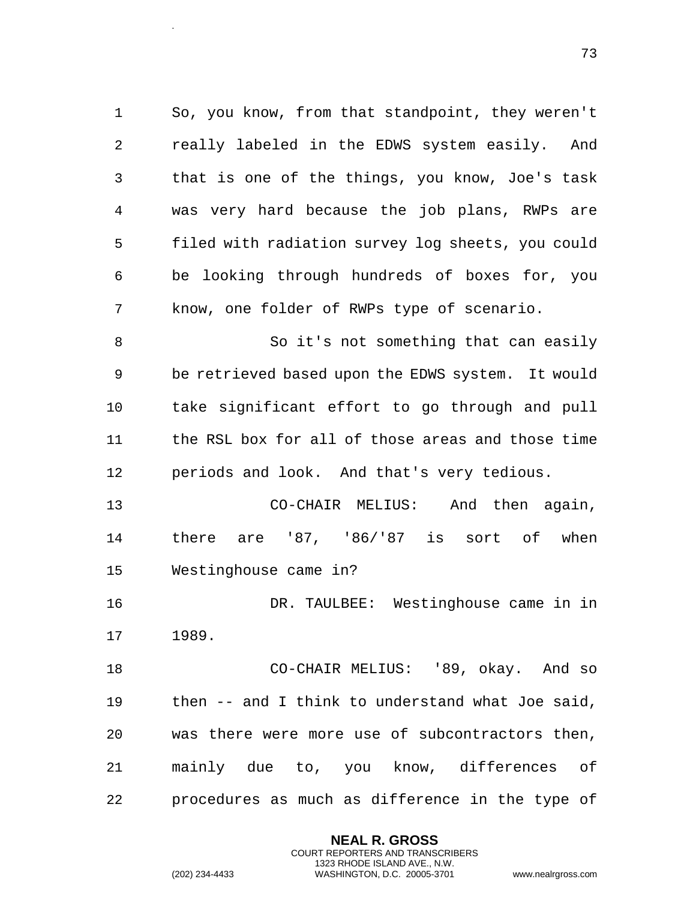So, you know, from that standpoint, they weren't really labeled in the EDWS system easily. And that is one of the things, you know, Joe's task was very hard because the job plans, RWPs are filed with radiation survey log sheets, you could be looking through hundreds of boxes for, you know, one folder of RWPs type of scenario.

So it's not something that can easily be retrieved based upon the EDWS system. It would take significant effort to go through and pull the RSL box for all of those areas and those time periods and look. And that's very tedious.

CO-CHAIR MELIUS: And then again, there are '87, '86/'87 is sort of when Westinghouse came in?

DR. TAULBEE: Westinghouse came in in 1989.

CO-CHAIR MELIUS: '89, okay. And so then -- and I think to understand what Joe said, was there were more use of subcontractors then, mainly due to, you know, differences of procedures as much as difference in the type of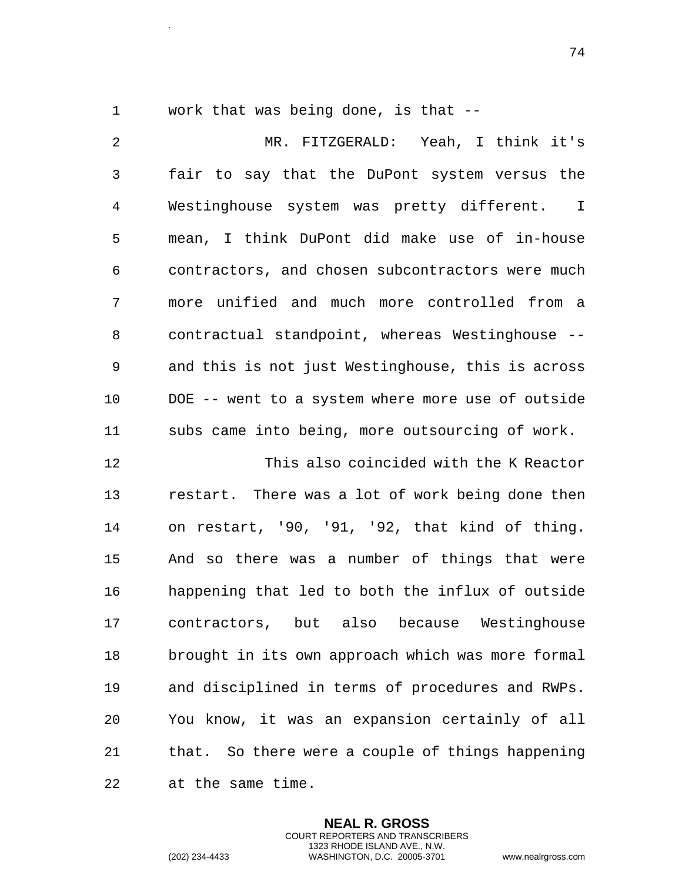work that was being done, is that --

MR. FITZGERALD: Yeah, I think it's fair to say that the DuPont system versus the Westinghouse system was pretty different. I mean, I think DuPont did make use of in-house contractors, and chosen subcontractors were much more unified and much more controlled from a contractual standpoint, whereas Westinghouse -- and this is not just Westinghouse, this is across DOE -- went to a system where more use of outside subs came into being, more outsourcing of work.

This also coincided with the K Reactor restart. There was a lot of work being done then on restart, '90, '91, '92, that kind of thing. And so there was a number of things that were happening that led to both the influx of outside contractors, but also because Westinghouse brought in its own approach which was more formal and disciplined in terms of procedures and RWPs. You know, it was an expansion certainly of all that. So there were a couple of things happening at the same time.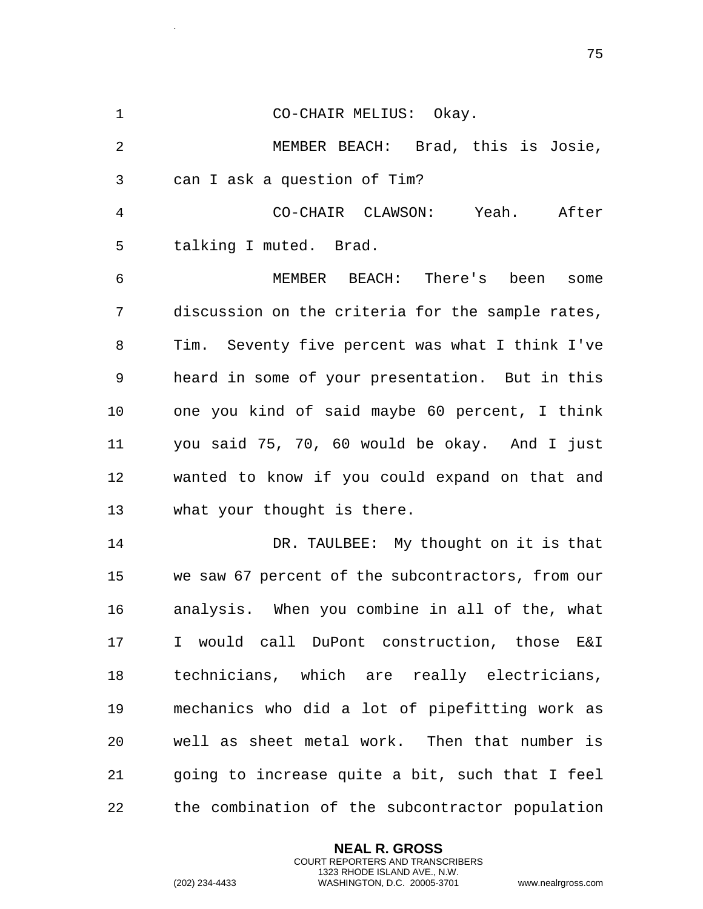CO-CHAIR MELIUS: Okay.

MEMBER BEACH: Brad, this is Josie, can I ask a question of Tim?

CO-CHAIR CLAWSON: Yeah. After talking I muted. Brad.

MEMBER BEACH: There's been some discussion on the criteria for the sample rates, Tim. Seventy five percent was what I think I've heard in some of your presentation. But in this one you kind of said maybe 60 percent, I think you said 75, 70, 60 would be okay. And I just wanted to know if you could expand on that and what your thought is there.

DR. TAULBEE: My thought on it is that we saw 67 percent of the subcontractors, from our analysis. When you combine in all of the, what I would call DuPont construction, those E&I technicians, which are really electricians, mechanics who did a lot of pipefitting work as well as sheet metal work. Then that number is going to increase quite a bit, such that I feel the combination of the subcontractor population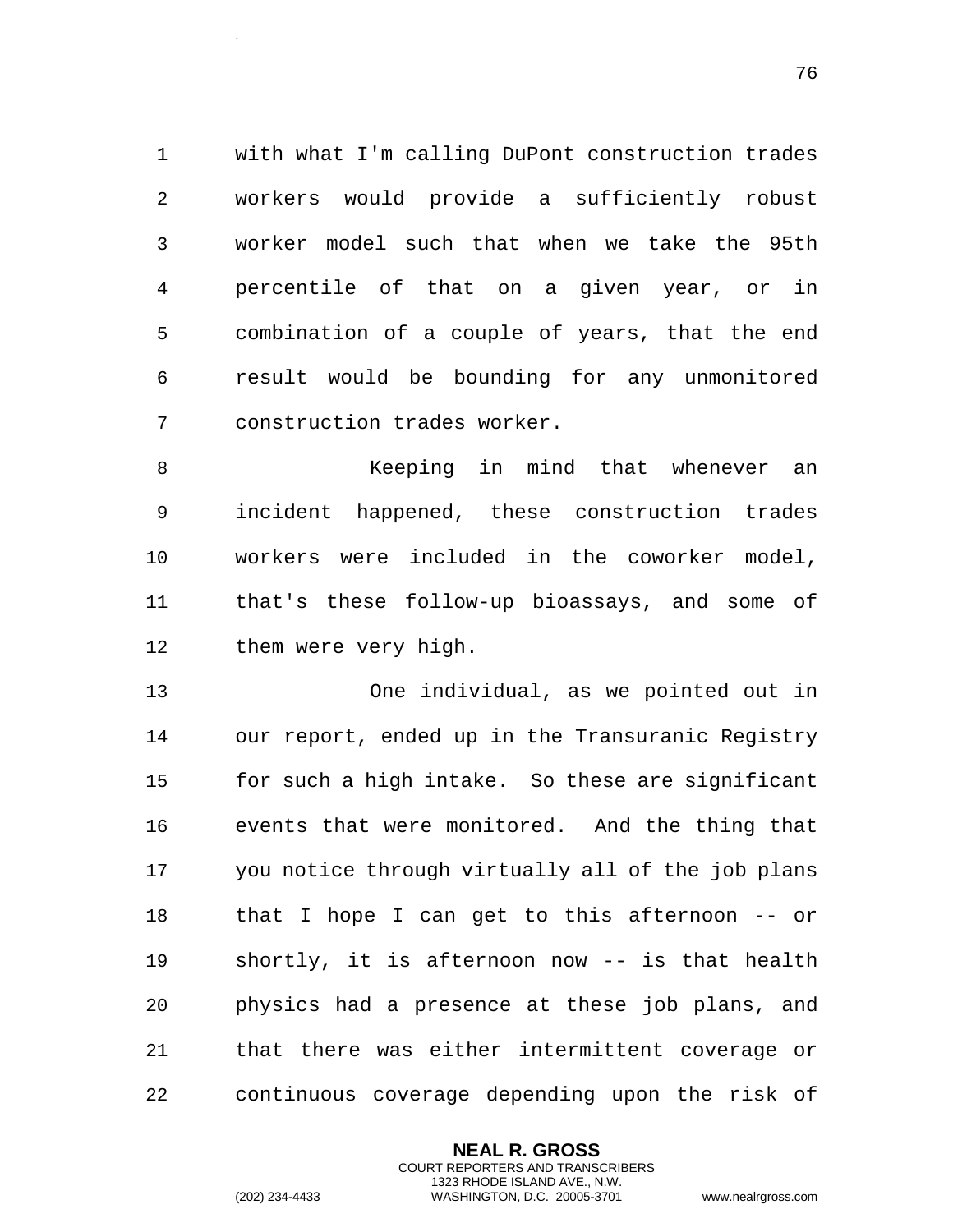with what I'm calling DuPont construction trades workers would provide a sufficiently robust worker model such that when we take the 95th percentile of that on a given year, or in combination of a couple of years, that the end result would be bounding for any unmonitored construction trades worker.

Keeping in mind that whenever an incident happened, these construction trades workers were included in the coworker model, that's these follow-up bioassays, and some of them were very high.

One individual, as we pointed out in our report, ended up in the Transuranic Registry for such a high intake. So these are significant events that were monitored. And the thing that you notice through virtually all of the job plans that I hope I can get to this afternoon -- or shortly, it is afternoon now -- is that health physics had a presence at these job plans, and that there was either intermittent coverage or continuous coverage depending upon the risk of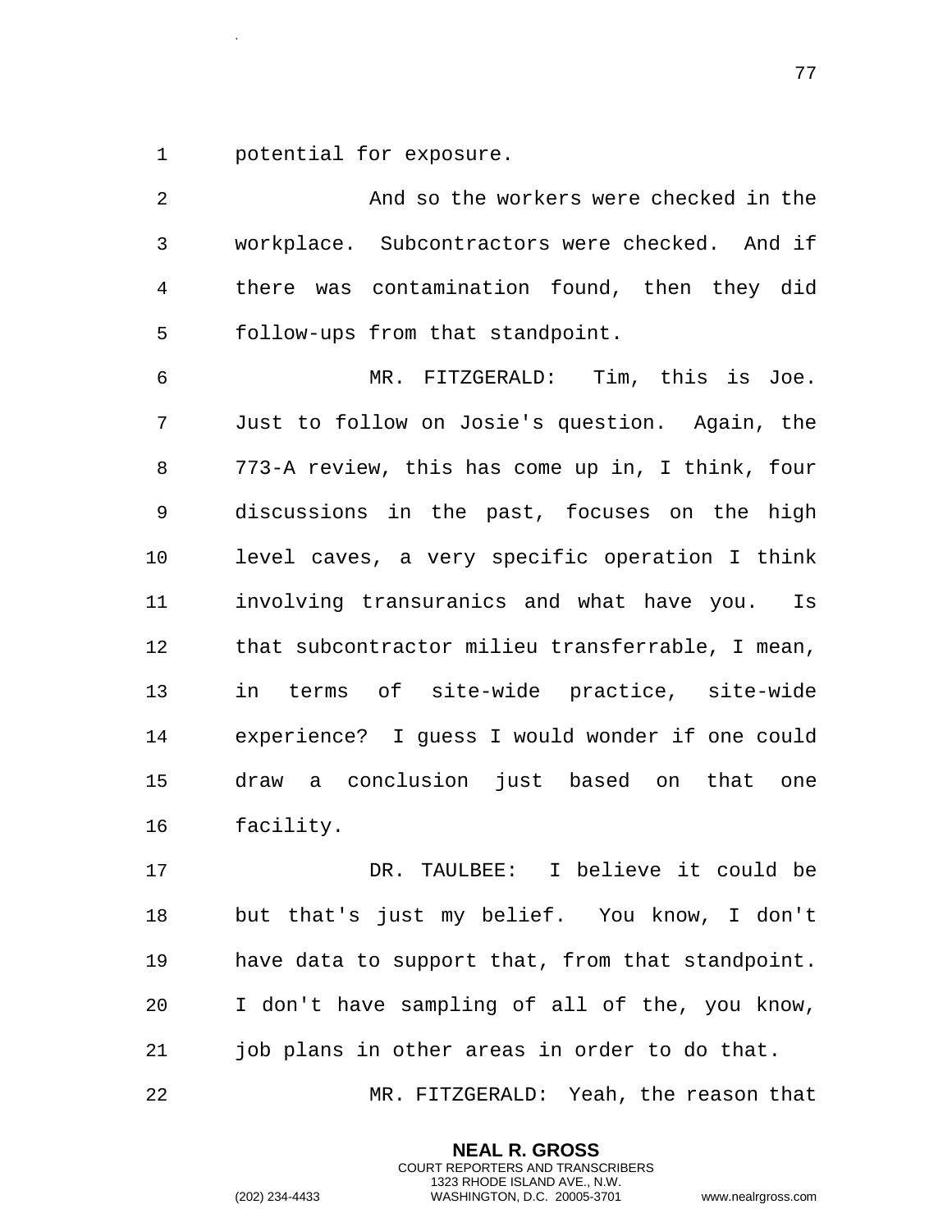potential for exposure.

And so the workers were checked in the workplace. Subcontractors were checked. And if there was contamination found, then they did follow-ups from that standpoint.

MR. FITZGERALD: Tim, this is Joe. Just to follow on Josie's question. Again, the 773-A review, this has come up in, I think, four discussions in the past, focuses on the high level caves, a very specific operation I think involving transuranics and what have you. Is that subcontractor milieu transferrable, I mean, in terms of site-wide practice, site-wide experience? I guess I would wonder if one could draw a conclusion just based on that one facility.

DR. TAULBEE: I believe it could be but that's just my belief. You know, I don't have data to support that, from that standpoint. I don't have sampling of all of the, you know, job plans in other areas in order to do that.

MR. FITZGERALD: Yeah, the reason that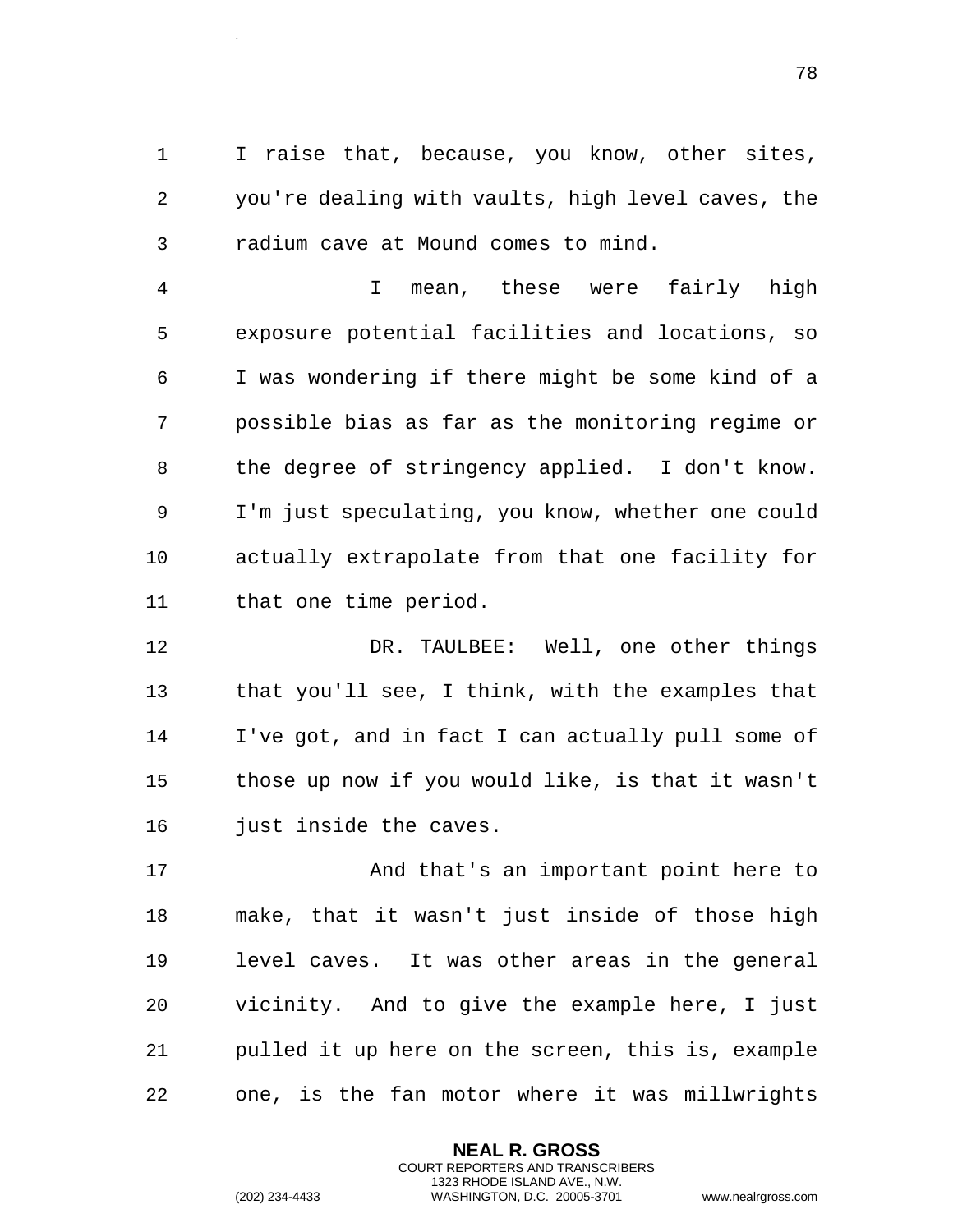I raise that, because, you know, other sites, you're dealing with vaults, high level caves, the radium cave at Mound comes to mind.

I mean, these were fairly high exposure potential facilities and locations, so I was wondering if there might be some kind of a possible bias as far as the monitoring regime or the degree of stringency applied. I don't know. I'm just speculating, you know, whether one could actually extrapolate from that one facility for that one time period.

DR. TAULBEE: Well, one other things that you'll see, I think, with the examples that I've got, and in fact I can actually pull some of those up now if you would like, is that it wasn't just inside the caves.

And that's an important point here to make, that it wasn't just inside of those high level caves. It was other areas in the general vicinity. And to give the example here, I just pulled it up here on the screen, this is, example one, is the fan motor where it was millwrights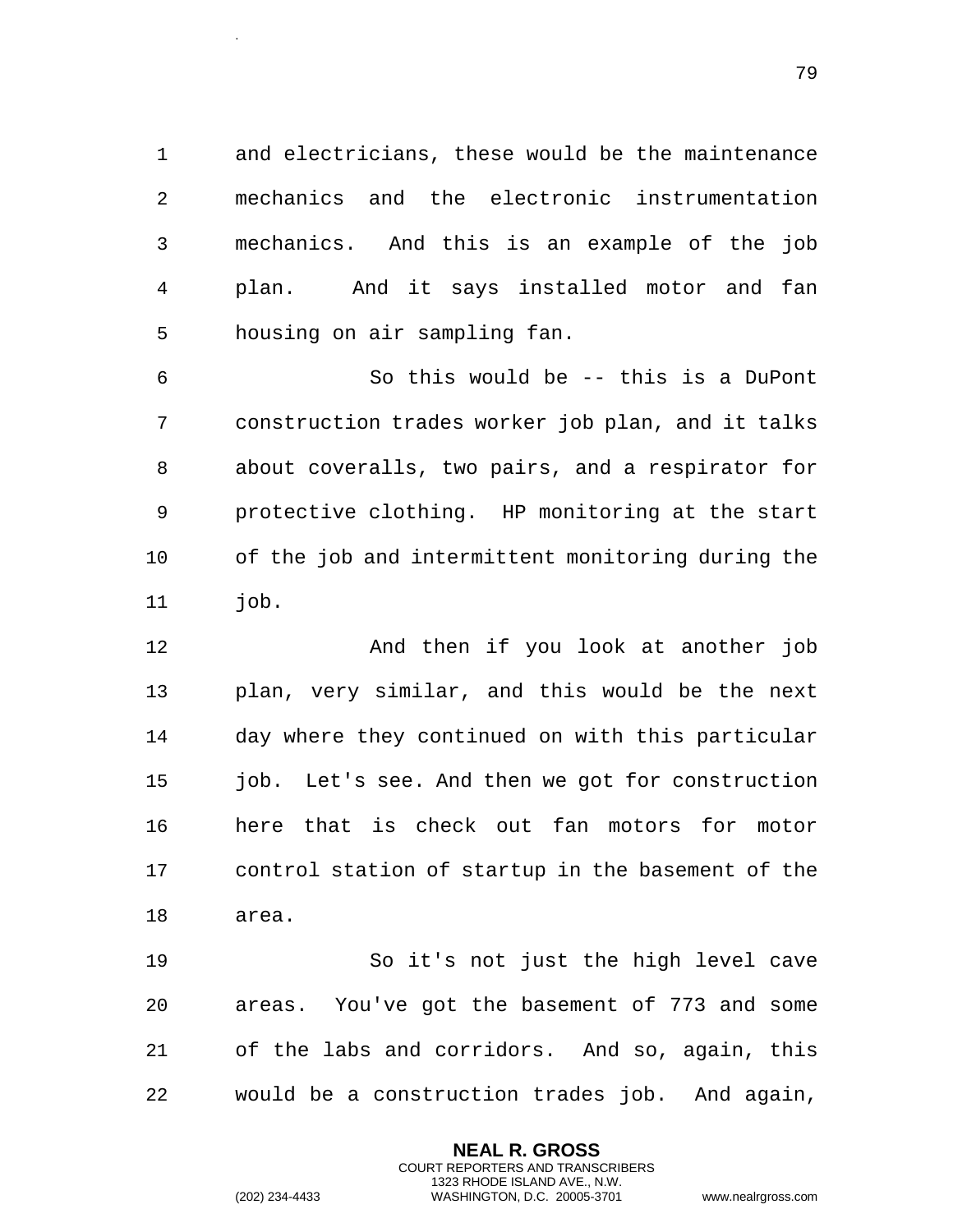and electricians, these would be the maintenance mechanics and the electronic instrumentation mechanics. And this is an example of the job plan. And it says installed motor and fan housing on air sampling fan.

So this would be -- this is a DuPont construction trades worker job plan, and it talks about coveralls, two pairs, and a respirator for protective clothing. HP monitoring at the start of the job and intermittent monitoring during the job.

And then if you look at another job plan, very similar, and this would be the next day where they continued on with this particular job. Let's see. And then we got for construction here that is check out fan motors for motor control station of startup in the basement of the area.

So it's not just the high level cave areas. You've got the basement of 773 and some of the labs and corridors. And so, again, this would be a construction trades job. And again,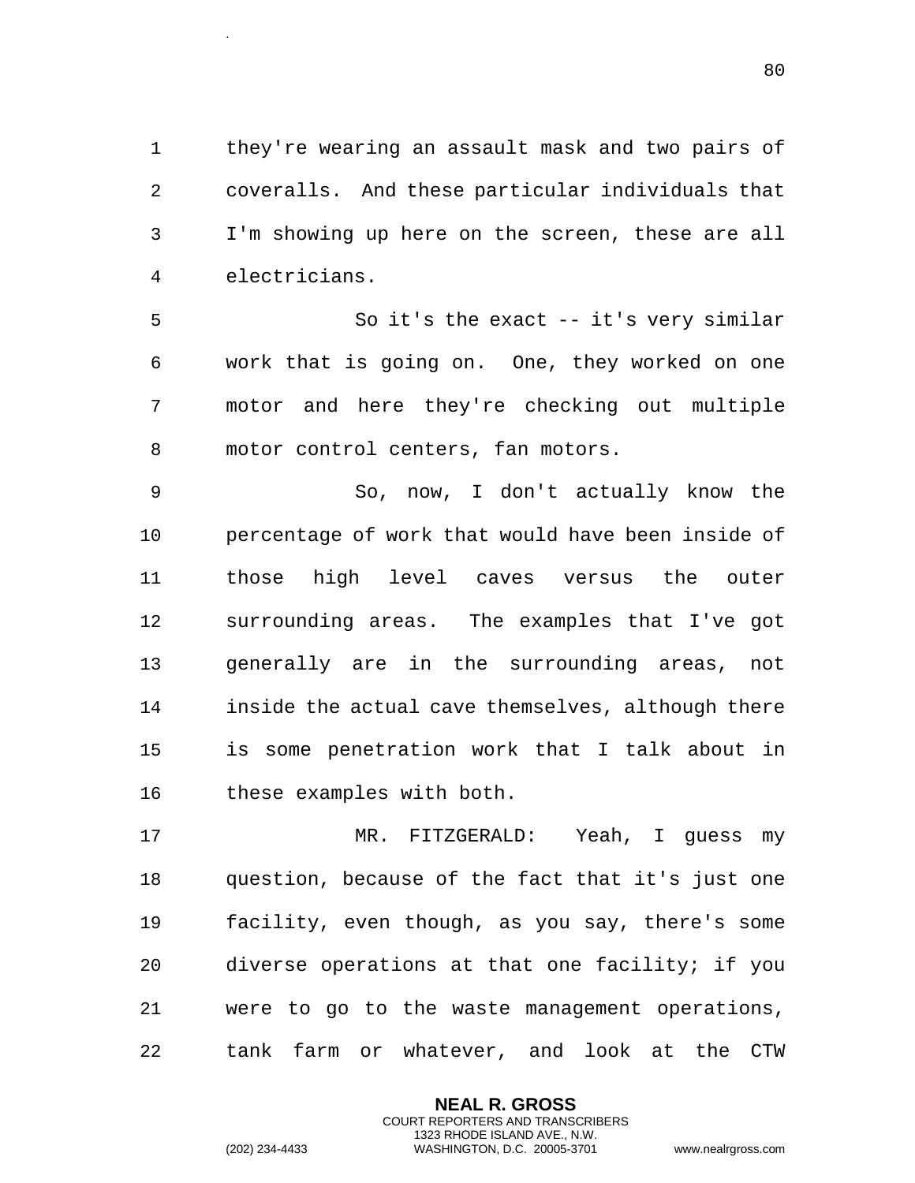they're wearing an assault mask and two pairs of coveralls. And these particular individuals that I'm showing up here on the screen, these are all electricians.

So it's the exact -- it's very similar work that is going on. One, they worked on one motor and here they're checking out multiple motor control centers, fan motors.

So, now, I don't actually know the percentage of work that would have been inside of those high level caves versus the outer surrounding areas. The examples that I've got generally are in the surrounding areas, not inside the actual cave themselves, although there is some penetration work that I talk about in these examples with both.

MR. FITZGERALD: Yeah, I guess my question, because of the fact that it's just one facility, even though, as you say, there's some diverse operations at that one facility; if you were to go to the waste management operations, tank farm or whatever, and look at the CTW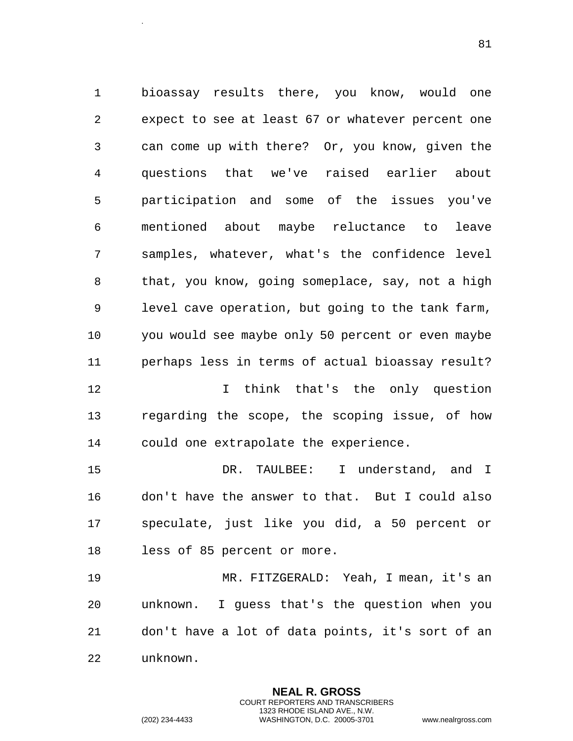bioassay results there, you know, would one expect to see at least 67 or whatever percent one can come up with there? Or, you know, given the questions that we've raised earlier about participation and some of the issues you've mentioned about maybe reluctance to leave samples, whatever, what's the confidence level that, you know, going someplace, say, not a high level cave operation, but going to the tank farm, you would see maybe only 50 percent or even maybe perhaps less in terms of actual bioassay result?

I think that's the only question regarding the scope, the scoping issue, of how could one extrapolate the experience.

DR. TAULBEE: I understand, and I don't have the answer to that. But I could also speculate, just like you did, a 50 percent or less of 85 percent or more.

MR. FITZGERALD: Yeah, I mean, it's an unknown. I guess that's the question when you don't have a lot of data points, it's sort of an unknown.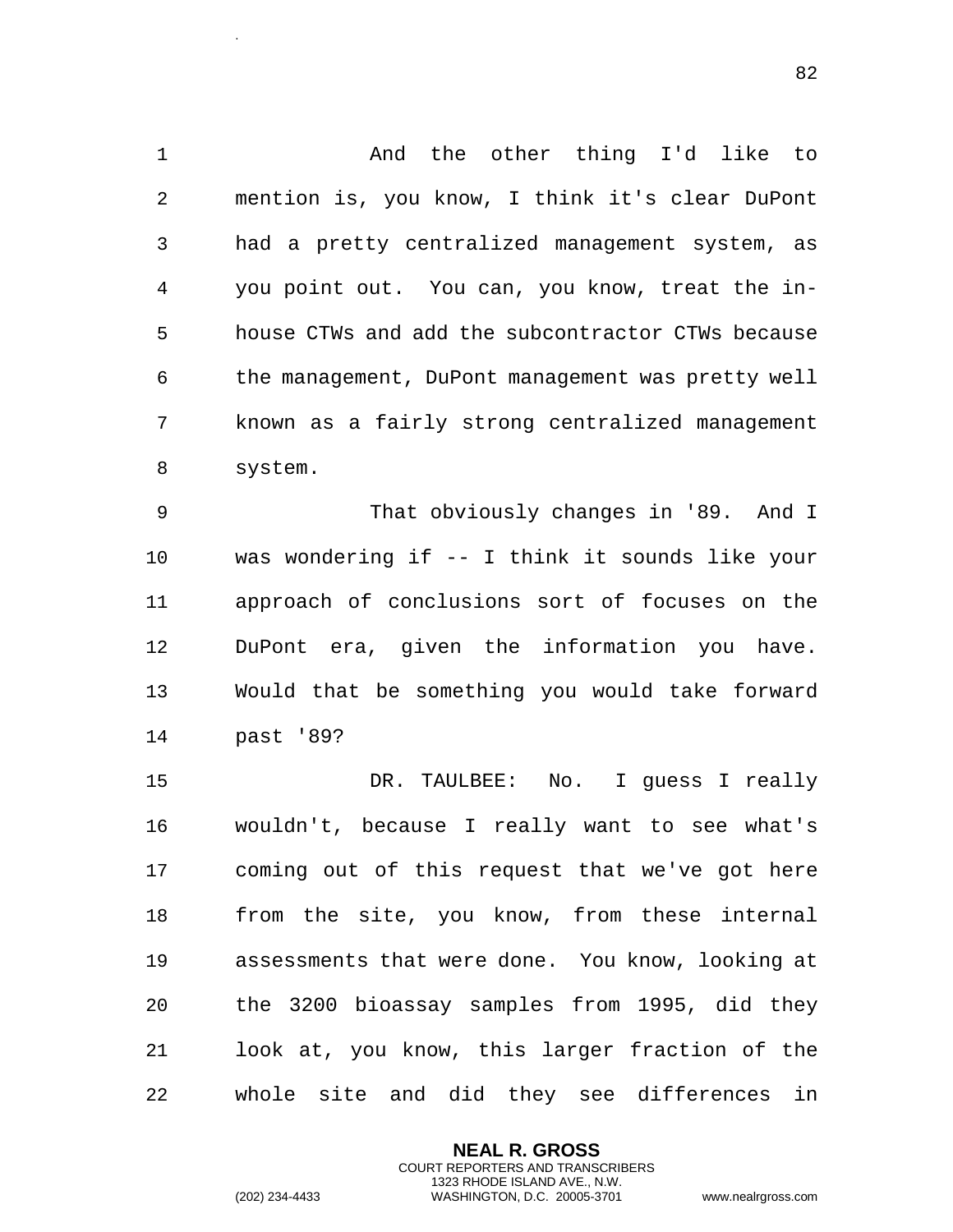And the other thing I'd like to mention is, you know, I think it's clear DuPont had a pretty centralized management system, as you point out. You can, you know, treat the in-house CTWs and add the subcontractor CTWs because the management, DuPont management was pretty well known as a fairly strong centralized management system.

That obviously changes in '89. And I was wondering if -- I think it sounds like your approach of conclusions sort of focuses on the DuPont era, given the information you have. Would that be something you would take forward past '89?

DR. TAULBEE: No. I guess I really wouldn't, because I really want to see what's coming out of this request that we've got here from the site, you know, from these internal assessments that were done. You know, looking at the 3200 bioassay samples from 1995, did they look at, you know, this larger fraction of the whole site and did they see differences in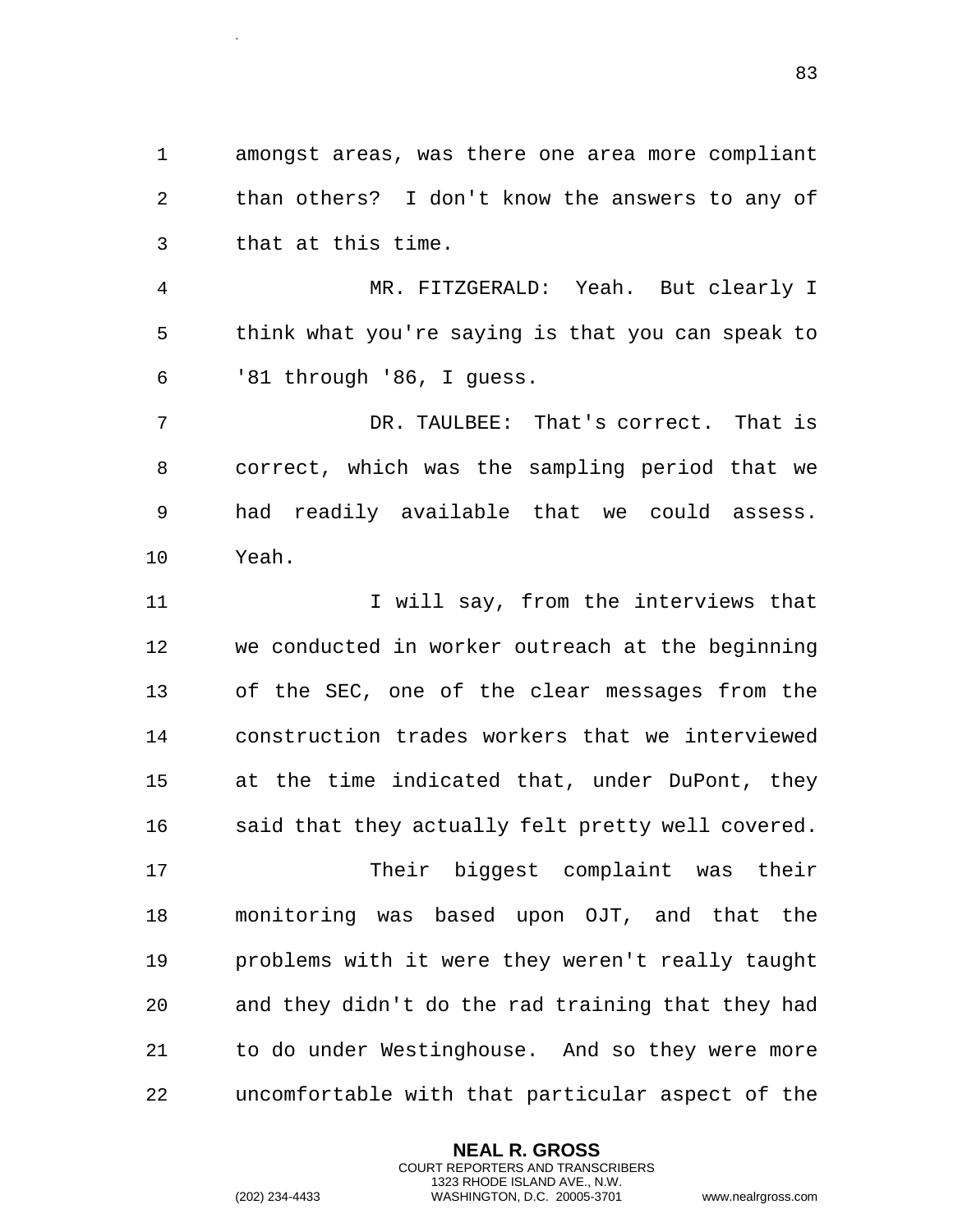amongst areas, was there one area more compliant than others? I don't know the answers to any of that at this time.

MR. FITZGERALD: Yeah. But clearly I think what you're saying is that you can speak to '81 through '86, I guess.

DR. TAULBEE: That's correct. That is correct, which was the sampling period that we had readily available that we could assess. Yeah.

I will say, from the interviews that we conducted in worker outreach at the beginning of the SEC, one of the clear messages from the construction trades workers that we interviewed at the time indicated that, under DuPont, they said that they actually felt pretty well covered.

Their biggest complaint was their monitoring was based upon OJT, and that the problems with it were they weren't really taught and they didn't do the rad training that they had to do under Westinghouse. And so they were more uncomfortable with that particular aspect of the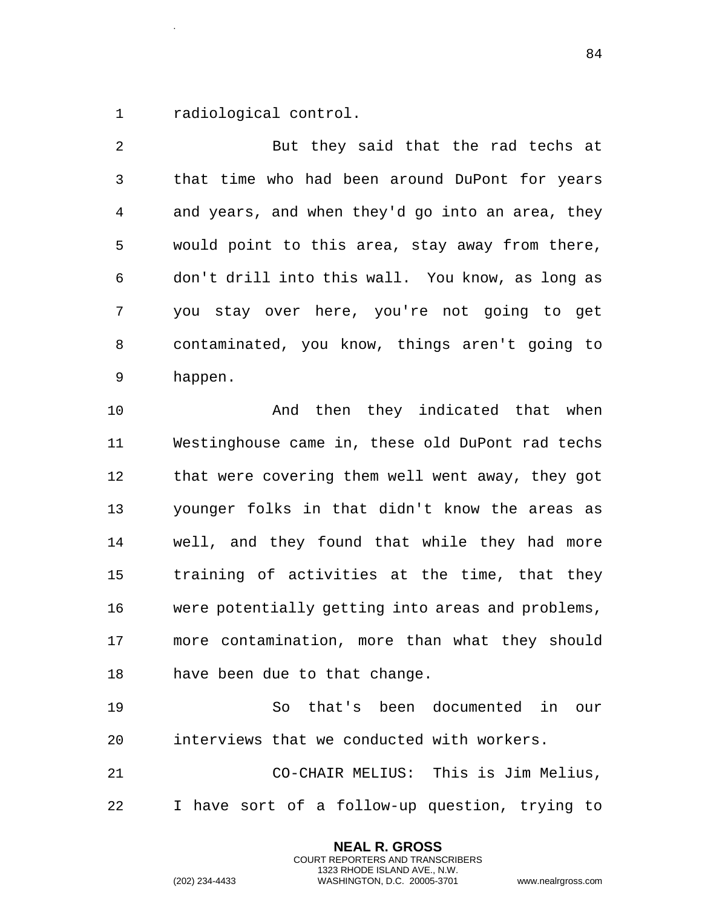radiological control.

But they said that the rad techs at that time who had been around DuPont for years and years, and when they'd go into an area, they would point to this area, stay away from there, don't drill into this wall. You know, as long as you stay over here, you're not going to get contaminated, you know, things aren't going to happen.

And then they indicated that when Westinghouse came in, these old DuPont rad techs that were covering them well went away, they got younger folks in that didn't know the areas as well, and they found that while they had more training of activities at the time, that they were potentially getting into areas and problems, more contamination, more than what they should have been due to that change.

So that's been documented in our interviews that we conducted with workers.

CO-CHAIR MELIUS: This is Jim Melius, I have sort of a follow-up question, trying to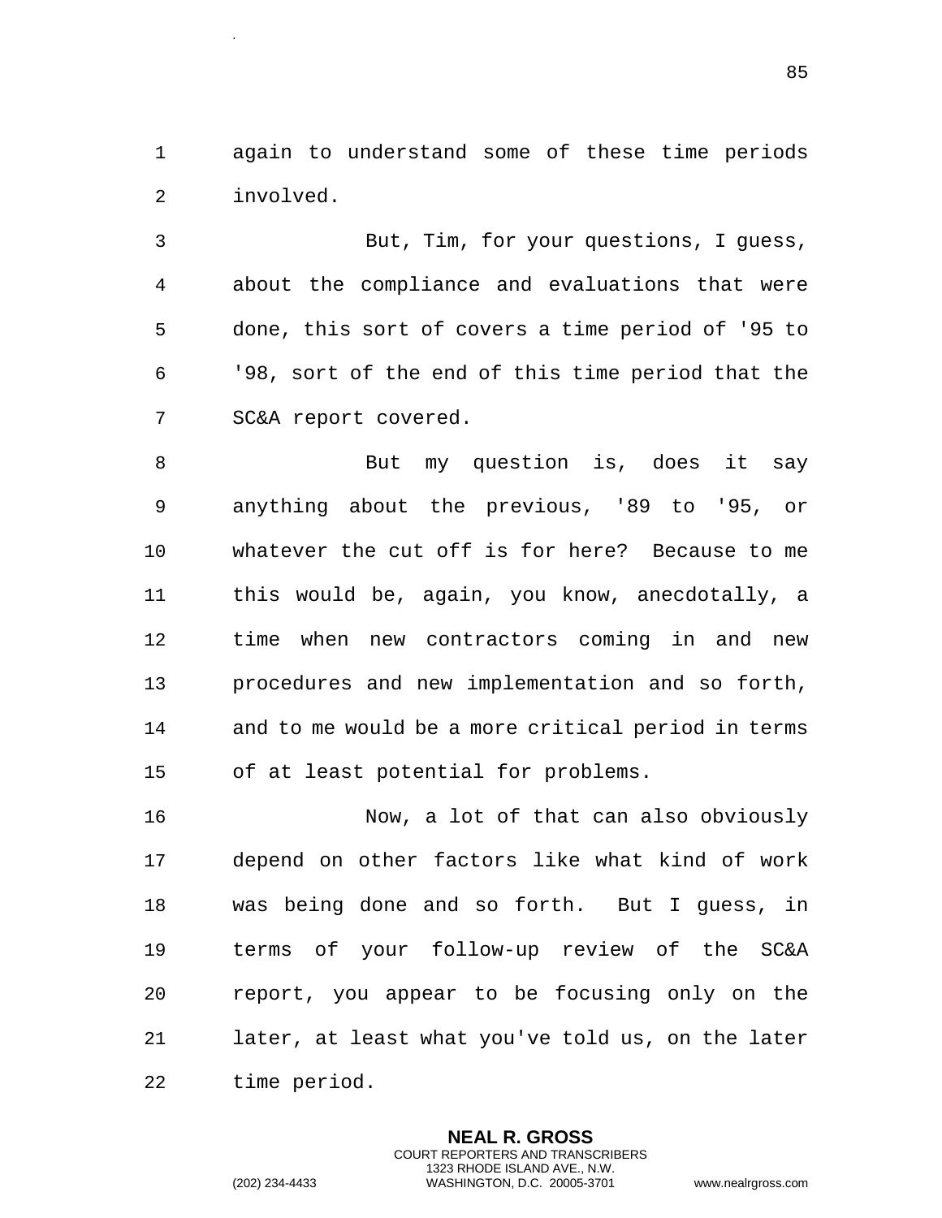again to understand some of these time periods involved.

But, Tim, for your questions, I guess, about the compliance and evaluations that were done, this sort of covers a time period of '95 to '98, sort of the end of this time period that the SC&A report covered.

But my question is, does it say anything about the previous, '89 to '95, or whatever the cut off is for here? Because to me this would be, again, you know, anecdotally, a time when new contractors coming in and new procedures and new implementation and so forth, and to me would be a more critical period in terms of at least potential for problems.

Now, a lot of that can also obviously depend on other factors like what kind of work was being done and so forth. But I guess, in terms of your follow-up review of the SC&A report, you appear to be focusing only on the later, at least what you've told us, on the later time period.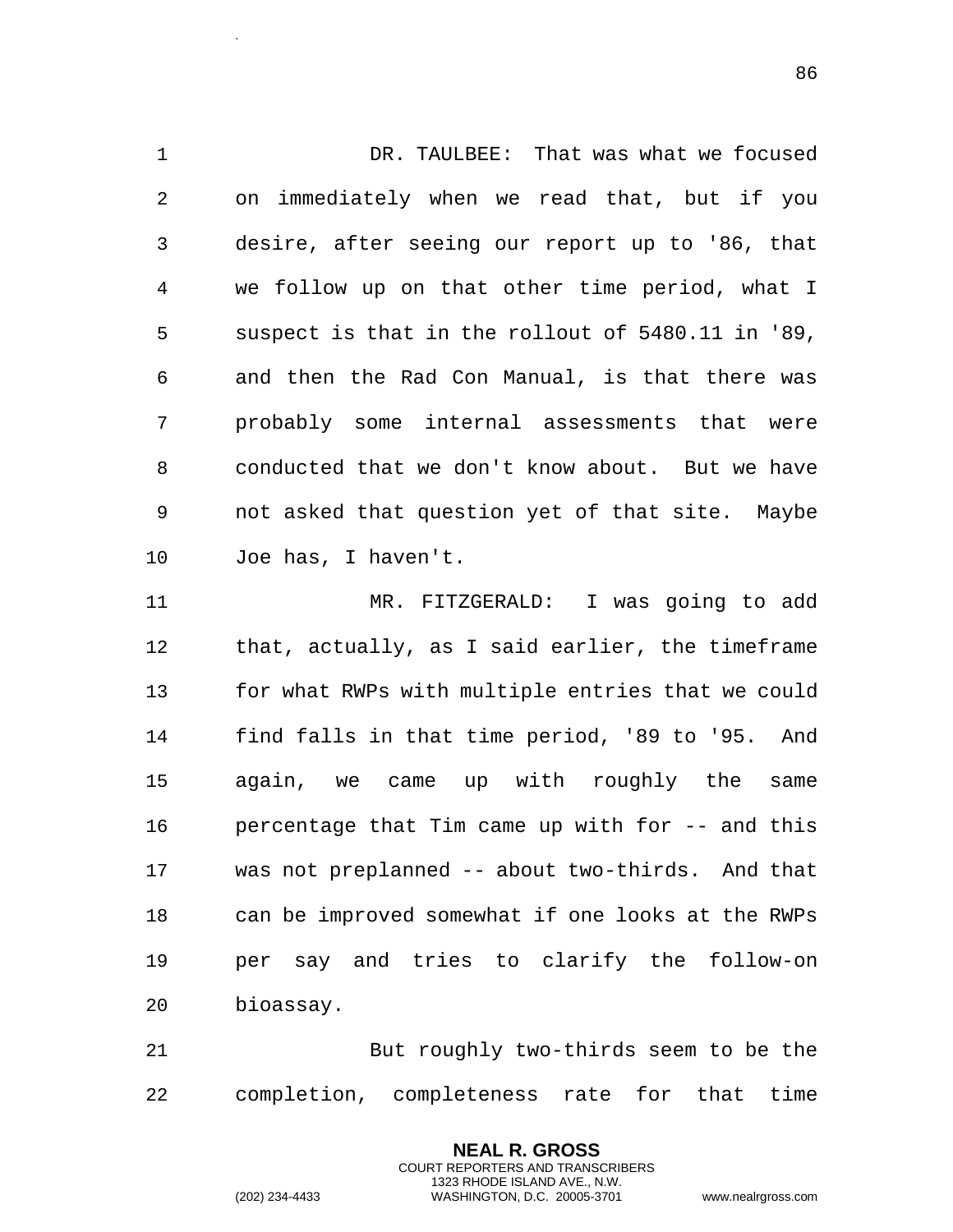DR. TAULBEE: That was what we focused on immediately when we read that, but if you desire, after seeing our report up to '86, that we follow up on that other time period, what I suspect is that in the rollout of 5480.11 in '89, and then the Rad Con Manual, is that there was probably some internal assessments that were conducted that we don't know about. But we have not asked that question yet of that site. Maybe Joe has, I haven't.

MR. FITZGERALD: I was going to add that, actually, as I said earlier, the timeframe for what RWPs with multiple entries that we could find falls in that time period, '89 to '95. And again, we came up with roughly the same percentage that Tim came up with for -- and this was not preplanned -- about two-thirds. And that can be improved somewhat if one looks at the RWPs per say and tries to clarify the follow-on bioassay.

But roughly two-thirds seem to be the completion, completeness rate for that time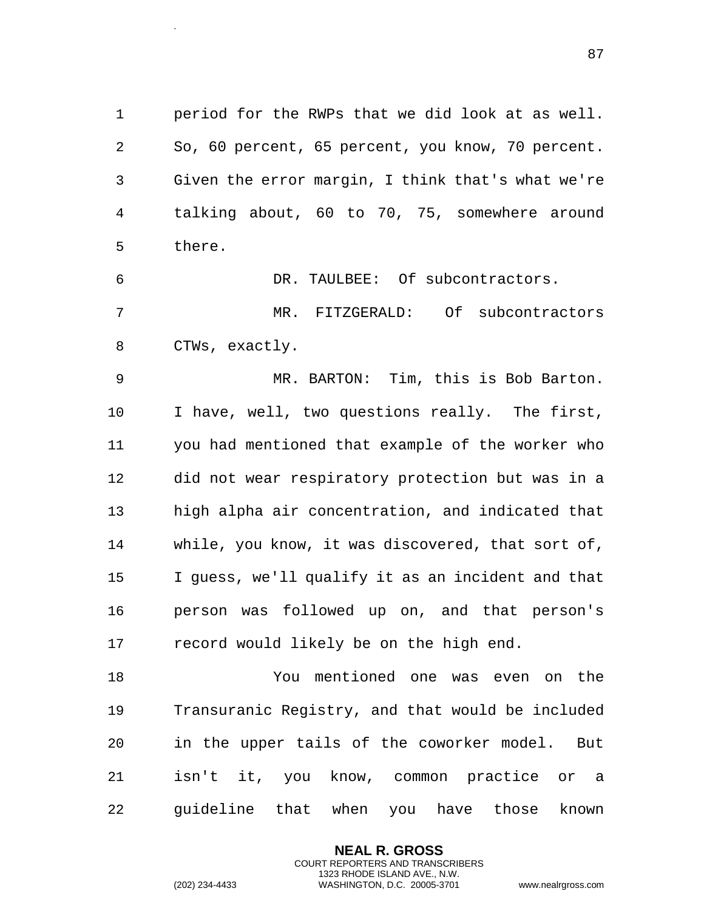period for the RWPs that we did look at as well. So, 60 percent, 65 percent, you know, 70 percent. Given the error margin, I think that's what we're talking about, 60 to 70, 75, somewhere around there.

DR. TAULBEE: Of subcontractors.

MR. FITZGERALD: Of subcontractors CTWs, exactly.

MR. BARTON: Tim, this is Bob Barton. I have, well, two questions really. The first, you had mentioned that example of the worker who did not wear respiratory protection but was in a high alpha air concentration, and indicated that while, you know, it was discovered, that sort of, I guess, we'll qualify it as an incident and that person was followed up on, and that person's record would likely be on the high end.

You mentioned one was even on the Transuranic Registry, and that would be included in the upper tails of the coworker model. But isn't it, you know, common practice or a guideline that when you have those known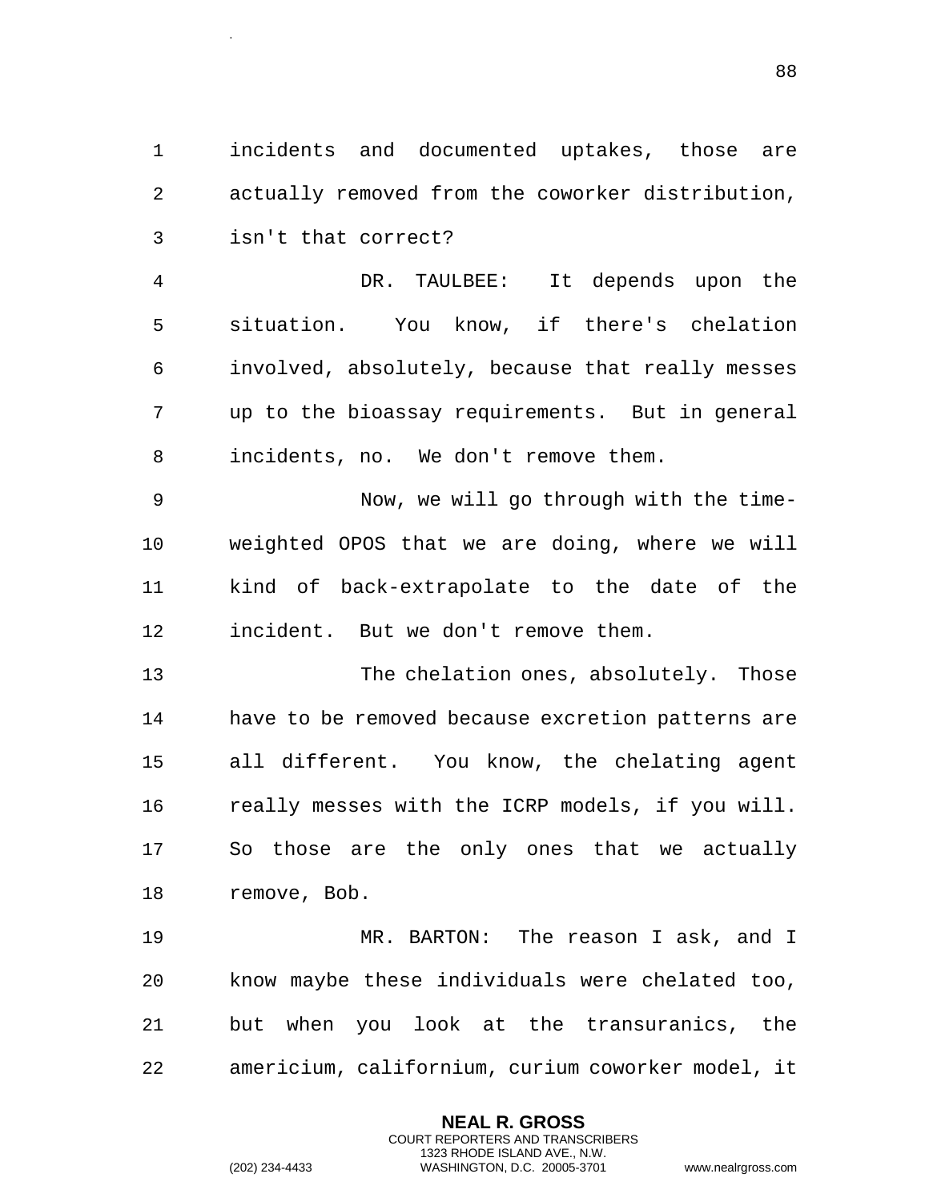incidents and documented uptakes, those are actually removed from the coworker distribution, isn't that correct?

DR. TAULBEE: It depends upon the situation. You know, if there's chelation involved, absolutely, because that really messes up to the bioassay requirements. But in general incidents, no. We don't remove them.

Now, we will go through with the time-weighted OPOS that we are doing, where we will kind of back-extrapolate to the date of the incident. But we don't remove them.

The chelation ones, absolutely. Those have to be removed because excretion patterns are all different. You know, the chelating agent really messes with the ICRP models, if you will. So those are the only ones that we actually remove, Bob.

MR. BARTON: The reason I ask, and I know maybe these individuals were chelated too, but when you look at the transuranics, the americium, californium, curium coworker model, it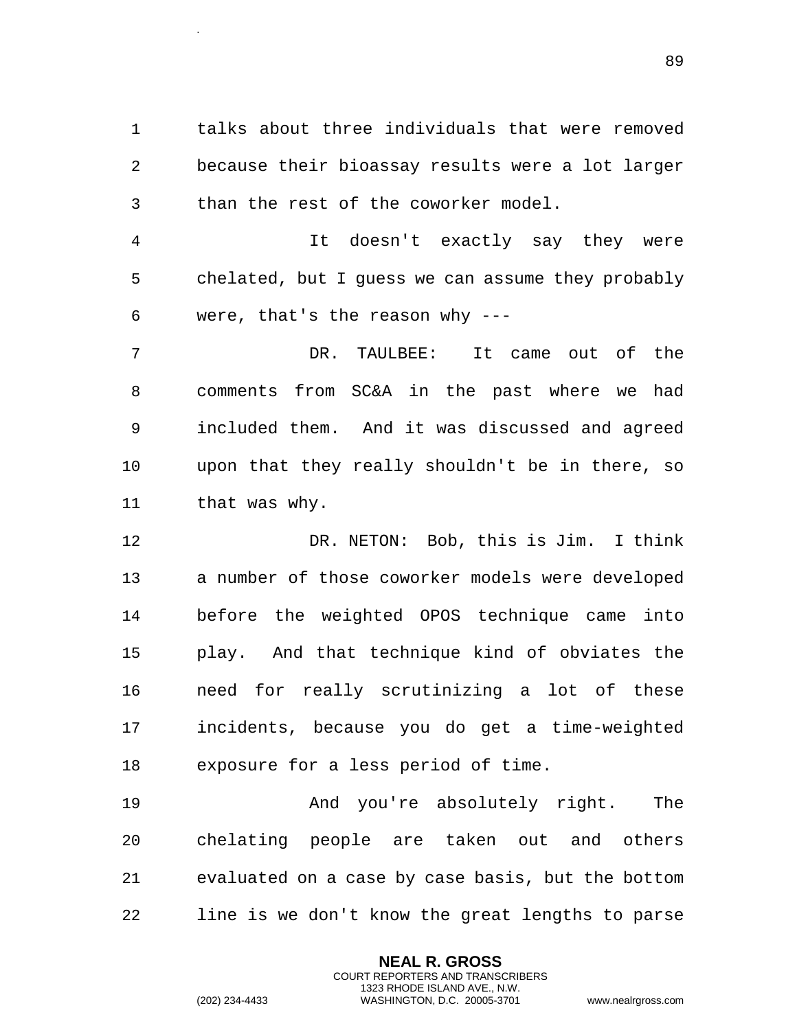talks about three individuals that were removed because their bioassay results were a lot larger than the rest of the coworker model.

It doesn't exactly say they were chelated, but I guess we can assume they probably were, that's the reason why ---

DR. TAULBEE: It came out of the comments from SC&A in the past where we had included them. And it was discussed and agreed upon that they really shouldn't be in there, so that was why.

DR. NETON: Bob, this is Jim. I think a number of those coworker models were developed before the weighted OPOS technique came into play. And that technique kind of obviates the need for really scrutinizing a lot of these incidents, because you do get a time-weighted exposure for a less period of time.

And you're absolutely right. The chelating people are taken out and others evaluated on a case by case basis, but the bottom line is we don't know the great lengths to parse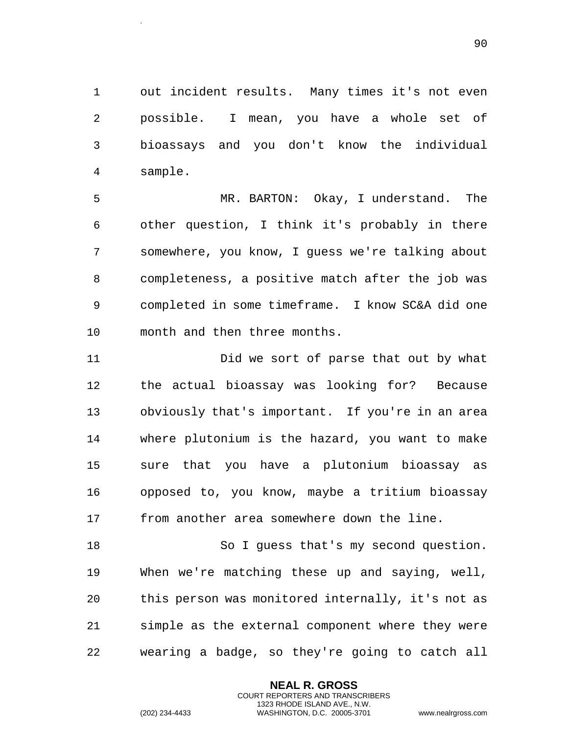out incident results. Many times it's not even possible. I mean, you have a whole set of bioassays and you don't know the individual sample.

MR. BARTON: Okay, I understand. The other question, I think it's probably in there somewhere, you know, I guess we're talking about completeness, a positive match after the job was completed in some timeframe. I know SC&A did one month and then three months.

Did we sort of parse that out by what the actual bioassay was looking for? Because obviously that's important. If you're in an area where plutonium is the hazard, you want to make sure that you have a plutonium bioassay as opposed to, you know, maybe a tritium bioassay from another area somewhere down the line.

So I guess that's my second question. When we're matching these up and saying, well, this person was monitored internally, it's not as simple as the external component where they were wearing a badge, so they're going to catch all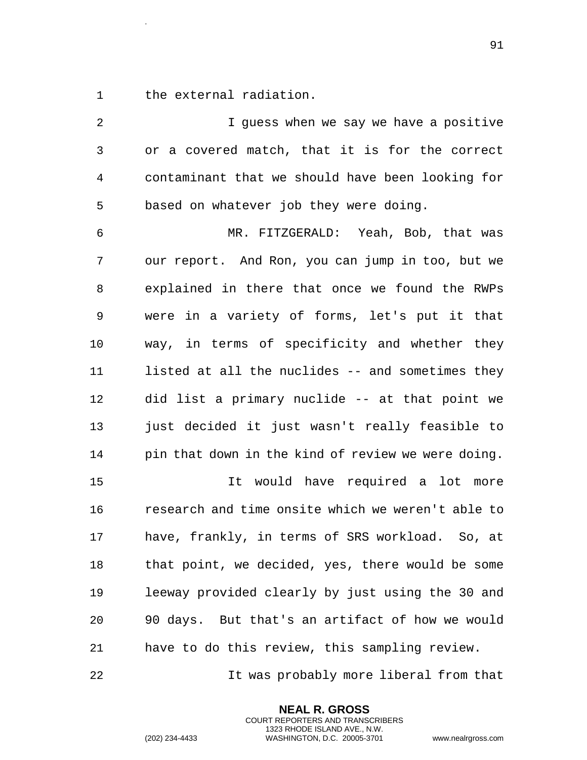the external radiation.

I guess when we say we have a positive or a covered match, that it is for the correct contaminant that we should have been looking for based on whatever job they were doing.

MR. FITZGERALD: Yeah, Bob, that was our report. And Ron, you can jump in too, but we explained in there that once we found the RWPs were in a variety of forms, let's put it that way, in terms of specificity and whether they listed at all the nuclides -- and sometimes they did list a primary nuclide -- at that point we just decided it just wasn't really feasible to pin that down in the kind of review we were doing.

It would have required a lot more research and time onsite which we weren't able to have, frankly, in terms of SRS workload. So, at that point, we decided, yes, there would be some leeway provided clearly by just using the 30 and 90 days. But that's an artifact of how we would have to do this review, this sampling review.

It was probably more liberal from that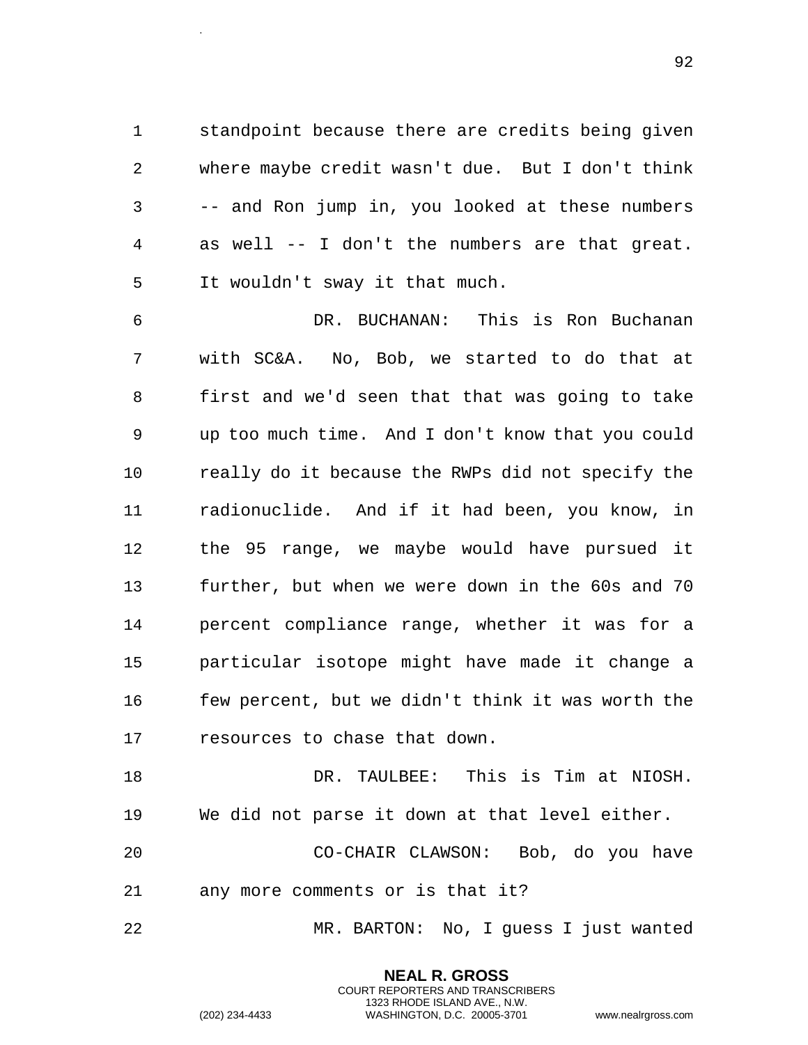standpoint because there are credits being given where maybe credit wasn't due. But I don't think -- and Ron jump in, you looked at these numbers as well -- I don't the numbers are that great. It wouldn't sway it that much.

DR. BUCHANAN: This is Ron Buchanan with SC&A. No, Bob, we started to do that at first and we'd seen that that was going to take up too much time. And I don't know that you could really do it because the RWPs did not specify the radionuclide. And if it had been, you know, in the 95 range, we maybe would have pursued it further, but when we were down in the 60s and 70 percent compliance range, whether it was for a particular isotope might have made it change a few percent, but we didn't think it was worth the resources to chase that down.

DR. TAULBEE: This is Tim at NIOSH. We did not parse it down at that level either.

CO-CHAIR CLAWSON: Bob, do you have any more comments or is that it?

MR. BARTON: No, I guess I just wanted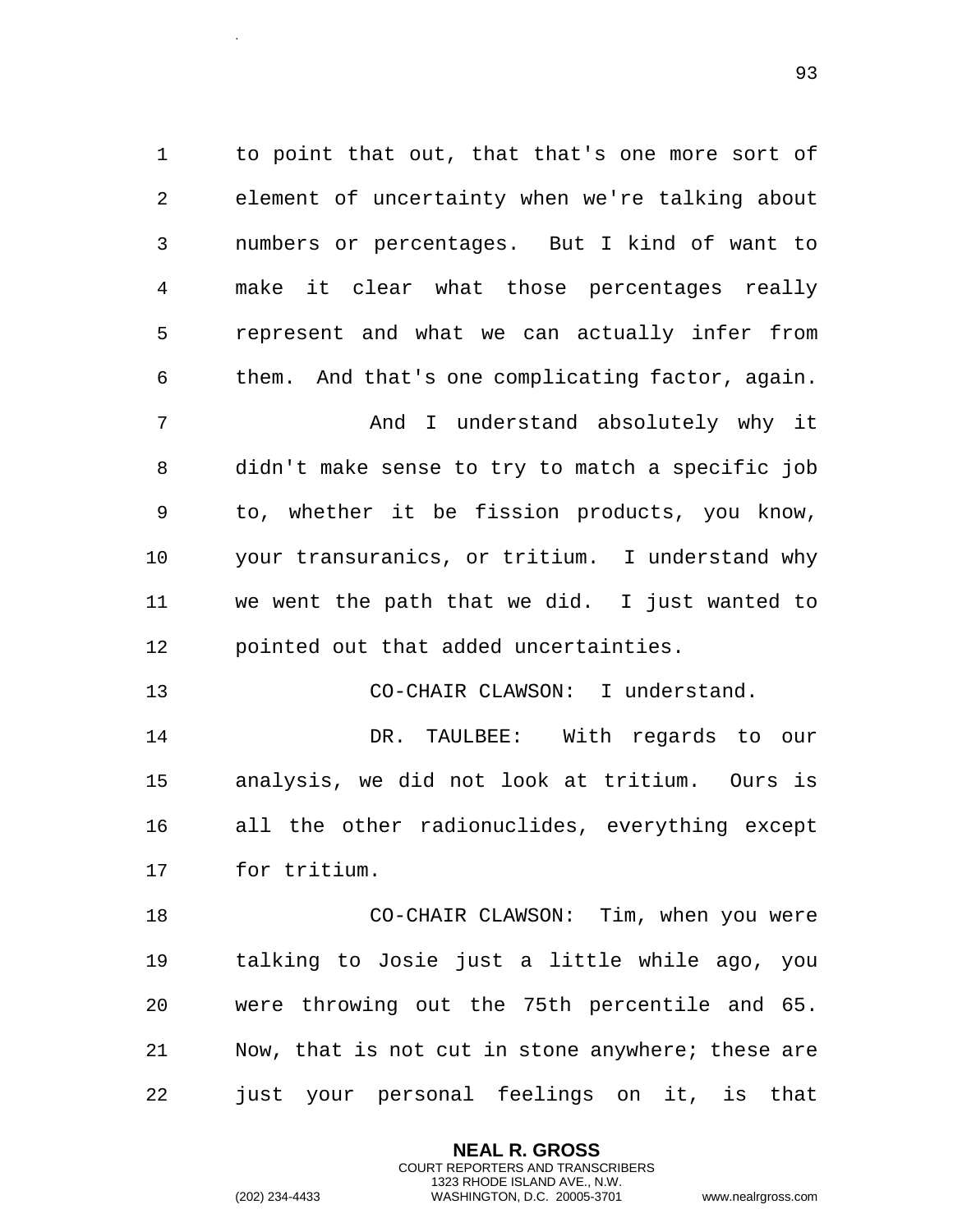to point that out, that that's one more sort of element of uncertainty when we're talking about numbers or percentages. But I kind of want to make it clear what those percentages really represent and what we can actually infer from them. And that's one complicating factor, again.

And I understand absolutely why it didn't make sense to try to match a specific job to, whether it be fission products, you know, your transuranics, or tritium. I understand why we went the path that we did. I just wanted to pointed out that added uncertainties.

CO-CHAIR CLAWSON: I understand.

DR. TAULBEE: With regards to our analysis, we did not look at tritium. Ours is all the other radionuclides, everything except for tritium.

CO-CHAIR CLAWSON: Tim, when you were talking to Josie just a little while ago, you were throwing out the 75th percentile and 65. Now, that is not cut in stone anywhere; these are just your personal feelings on it, is that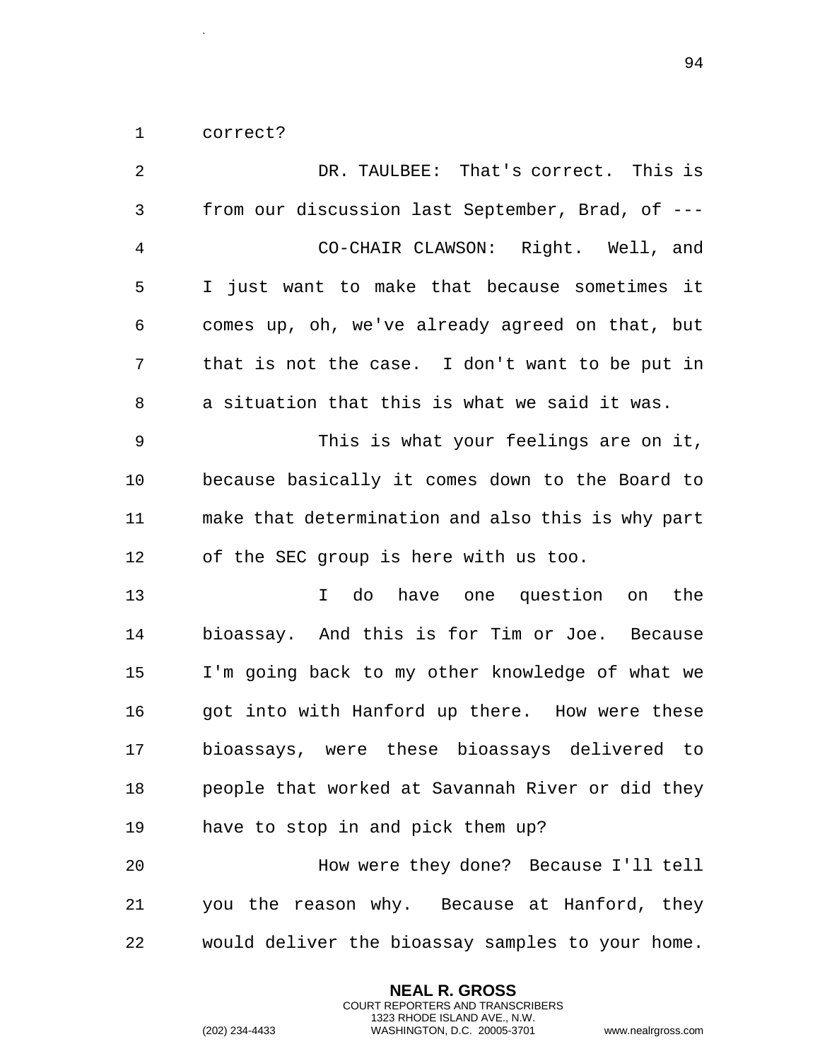correct?

DR. TAULBEE: That's correct. This is from our discussion last September, Brad, of ---

CO-CHAIR CLAWSON: Right. Well, and I just want to make that because sometimes it comes up, oh, we've already agreed on that, but that is not the case. I don't want to be put in a situation that this is what we said it was.

This is what your feelings are on it, because basically it comes down to the Board to make that determination and also this is why part of the SEC group is here with us too.

I do have one question on the bioassay. And this is for Tim or Joe. Because I'm going back to my other knowledge of what we got into with Hanford up there. How were these bioassays, were these bioassays delivered to people that worked at Savannah River or did they have to stop in and pick them up?

How were they done? Because I'll tell you the reason why. Because at Hanford, they would deliver the bioassay samples to your home.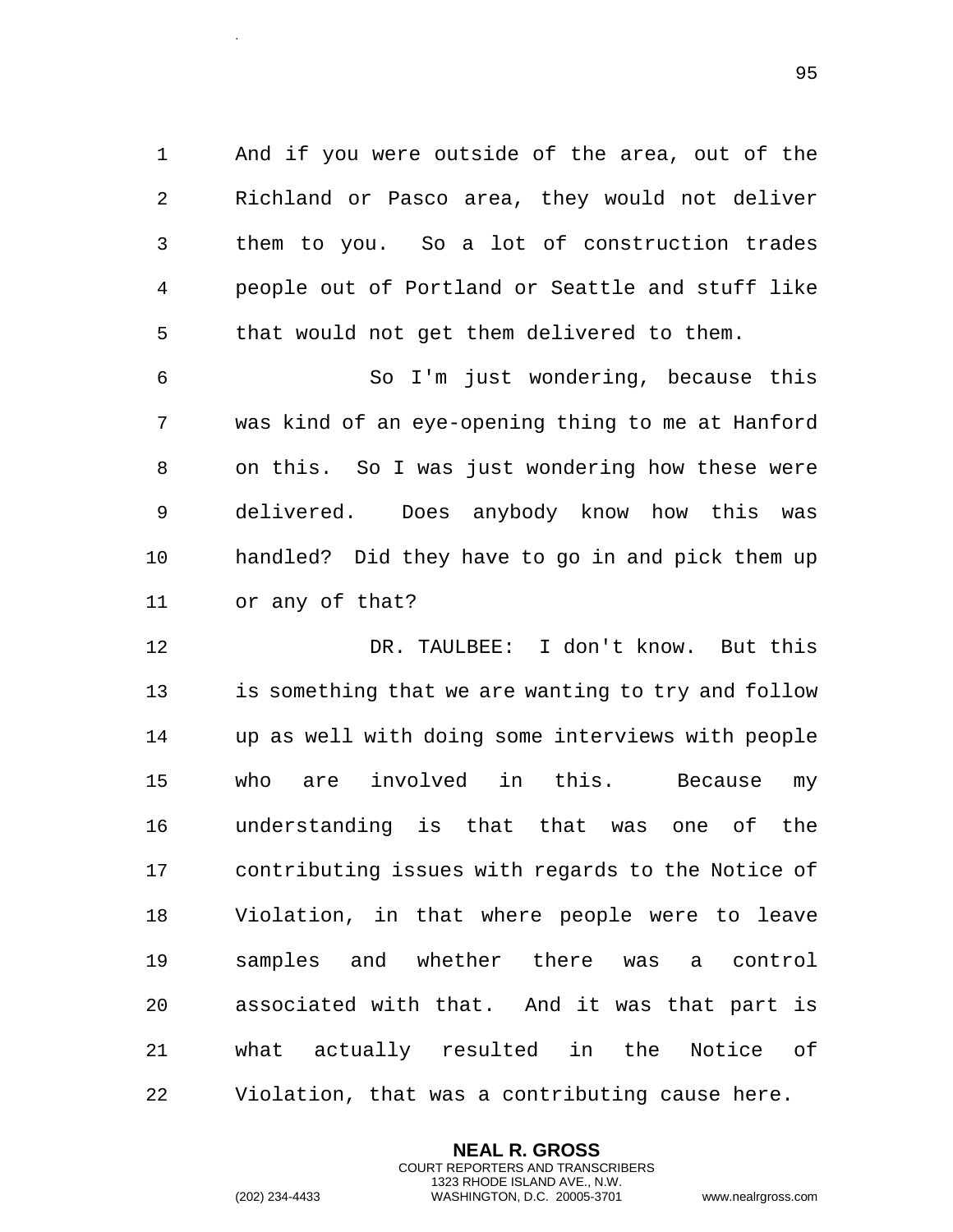And if you were outside of the area, out of the Richland or Pasco area, they would not deliver them to you. So a lot of construction trades people out of Portland or Seattle and stuff like that would not get them delivered to them.

So I'm just wondering, because this was kind of an eye-opening thing to me at Hanford on this. So I was just wondering how these were delivered. Does anybody know how this was handled? Did they have to go in and pick them up or any of that?

DR. TAULBEE: I don't know. But this is something that we are wanting to try and follow up as well with doing some interviews with people who are involved in this. Because my understanding is that that was one of the contributing issues with regards to the Notice of Violation, in that where people were to leave samples and whether there was a control associated with that. And it was that part is what actually resulted in the Notice of Violation, that was a contributing cause here.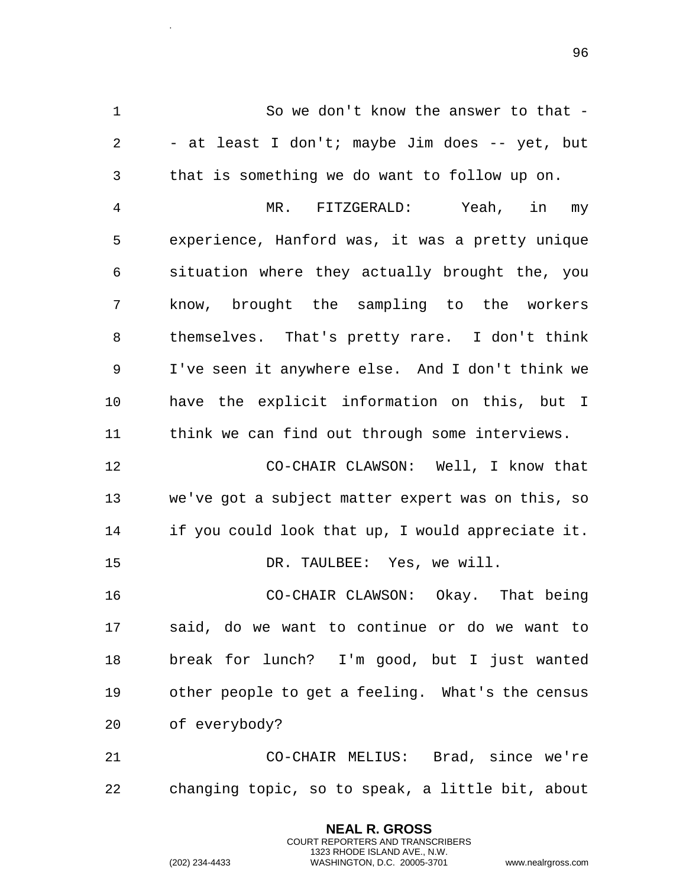So we don't know the answer to that -- at least I don't; maybe Jim does -- yet, but that is something we do want to follow up on.

MR. FITZGERALD: Yeah, in my experience, Hanford was, it was a pretty unique situation where they actually brought the, you know, brought the sampling to the workers themselves. That's pretty rare. I don't think I've seen it anywhere else. And I don't think we have the explicit information on this, but I think we can find out through some interviews.

CO-CHAIR CLAWSON: Well, I know that we've got a subject matter expert was on this, so if you could look that up, I would appreciate it.

DR. TAULBEE: Yes, we will.

CO-CHAIR CLAWSON: Okay. That being said, do we want to continue or do we want to break for lunch? I'm good, but I just wanted other people to get a feeling. What's the census of everybody?

CO-CHAIR MELIUS: Brad, since we're changing topic, so to speak, a little bit, about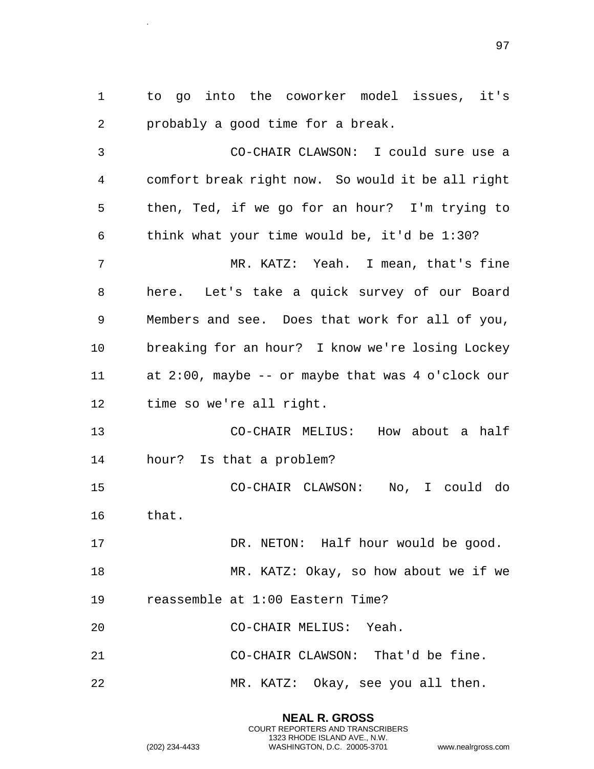to go into the coworker model issues, it's probably a good time for a break.

CO-CHAIR CLAWSON: I could sure use a comfort break right now. So would it be all right then, Ted, if we go for an hour? I'm trying to think what your time would be, it'd be 1:30?

MR. KATZ: Yeah. I mean, that's fine here. Let's take a quick survey of our Board Members and see. Does that work for all of you, breaking for an hour? I know we're losing Lockey at 2:00, maybe -- or maybe that was 4 o'clock our time so we're all right.

CO-CHAIR MELIUS: How about a half hour? Is that a problem?

CO-CHAIR CLAWSON: No, I could do that.

DR. NETON: Half hour would be good.

MR. KATZ: Okay, so how about we if we reassemble at 1:00 Eastern Time?

CO-CHAIR MELIUS: Yeah.

CO-CHAIR CLAWSON: That'd be fine.

MR. KATZ: Okay, see you all then.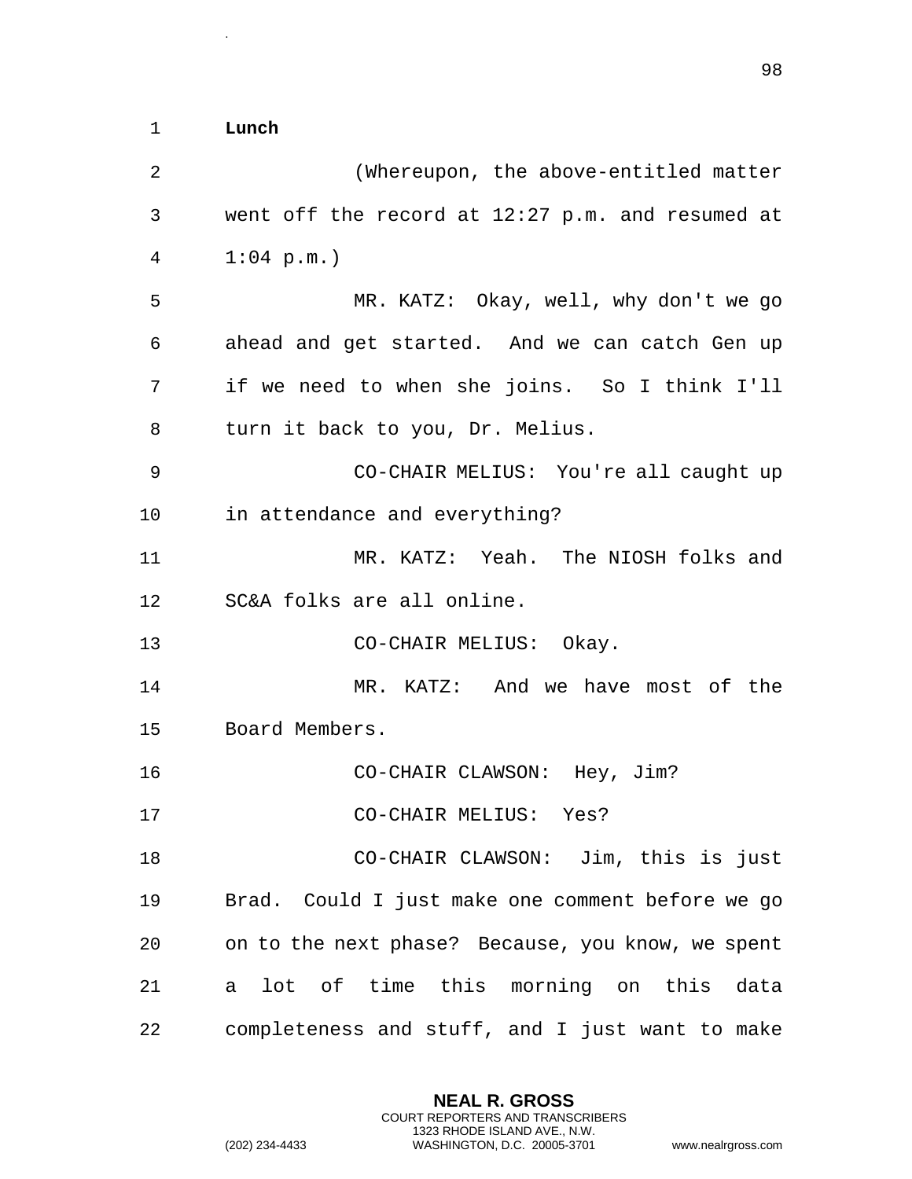**Lunch**

(Whereupon, the above-entitled matter went off the record at 12:27 p.m. and resumed at 1:04 p.m.)

MR. KATZ: Okay, well, why don't we go ahead and get started. And we can catch Gen up if we need to when she joins. So I think I'll turn it back to you, Dr. Melius.

CO-CHAIR MELIUS: You're all caught up in attendance and everything?

MR. KATZ: Yeah. The NIOSH folks and SC&A folks are all online.

CO-CHAIR MELIUS: Okay.

MR. KATZ: And we have most of the Board Members.

CO-CHAIR CLAWSON: Hey, Jim?

CO-CHAIR MELIUS: Yes?

CO-CHAIR CLAWSON: Jim, this is just Brad. Could I just make one comment before we go on to the next phase? Because, you know, we spent a lot of time this morning on this data completeness and stuff, and I just want to make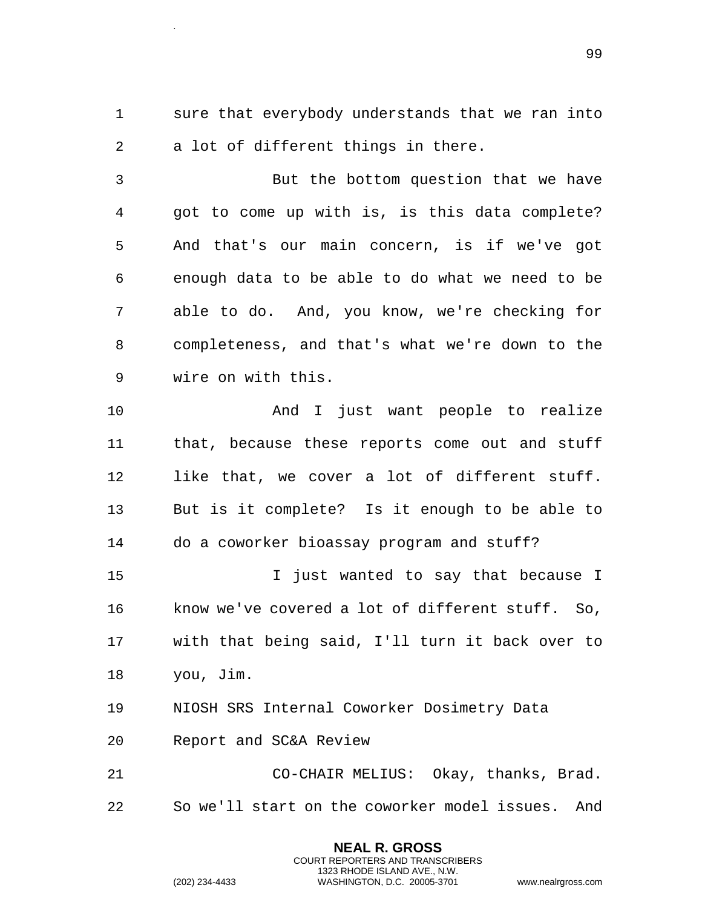sure that everybody understands that we ran into a lot of different things in there.

But the bottom question that we have got to come up with is, is this data complete? And that's our main concern, is if we've got enough data to be able to do what we need to be able to do. And, you know, we're checking for completeness, and that's what we're down to the wire on with this.

And I just want people to realize that, because these reports come out and stuff like that, we cover a lot of different stuff. But is it complete? Is it enough to be able to do a coworker bioassay program and stuff?

I just wanted to say that because I know we've covered a lot of different stuff. So, with that being said, I'll turn it back over to you, Jim.

## NIOSH SRS Internal Coworker Dosimetry Data Report and SC&A Review

CO-CHAIR MELIUS: Okay, thanks, Brad. So we'll start on the coworker model issues. And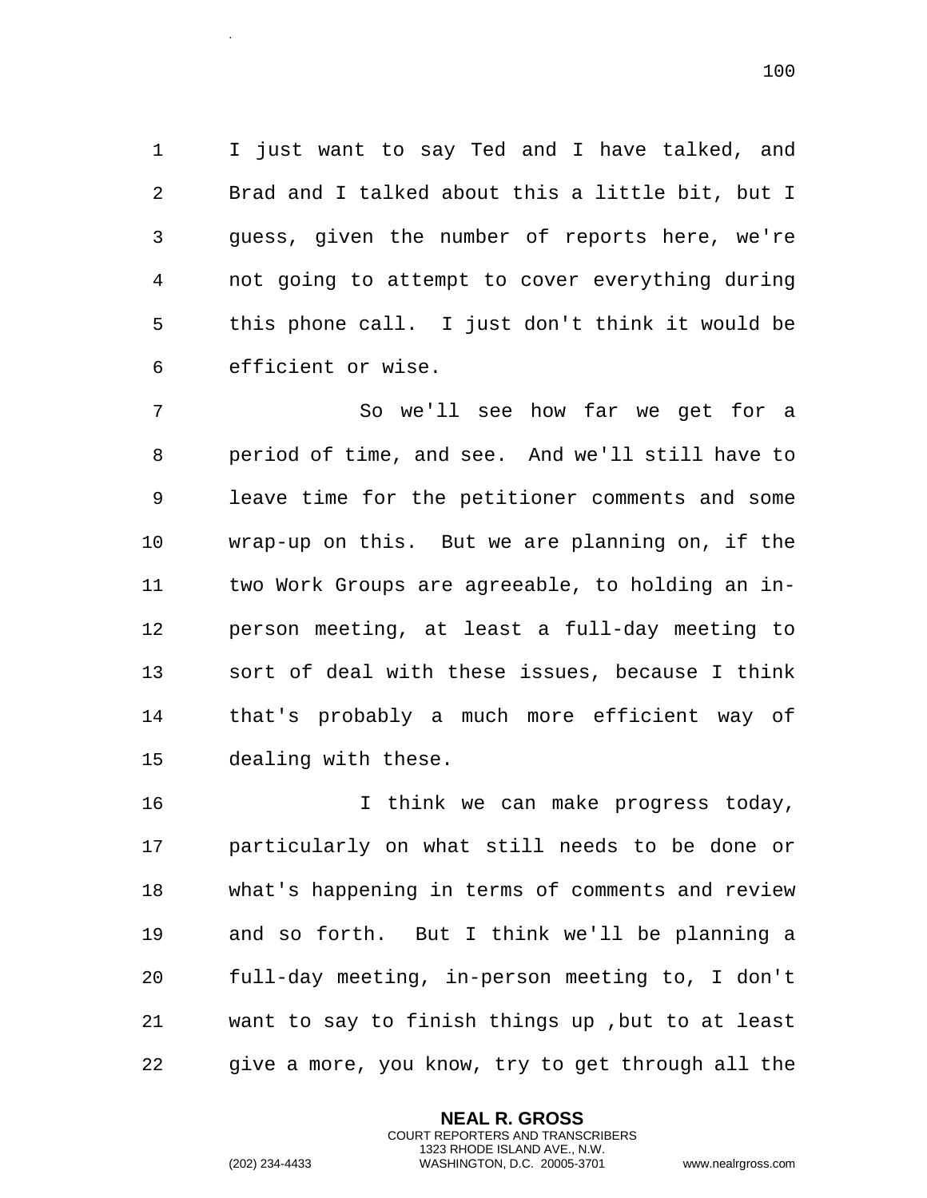I just want to say Ted and I have talked, and Brad and I talked about this a little bit, but I guess, given the number of reports here, we're not going to attempt to cover everything during this phone call. I just don't think it would be efficient or wise.

So we'll see how far we get for a period of time, and see. And we'll still have to leave time for the petitioner comments and some wrap-up on this. But we are planning on, if the two Work Groups are agreeable, to holding an in-person meeting, at least a full-day meeting to sort of deal with these issues, because I think that's probably a much more efficient way of dealing with these.

I think we can make progress today, particularly on what still needs to be done or what's happening in terms of comments and review and so forth. But I think we'll be planning a full-day meeting, in-person meeting to, I don't want to say to finish things up ,but to at least give a more, you know, try to get through all the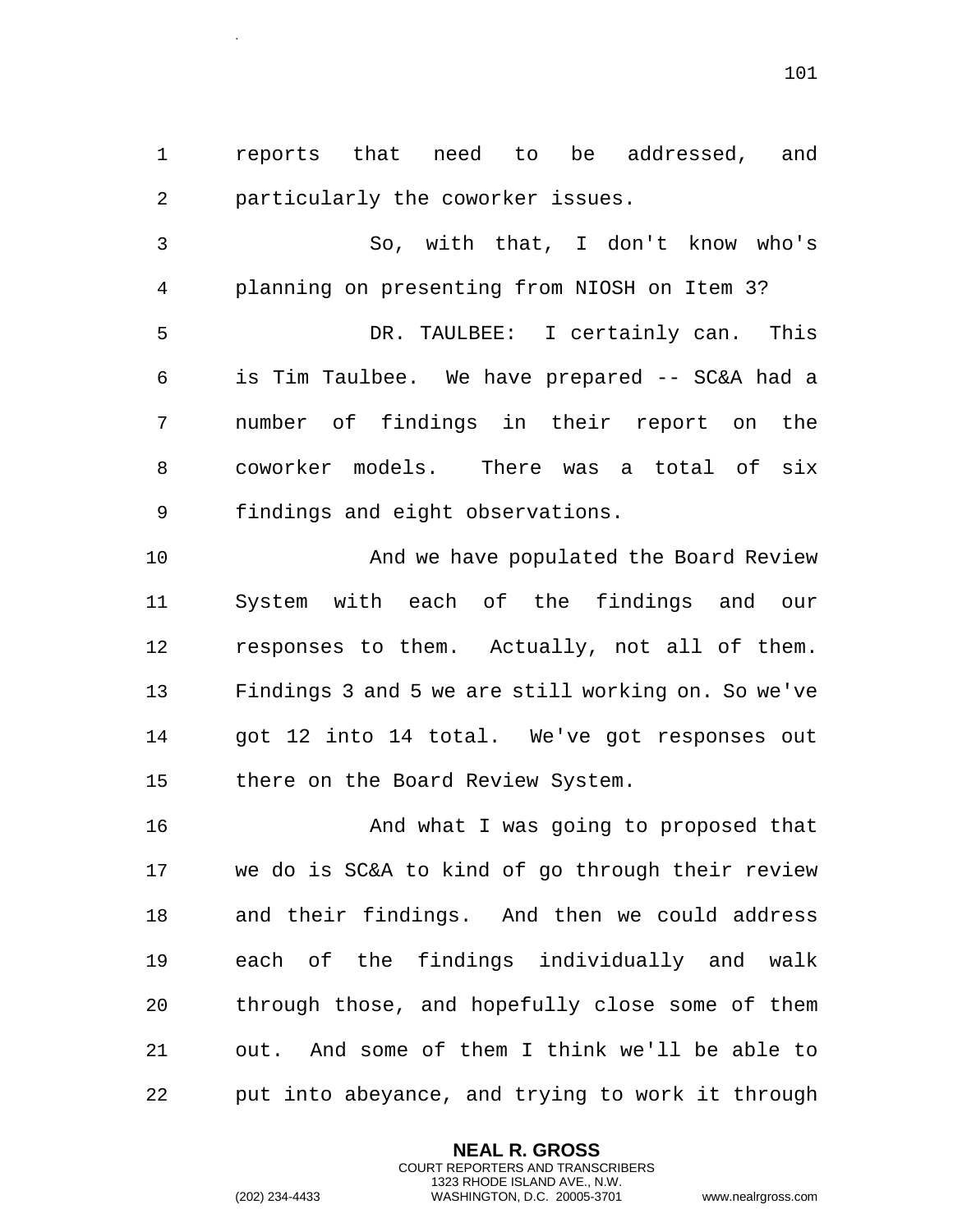reports that need to be addressed, and particularly the coworker issues.

So, with that, I don't know who's planning on presenting from NIOSH on Item 3?

DR. TAULBEE: I certainly can. This is Tim Taulbee. We have prepared -- SC&A had a number of findings in their report on the coworker models. There was a total of six findings and eight observations.

And we have populated the Board Review System with each of the findings and our responses to them. Actually, not all of them. Findings 3 and 5 we are still working on. So we've got 12 into 14 total. We've got responses out there on the Board Review System.

And what I was going to proposed that we do is SC&A to kind of go through their review and their findings. And then we could address each of the findings individually and walk through those, and hopefully close some of them out. And some of them I think we'll be able to put into abeyance, and trying to work it through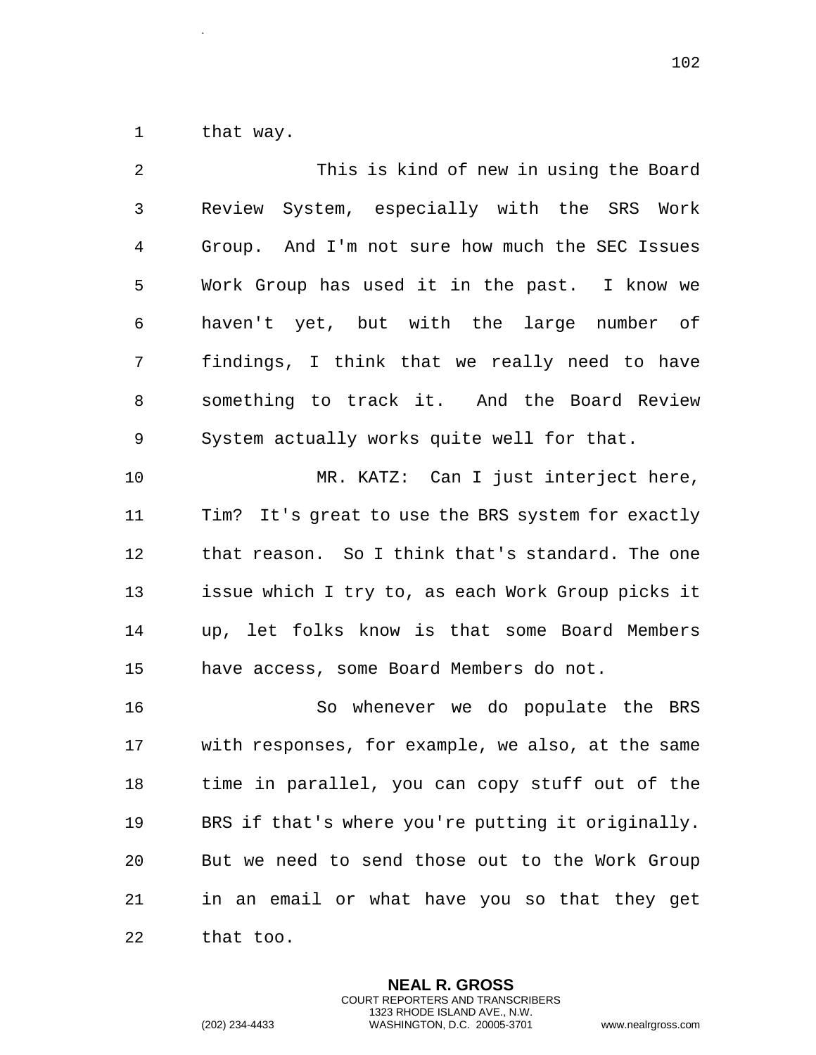that way.

This is kind of new in using the Board Review System, especially with the SRS Work Group. And I'm not sure how much the SEC Issues Work Group has used it in the past. I know we haven't yet, but with the large number of findings, I think that we really need to have something to track it. And the Board Review System actually works quite well for that.

MR. KATZ: Can I just interject here, Tim? It's great to use the BRS system for exactly that reason. So I think that's standard. The one issue which I try to, as each Work Group picks it up, let folks know is that some Board Members have access, some Board Members do not.

So whenever we do populate the BRS with responses, for example, we also, at the same time in parallel, you can copy stuff out of the BRS if that's where you're putting it originally. But we need to send those out to the Work Group in an email or what have you so that they get that too.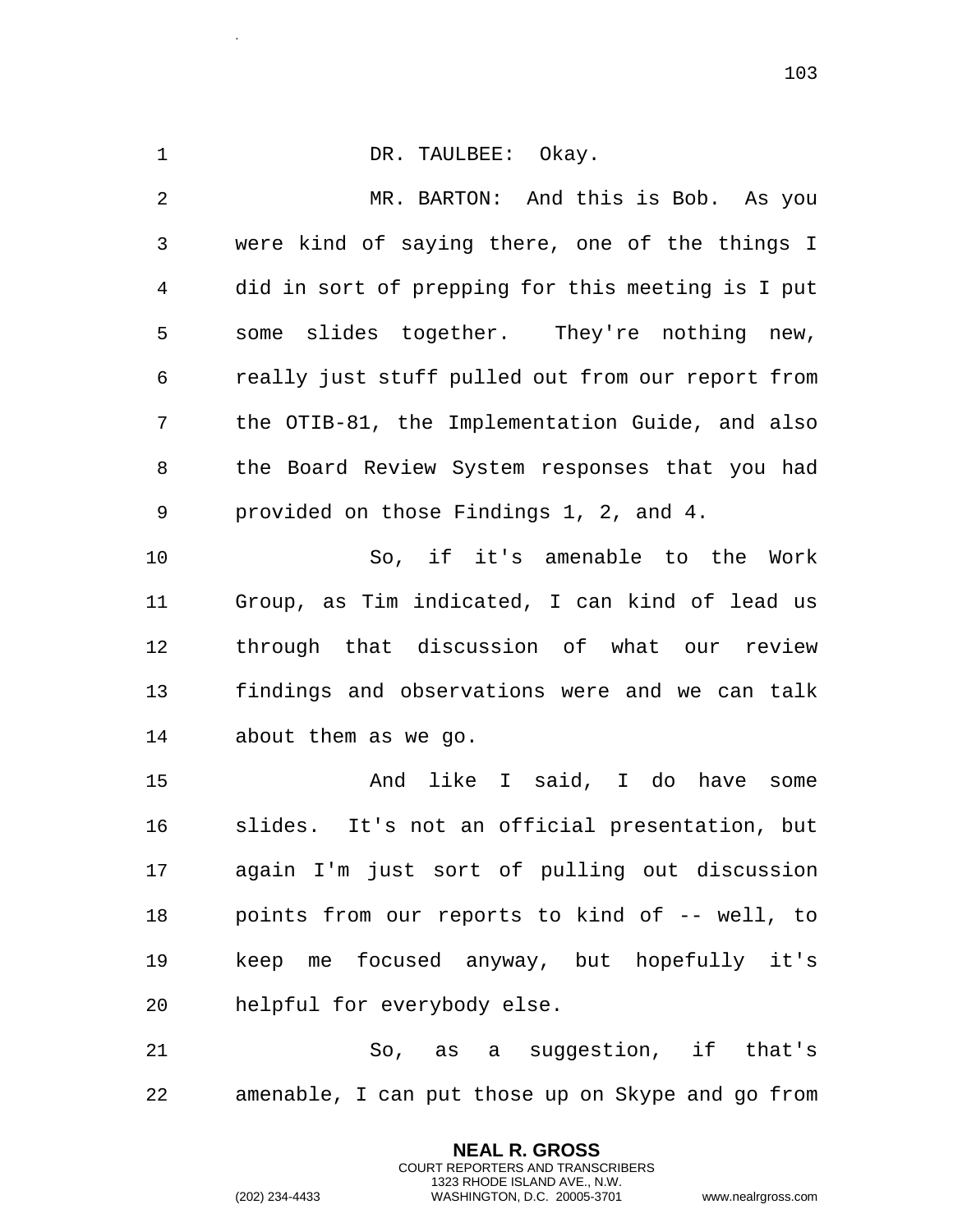DR. TAULBEE: Okay.

MR. BARTON: And this is Bob. As you were kind of saying there, one of the things I did in sort of prepping for this meeting is I put some slides together. They're nothing new, really just stuff pulled out from our report from the OTIB-81, the Implementation Guide, and also the Board Review System responses that you had provided on those Findings 1, 2, and 4.

So, if it's amenable to the Work Group, as Tim indicated, I can kind of lead us through that discussion of what our review findings and observations were and we can talk about them as we go.

And like I said, I do have some slides. It's not an official presentation, but again I'm just sort of pulling out discussion points from our reports to kind of -- well, to keep me focused anyway, but hopefully it's helpful for everybody else.

So, as a suggestion, if that's amenable, I can put those up on Skype and go from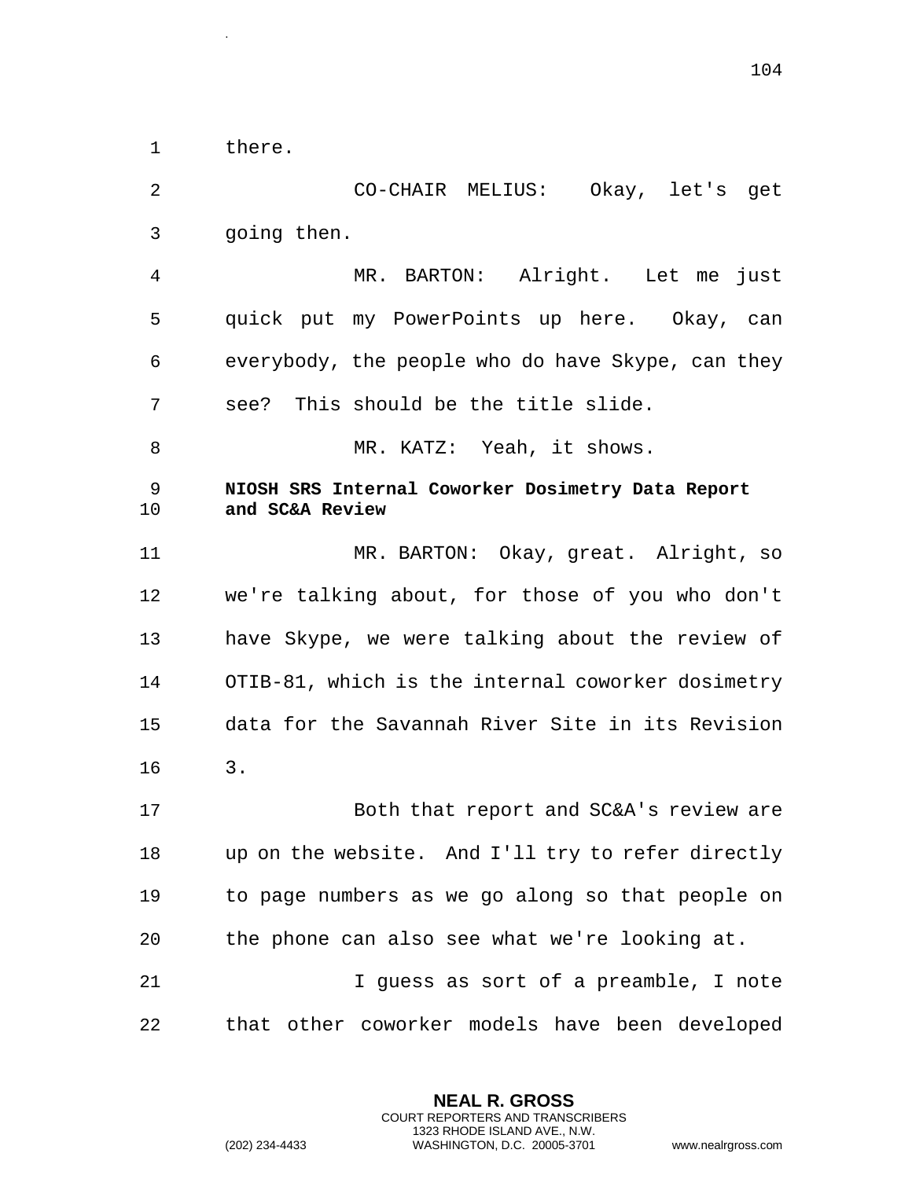there.

CO-CHAIR MELIUS: Okay, let's get going then.

MR. BARTON: Alright. Let me just quick put my PowerPoints up here. Okay, can everybody, the people who do have Skype, can they see? This should be the title slide.

MR. KATZ: Yeah, it shows.

**NIOSH SRS Internal Coworker Dosimetry Data Report and SC&A Review**

MR. BARTON: Okay, great. Alright, so we're talking about, for those of you who don't have Skype, we were talking about the review of OTIB-81, which is the internal coworker dosimetry data for the Savannah River Site in its Revision 3.

Both that report and SC&A's review are up on the website. And I'll try to refer directly to page numbers as we go along so that people on the phone can also see what we're looking at.

I guess as sort of a preamble, I note that other coworker models have been developed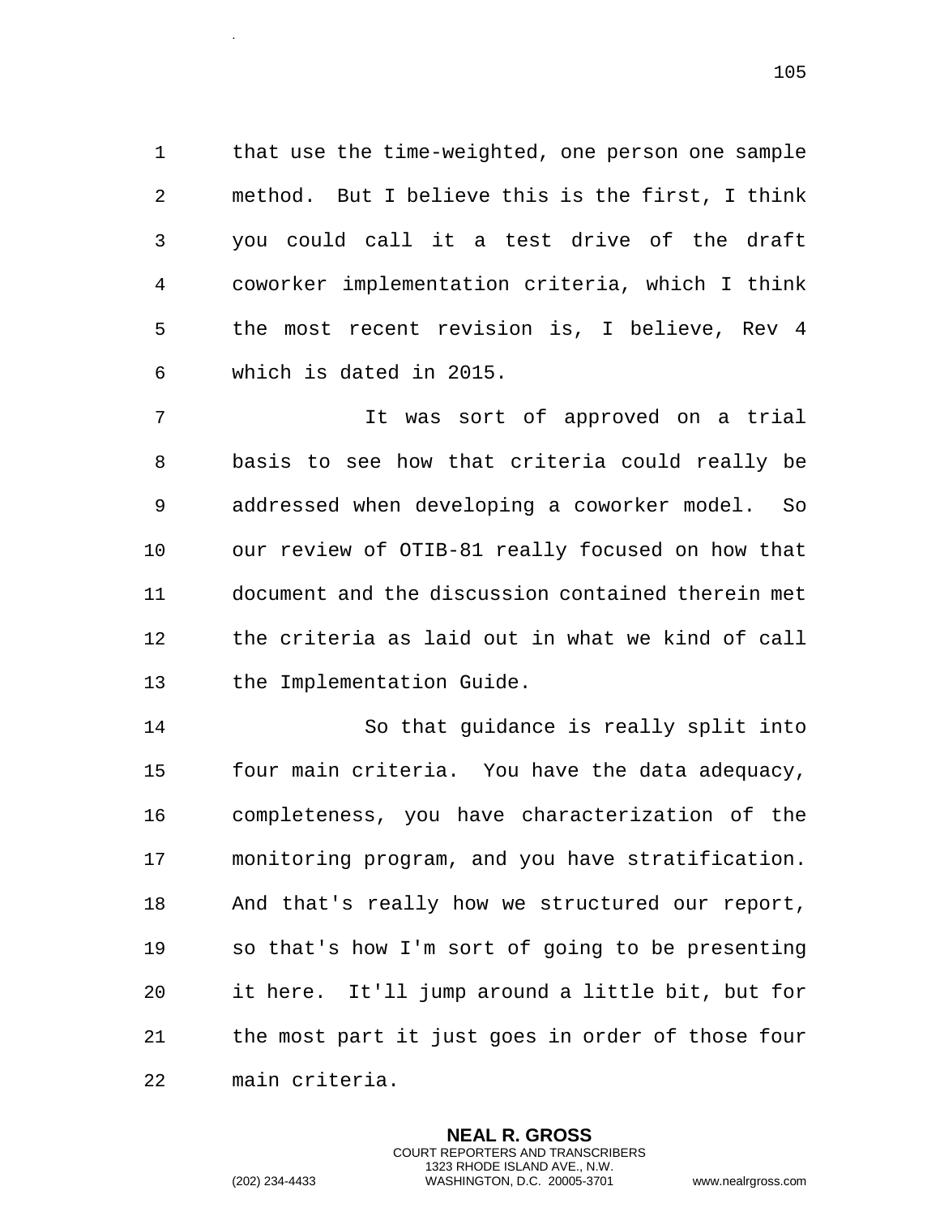that use the time-weighted, one person one sample method. But I believe this is the first, I think you could call it a test drive of the draft coworker implementation criteria, which I think the most recent revision is, I believe, Rev 4 which is dated in 2015.

It was sort of approved on a trial basis to see how that criteria could really be addressed when developing a coworker model. So our review of OTIB-81 really focused on how that document and the discussion contained therein met the criteria as laid out in what we kind of call the Implementation Guide.

So that guidance is really split into four main criteria. You have the data adequacy, completeness, you have characterization of the monitoring program, and you have stratification. And that's really how we structured our report, so that's how I'm sort of going to be presenting it here. It'll jump around a little bit, but for the most part it just goes in order of those four main criteria.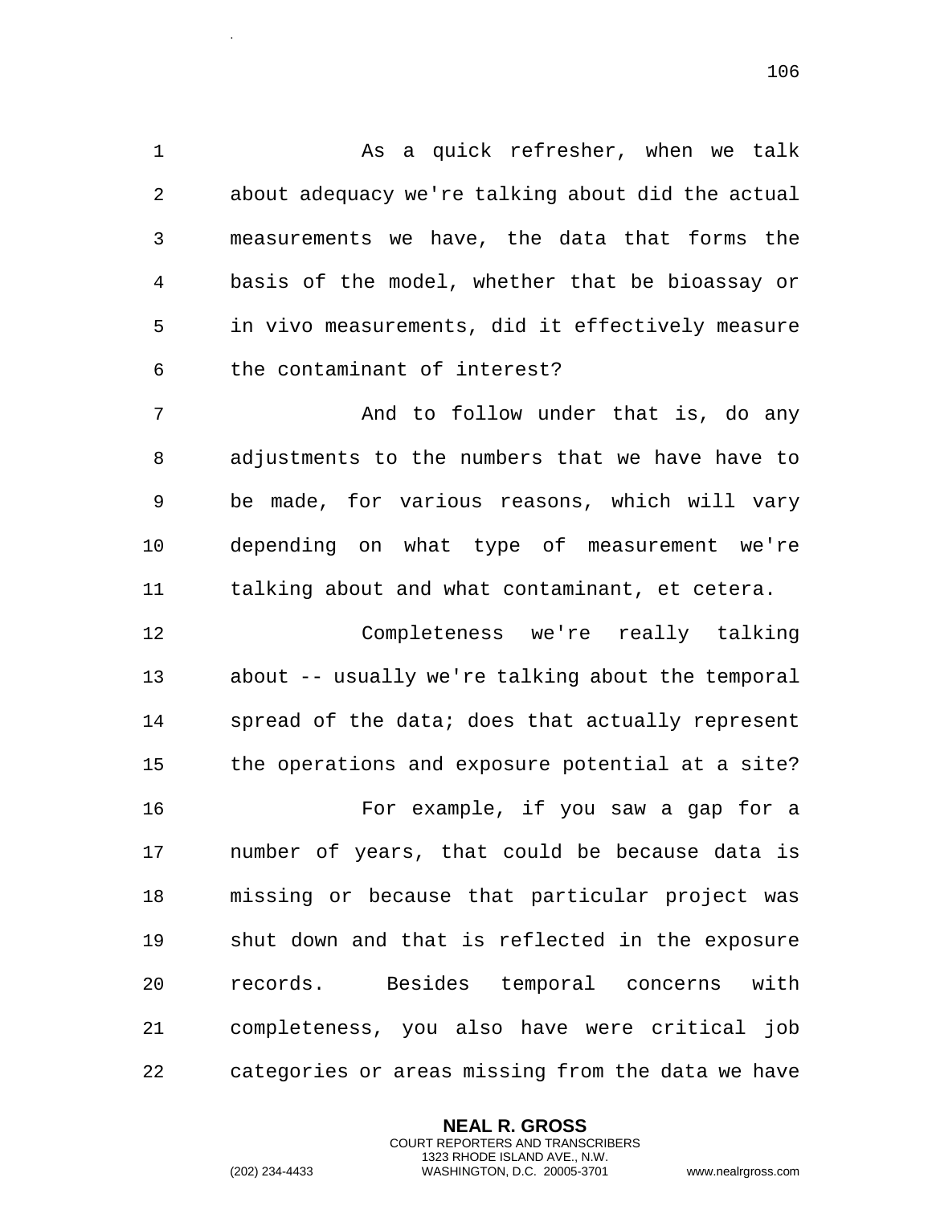As a quick refresher, when we talk about adequacy we're talking about did the actual measurements we have, the data that forms the basis of the model, whether that be bioassay or in vivo measurements, did it effectively measure the contaminant of interest?

And to follow under that is, do any adjustments to the numbers that we have have to be made, for various reasons, which will vary depending on what type of measurement we're talking about and what contaminant, et cetera.

Completeness we're really talking about -- usually we're talking about the temporal spread of the data; does that actually represent the operations and exposure potential at a site?

For example, if you saw a gap for a number of years, that could be because data is missing or because that particular project was shut down and that is reflected in the exposure records. Besides temporal concerns with completeness, you also have were critical job categories or areas missing from the data we have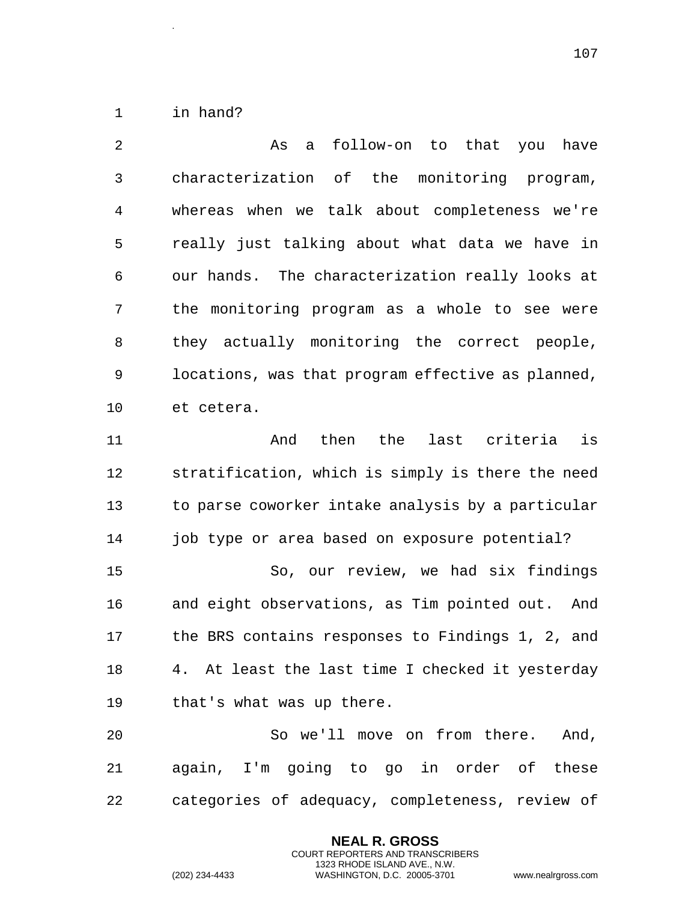in hand?

As a follow-on to that you have characterization of the monitoring program, whereas when we talk about completeness we're really just talking about what data we have in our hands. The characterization really looks at the monitoring program as a whole to see were they actually monitoring the correct people, locations, was that program effective as planned, et cetera.

And then the last criteria is stratification, which is simply is there the need to parse coworker intake analysis by a particular job type or area based on exposure potential?

So, our review, we had six findings and eight observations, as Tim pointed out. And the BRS contains responses to Findings 1, 2, and 4. At least the last time I checked it yesterday that's what was up there.

So we'll move on from there. And, again, I'm going to go in order of these categories of adequacy, completeness, review of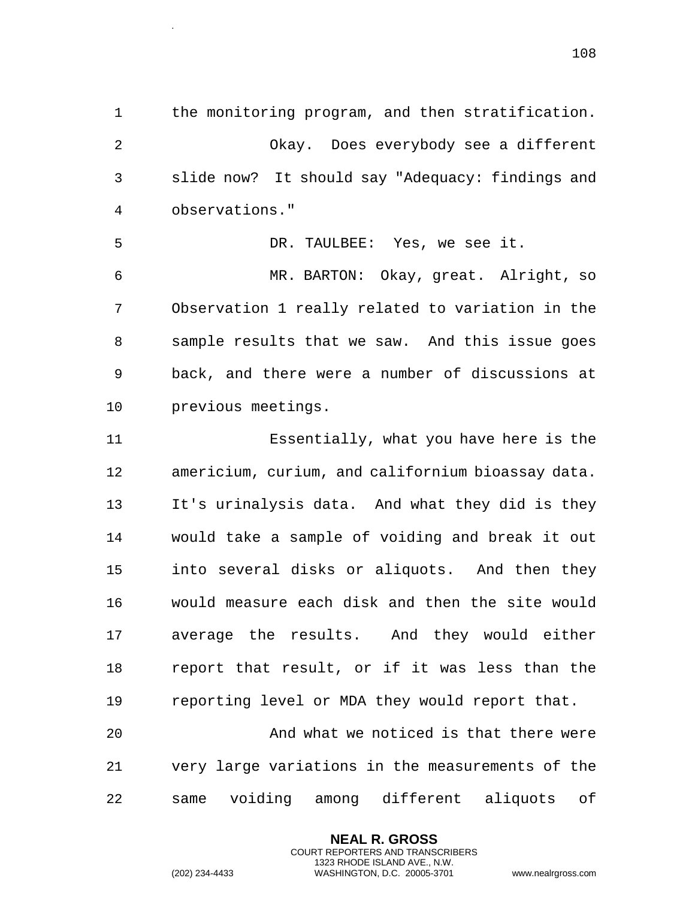the monitoring program, and then stratification.

Okay. Does everybody see a different slide now? It should say "Adequacy: findings and observations."

DR. TAULBEE: Yes, we see it.

MR. BARTON: Okay, great. Alright, so Observation 1 really related to variation in the sample results that we saw. And this issue goes back, and there were a number of discussions at previous meetings.

Essentially, what you have here is the americium, curium, and californium bioassay data. It's urinalysis data. And what they did is they would take a sample of voiding and break it out into several disks or aliquots. And then they would measure each disk and then the site would average the results. And they would either report that result, or if it was less than the reporting level or MDA they would report that.

And what we noticed is that there were very large variations in the measurements of the same voiding among different aliquots of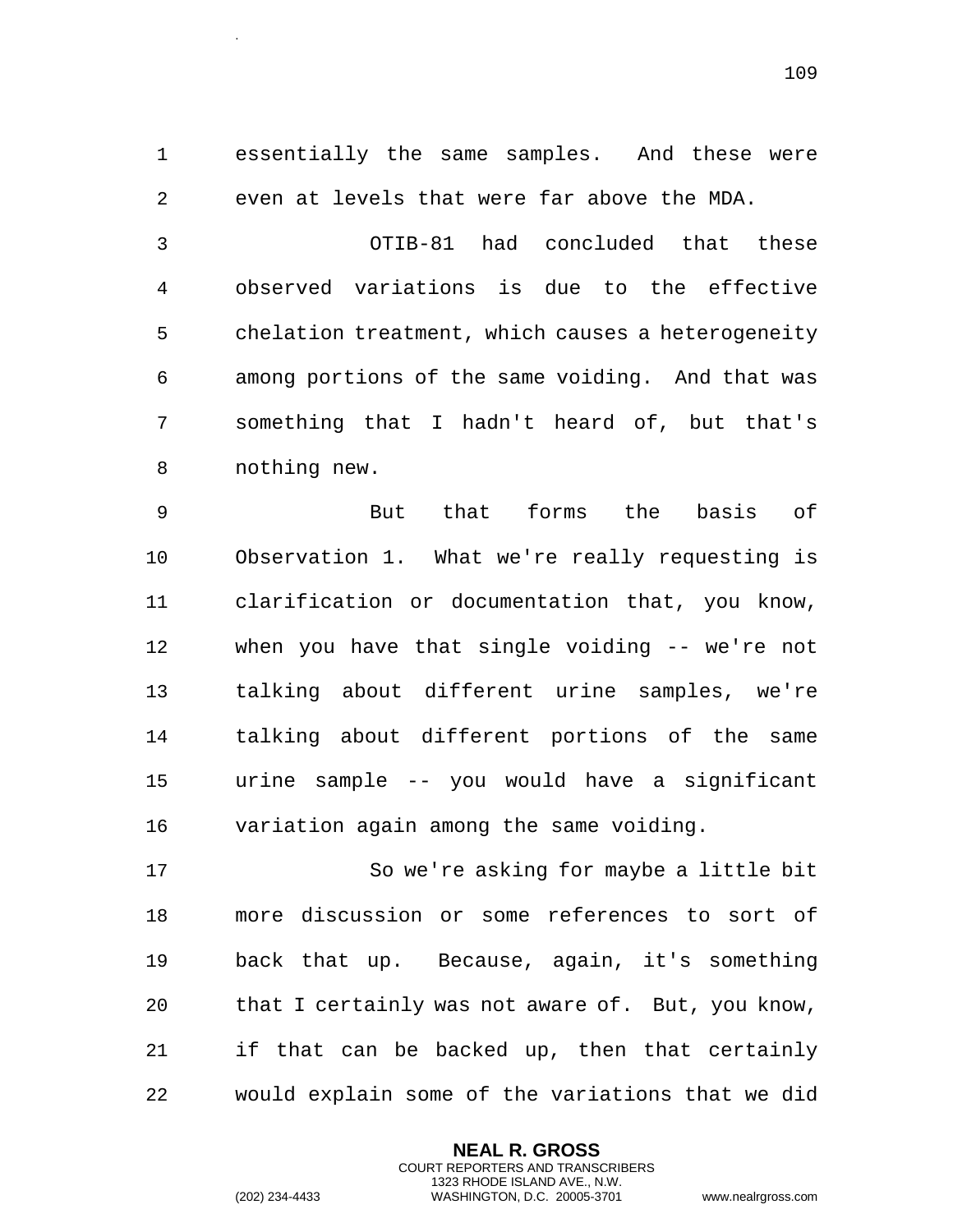essentially the same samples. And these were even at levels that were far above the MDA.

OTIB-81 had concluded that these observed variations is due to the effective chelation treatment, which causes a heterogeneity among portions of the same voiding. And that was something that I hadn't heard of, but that's nothing new.

But that forms the basis of Observation 1. What we're really requesting is clarification or documentation that, you know, when you have that single voiding -- we're not talking about different urine samples, we're talking about different portions of the same urine sample -- you would have a significant variation again among the same voiding.

So we're asking for maybe a little bit more discussion or some references to sort of back that up. Because, again, it's something that I certainly was not aware of. But, you know, if that can be backed up, then that certainly would explain some of the variations that we did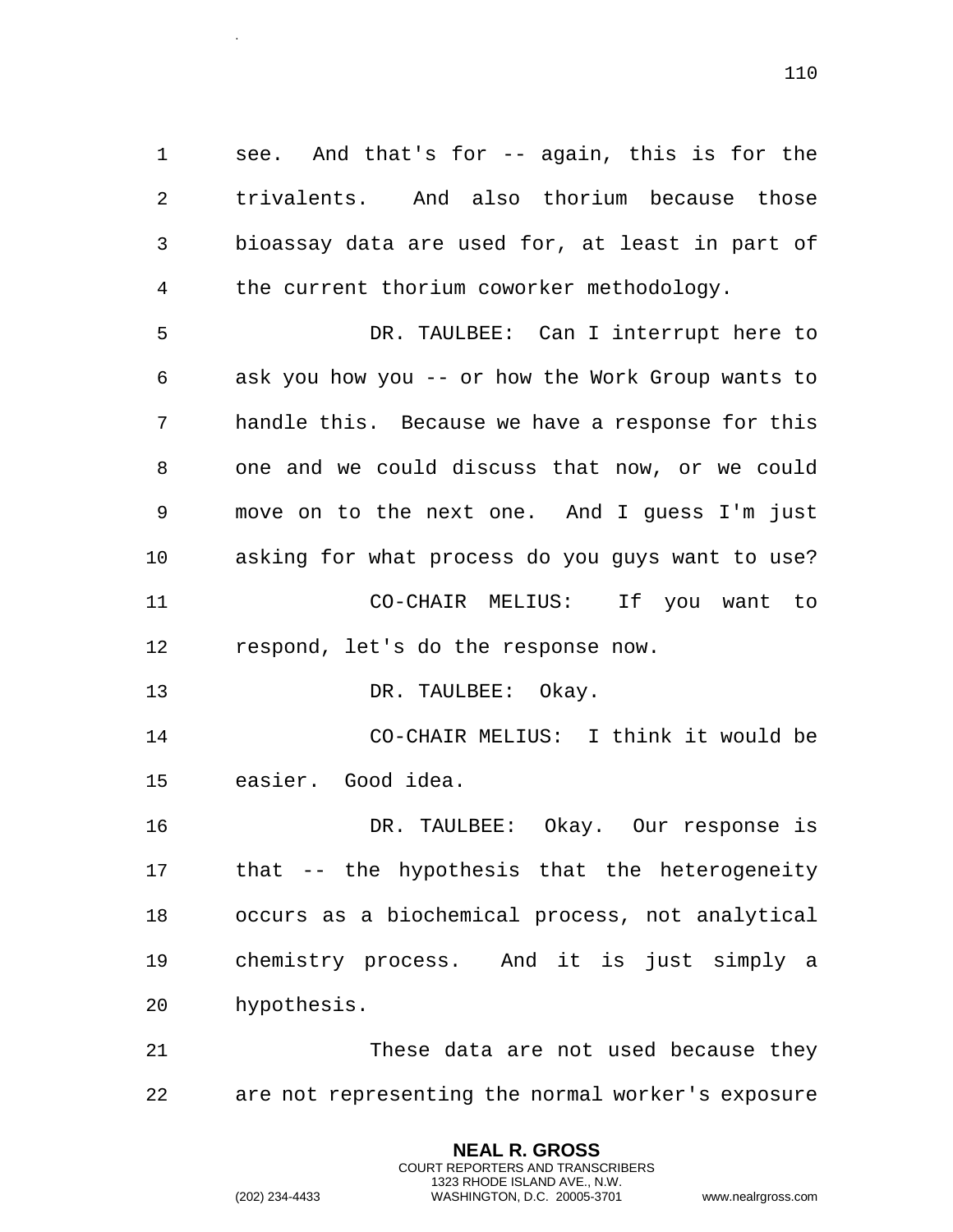see. And that's for -- again, this is for the trivalents. And also thorium because those bioassay data are used for, at least in part of the current thorium coworker methodology.

DR. TAULBEE: Can I interrupt here to ask you how you -- or how the Work Group wants to handle this. Because we have a response for this one and we could discuss that now, or we could move on to the next one. And I guess I'm just asking for what process do you guys want to use?

CO-CHAIR MELIUS: If you want to respond, let's do the response now.

DR. TAULBEE: Okay.

CO-CHAIR MELIUS: I think it would be easier. Good idea.

DR. TAULBEE: Okay. Our response is that -- the hypothesis that the heterogeneity occurs as a biochemical process, not analytical chemistry process. And it is just simply a hypothesis.

These data are not used because they are not representing the normal worker's exposure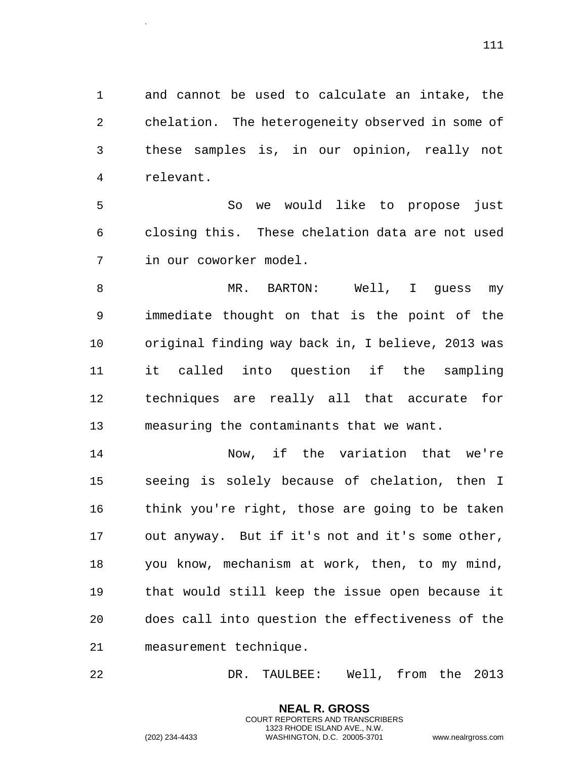and cannot be used to calculate an intake, the chelation. The heterogeneity observed in some of these samples is, in our opinion, really not relevant.

So we would like to propose just closing this. These chelation data are not used in our coworker model.

MR. BARTON: Well, I guess my immediate thought on that is the point of the original finding way back in, I believe, 2013 was it called into question if the sampling techniques are really all that accurate for measuring the contaminants that we want.

Now, if the variation that we're seeing is solely because of chelation, then I think you're right, those are going to be taken out anyway. But if it's not and it's some other, you know, mechanism at work, then, to my mind, that would still keep the issue open because it does call into question the effectiveness of the measurement technique.

DR. TAULBEE: Well, from the 2013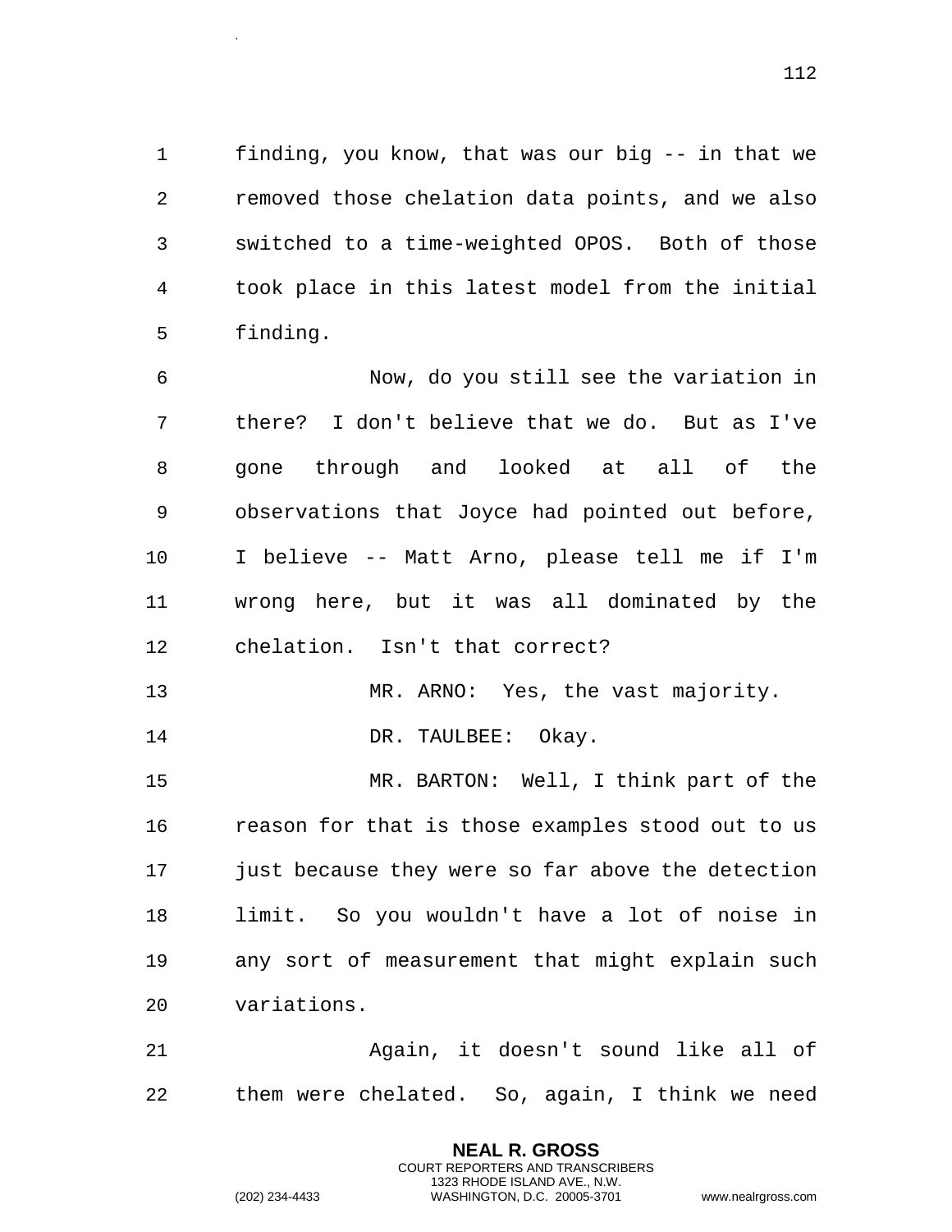finding, you know, that was our big -- in that we removed those chelation data points, and we also switched to a time-weighted OPOS. Both of those took place in this latest model from the initial finding.

Now, do you still see the variation in there? I don't believe that we do. But as I've gone through and looked at all of the observations that Joyce had pointed out before, I believe -- Matt Arno, please tell me if I'm wrong here, but it was all dominated by the chelation. Isn't that correct?

MR. ARNO: Yes, the vast majority.

DR. TAULBEE: Okay.

MR. BARTON: Well, I think part of the reason for that is those examples stood out to us just because they were so far above the detection limit. So you wouldn't have a lot of noise in any sort of measurement that might explain such variations.

Again, it doesn't sound like all of them were chelated. So, again, I think we need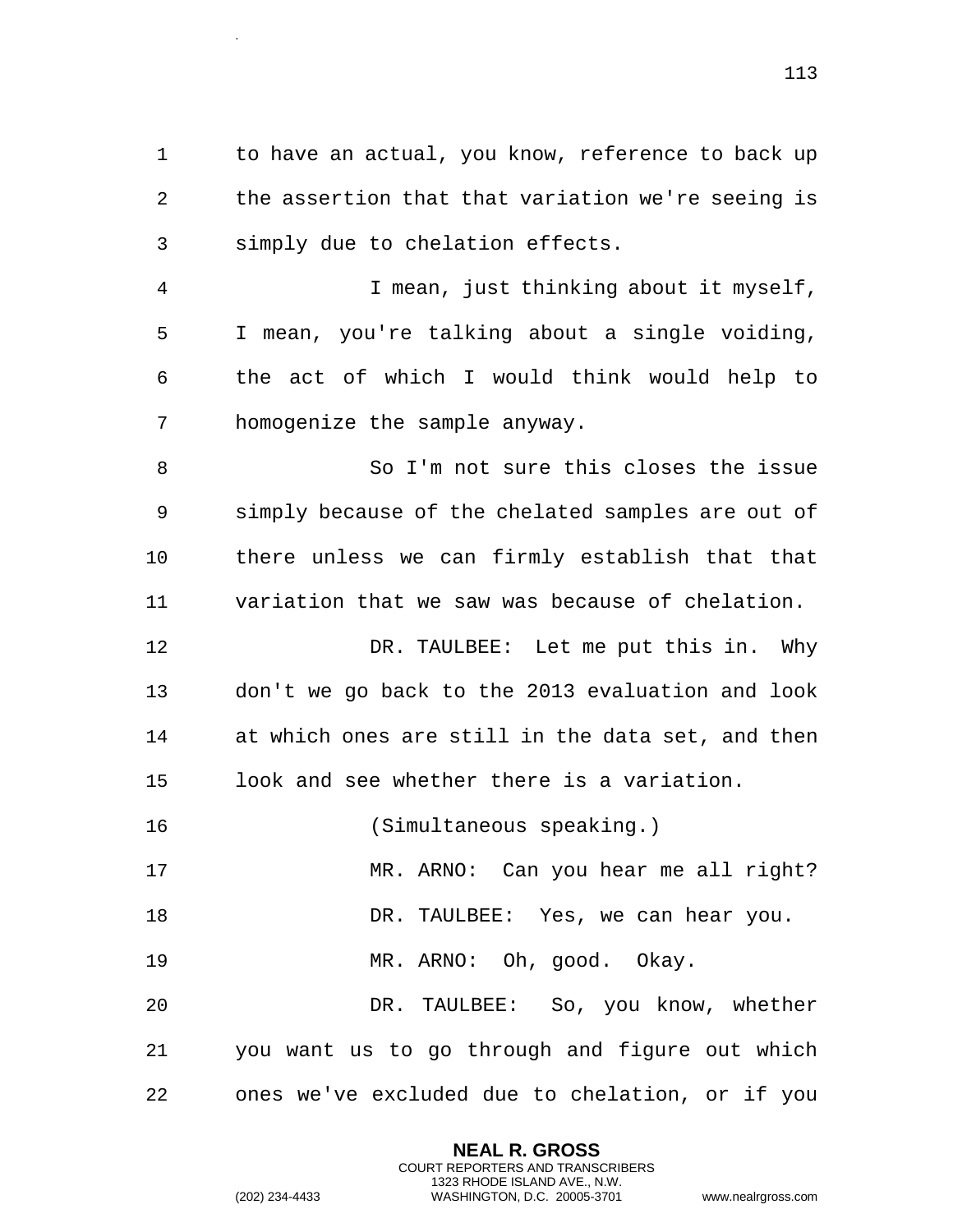to have an actual, you know, reference to back up the assertion that that variation we're seeing is simply due to chelation effects.

I mean, just thinking about it myself, I mean, you're talking about a single voiding, the act of which I would think would help to homogenize the sample anyway.

So I'm not sure this closes the issue simply because of the chelated samples are out of there unless we can firmly establish that that variation that we saw was because of chelation.

DR. TAULBEE: Let me put this in. Why don't we go back to the 2013 evaluation and look at which ones are still in the data set, and then look and see whether there is a variation.

(Simultaneous speaking.)

MR. ARNO: Can you hear me all right?

DR. TAULBEE: Yes, we can hear you.

MR. ARNO: Oh, good. Okay.

DR. TAULBEE: So, you know, whether you want us to go through and figure out which ones we've excluded due to chelation, or if you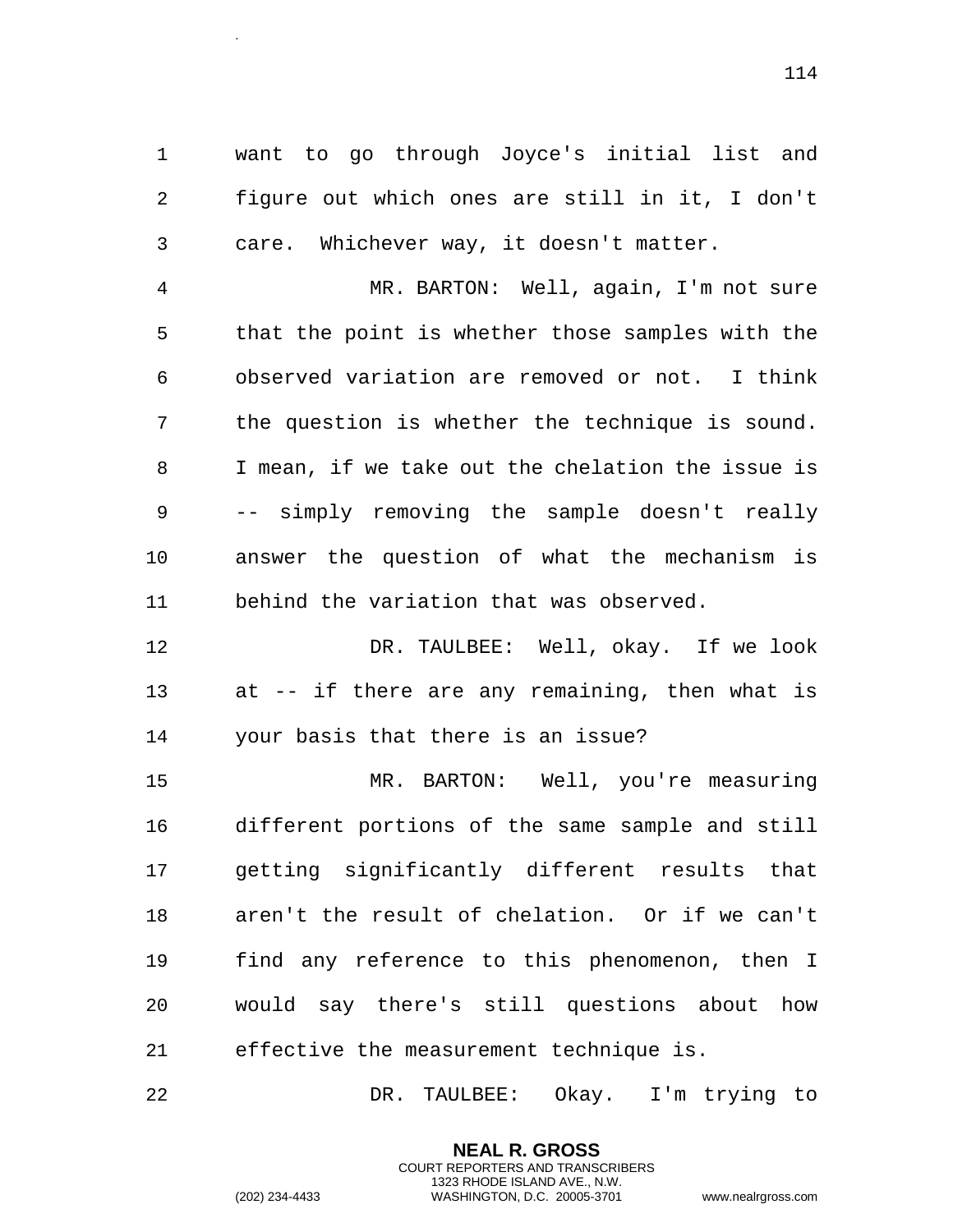want to go through Joyce's initial list and figure out which ones are still in it, I don't care. Whichever way, it doesn't matter.

MR. BARTON: Well, again, I'm not sure that the point is whether those samples with the observed variation are removed or not. I think the question is whether the technique is sound. I mean, if we take out the chelation the issue is -- simply removing the sample doesn't really answer the question of what the mechanism is behind the variation that was observed.

DR. TAULBEE: Well, okay. If we look at -- if there are any remaining, then what is your basis that there is an issue?

MR. BARTON: Well, you're measuring different portions of the same sample and still getting significantly different results that aren't the result of chelation. Or if we can't find any reference to this phenomenon, then I would say there's still questions about how effective the measurement technique is.

DR. TAULBEE: Okay. I'm trying to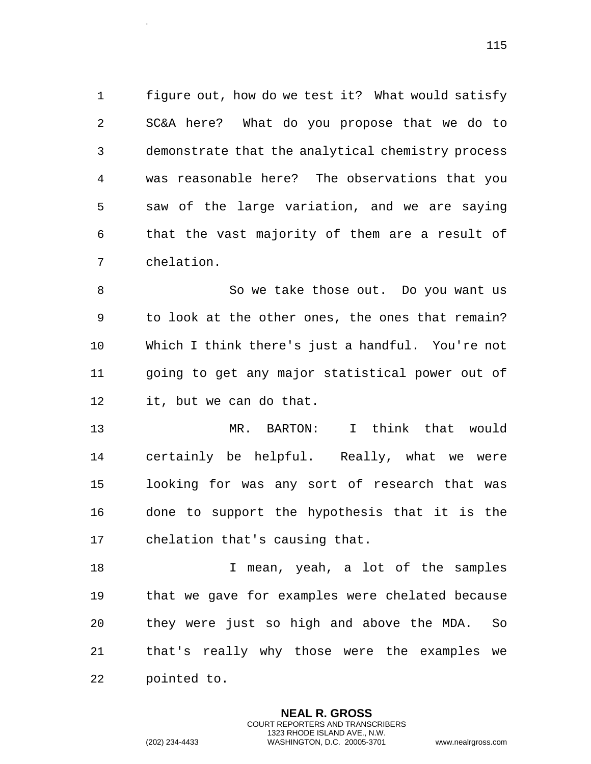figure out, how do we test it? What would satisfy SC&A here? What do you propose that we do to demonstrate that the analytical chemistry process was reasonable here? The observations that you saw of the large variation, and we are saying that the vast majority of them are a result of chelation.

So we take those out. Do you want us to look at the other ones, the ones that remain? Which I think there's just a handful. You're not going to get any major statistical power out of it, but we can do that.

MR. BARTON: I think that would certainly be helpful. Really, what we were looking for was any sort of research that was done to support the hypothesis that it is the chelation that's causing that.

I mean, yeah, a lot of the samples that we gave for examples were chelated because they were just so high and above the MDA. So that's really why those were the examples we pointed to.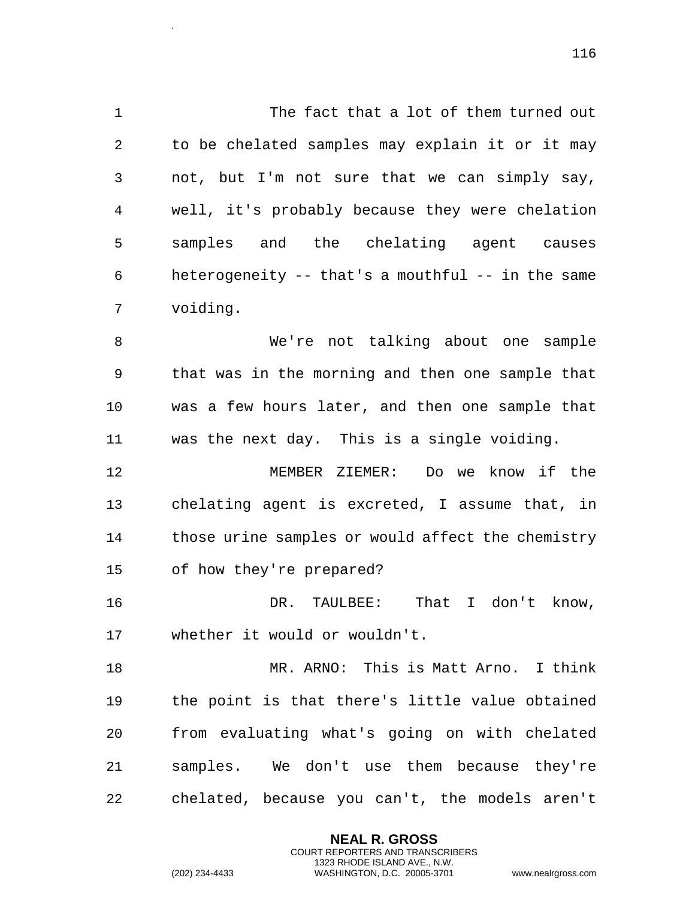The fact that a lot of them turned out to be chelated samples may explain it or it may not, but I'm not sure that we can simply say, well, it's probably because they were chelation samples and the chelating agent causes heterogeneity -- that's a mouthful -- in the same voiding.

We're not talking about one sample that was in the morning and then one sample that was a few hours later, and then one sample that was the next day. This is a single voiding.

MEMBER ZIEMER: Do we know if the chelating agent is excreted, I assume that, in those urine samples or would affect the chemistry of how they're prepared?

DR. TAULBEE: That I don't know, whether it would or wouldn't.

MR. ARNO: This is Matt Arno. I think the point is that there's little value obtained from evaluating what's going on with chelated samples. We don't use them because they're chelated, because you can't, the models aren't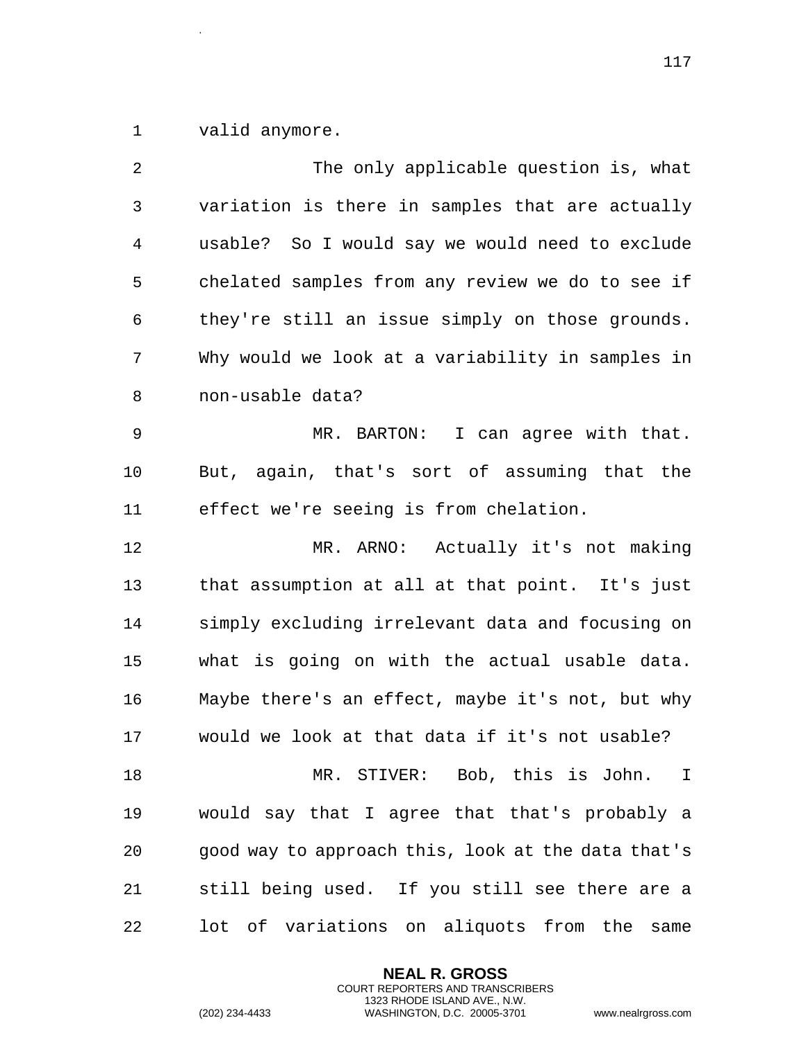valid anymore.

The only applicable question is, what variation is there in samples that are actually usable? So I would say we would need to exclude chelated samples from any review we do to see if they're still an issue simply on those grounds. Why would we look at a variability in samples in non-usable data?

MR. BARTON: I can agree with that. But, again, that's sort of assuming that the effect we're seeing is from chelation.

MR. ARNO: Actually it's not making that assumption at all at that point. It's just simply excluding irrelevant data and focusing on what is going on with the actual usable data. Maybe there's an effect, maybe it's not, but why would we look at that data if it's not usable?

MR. STIVER: Bob, this is John. I would say that I agree that that's probably a good way to approach this, look at the data that's still being used. If you still see there are a lot of variations on aliquots from the same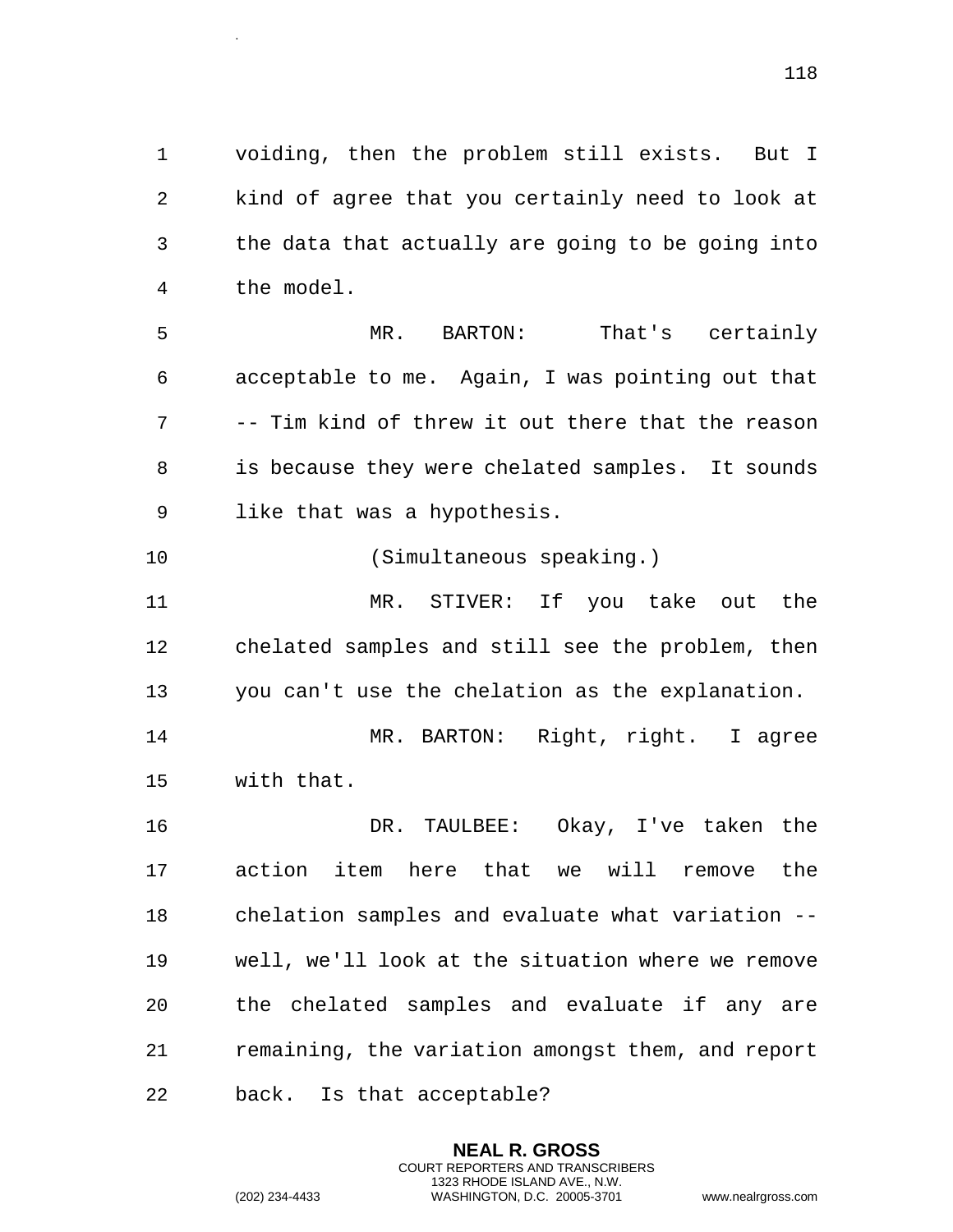voiding, then the problem still exists. But I kind of agree that you certainly need to look at the data that actually are going to be going into the model.

MR. BARTON: That's certainly acceptable to me. Again, I was pointing out that -- Tim kind of threw it out there that the reason is because they were chelated samples. It sounds like that was a hypothesis.

(Simultaneous speaking.)

MR. STIVER: If you take out the chelated samples and still see the problem, then you can't use the chelation as the explanation.

MR. BARTON: Right, right. I agree with that.

DR. TAULBEE: Okay, I've taken the action item here that we will remove the chelation samples and evaluate what variation -- well, we'll look at the situation where we remove the chelated samples and evaluate if any are remaining, the variation amongst them, and report back. Is that acceptable?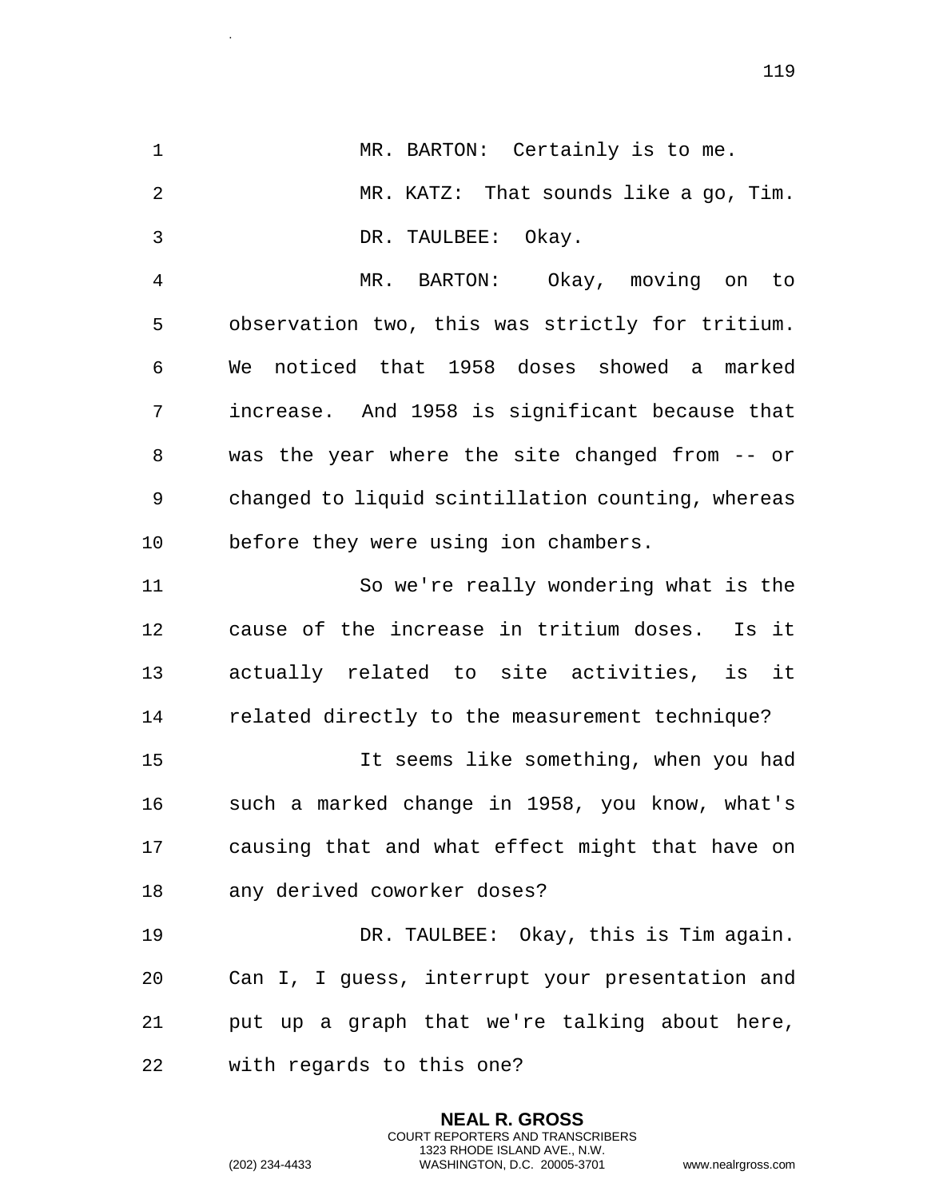MR. BARTON: Certainly is to me.

MR. KATZ: That sounds like a go, Tim.

DR. TAULBEE: Okay.

MR. BARTON: Okay, moving on to observation two, this was strictly for tritium. We noticed that 1958 doses showed a marked increase. And 1958 is significant because that was the year where the site changed from -- or changed to liquid scintillation counting, whereas before they were using ion chambers.

So we're really wondering what is the cause of the increase in tritium doses. Is it actually related to site activities, is it related directly to the measurement technique?

It seems like something, when you had such a marked change in 1958, you know, what's causing that and what effect might that have on any derived coworker doses?

DR. TAULBEE: Okay, this is Tim again. Can I, I guess, interrupt your presentation and put up a graph that we're talking about here, with regards to this one?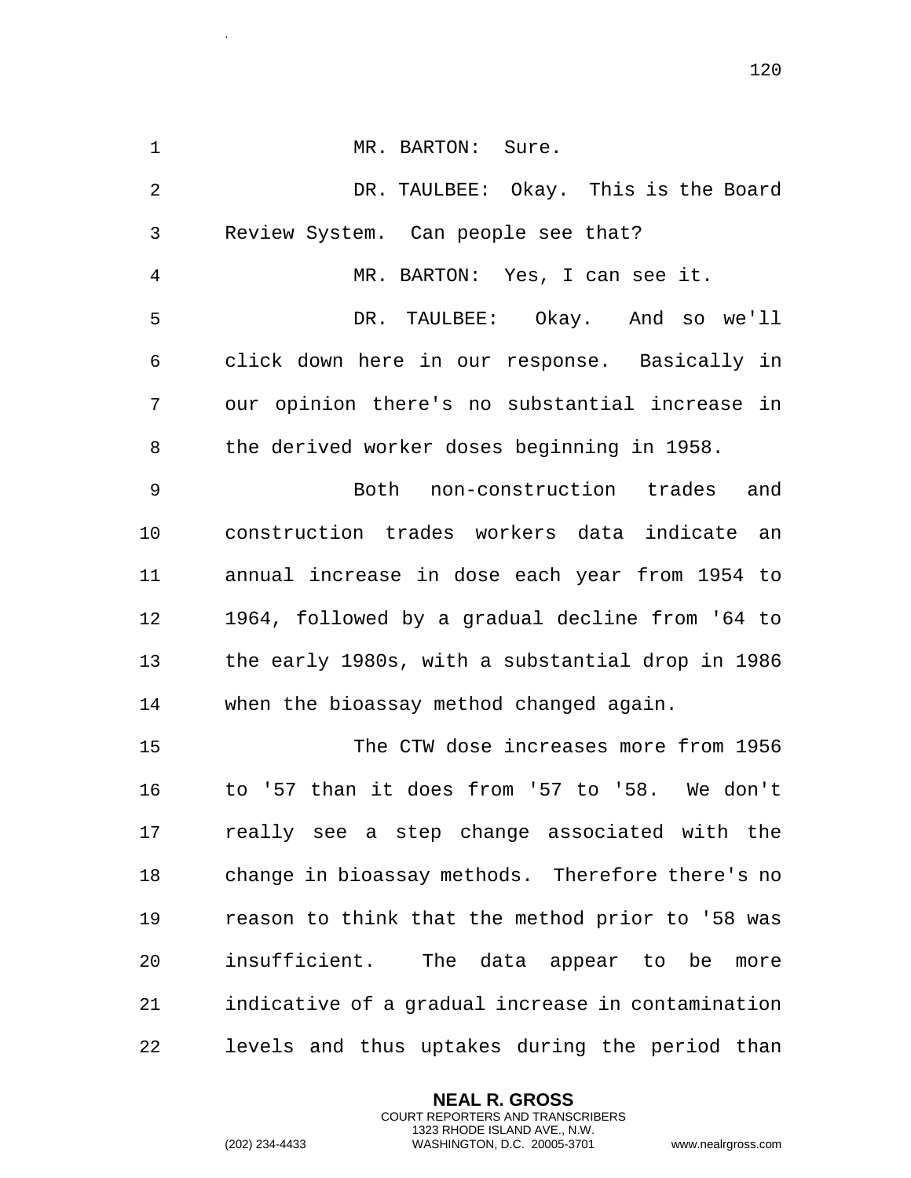MR. BARTON: Sure.

DR. TAULBEE: Okay. This is the Board Review System. Can people see that?

MR. BARTON: Yes, I can see it.

DR. TAULBEE: Okay. And so we'll click down here in our response. Basically in our opinion there's no substantial increase in the derived worker doses beginning in 1958.

Both non-construction trades and construction trades workers data indicate an annual increase in dose each year from 1954 to 1964, followed by a gradual decline from '64 to the early 1980s, with a substantial drop in 1986 when the bioassay method changed again.

The CTW dose increases more from 1956 to '57 than it does from '57 to '58. We don't really see a step change associated with the change in bioassay methods. Therefore there's no reason to think that the method prior to '58 was insufficient. The data appear to be more indicative of a gradual increase in contamination levels and thus uptakes during the period than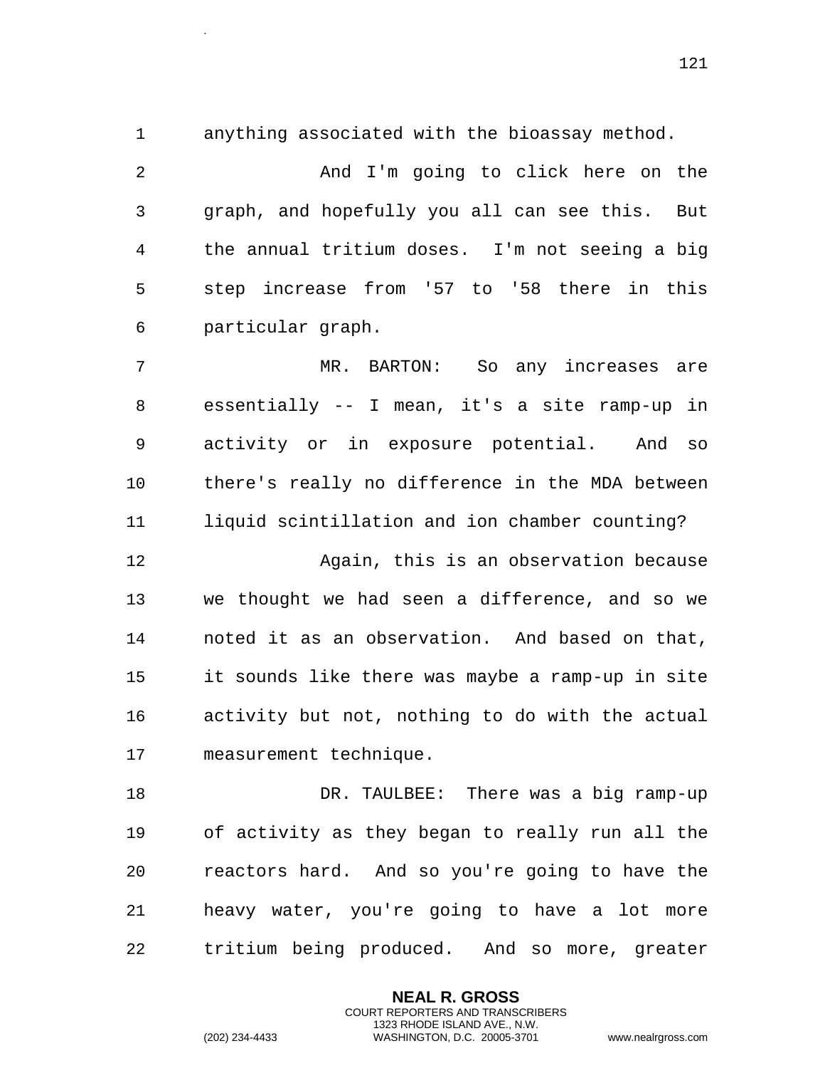anything associated with the bioassay method.

And I'm going to click here on the graph, and hopefully you all can see this. But the annual tritium doses. I'm not seeing a big step increase from '57 to '58 there in this particular graph.

MR. BARTON: So any increases are essentially -- I mean, it's a site ramp-up in activity or in exposure potential. And so there's really no difference in the MDA between liquid scintillation and ion chamber counting?

Again, this is an observation because we thought we had seen a difference, and so we noted it as an observation. And based on that, it sounds like there was maybe a ramp-up in site activity but not, nothing to do with the actual measurement technique.

DR. TAULBEE: There was a big ramp-up of activity as they began to really run all the reactors hard. And so you're going to have the heavy water, you're going to have a lot more tritium being produced. And so more, greater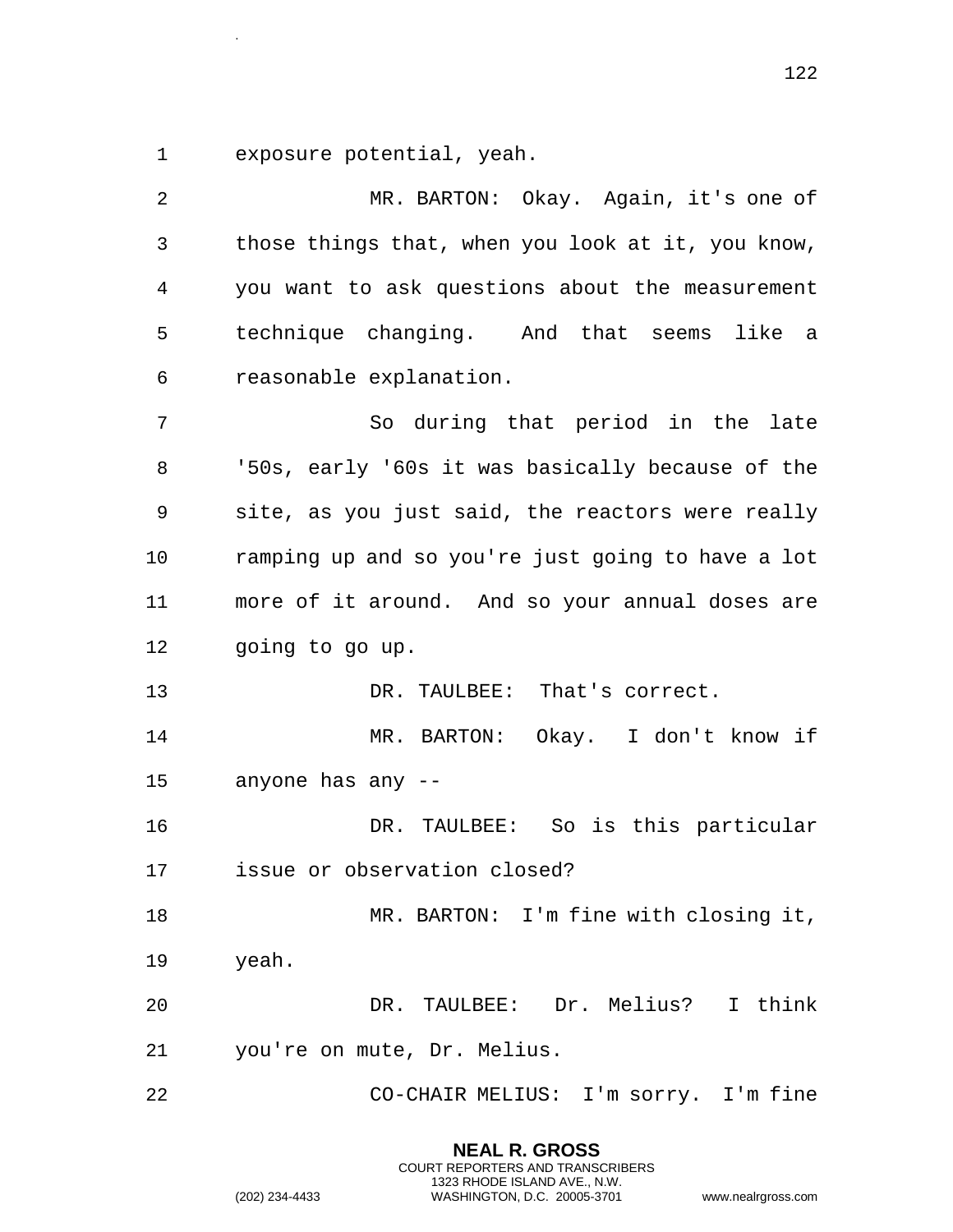exposure potential, yeah.

MR. BARTON: Okay. Again, it's one of those things that, when you look at it, you know, you want to ask questions about the measurement technique changing. And that seems like a reasonable explanation.

So during that period in the late '50s, early '60s it was basically because of the site, as you just said, the reactors were really ramping up and so you're just going to have a lot more of it around. And so your annual doses are going to go up.

DR. TAULBEE: That's correct.

MR. BARTON: Okay. I don't know if anyone has any --

DR. TAULBEE: So is this particular issue or observation closed?

MR. BARTON: I'm fine with closing it, yeah.

DR. TAULBEE: Dr. Melius? I think you're on mute, Dr. Melius.

CO-CHAIR MELIUS: I'm sorry. I'm fine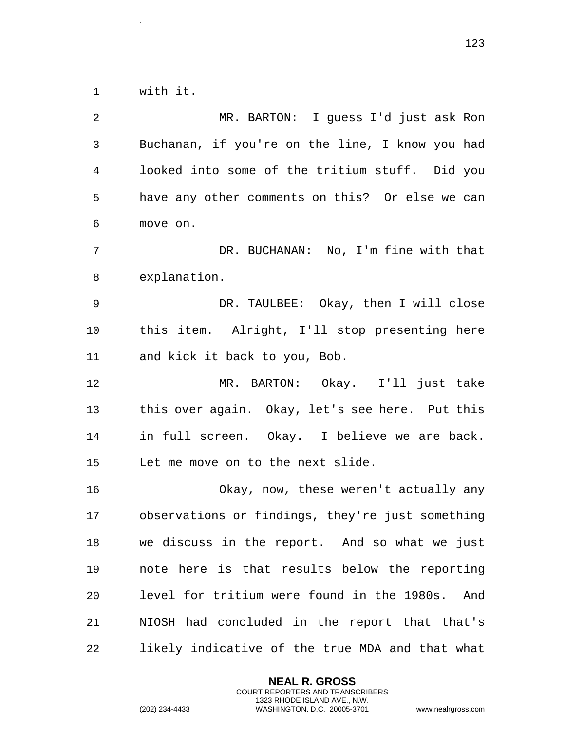with it.

MR. BARTON: I guess I'd just ask Ron Buchanan, if you're on the line, I know you had looked into some of the tritium stuff. Did you have any other comments on this? Or else we can move on.

DR. BUCHANAN: No, I'm fine with that explanation.

DR. TAULBEE: Okay, then I will close this item. Alright, I'll stop presenting here and kick it back to you, Bob.

MR. BARTON: Okay. I'll just take this over again. Okay, let's see here. Put this in full screen. Okay. I believe we are back. Let me move on to the next slide.

Okay, now, these weren't actually any observations or findings, they're just something we discuss in the report. And so what we just note here is that results below the reporting level for tritium were found in the 1980s. And NIOSH had concluded in the report that that's likely indicative of the true MDA and that what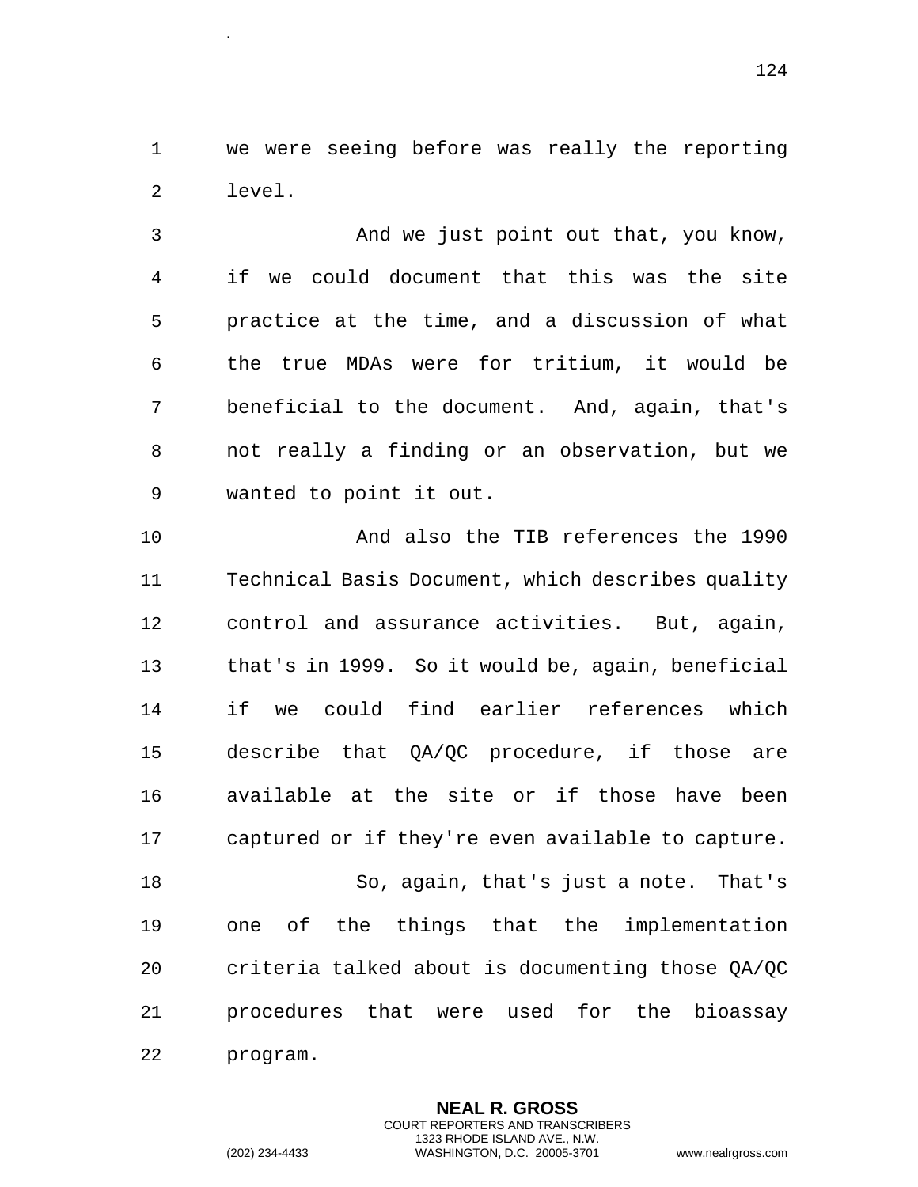we were seeing before was really the reporting level.

And we just point out that, you know, if we could document that this was the site practice at the time, and a discussion of what the true MDAs were for tritium, it would be beneficial to the document. And, again, that's not really a finding or an observation, but we wanted to point it out.

And also the TIB references the 1990 Technical Basis Document, which describes quality control and assurance activities. But, again, that's in 1999. So it would be, again, beneficial if we could find earlier references which describe that QA/QC procedure, if those are available at the site or if those have been captured or if they're even available to capture.

So, again, that's just a note. That's one of the things that the implementation criteria talked about is documenting those QA/QC procedures that were used for the bioassay program.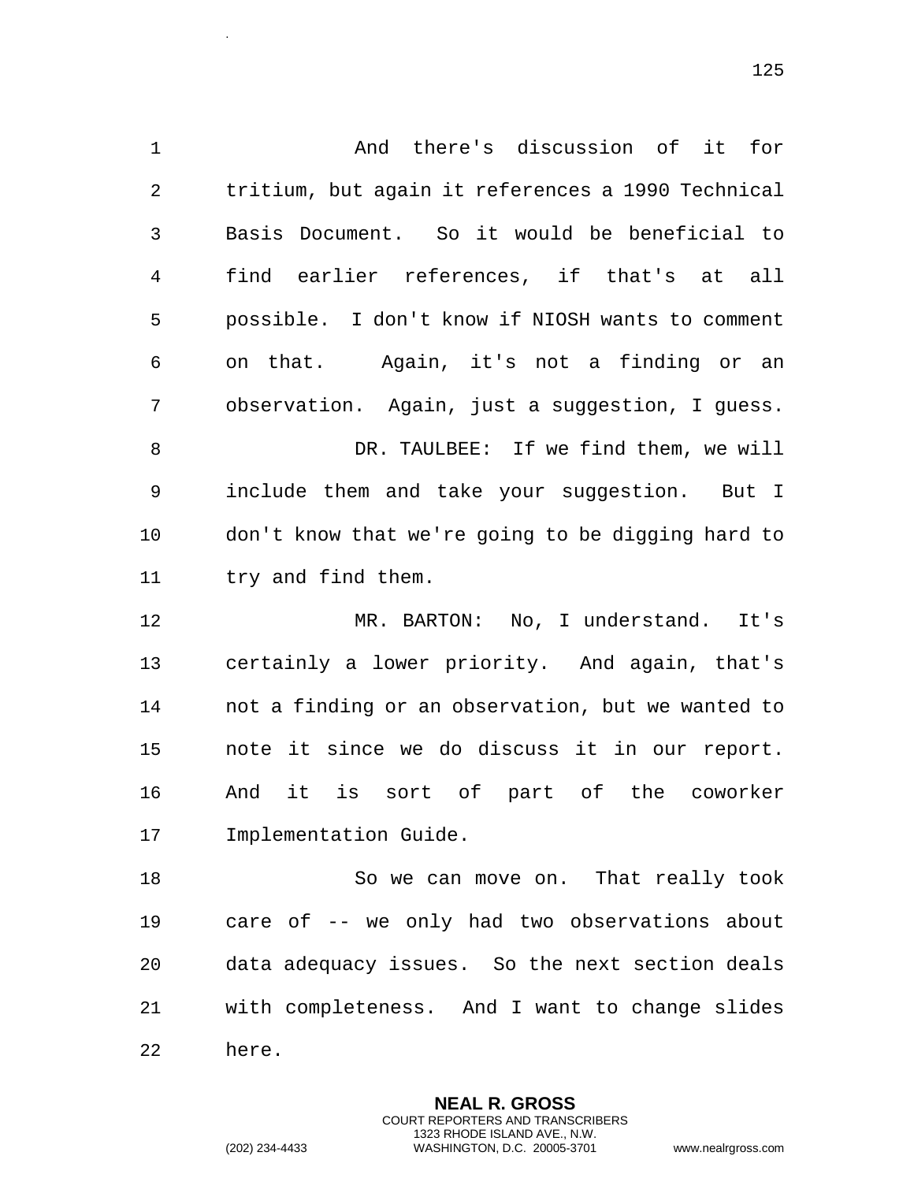And there's discussion of it for tritium, but again it references a 1990 Technical Basis Document. So it would be beneficial to find earlier references, if that's at all possible. I don't know if NIOSH wants to comment on that. Again, it's not a finding or an observation. Again, just a suggestion, I guess.

DR. TAULBEE: If we find them, we will include them and take your suggestion. But I don't know that we're going to be digging hard to try and find them.

MR. BARTON: No, I understand. It's certainly a lower priority. And again, that's not a finding or an observation, but we wanted to note it since we do discuss it in our report. And it is sort of part of the coworker Implementation Guide.

So we can move on. That really took care of -- we only had two observations about data adequacy issues. So the next section deals with completeness. And I want to change slides here.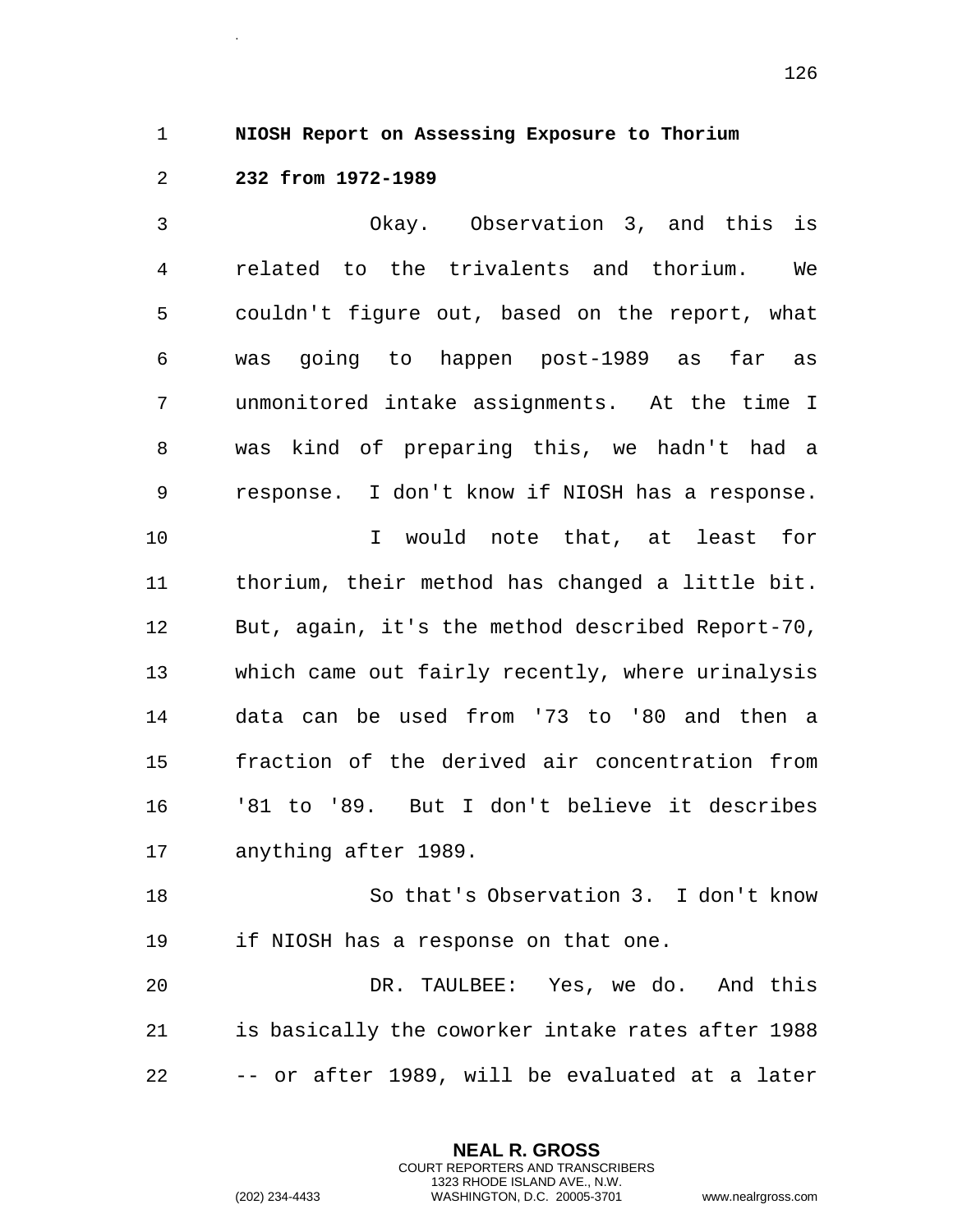**NIOSH Report on Assessing Exposure to Thorium 232 from 1972-1989**

Okay. Observation 3, and this is related to the trivalents and thorium. We couldn't figure out, based on the report, what was going to happen post-1989 as far as unmonitored intake assignments. At the time I was kind of preparing this, we hadn't had a response. I don't know if NIOSH has a response.

I would note that, at least for thorium, their method has changed a little bit. But, again, it's the method described Report-70, which came out fairly recently, where urinalysis data can be used from '73 to '80 and then a fraction of the derived air concentration from '81 to '89. But I don't believe it describes anything after 1989.

So that's Observation 3. I don't know if NIOSH has a response on that one.

DR. TAULBEE: Yes, we do. And this is basically the coworker intake rates after 1988 -- or after 1989, will be evaluated at a later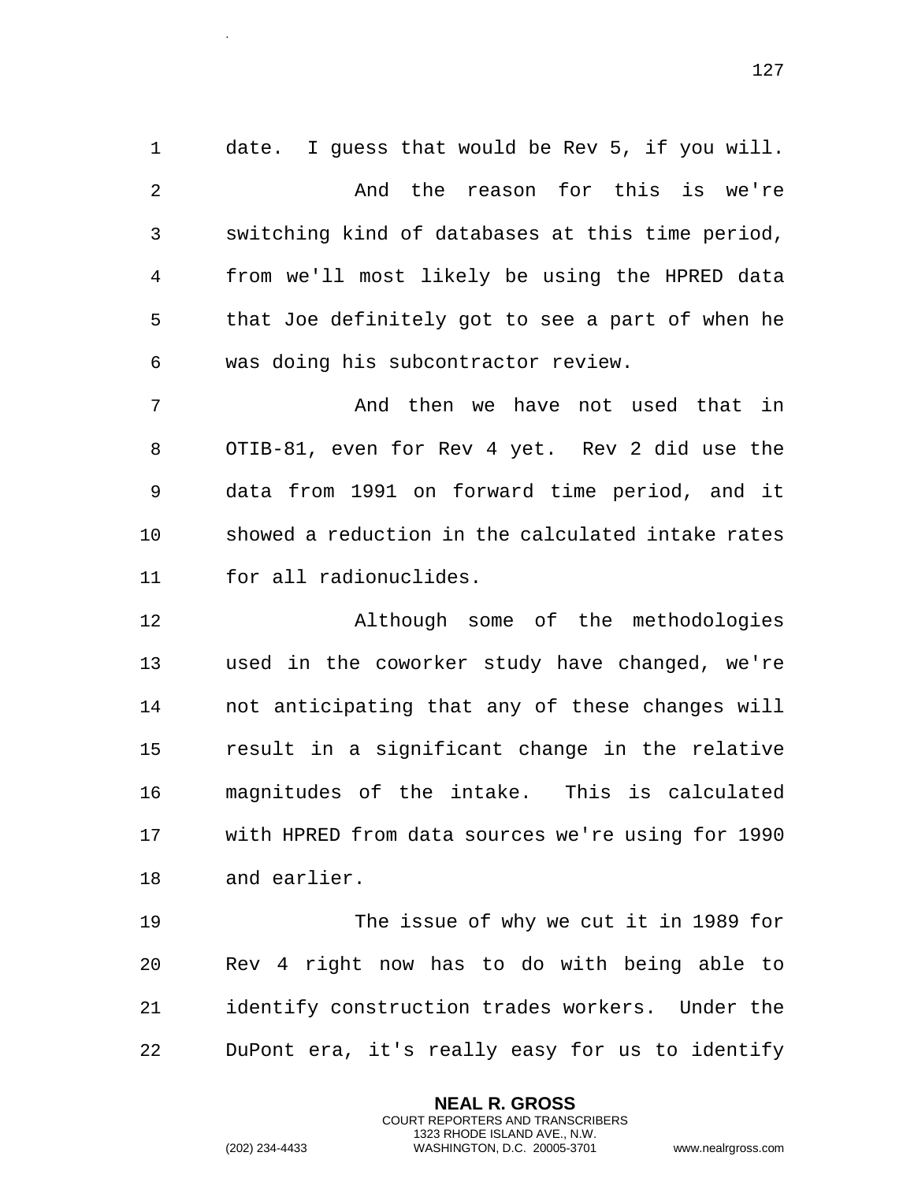date. I guess that would be Rev 5, if you will.

And the reason for this is we're switching kind of databases at this time period, from we'll most likely be using the HPRED data that Joe definitely got to see a part of when he was doing his subcontractor review.

And then we have not used that in OTIB-81, even for Rev 4 yet. Rev 2 did use the data from 1991 on forward time period, and it showed a reduction in the calculated intake rates for all radionuclides.

Although some of the methodologies used in the coworker study have changed, we're not anticipating that any of these changes will result in a significant change in the relative magnitudes of the intake. This is calculated with HPRED from data sources we're using for 1990 and earlier.

The issue of why we cut it in 1989 for Rev 4 right now has to do with being able to identify construction trades workers. Under the DuPont era, it's really easy for us to identify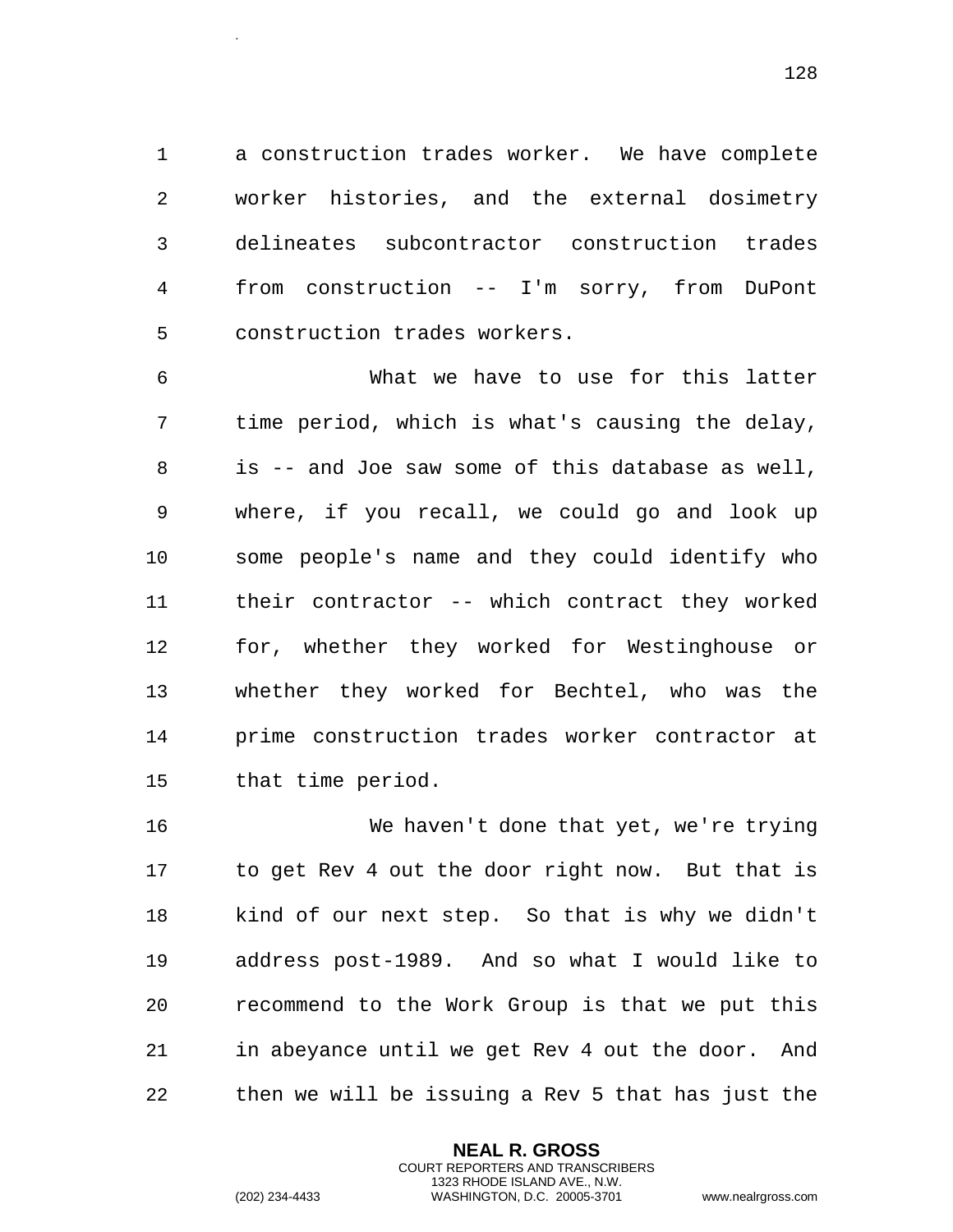a construction trades worker. We have complete worker histories, and the external dosimetry delineates subcontractor construction trades from construction -- I'm sorry, from DuPont construction trades workers.

What we have to use for this latter time period, which is what's causing the delay, is -- and Joe saw some of this database as well, where, if you recall, we could go and look up some people's name and they could identify who their contractor -- which contract they worked for, whether they worked for Westinghouse or whether they worked for Bechtel, who was the prime construction trades worker contractor at that time period.

We haven't done that yet, we're trying to get Rev 4 out the door right now. But that is kind of our next step. So that is why we didn't address post-1989. And so what I would like to recommend to the Work Group is that we put this in abeyance until we get Rev 4 out the door. And then we will be issuing a Rev 5 that has just the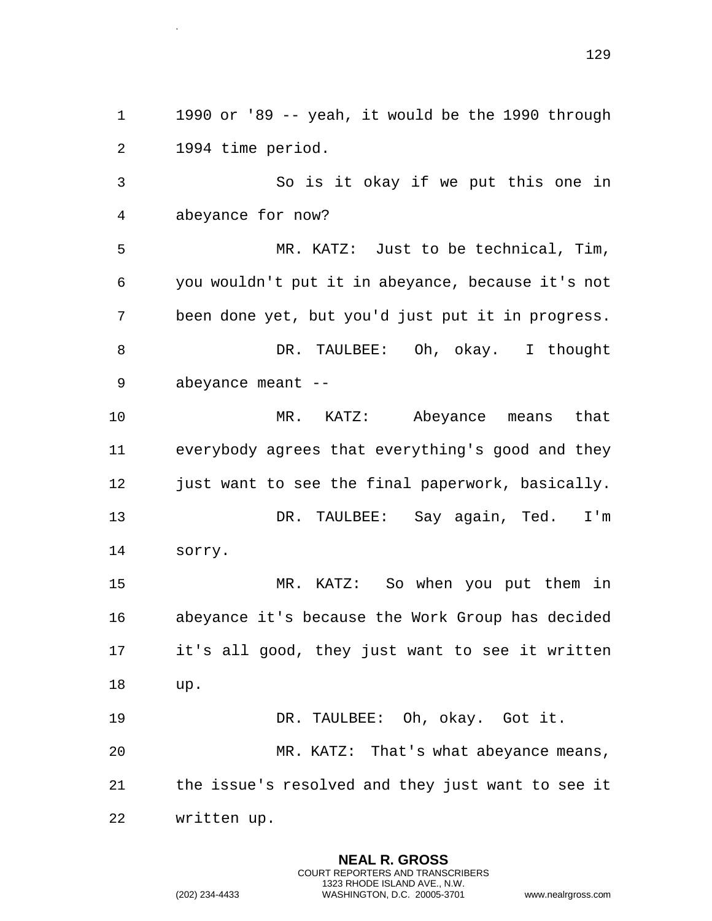1990 or '89 -- yeah, it would be the 1990 through 1994 time period.

So is it okay if we put this one in abeyance for now?

MR. KATZ: Just to be technical, Tim, you wouldn't put it in abeyance, because it's not been done yet, but you'd just put it in progress.

DR. TAULBEE: Oh, okay. I thought abeyance meant --

MR. KATZ: Abeyance means that everybody agrees that everything's good and they just want to see the final paperwork, basically.

DR. TAULBEE: Say again, Ted. I'm sorry.

MR. KATZ: So when you put them in abeyance it's because the Work Group has decided it's all good, they just want to see it written up.

DR. TAULBEE: Oh, okay. Got it.

MR. KATZ: That's what abeyance means, the issue's resolved and they just want to see it written up.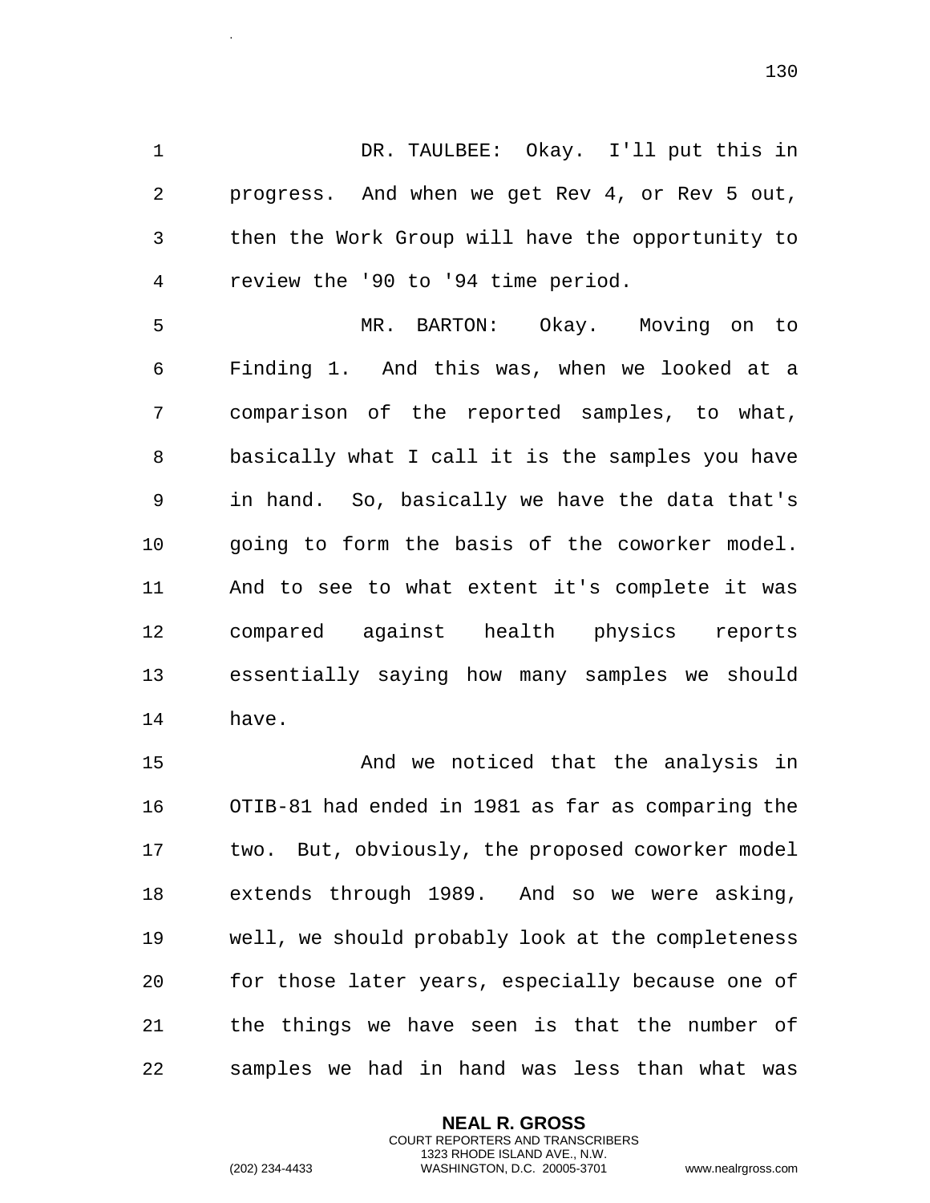DR. TAULBEE: Okay. I'll put this in progress. And when we get Rev 4, or Rev 5 out, then the Work Group will have the opportunity to review the '90 to '94 time period.

MR. BARTON: Okay. Moving on to Finding 1. And this was, when we looked at a comparison of the reported samples, to what, basically what I call it is the samples you have in hand. So, basically we have the data that's going to form the basis of the coworker model. And to see to what extent it's complete it was compared against health physics reports essentially saying how many samples we should have.

And we noticed that the analysis in OTIB-81 had ended in 1981 as far as comparing the two. But, obviously, the proposed coworker model extends through 1989. And so we were asking, well, we should probably look at the completeness for those later years, especially because one of the things we have seen is that the number of samples we had in hand was less than what was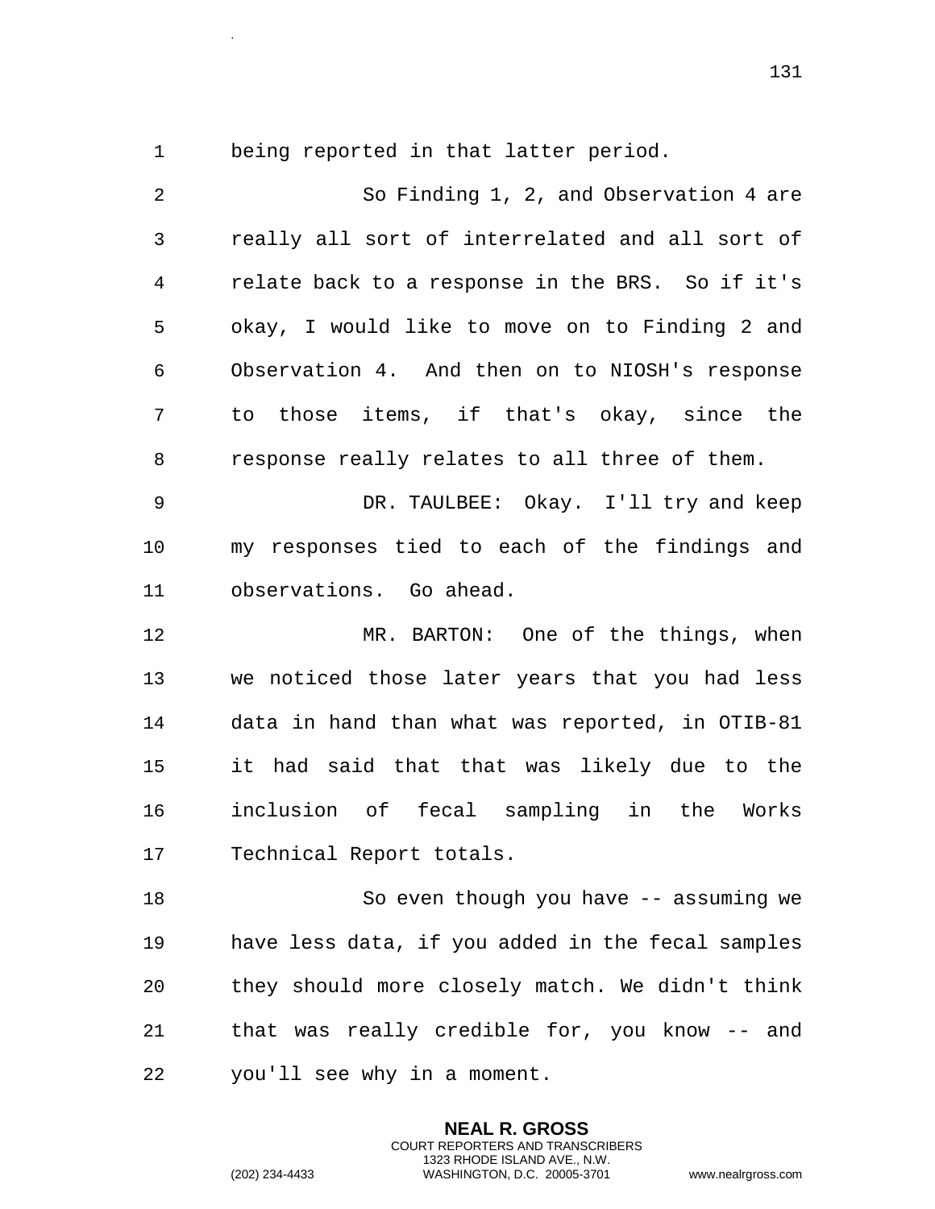being reported in that latter period.

So Finding 1, 2, and Observation 4 are really all sort of interrelated and all sort of relate back to a response in the BRS. So if it's okay, I would like to move on to Finding 2 and Observation 4. And then on to NIOSH's response to those items, if that's okay, since the response really relates to all three of them.

DR. TAULBEE: Okay. I'll try and keep my responses tied to each of the findings and observations. Go ahead.

MR. BARTON: One of the things, when we noticed those later years that you had less data in hand than what was reported, in OTIB-81 it had said that that was likely due to the inclusion of fecal sampling in the Works Technical Report totals.

So even though you have -- assuming we have less data, if you added in the fecal samples they should more closely match. We didn't think that was really credible for, you know -- and you'll see why in a moment.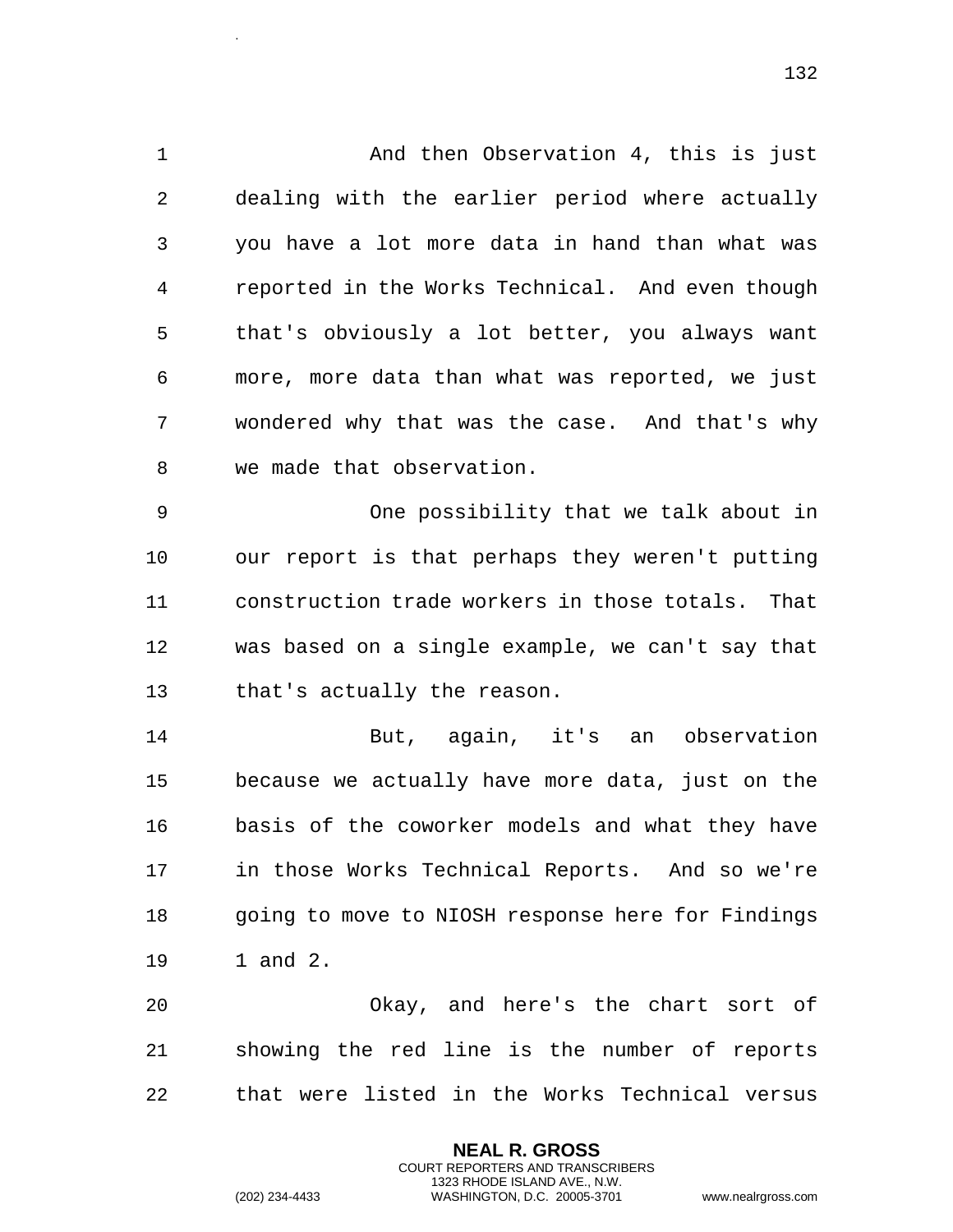And then Observation 4, this is just dealing with the earlier period where actually you have a lot more data in hand than what was reported in the Works Technical. And even though that's obviously a lot better, you always want more, more data than what was reported, we just wondered why that was the case. And that's why we made that observation.

One possibility that we talk about in our report is that perhaps they weren't putting construction trade workers in those totals. That was based on a single example, we can't say that that's actually the reason.

But, again, it's an observation because we actually have more data, just on the basis of the coworker models and what they have in those Works Technical Reports. And so we're going to move to NIOSH response here for Findings 1 and 2.

Okay, and here's the chart sort of showing the red line is the number of reports that were listed in the Works Technical versus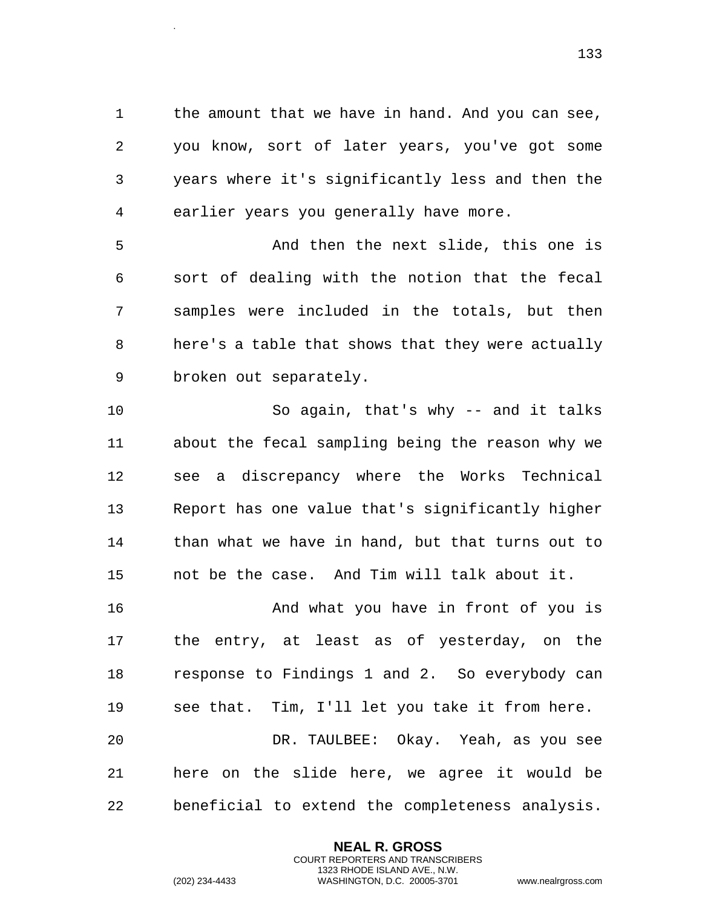the amount that we have in hand. And you can see, you know, sort of later years, you've got some years where it's significantly less and then the earlier years you generally have more.

And then the next slide, this one is sort of dealing with the notion that the fecal samples were included in the totals, but then here's a table that shows that they were actually broken out separately.

So again, that's why -- and it talks about the fecal sampling being the reason why we see a discrepancy where the Works Technical Report has one value that's significantly higher than what we have in hand, but that turns out to not be the case. And Tim will talk about it.

And what you have in front of you is the entry, at least as of yesterday, on the response to Findings 1 and 2. So everybody can see that. Tim, I'll let you take it from here.

DR. TAULBEE: Okay. Yeah, as you see here on the slide here, we agree it would be beneficial to extend the completeness analysis.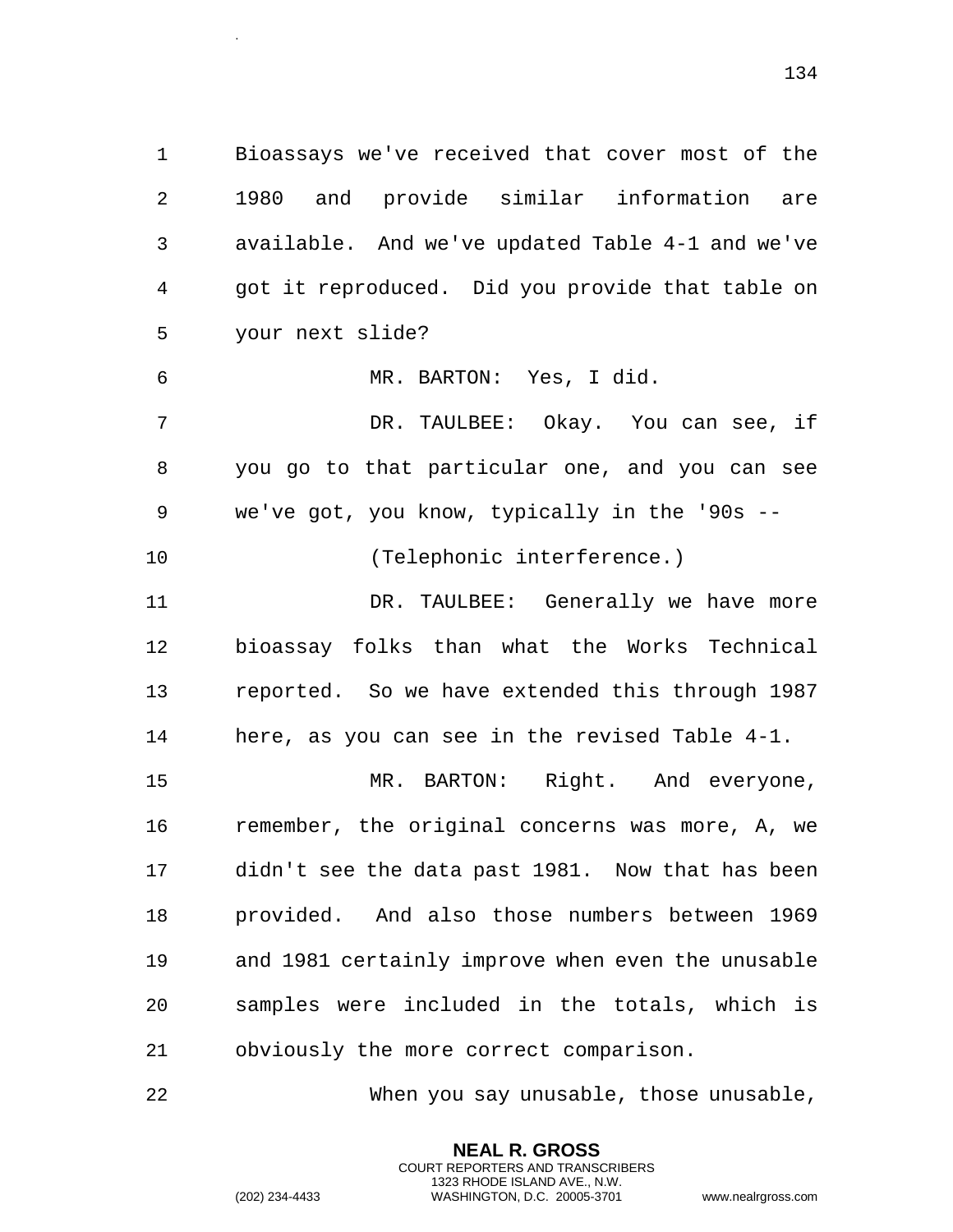Bioassays we've received that cover most of the 1980 and provide similar information are available. And we've updated Table 4-1 and we've got it reproduced. Did you provide that table on your next slide?

MR. BARTON: Yes, I did.

DR. TAULBEE: Okay. You can see, if you go to that particular one, and you can see we've got, you know, typically in the '90s --

(Telephonic interference.)

DR. TAULBEE: Generally we have more bioassay folks than what the Works Technical reported. So we have extended this through 1987 here, as you can see in the revised Table 4-1.

MR. BARTON: Right. And everyone, remember, the original concerns was more, A, we didn't see the data past 1981. Now that has been provided. And also those numbers between 1969 and 1981 certainly improve when even the unusable samples were included in the totals, which is obviously the more correct comparison.

When you say unusable, those unusable,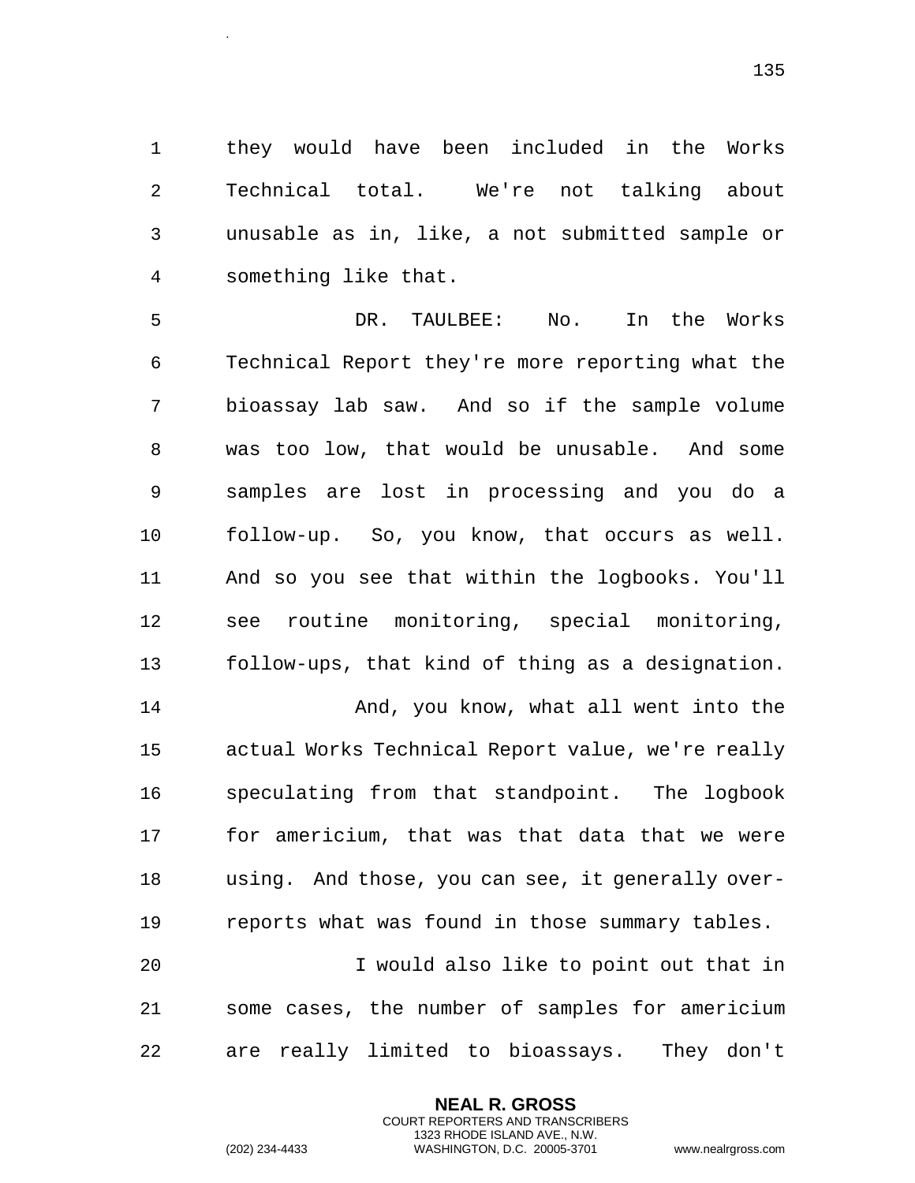they would have been included in the Works Technical total. We're not talking about unusable as in, like, a not submitted sample or something like that.

DR. TAULBEE: No. In the Works Technical Report they're more reporting what the bioassay lab saw. And so if the sample volume was too low, that would be unusable. And some samples are lost in processing and you do a follow-up. So, you know, that occurs as well. And so you see that within the logbooks. You'll see routine monitoring, special monitoring, follow-ups, that kind of thing as a designation.

And, you know, what all went into the actual Works Technical Report value, we're really speculating from that standpoint. The logbook for americium, that was that data that we were using. And those, you can see, it generally over-reports what was found in those summary tables.

I would also like to point out that in some cases, the number of samples for americium are really limited to bioassays. They don't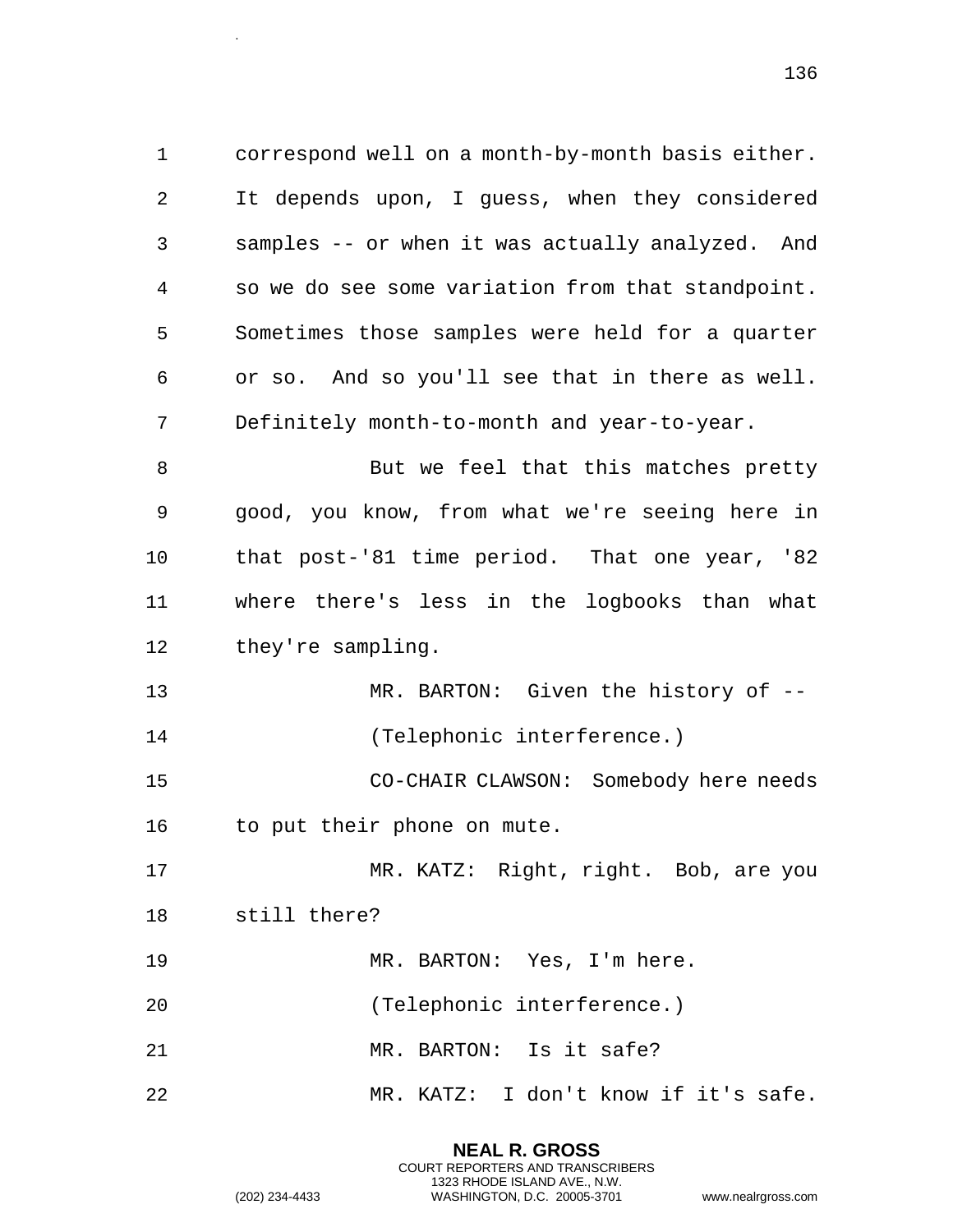correspond well on a month-by-month basis either. It depends upon, I guess, when they considered samples -- or when it was actually analyzed. And so we do see some variation from that standpoint. Sometimes those samples were held for a quarter or so. And so you'll see that in there as well. Definitely month-to-month and year-to-year.

But we feel that this matches pretty good, you know, from what we're seeing here in that post-'81 time period. That one year, '82 where there's less in the logbooks than what they're sampling.

MR. BARTON: Given the history of --

(Telephonic interference.)

CO-CHAIR CLAWSON: Somebody here needs to put their phone on mute.

MR. KATZ: Right, right. Bob, are you still there?

MR. BARTON: Yes, I'm here.

(Telephonic interference.)

MR. BARTON: Is it safe?

MR. KATZ: I don't know if it's safe.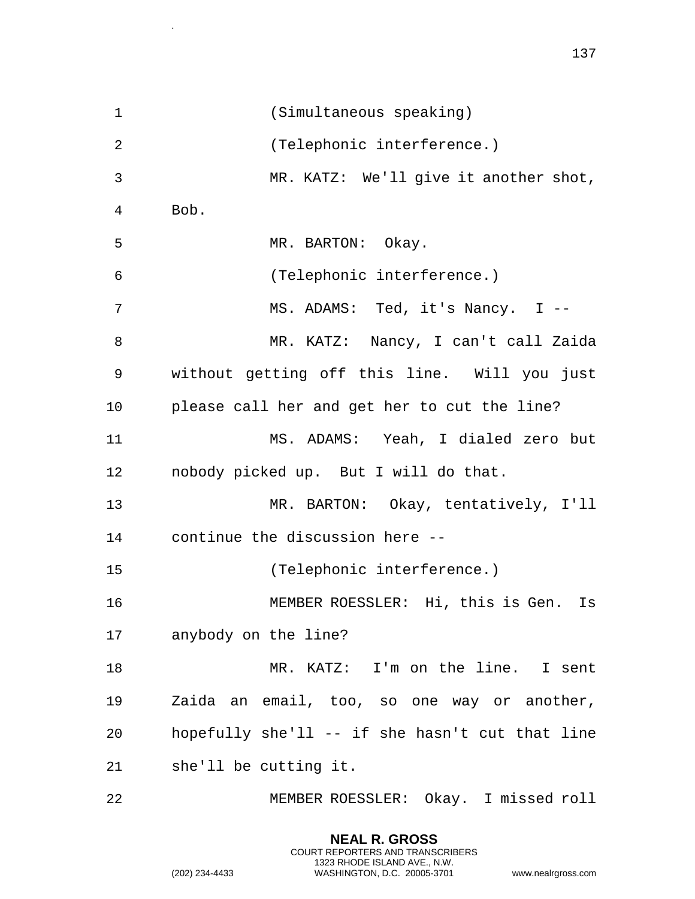(Simultaneous speaking)

(Telephonic interference.)

MR. KATZ: We'll give it another shot, Bob.

MR. BARTON: Okay.

(Telephonic interference.)

MS. ADAMS: Ted, it's Nancy. I --

MR. KATZ: Nancy, I can't call Zaida without getting off this line. Will you just please call her and get her to cut the line?

MS. ADAMS: Yeah, I dialed zero but nobody picked up. But I will do that.

MR. BARTON: Okay, tentatively, I'll continue the discussion here --

(Telephonic interference.)

MEMBER ROESSLER: Hi, this is Gen. Is anybody on the line?

MR. KATZ: I'm on the line. I sent Zaida an email, too, so one way or another, hopefully she'll -- if she hasn't cut that line she'll be cutting it.

MEMBER ROESSLER: Okay. I missed roll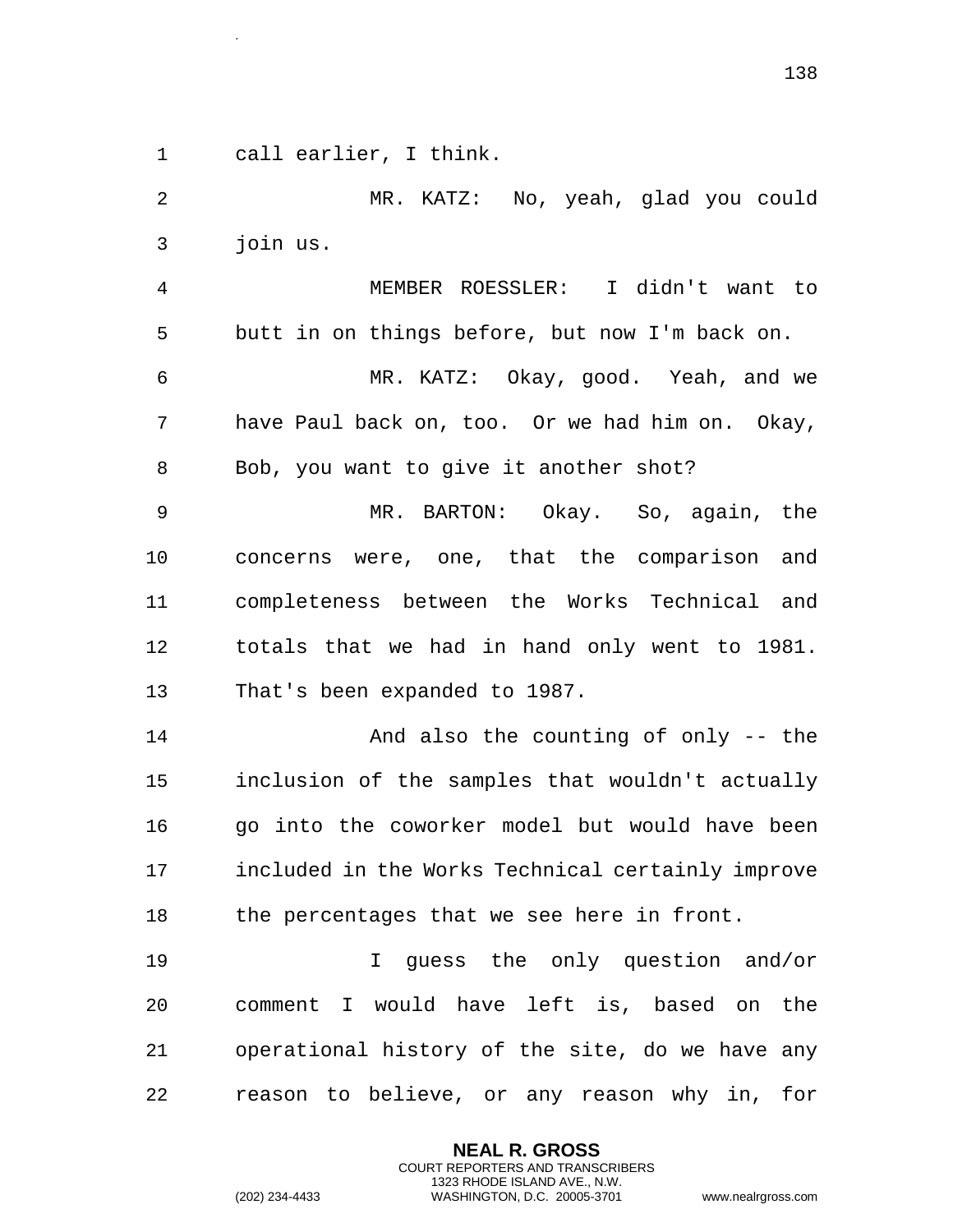call earlier, I think.

MR. KATZ: No, yeah, glad you could join us.

MEMBER ROESSLER: I didn't want to butt in on things before, but now I'm back on.

MR. KATZ: Okay, good. Yeah, and we have Paul back on, too. Or we had him on. Okay, Bob, you want to give it another shot?

MR. BARTON: Okay. So, again, the concerns were, one, that the comparison and completeness between the Works Technical and totals that we had in hand only went to 1981. That's been expanded to 1987.

And also the counting of only -- the inclusion of the samples that wouldn't actually go into the coworker model but would have been included in the Works Technical certainly improve the percentages that we see here in front.

I guess the only question and/or comment I would have left is, based on the operational history of the site, do we have any reason to believe, or any reason why in, for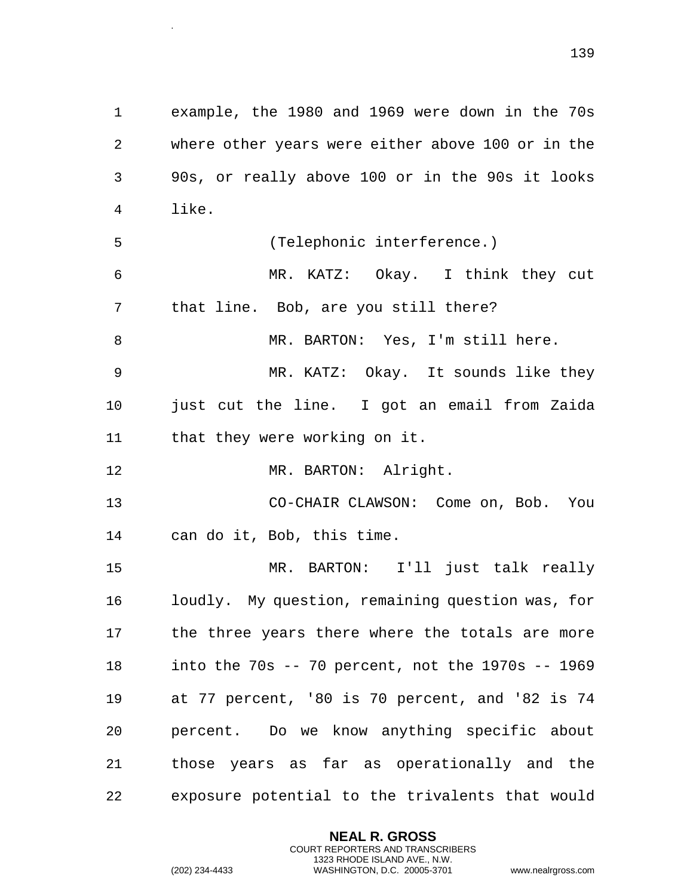example, the 1980 and 1969 were down in the 70s where other years were either above 100 or in the 90s, or really above 100 or in the 90s it looks like.

(Telephonic interference.)

MR. KATZ: Okay. I think they cut that line. Bob, are you still there?

MR. BARTON: Yes, I'm still here.

MR. KATZ: Okay. It sounds like they just cut the line. I got an email from Zaida that they were working on it.

MR. BARTON: Alright.

CO-CHAIR CLAWSON: Come on, Bob. You can do it, Bob, this time.

MR. BARTON: I'll just talk really loudly. My question, remaining question was, for the three years there where the totals are more into the 70s -- 70 percent, not the 1970s -- 1969 at 77 percent, '80 is 70 percent, and '82 is 74 percent. Do we know anything specific about those years as far as operationally and the exposure potential to the trivalents that would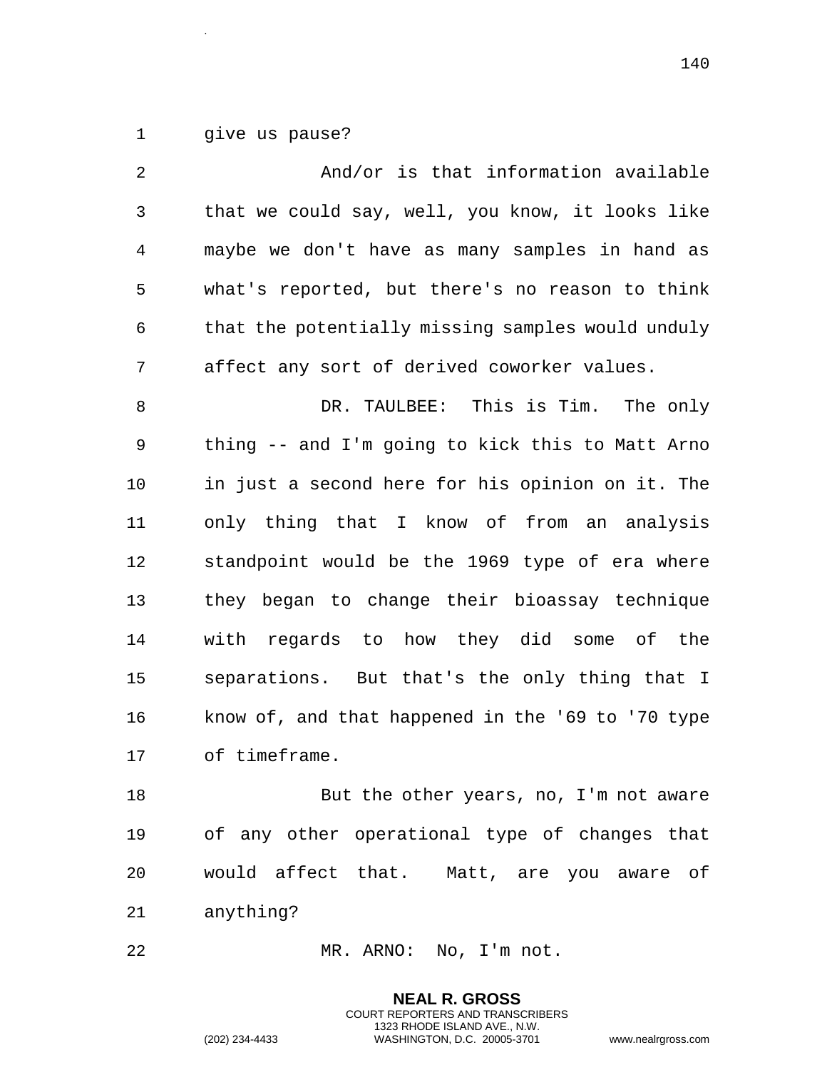give us pause?

And/or is that information available that we could say, well, you know, it looks like maybe we don't have as many samples in hand as what's reported, but there's no reason to think that the potentially missing samples would unduly affect any sort of derived coworker values.

DR. TAULBEE: This is Tim. The only thing -- and I'm going to kick this to Matt Arno in just a second here for his opinion on it. The only thing that I know of from an analysis standpoint would be the 1969 type of era where they began to change their bioassay technique with regards to how they did some of the separations. But that's the only thing that I know of, and that happened in the '69 to '70 type of timeframe.

But the other years, no, I'm not aware of any other operational type of changes that would affect that. Matt, are you aware of anything?

MR. ARNO: No, I'm not.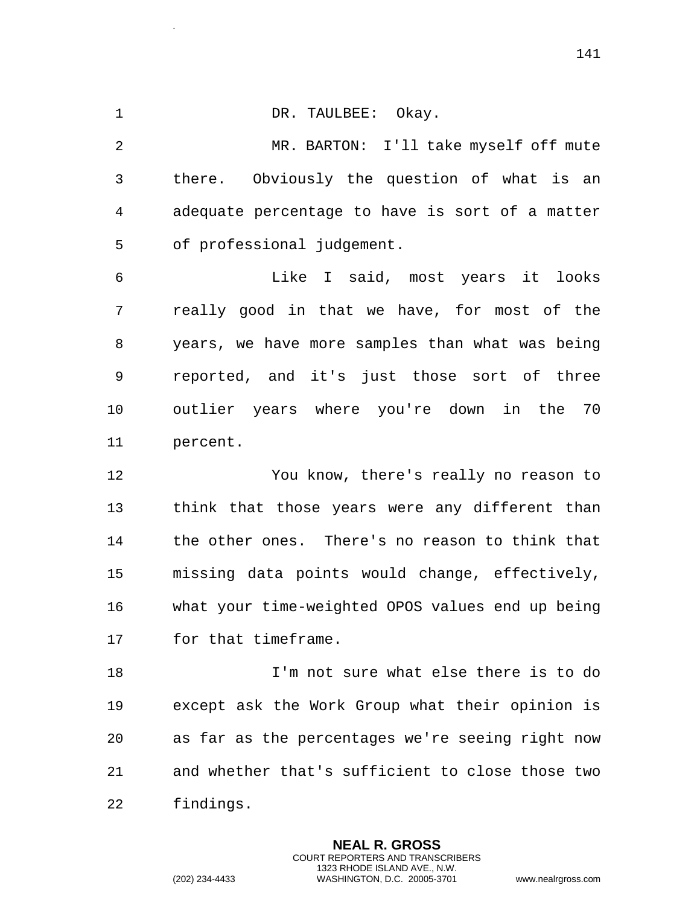DR. TAULBEE: Okay.

MR. BARTON: I'll take myself off mute there. Obviously the question of what is an adequate percentage to have is sort of a matter of professional judgement.

Like I said, most years it looks really good in that we have, for most of the years, we have more samples than what was being reported, and it's just those sort of three outlier years where you're down in the 70 percent.

You know, there's really no reason to think that those years were any different than the other ones. There's no reason to think that missing data points would change, effectively, what your time-weighted OPOS values end up being for that timeframe.

I'm not sure what else there is to do except ask the Work Group what their opinion is as far as the percentages we're seeing right now and whether that's sufficient to close those two findings.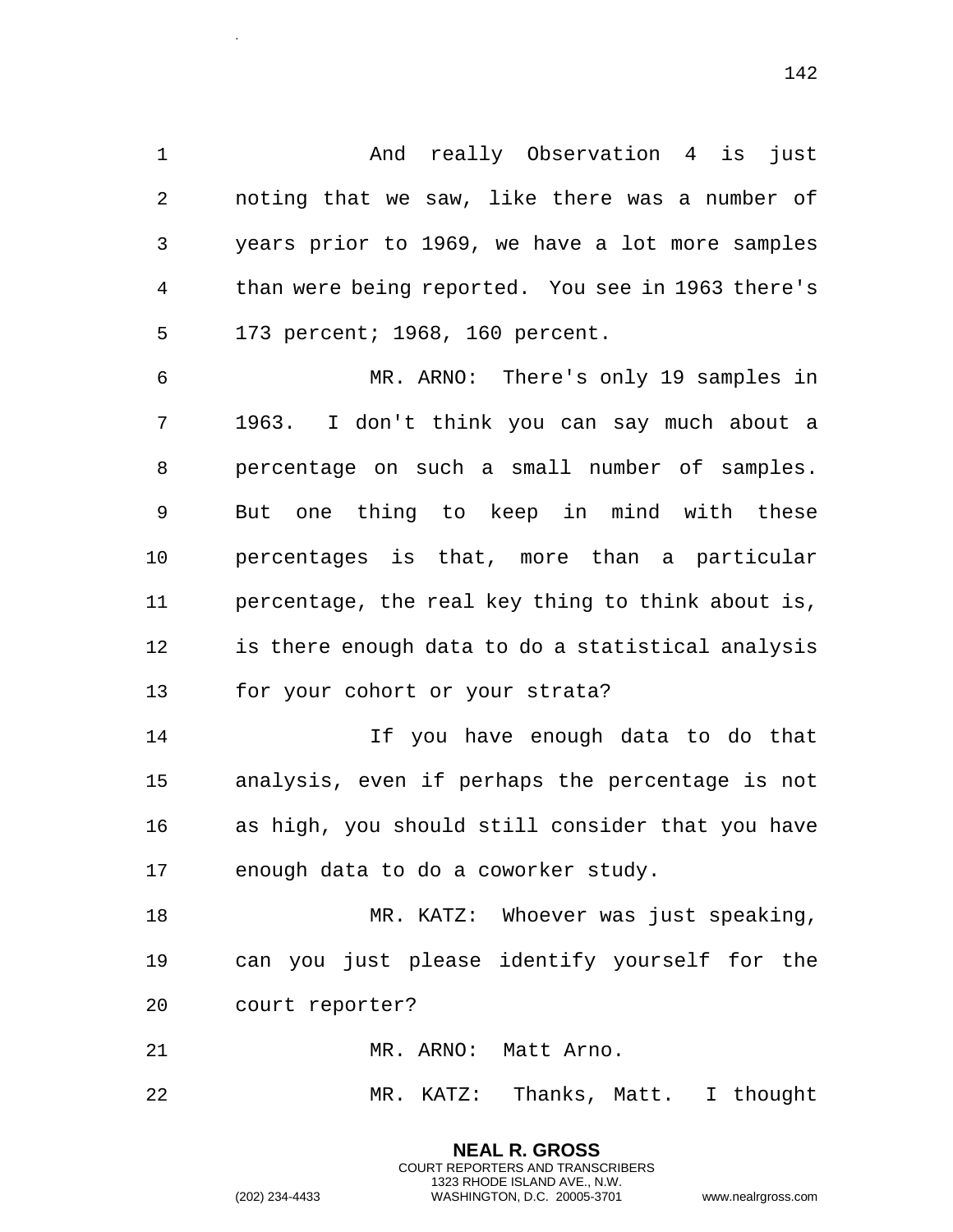And really Observation 4 is just noting that we saw, like there was a number of years prior to 1969, we have a lot more samples than were being reported. You see in 1963 there's 173 percent; 1968, 160 percent.

MR. ARNO: There's only 19 samples in 1963. I don't think you can say much about a percentage on such a small number of samples. But one thing to keep in mind with these percentages is that, more than a particular percentage, the real key thing to think about is, is there enough data to do a statistical analysis for your cohort or your strata?

If you have enough data to do that analysis, even if perhaps the percentage is not as high, you should still consider that you have enough data to do a coworker study.

MR. KATZ: Whoever was just speaking, can you just please identify yourself for the court reporter?

MR. ARNO: Matt Arno.

MR. KATZ: Thanks, Matt. I thought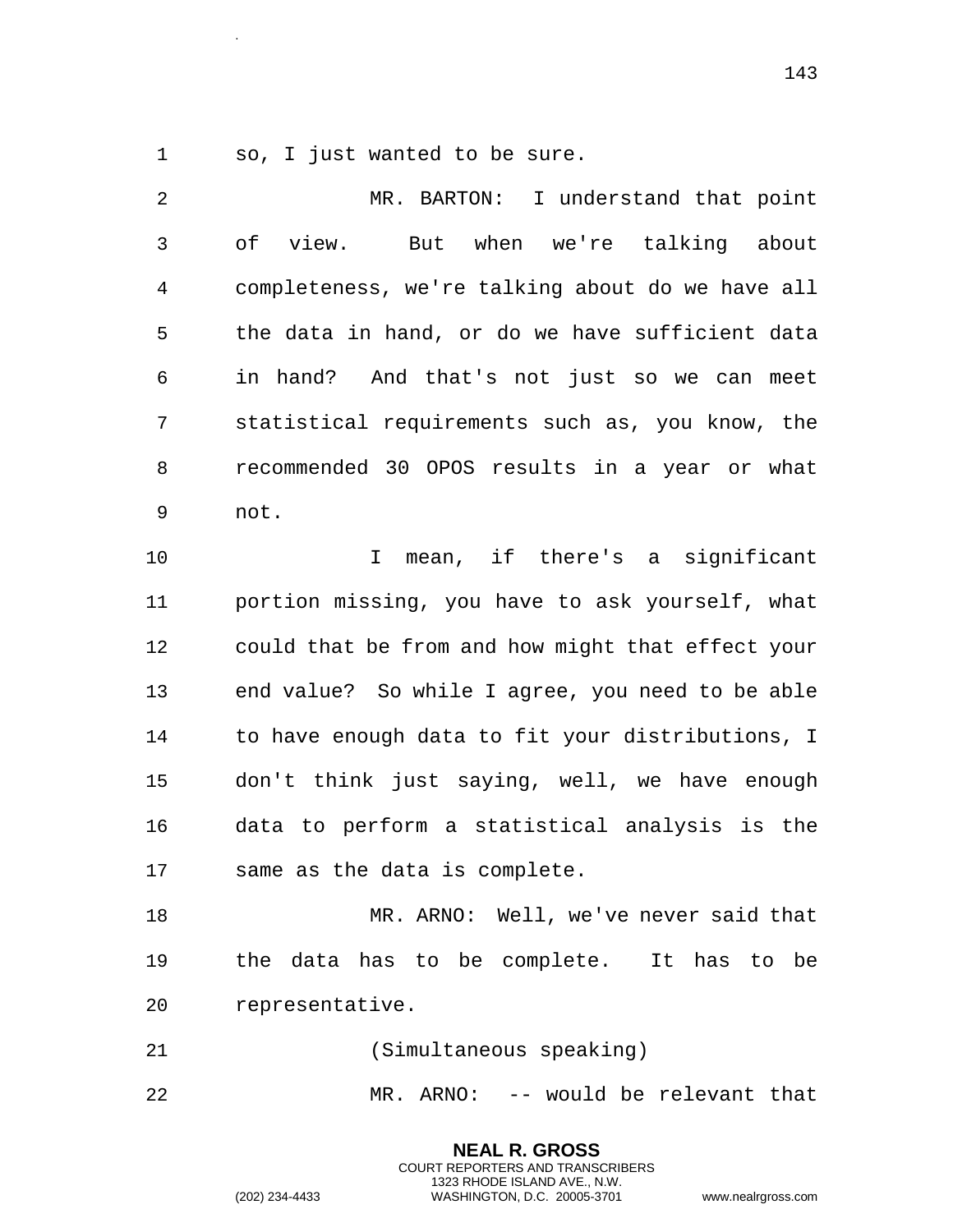so, I just wanted to be sure.

MR. BARTON: I understand that point of view. But when we're talking about completeness, we're talking about do we have all the data in hand, or do we have sufficient data in hand? And that's not just so we can meet statistical requirements such as, you know, the recommended 30 OPOS results in a year or what not.

I mean, if there's a significant portion missing, you have to ask yourself, what could that be from and how might that effect your end value? So while I agree, you need to be able to have enough data to fit your distributions, I don't think just saying, well, we have enough data to perform a statistical analysis is the same as the data is complete.

MR. ARNO: Well, we've never said that the data has to be complete. It has to be representative.

(Simultaneous speaking)

MR. ARNO: -- would be relevant that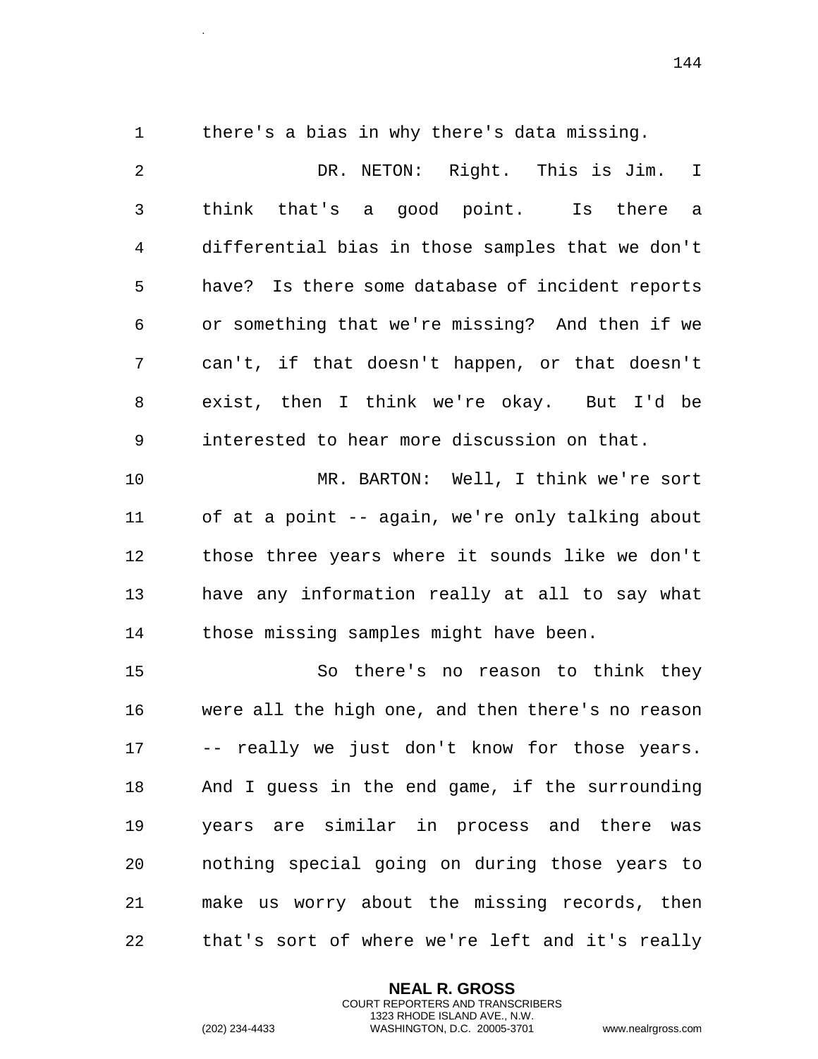there's a bias in why there's data missing.

DR. NETON: Right. This is Jim. I think that's a good point. Is there a differential bias in those samples that we don't have? Is there some database of incident reports or something that we're missing? And then if we can't, if that doesn't happen, or that doesn't exist, then I think we're okay. But I'd be interested to hear more discussion on that.

MR. BARTON: Well, I think we're sort of at a point -- again, we're only talking about those three years where it sounds like we don't have any information really at all to say what those missing samples might have been.

So there's no reason to think they were all the high one, and then there's no reason -- really we just don't know for those years. And I guess in the end game, if the surrounding years are similar in process and there was nothing special going on during those years to make us worry about the missing records, then that's sort of where we're left and it's really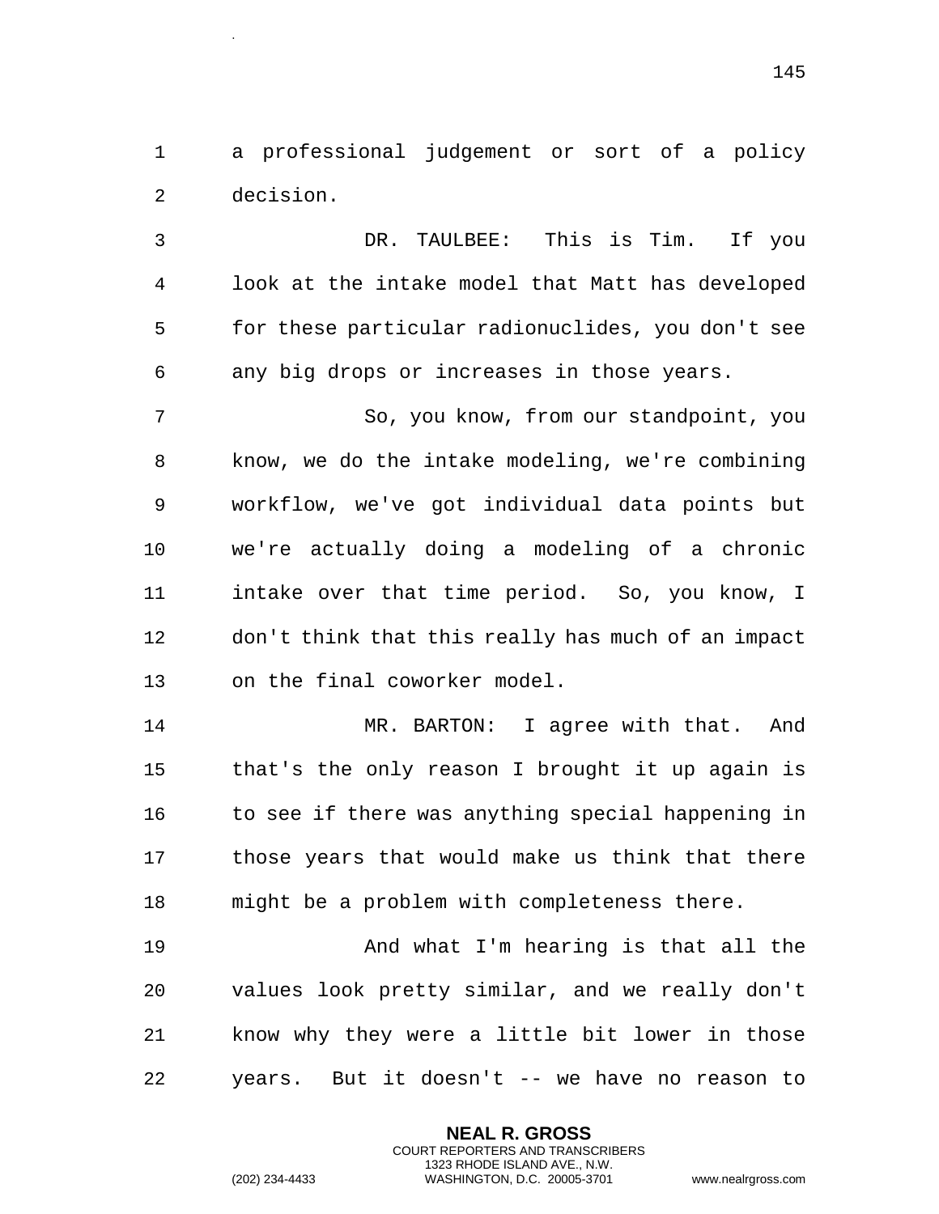a professional judgement or sort of a policy decision.

DR. TAULBEE: This is Tim. If you look at the intake model that Matt has developed for these particular radionuclides, you don't see any big drops or increases in those years.

So, you know, from our standpoint, you know, we do the intake modeling, we're combining workflow, we've got individual data points but we're actually doing a modeling of a chronic intake over that time period. So, you know, I don't think that this really has much of an impact on the final coworker model.

MR. BARTON: I agree with that. And that's the only reason I brought it up again is to see if there was anything special happening in those years that would make us think that there might be a problem with completeness there.

And what I'm hearing is that all the values look pretty similar, and we really don't know why they were a little bit lower in those years. But it doesn't -- we have no reason to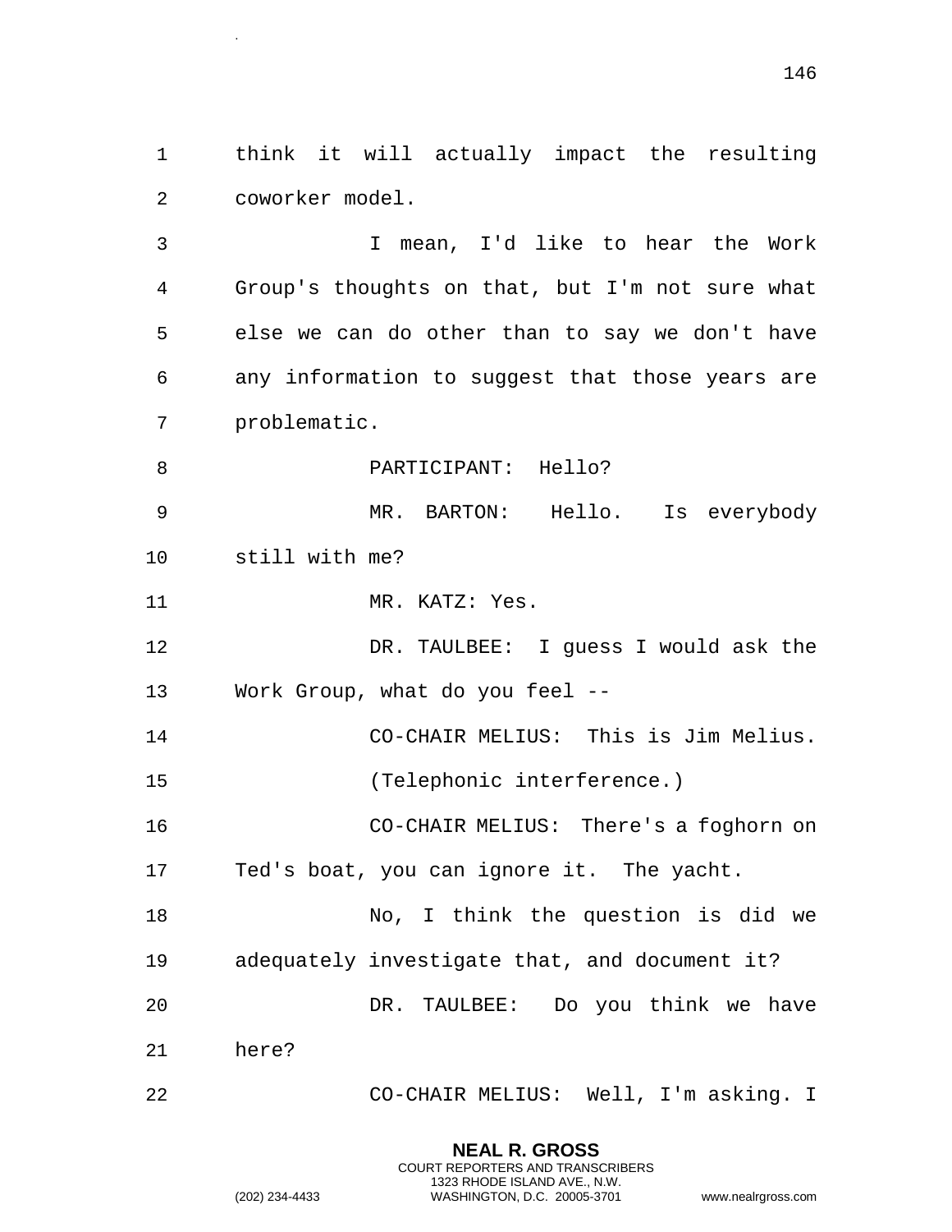think it will actually impact the resulting coworker model.

I mean, I'd like to hear the Work Group's thoughts on that, but I'm not sure what else we can do other than to say we don't have any information to suggest that those years are problematic.

PARTICIPANT: Hello?

MR. BARTON: Hello. Is everybody still with me?

MR. KATZ: Yes.

DR. TAULBEE: I guess I would ask the Work Group, what do you feel --

CO-CHAIR MELIUS: This is Jim Melius.

(Telephonic interference.)

CO-CHAIR MELIUS: There's a foghorn on Ted's boat, you can ignore it. The yacht.

No, I think the question is did we adequately investigate that, and document it?

DR. TAULBEE: Do you think we have here?

CO-CHAIR MELIUS: Well, I'm asking. I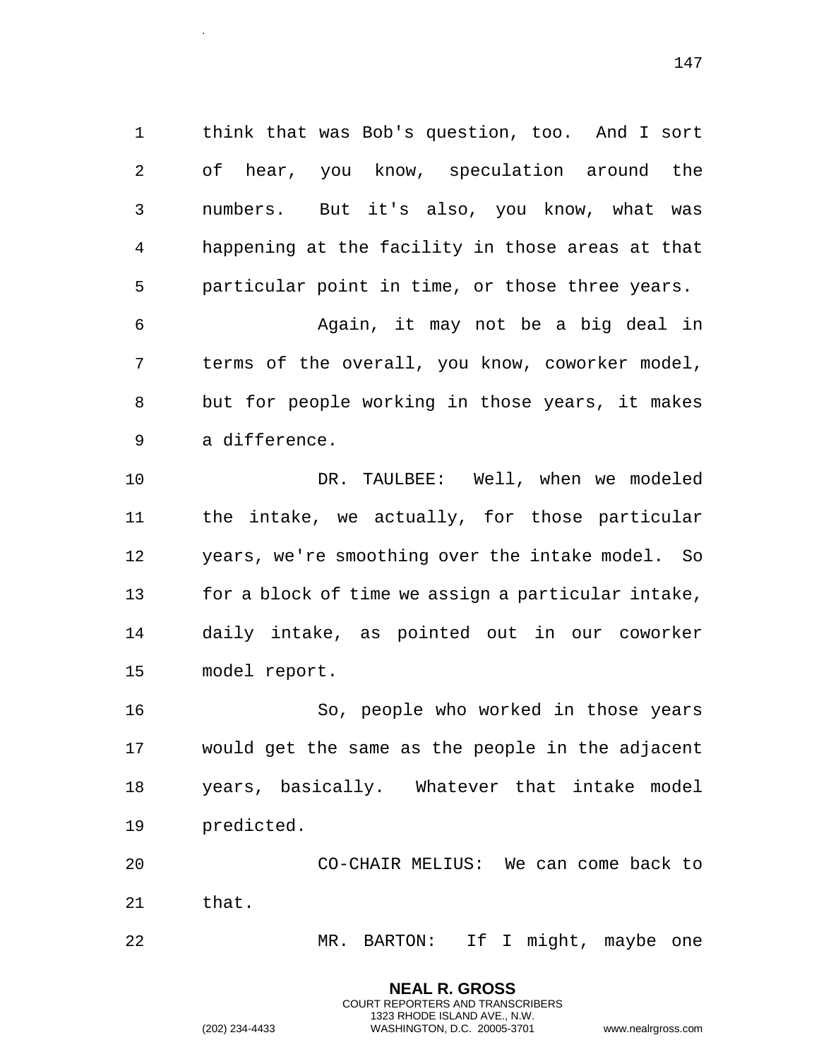think that was Bob's question, too. And I sort of hear, you know, speculation around the numbers. But it's also, you know, what was happening at the facility in those areas at that particular point in time, or those three years.

Again, it may not be a big deal in terms of the overall, you know, coworker model, but for people working in those years, it makes a difference.

DR. TAULBEE: Well, when we modeled the intake, we actually, for those particular years, we're smoothing over the intake model. So for a block of time we assign a particular intake, daily intake, as pointed out in our coworker model report.

So, people who worked in those years would get the same as the people in the adjacent years, basically. Whatever that intake model predicted.

CO-CHAIR MELIUS: We can come back to that.

MR. BARTON: If I might, maybe one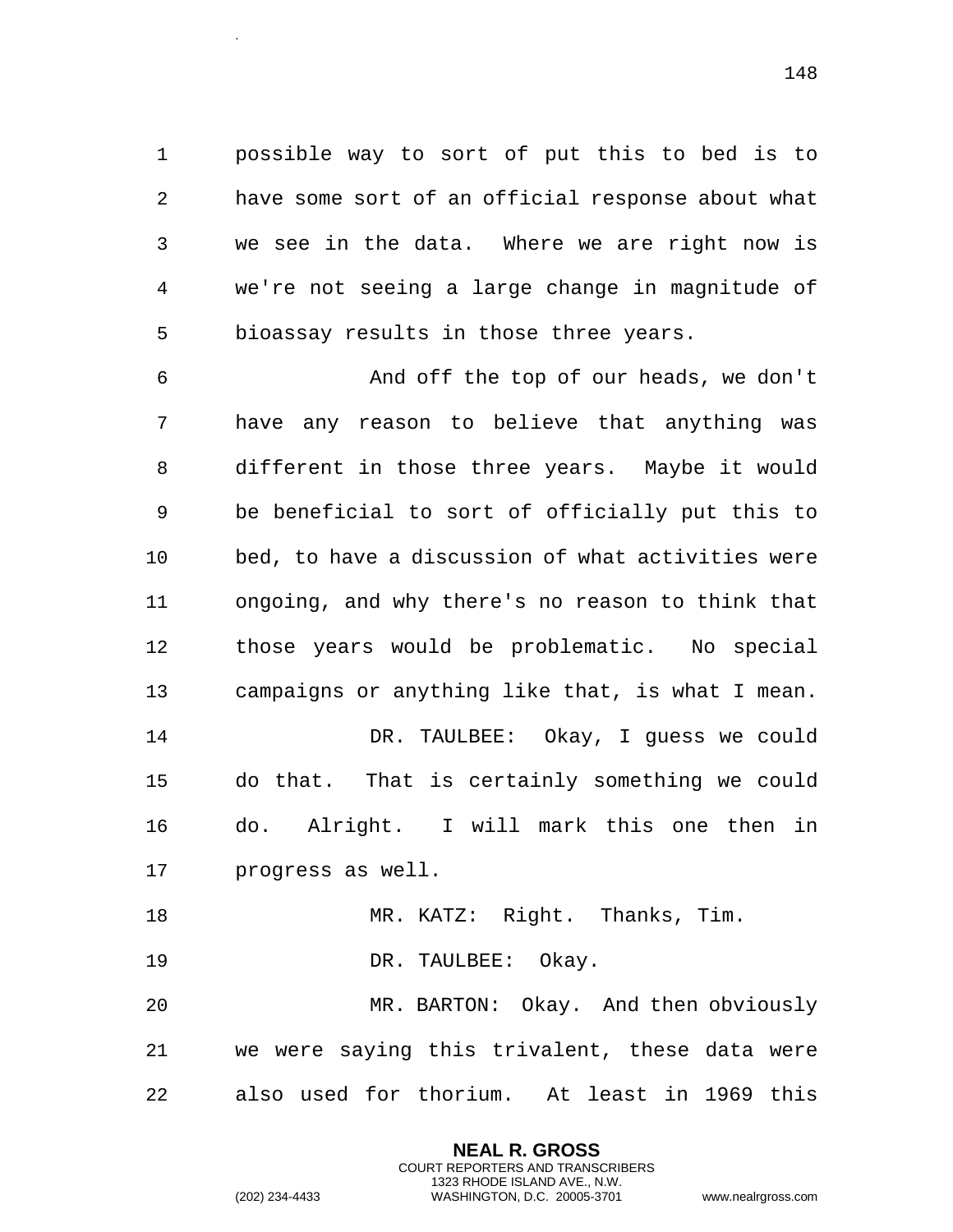possible way to sort of put this to bed is to have some sort of an official response about what we see in the data. Where we are right now is we're not seeing a large change in magnitude of bioassay results in those three years.

And off the top of our heads, we don't have any reason to believe that anything was different in those three years. Maybe it would be beneficial to sort of officially put this to bed, to have a discussion of what activities were ongoing, and why there's no reason to think that those years would be problematic. No special campaigns or anything like that, is what I mean.

DR. TAULBEE: Okay, I guess we could do that. That is certainly something we could do. Alright. I will mark this one then in progress as well.

MR. KATZ: Right. Thanks, Tim.

DR. TAULBEE: Okay.

MR. BARTON: Okay. And then obviously we were saying this trivalent, these data were also used for thorium. At least in 1969 this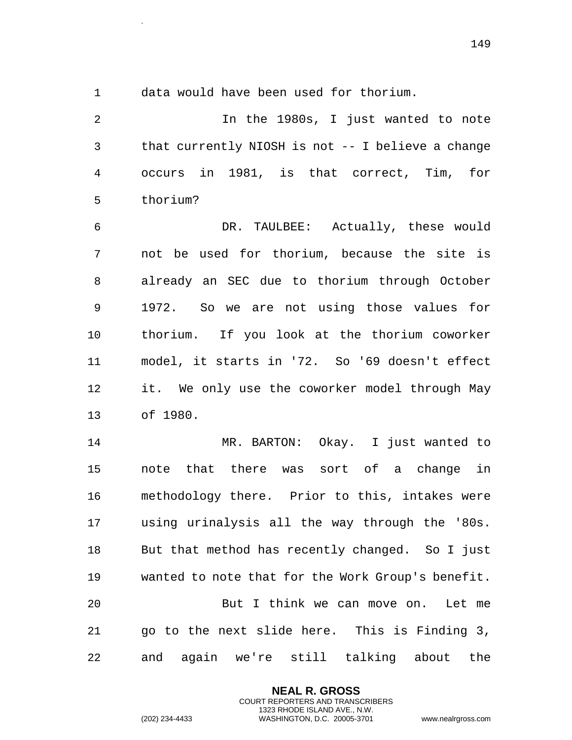data would have been used for thorium.

In the 1980s, I just wanted to note that currently NIOSH is not -- I believe a change occurs in 1981, is that correct, Tim, for thorium?

DR. TAULBEE: Actually, these would not be used for thorium, because the site is already an SEC due to thorium through October 1972. So we are not using those values for thorium. If you look at the thorium coworker model, it starts in '72. So '69 doesn't effect it. We only use the coworker model through May of 1980.

MR. BARTON: Okay. I just wanted to note that there was sort of a change in methodology there. Prior to this, intakes were using urinalysis all the way through the '80s. But that method has recently changed. So I just wanted to note that for the Work Group's benefit.

But I think we can move on. Let me go to the next slide here. This is Finding 3, and again we're still talking about the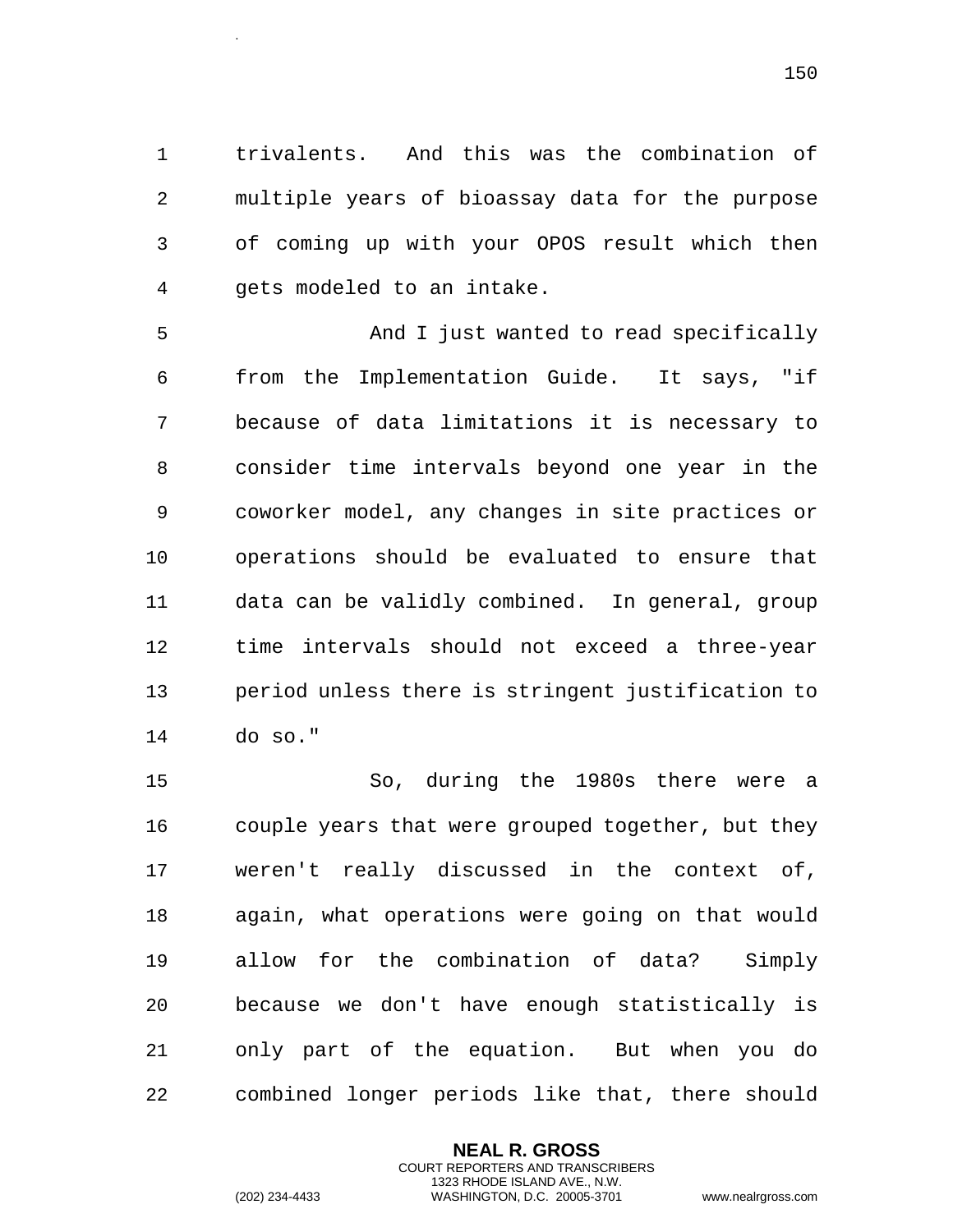trivalents. And this was the combination of multiple years of bioassay data for the purpose of coming up with your OPOS result which then gets modeled to an intake.

And I just wanted to read specifically from the Implementation Guide. It says, "if because of data limitations it is necessary to consider time intervals beyond one year in the coworker model, any changes in site practices or operations should be evaluated to ensure that data can be validly combined. In general, group time intervals should not exceed a three-year period unless there is stringent justification to do so."

So, during the 1980s there were a couple years that were grouped together, but they weren't really discussed in the context of, again, what operations were going on that would allow for the combination of data? Simply because we don't have enough statistically is only part of the equation. But when you do combined longer periods like that, there should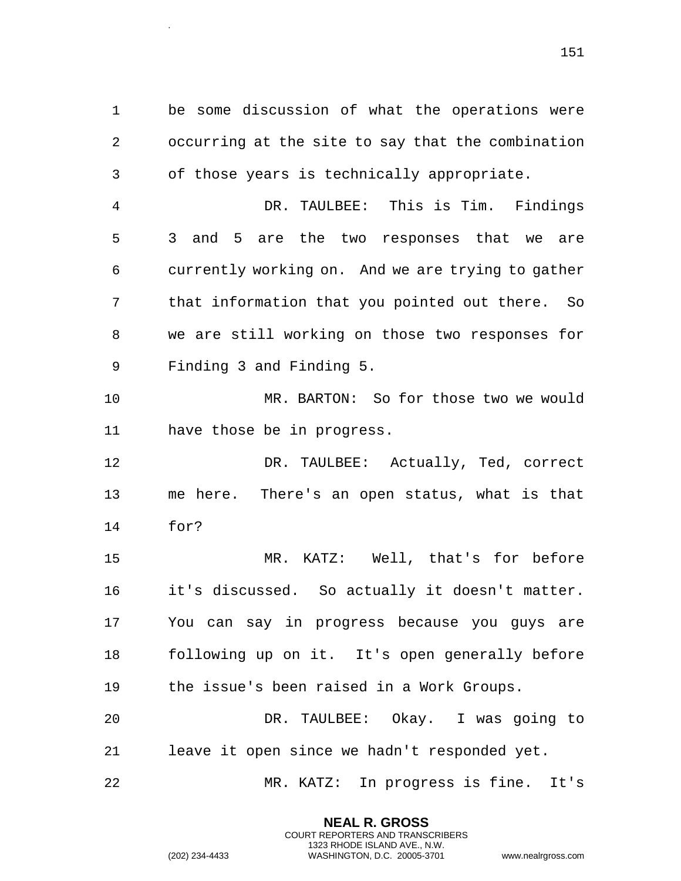be some discussion of what the operations were occurring at the site to say that the combination of those years is technically appropriate.

DR. TAULBEE: This is Tim. Findings 3 and 5 are the two responses that we are currently working on. And we are trying to gather that information that you pointed out there. So we are still working on those two responses for Finding 3 and Finding 5.

MR. BARTON: So for those two we would have those be in progress.

DR. TAULBEE: Actually, Ted, correct me here. There's an open status, what is that for?

MR. KATZ: Well, that's for before it's discussed. So actually it doesn't matter. You can say in progress because you guys are following up on it. It's open generally before the issue's been raised in a Work Groups.

DR. TAULBEE: Okay. I was going to leave it open since we hadn't responded yet.

MR. KATZ: In progress is fine. It's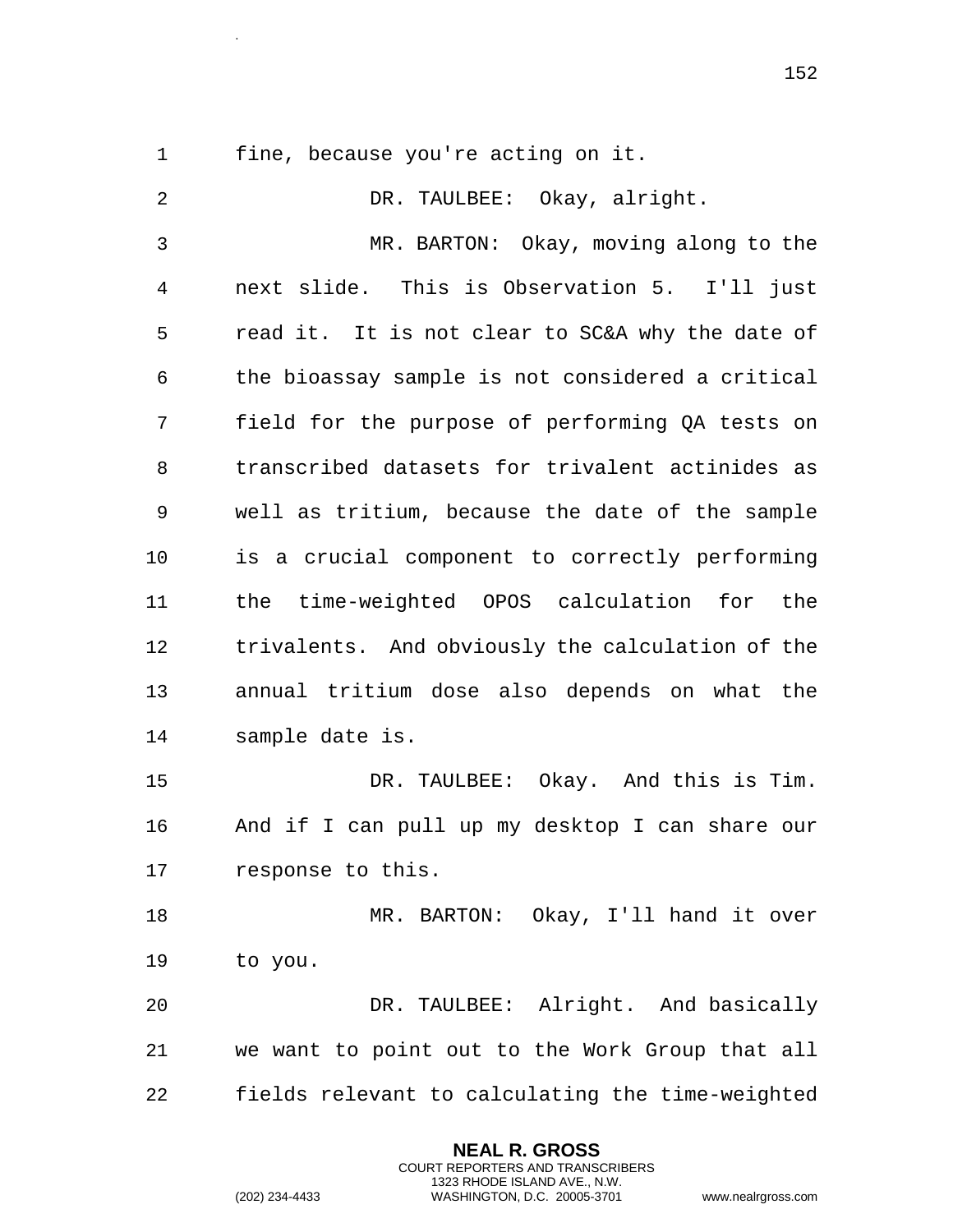fine, because you're acting on it.

DR. TAULBEE: Okay, alright.

MR. BARTON: Okay, moving along to the next slide. This is Observation 5. I'll just read it. It is not clear to SC&A why the date of the bioassay sample is not considered a critical field for the purpose of performing QA tests on transcribed datasets for trivalent actinides as well as tritium, because the date of the sample is a crucial component to correctly performing the time-weighted OPOS calculation for the trivalents. And obviously the calculation of the annual tritium dose also depends on what the sample date is.

DR. TAULBEE: Okay. And this is Tim. And if I can pull up my desktop I can share our response to this.

MR. BARTON: Okay, I'll hand it over to you.

DR. TAULBEE: Alright. And basically we want to point out to the Work Group that all fields relevant to calculating the time-weighted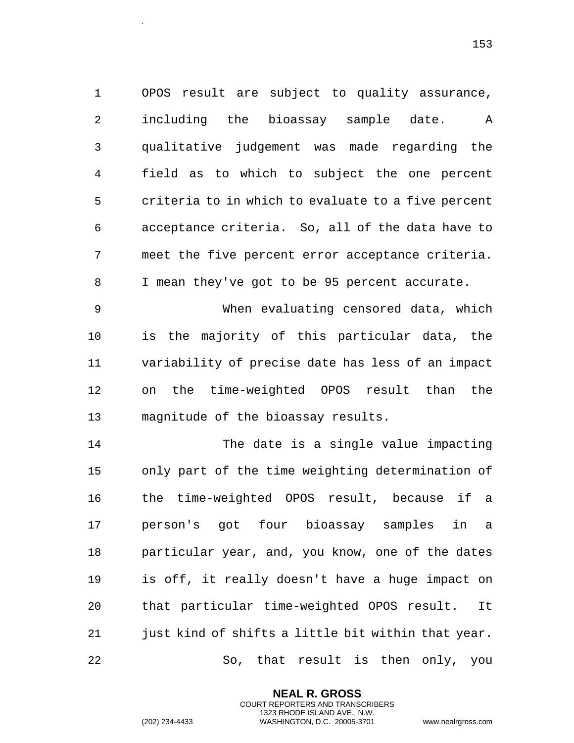OPOS result are subject to quality assurance, including the bioassay sample date. A qualitative judgement was made regarding the field as to which to subject the one percent criteria to in which to evaluate to a five percent acceptance criteria. So, all of the data have to meet the five percent error acceptance criteria. I mean they've got to be 95 percent accurate.

When evaluating censored data, which is the majority of this particular data, the variability of precise date has less of an impact on the time-weighted OPOS result than the magnitude of the bioassay results.

The date is a single value impacting only part of the time weighting determination of the time-weighted OPOS result, because if a person's got four bioassay samples in a particular year, and, you know, one of the dates is off, it really doesn't have a huge impact on that particular time-weighted OPOS result. It just kind of shifts a little bit within that year.

So, that result is then only, you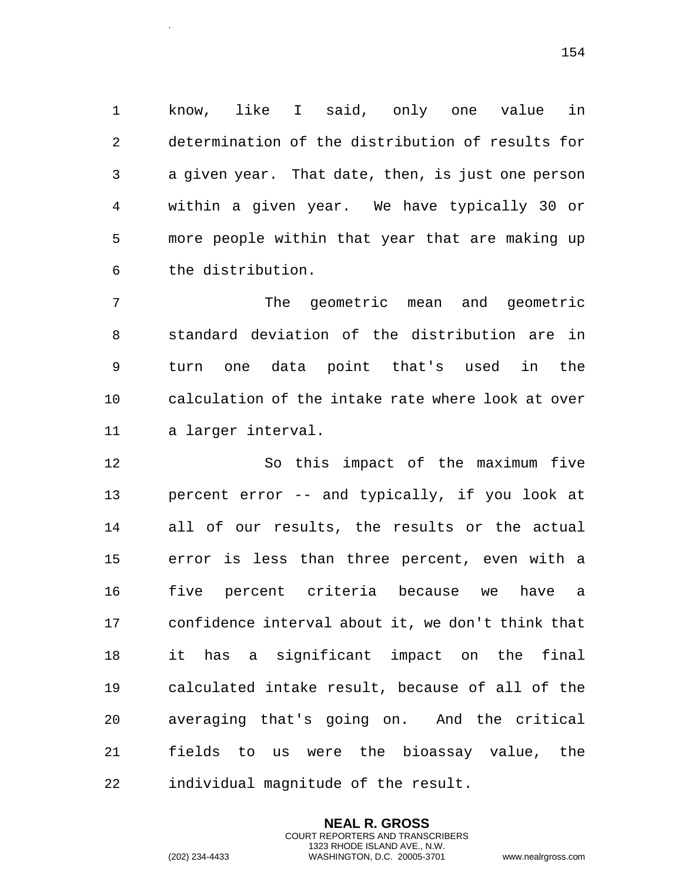know, like I said, only one value in determination of the distribution of results for a given year. That date, then, is just one person within a given year. We have typically 30 or more people within that year that are making up the distribution.

The geometric mean and geometric standard deviation of the distribution are in turn one data point that's used in the calculation of the intake rate where look at over a larger interval.

So this impact of the maximum five percent error -- and typically, if you look at all of our results, the results or the actual error is less than three percent, even with a five percent criteria because we have a confidence interval about it, we don't think that it has a significant impact on the final calculated intake result, because of all of the averaging that's going on. And the critical fields to us were the bioassay value, the individual magnitude of the result.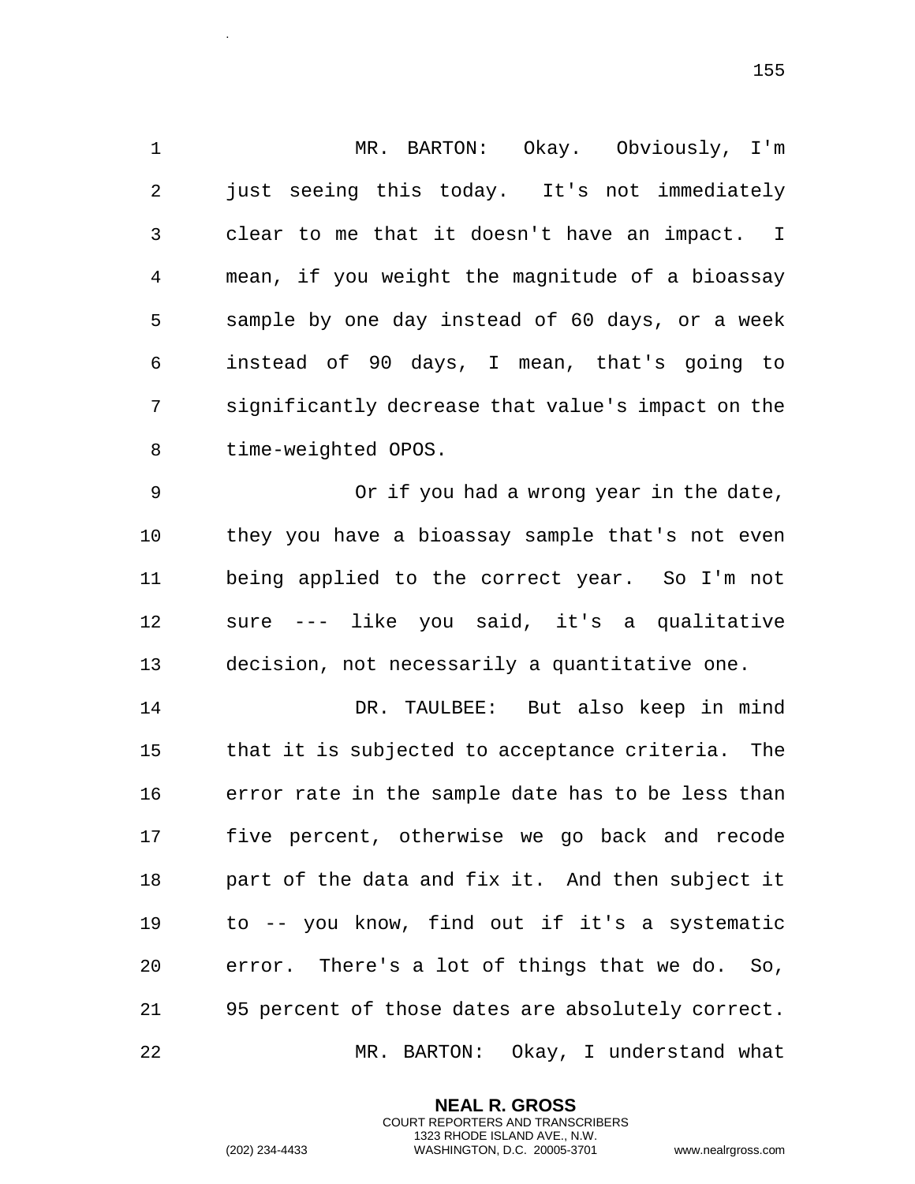MR. BARTON: Okay. Obviously, I'm just seeing this today. It's not immediately clear to me that it doesn't have an impact. I mean, if you weight the magnitude of a bioassay sample by one day instead of 60 days, or a week instead of 90 days, I mean, that's going to significantly decrease that value's impact on the time-weighted OPOS.

Or if you had a wrong year in the date, they you have a bioassay sample that's not even being applied to the correct year. So I'm not sure --- like you said, it's a qualitative decision, not necessarily a quantitative one.

DR. TAULBEE: But also keep in mind that it is subjected to acceptance criteria. The error rate in the sample date has to be less than five percent, otherwise we go back and recode part of the data and fix it. And then subject it to -- you know, find out if it's a systematic error. There's a lot of things that we do. So, 95 percent of those dates are absolutely correct.

MR. BARTON: Okay, I understand what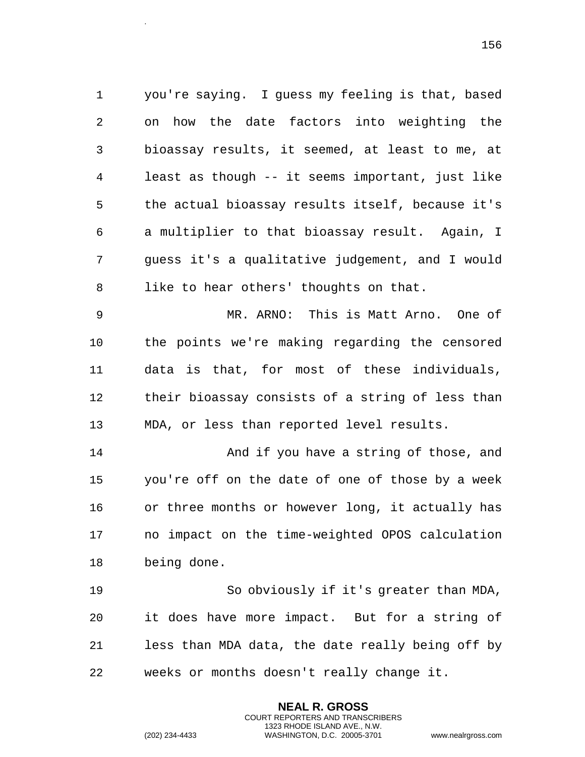you're saying. I guess my feeling is that, based on how the date factors into weighting the bioassay results, it seemed, at least to me, at least as though -- it seems important, just like the actual bioassay results itself, because it's a multiplier to that bioassay result. Again, I guess it's a qualitative judgement, and I would like to hear others' thoughts on that.

MR. ARNO: This is Matt Arno. One of the points we're making regarding the censored data is that, for most of these individuals, their bioassay consists of a string of less than MDA, or less than reported level results.

And if you have a string of those, and you're off on the date of one of those by a week or three months or however long, it actually has no impact on the time-weighted OPOS calculation being done.

So obviously if it's greater than MDA, it does have more impact. But for a string of less than MDA data, the date really being off by weeks or months doesn't really change it.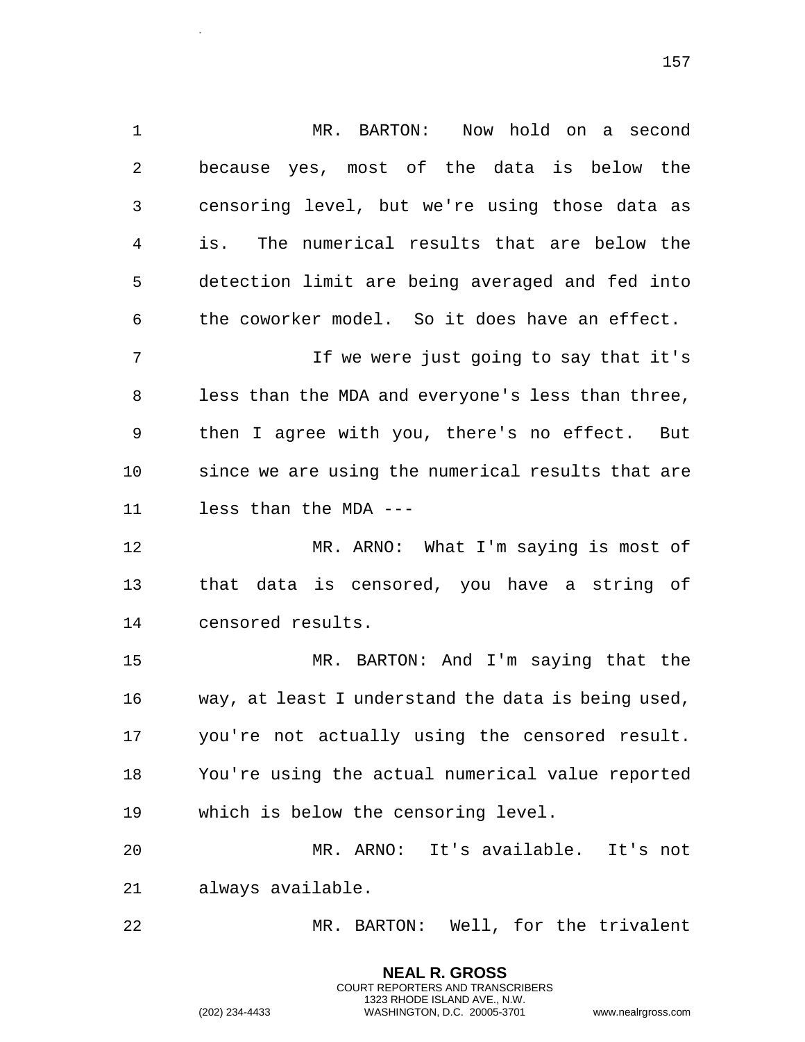MR. BARTON: Now hold on a second because yes, most of the data is below the censoring level, but we're using those data as is. The numerical results that are below the detection limit are being averaged and fed into the coworker model. So it does have an effect.

If we were just going to say that it's less than the MDA and everyone's less than three, then I agree with you, there's no effect. But since we are using the numerical results that are less than the MDA ---

MR. ARNO: What I'm saying is most of that data is censored, you have a string of censored results.

MR. BARTON: And I'm saying that the way, at least I understand the data is being used, you're not actually using the censored result. You're using the actual numerical value reported which is below the censoring level.

MR. ARNO: It's available. It's not always available.

MR. BARTON: Well, for the trivalent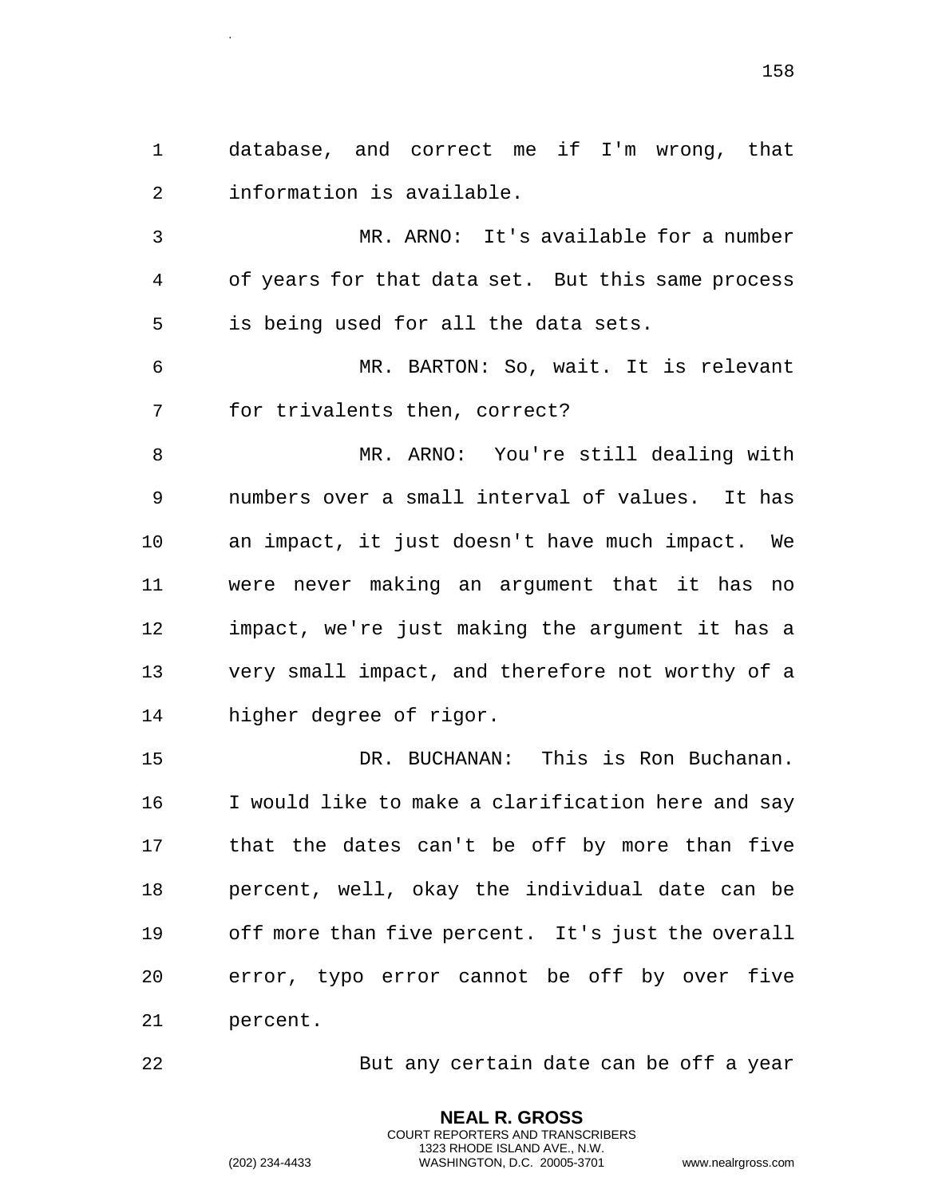database, and correct me if I'm wrong, that information is available.

MR. ARNO: It's available for a number of years for that data set. But this same process is being used for all the data sets.

MR. BARTON: So, wait. It is relevant for trivalents then, correct?

MR. ARNO: You're still dealing with numbers over a small interval of values. It has an impact, it just doesn't have much impact. We were never making an argument that it has no impact, we're just making the argument it has a very small impact, and therefore not worthy of a higher degree of rigor.

DR. BUCHANAN: This is Ron Buchanan. I would like to make a clarification here and say that the dates can't be off by more than five percent, well, okay the individual date can be off more than five percent. It's just the overall error, typo error cannot be off by over five percent.

But any certain date can be off a year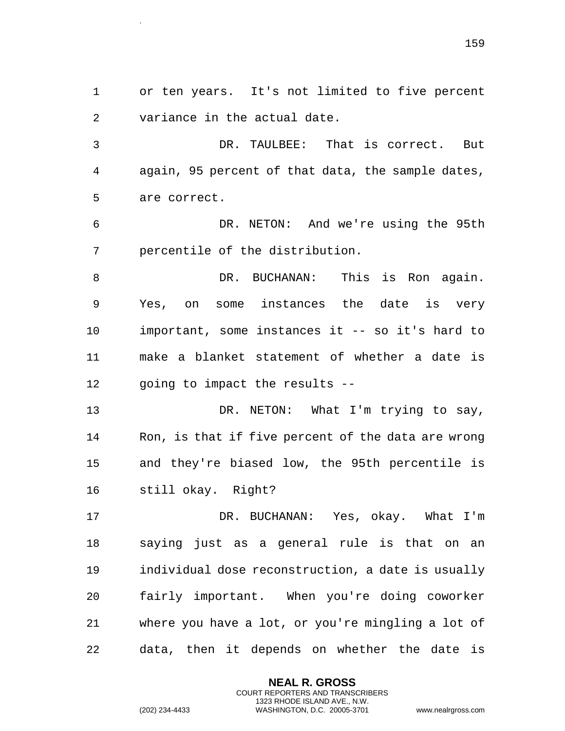or ten years. It's not limited to five percent variance in the actual date.

DR. TAULBEE: That is correct. But again, 95 percent of that data, the sample dates, are correct.

DR. NETON: And we're using the 95th percentile of the distribution.

DR. BUCHANAN: This is Ron again. Yes, on some instances the date is very important, some instances it -- so it's hard to make a blanket statement of whether a date is going to impact the results --

DR. NETON: What I'm trying to say, Ron, is that if five percent of the data are wrong and they're biased low, the 95th percentile is still okay. Right?

DR. BUCHANAN: Yes, okay. What I'm saying just as a general rule is that on an individual dose reconstruction, a date is usually fairly important. When you're doing coworker where you have a lot, or you're mingling a lot of data, then it depends on whether the date is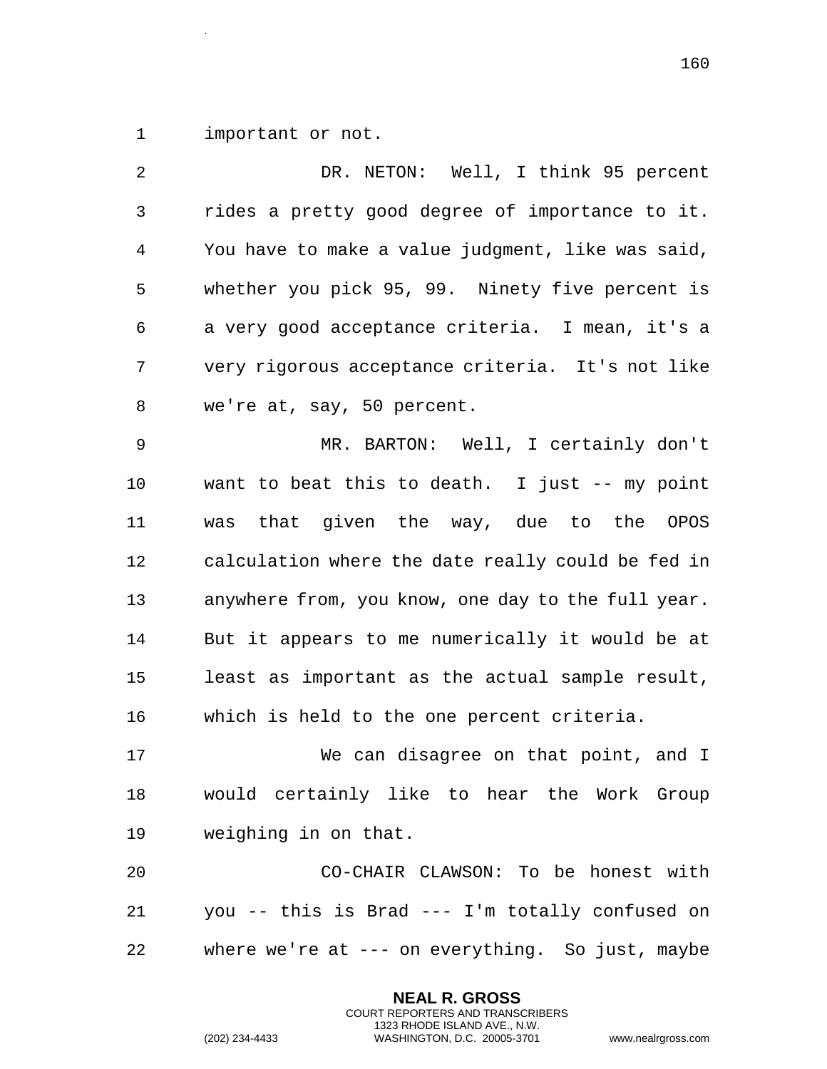important or not.

DR. NETON: Well, I think 95 percent rides a pretty good degree of importance to it. You have to make a value judgment, like was said, whether you pick 95, 99. Ninety five percent is a very good acceptance criteria. I mean, it's a very rigorous acceptance criteria. It's not like we're at, say, 50 percent.

MR. BARTON: Well, I certainly don't want to beat this to death. I just -- my point was that given the way, due to the OPOS calculation where the date really could be fed in anywhere from, you know, one day to the full year. But it appears to me numerically it would be at least as important as the actual sample result, which is held to the one percent criteria.

We can disagree on that point, and I would certainly like to hear the Work Group weighing in on that.

CO-CHAIR CLAWSON: To be honest with you -- this is Brad --- I'm totally confused on where we're at --- on everything. So just, maybe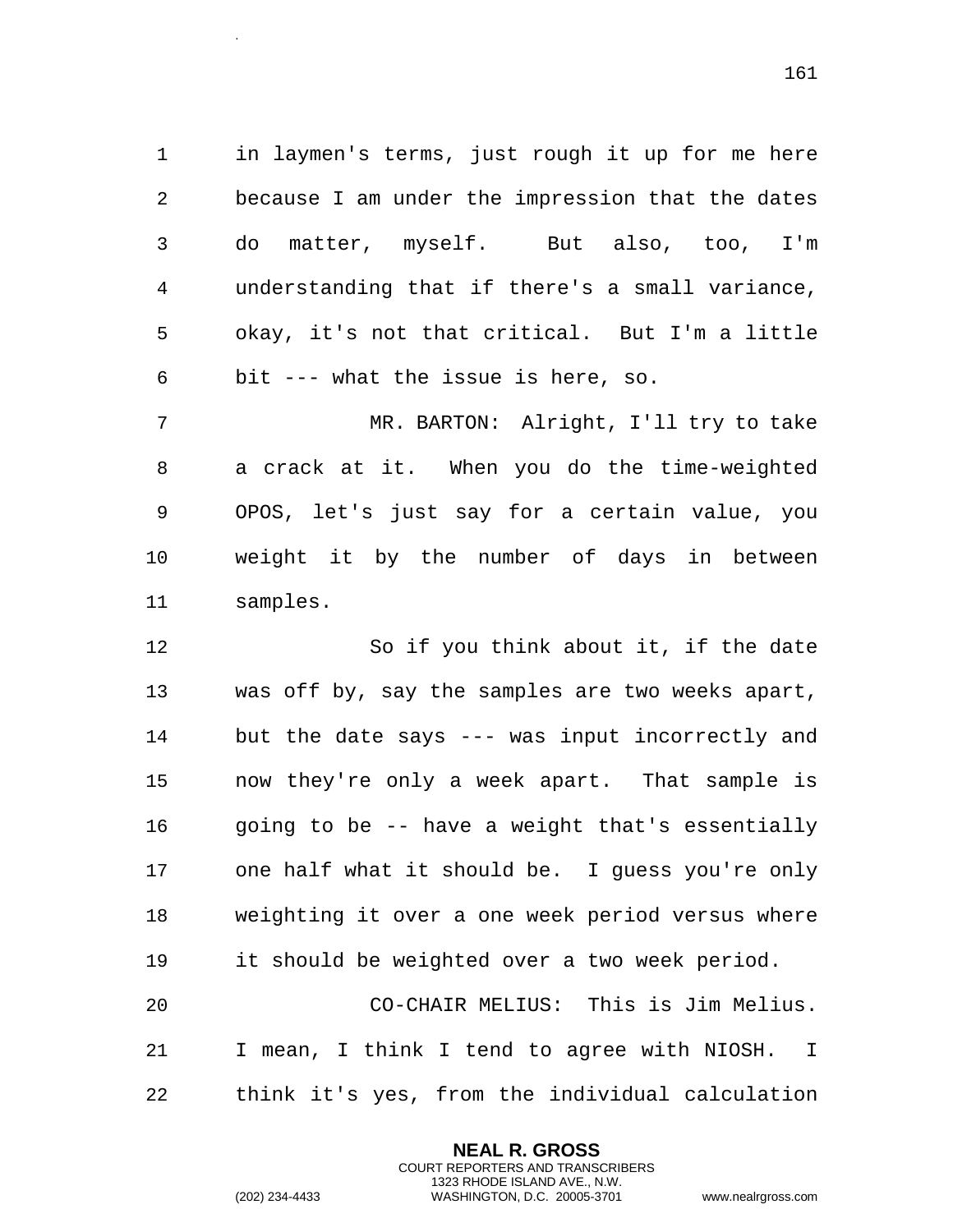in laymen's terms, just rough it up for me here because I am under the impression that the dates do matter, myself. But also, too, I'm understanding that if there's a small variance, okay, it's not that critical. But I'm a little bit --- what the issue is here, so.

MR. BARTON: Alright, I'll try to take a crack at it. When you do the time-weighted OPOS, let's just say for a certain value, you weight it by the number of days in between samples.

So if you think about it, if the date was off by, say the samples are two weeks apart, but the date says --- was input incorrectly and now they're only a week apart. That sample is going to be -- have a weight that's essentially one half what it should be. I guess you're only weighting it over a one week period versus where it should be weighted over a two week period.

CO-CHAIR MELIUS: This is Jim Melius. I mean, I think I tend to agree with NIOSH. I think it's yes, from the individual calculation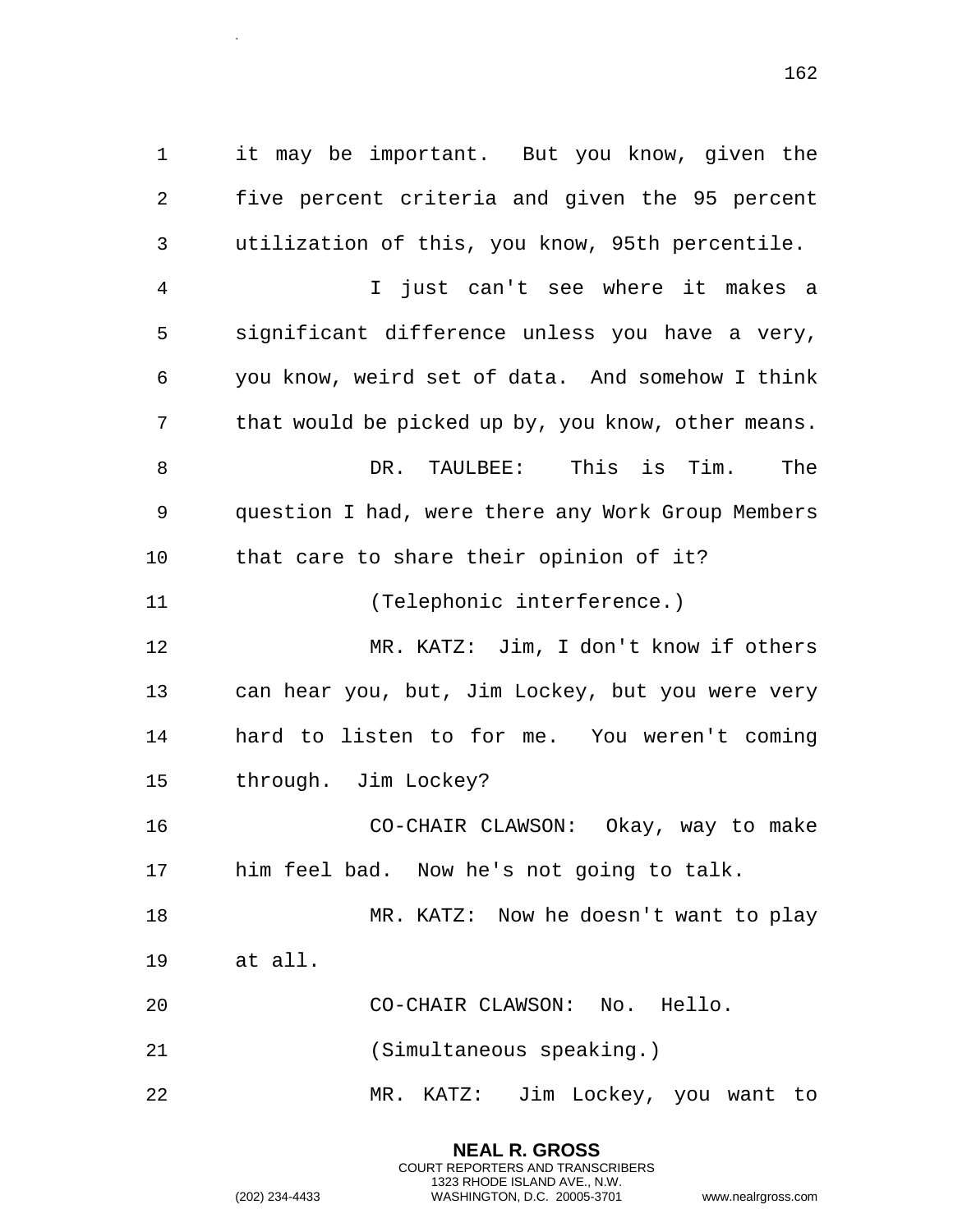it may be important. But you know, given the five percent criteria and given the 95 percent utilization of this, you know, 95th percentile.

I just can't see where it makes a significant difference unless you have a very, you know, weird set of data. And somehow I think that would be picked up by, you know, other means.

DR. TAULBEE: This is Tim. The question I had, were there any Work Group Members that care to share their opinion of it?

(Telephonic interference.)

MR. KATZ: Jim, I don't know if others can hear you, but, Jim Lockey, but you were very hard to listen to for me. You weren't coming through. Jim Lockey?

CO-CHAIR CLAWSON: Okay, way to make him feel bad. Now he's not going to talk.

MR. KATZ: Now he doesn't want to play at all.

CO-CHAIR CLAWSON: No. Hello.

(Simultaneous speaking.)

MR. KATZ: Jim Lockey, you want to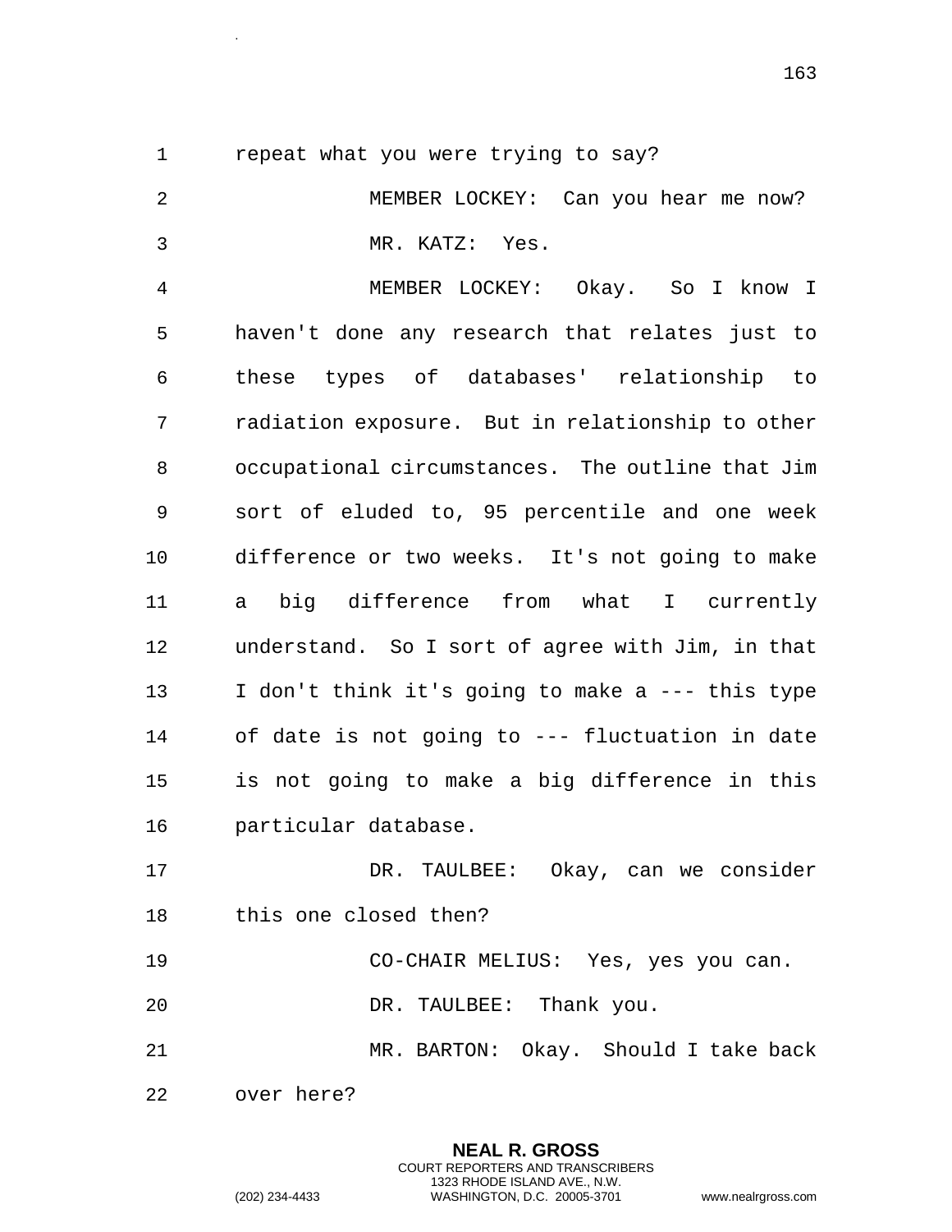repeat what you were trying to say?

MEMBER LOCKEY: Can you hear me now?

MR. KATZ: Yes.

MEMBER LOCKEY: Okay. So I know I haven't done any research that relates just to these types of databases' relationship to radiation exposure. But in relationship to other occupational circumstances. The outline that Jim sort of eluded to, 95 percentile and one week difference or two weeks. It's not going to make a big difference from what I currently understand. So I sort of agree with Jim, in that I don't think it's going to make a --- this type of date is not going to --- fluctuation in date is not going to make a big difference in this particular database.

DR. TAULBEE: Okay, can we consider this one closed then?

CO-CHAIR MELIUS: Yes, yes you can.

DR. TAULBEE: Thank you.

MR. BARTON: Okay. Should I take back over here?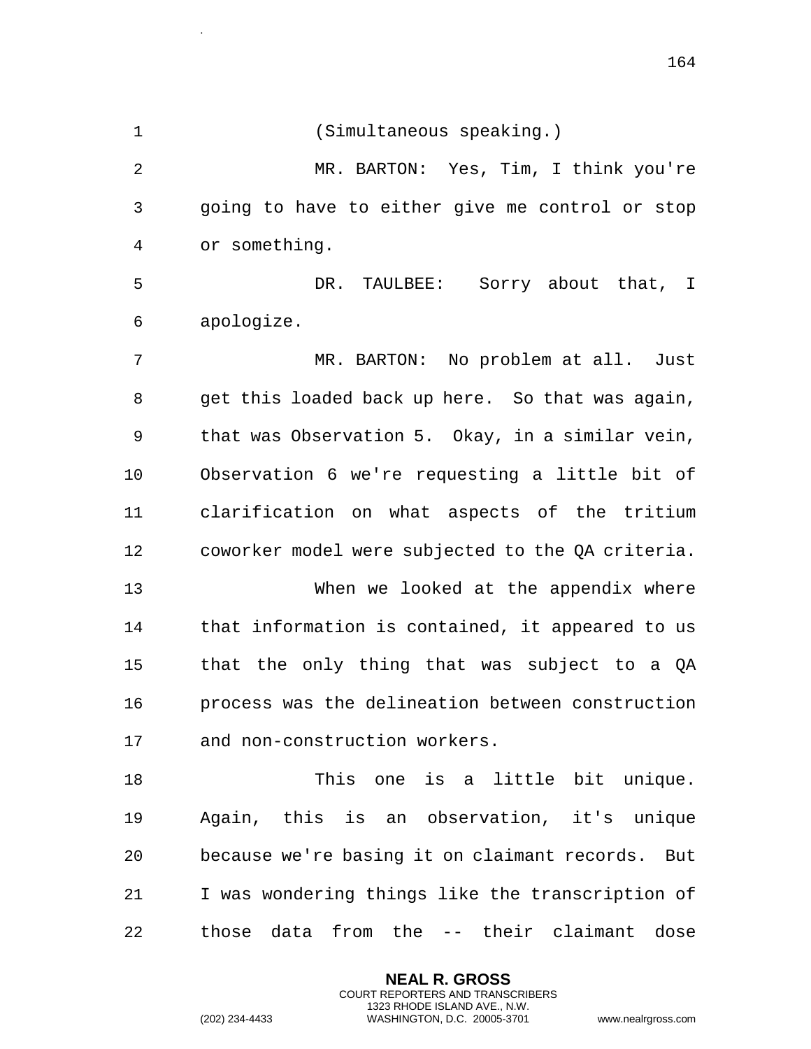(Simultaneous speaking.)

MR. BARTON: Yes, Tim, I think you're going to have to either give me control or stop or something.

DR. TAULBEE: Sorry about that, I apologize.

MR. BARTON: No problem at all. Just get this loaded back up here. So that was again, that was Observation 5. Okay, in a similar vein, Observation 6 we're requesting a little bit of clarification on what aspects of the tritium coworker model were subjected to the QA criteria.

When we looked at the appendix where that information is contained, it appeared to us that the only thing that was subject to a QA process was the delineation between construction and non-construction workers.

This one is a little bit unique. Again, this is an observation, it's unique because we're basing it on claimant records. But I was wondering things like the transcription of those data from the -- their claimant dose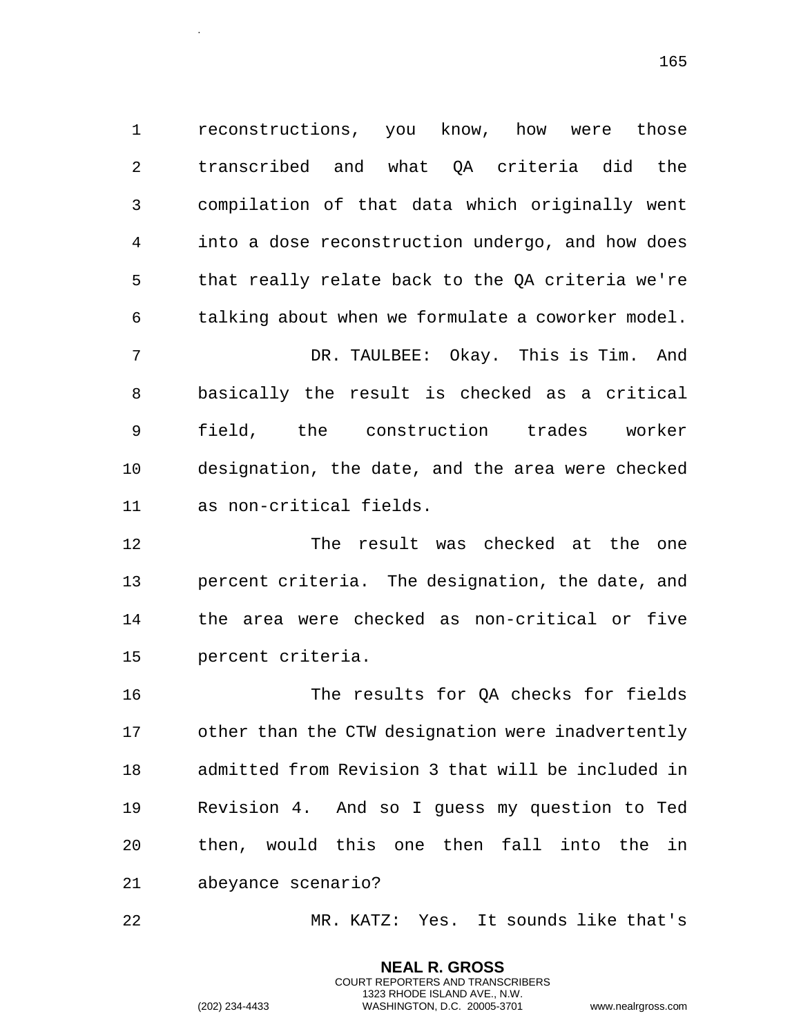reconstructions, you know, how were those transcribed and what QA criteria did the compilation of that data which originally went into a dose reconstruction undergo, and how does that really relate back to the QA criteria we're talking about when we formulate a coworker model.

DR. TAULBEE: Okay. This is Tim. And basically the result is checked as a critical field, the construction trades worker designation, the date, and the area were checked as non-critical fields.

The result was checked at the one percent criteria. The designation, the date, and the area were checked as non-critical or five percent criteria.

The results for QA checks for fields other than the CTW designation were inadvertently admitted from Revision 3 that will be included in Revision 4. And so I guess my question to Ted then, would this one then fall into the in abeyance scenario?

MR. KATZ: Yes. It sounds like that's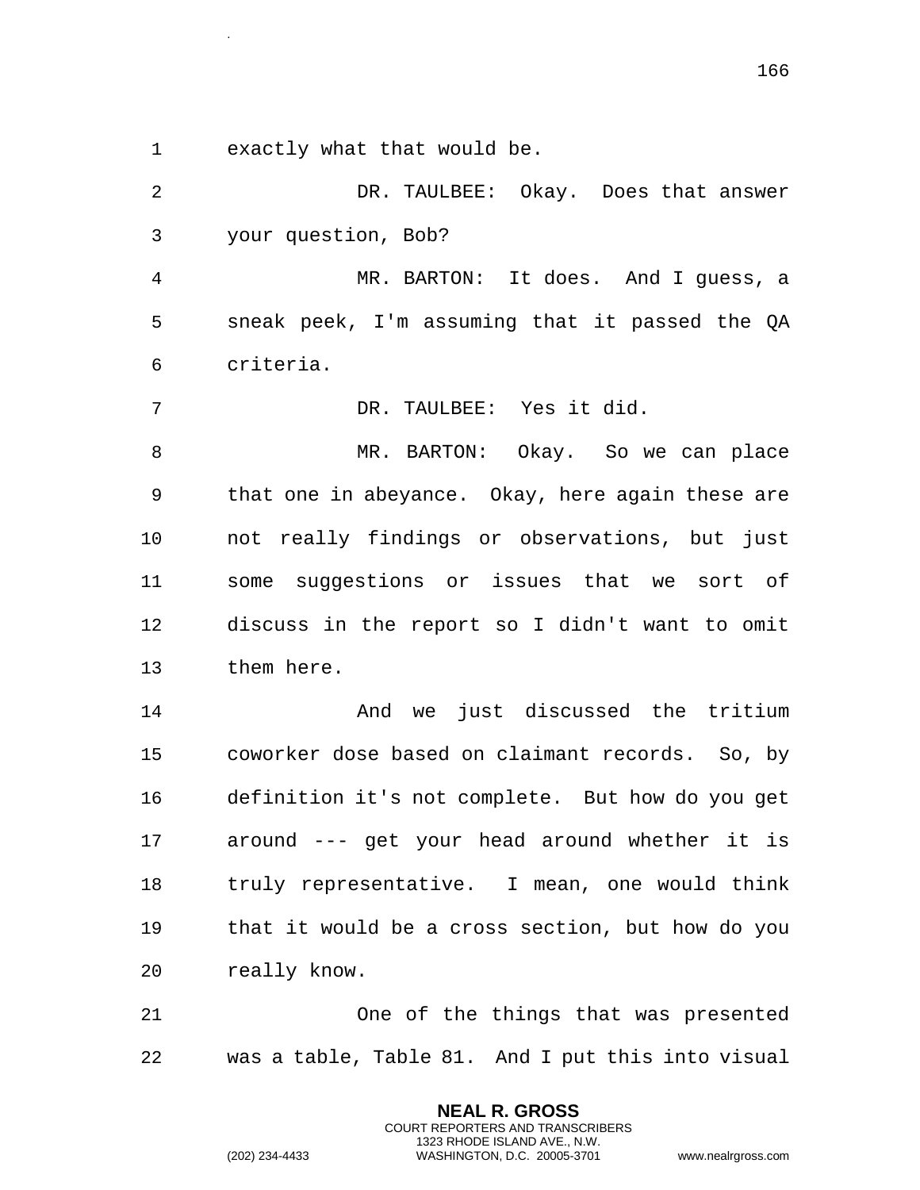exactly what that would be.

DR. TAULBEE: Okay. Does that answer your question, Bob?

MR. BARTON: It does. And I guess, a sneak peek, I'm assuming that it passed the QA criteria.

DR. TAULBEE: Yes it did.

MR. BARTON: Okay. So we can place that one in abeyance. Okay, here again these are not really findings or observations, but just some suggestions or issues that we sort of discuss in the report so I didn't want to omit them here.

And we just discussed the tritium coworker dose based on claimant records. So, by definition it's not complete. But how do you get around --- get your head around whether it is truly representative. I mean, one would think that it would be a cross section, but how do you really know.

One of the things that was presented was a table, Table 81. And I put this into visual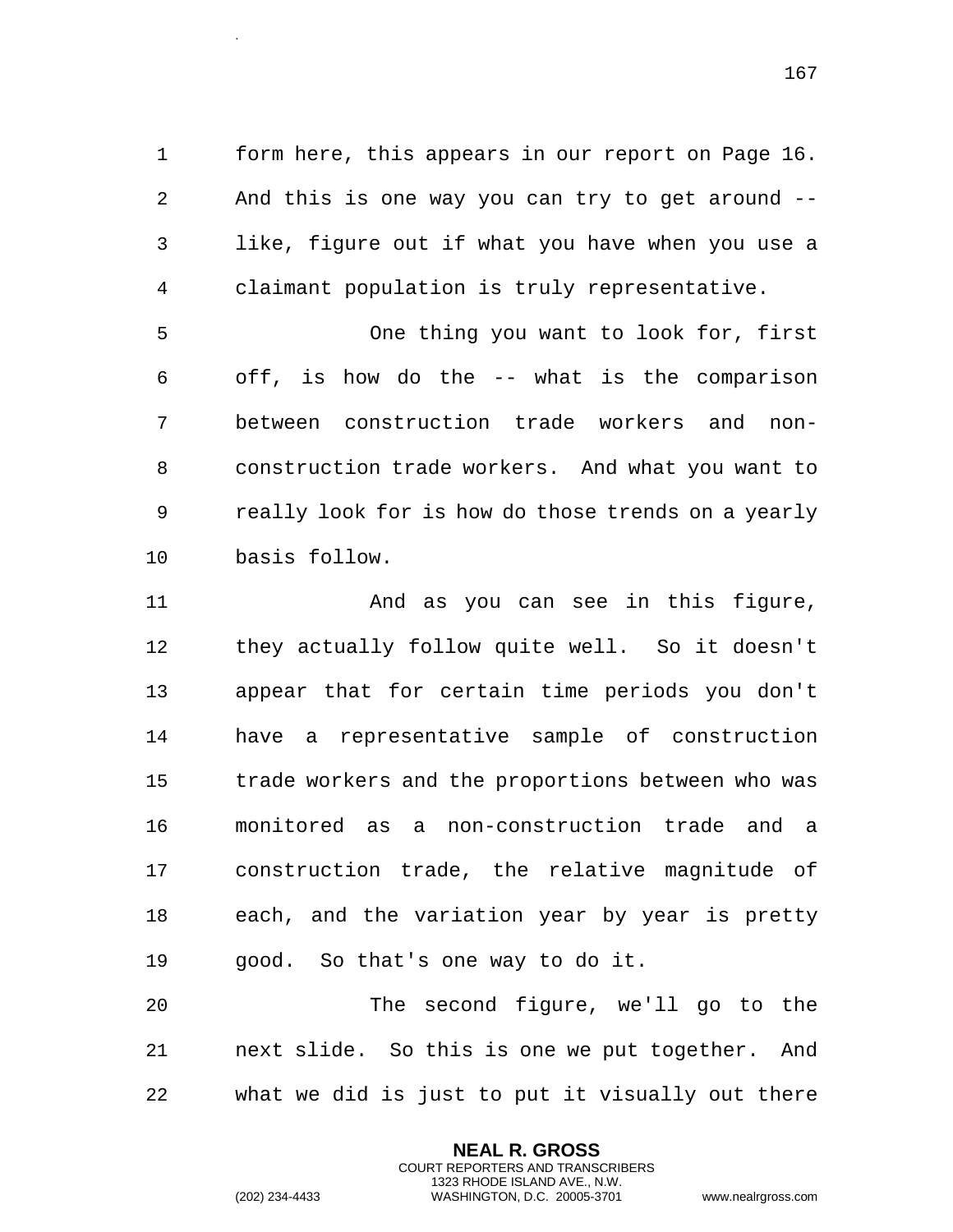form here, this appears in our report on Page 16. And this is one way you can try to get around -- like, figure out if what you have when you use a claimant population is truly representative.

One thing you want to look for, first off, is how do the -- what is the comparison between construction trade workers and non-construction trade workers. And what you want to really look for is how do those trends on a yearly basis follow.

And as you can see in this figure, they actually follow quite well. So it doesn't appear that for certain time periods you don't have a representative sample of construction trade workers and the proportions between who was monitored as a non-construction trade and a construction trade, the relative magnitude of each, and the variation year by year is pretty good. So that's one way to do it.

The second figure, we'll go to the next slide. So this is one we put together. And what we did is just to put it visually out there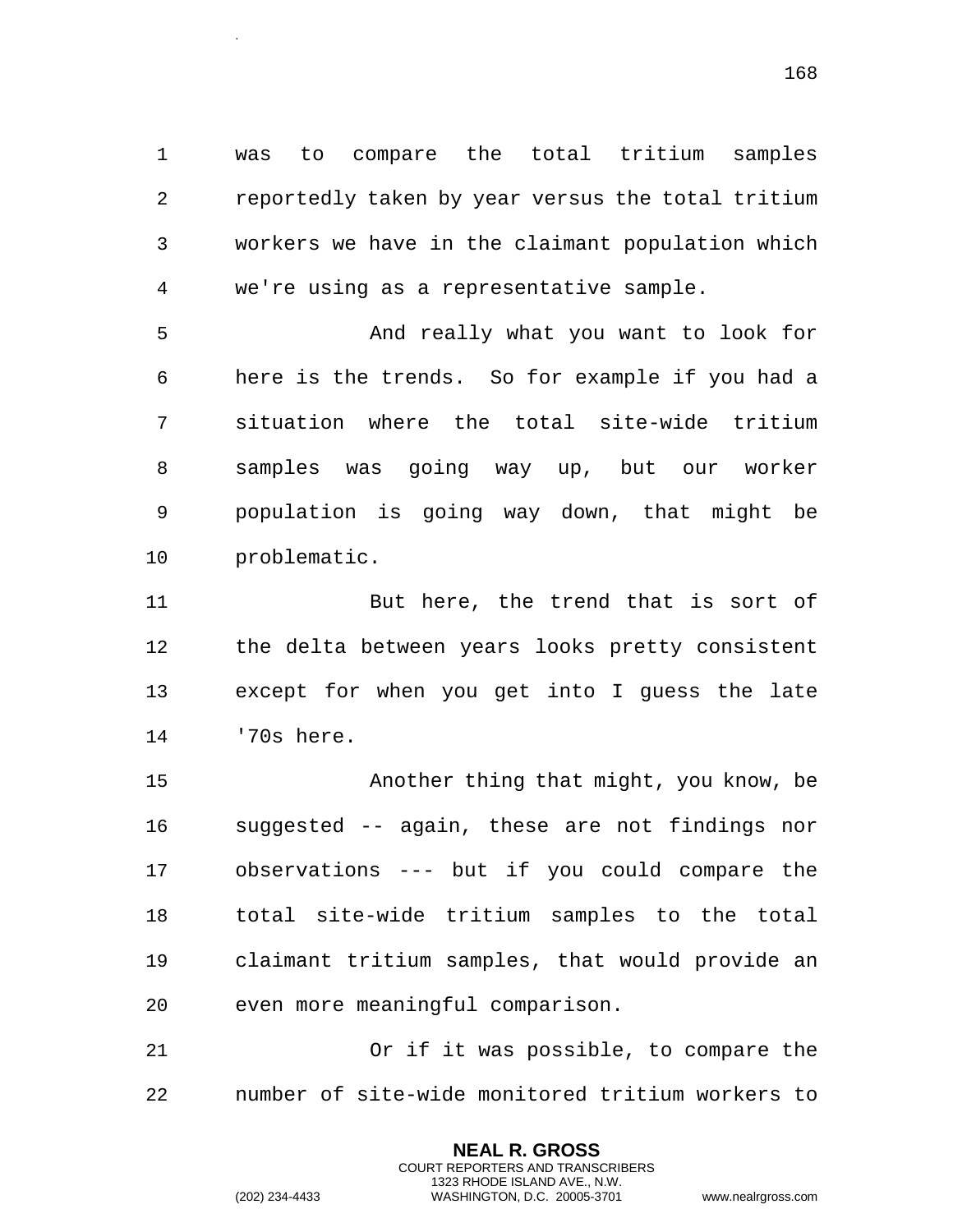was to compare the total tritium samples reportedly taken by year versus the total tritium workers we have in the claimant population which we're using as a representative sample.

And really what you want to look for here is the trends. So for example if you had a situation where the total site-wide tritium samples was going way up, but our worker population is going way down, that might be problematic.

But here, the trend that is sort of the delta between years looks pretty consistent except for when you get into I guess the late '70s here.

Another thing that might, you know, be suggested -- again, these are not findings nor observations --- but if you could compare the total site-wide tritium samples to the total claimant tritium samples, that would provide an even more meaningful comparison.

Or if it was possible, to compare the number of site-wide monitored tritium workers to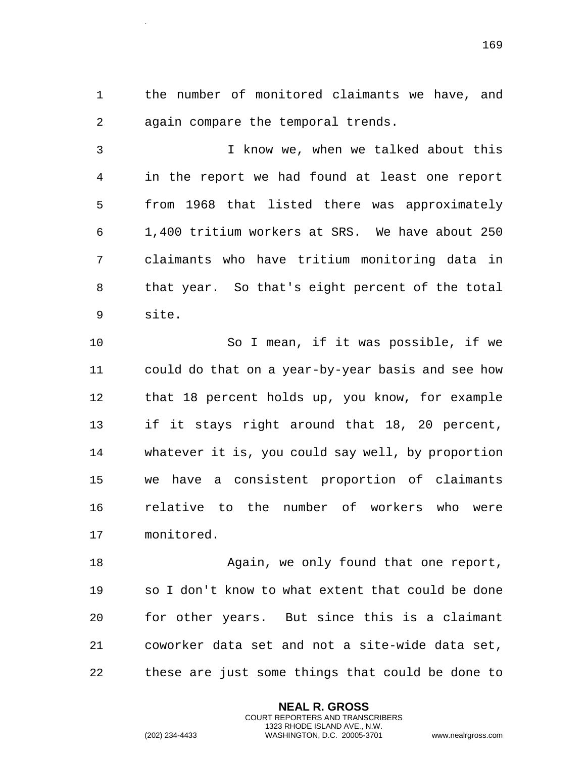the number of monitored claimants we have, and again compare the temporal trends.

I know we, when we talked about this in the report we had found at least one report from 1968 that listed there was approximately 1,400 tritium workers at SRS. We have about 250 claimants who have tritium monitoring data in that year. So that's eight percent of the total site.

So I mean, if it was possible, if we could do that on a year-by-year basis and see how that 18 percent holds up, you know, for example if it stays right around that 18, 20 percent, whatever it is, you could say well, by proportion we have a consistent proportion of claimants relative to the number of workers who were monitored.

Again, we only found that one report, so I don't know to what extent that could be done for other years. But since this is a claimant coworker data set and not a site-wide data set, these are just some things that could be done to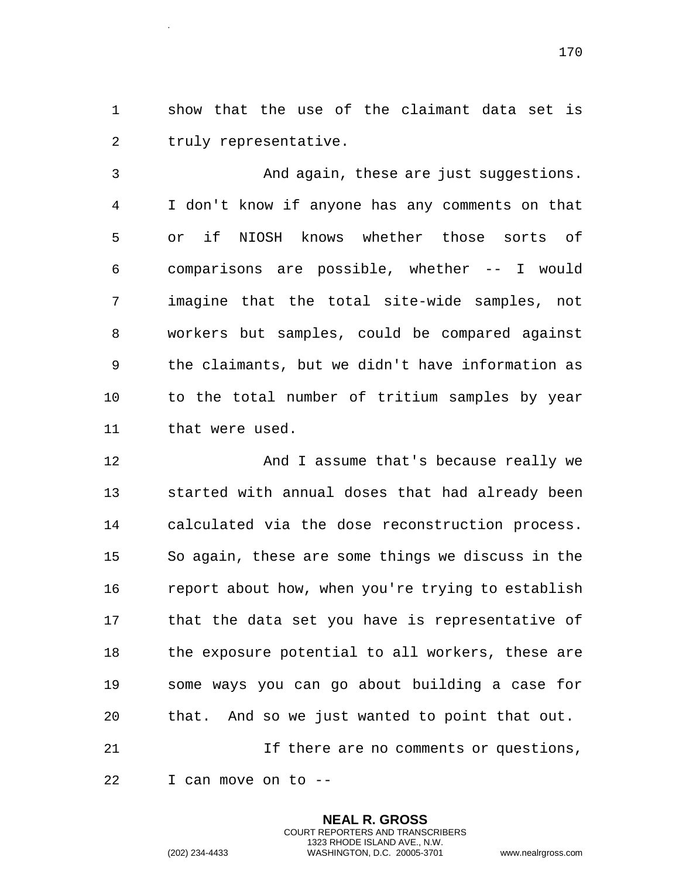show that the use of the claimant data set is truly representative.

And again, these are just suggestions. I don't know if anyone has any comments on that or if NIOSH knows whether those sorts of comparisons are possible, whether -- I would imagine that the total site-wide samples, not workers but samples, could be compared against the claimants, but we didn't have information as to the total number of tritium samples by year that were used.

And I assume that's because really we started with annual doses that had already been calculated via the dose reconstruction process. So again, these are some things we discuss in the report about how, when you're trying to establish that the data set you have is representative of the exposure potential to all workers, these are some ways you can go about building a case for that. And so we just wanted to point that out.

If there are no comments or questions, I can move on to --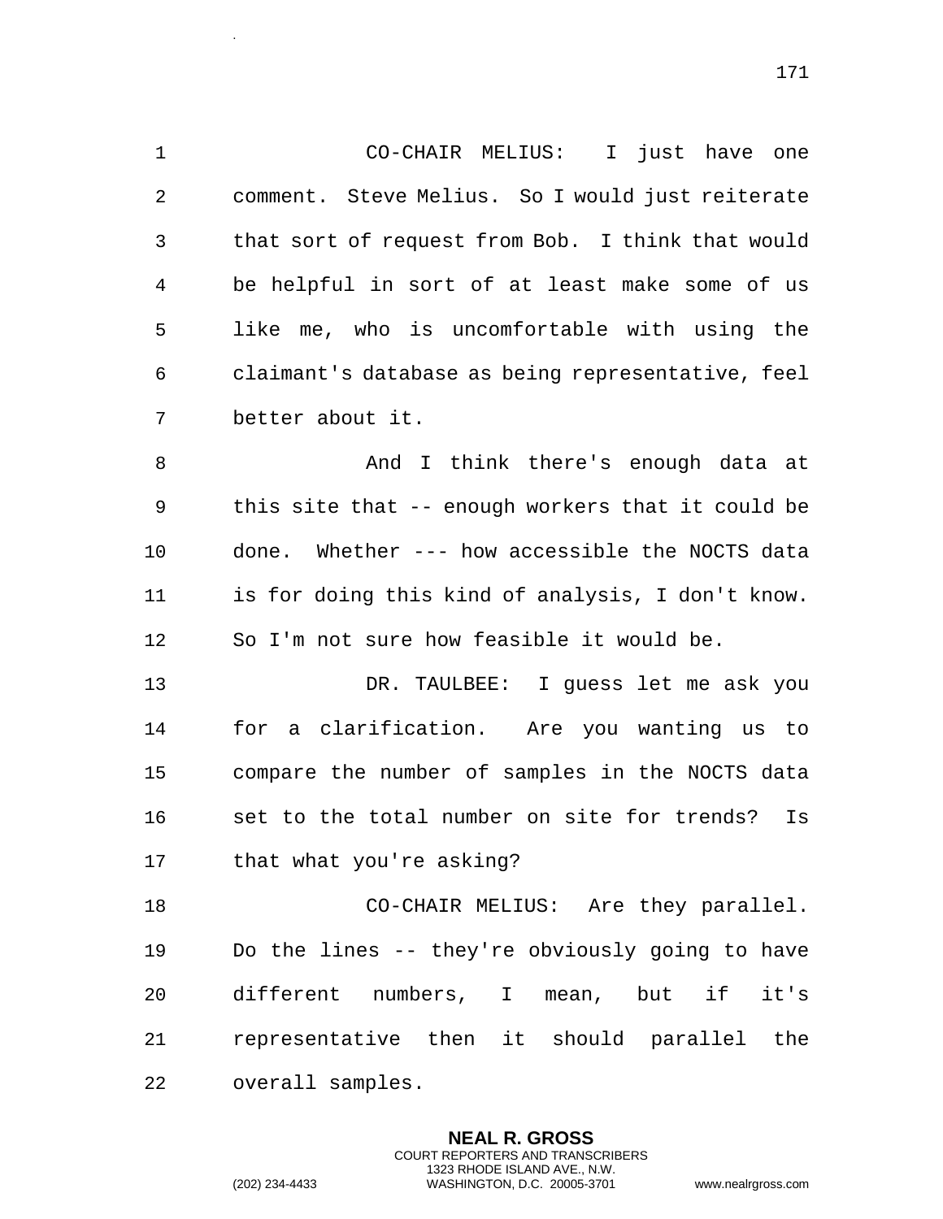CO-CHAIR MELIUS: I just have one comment. Steve Melius. So I would just reiterate that sort of request from Bob. I think that would be helpful in sort of at least make some of us like me, who is uncomfortable with using the claimant's database as being representative, feel better about it.

And I think there's enough data at this site that -- enough workers that it could be done. Whether --- how accessible the NOCTS data is for doing this kind of analysis, I don't know. So I'm not sure how feasible it would be.

DR. TAULBEE: I guess let me ask you for a clarification. Are you wanting us to compare the number of samples in the NOCTS data set to the total number on site for trends? Is that what you're asking?

CO-CHAIR MELIUS: Are they parallel. Do the lines -- they're obviously going to have different numbers, I mean, but if it's representative then it should parallel the overall samples.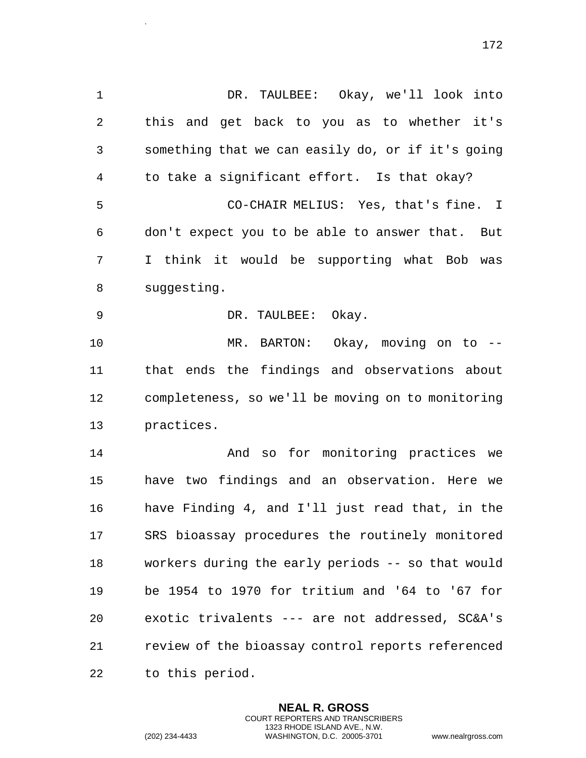DR. TAULBEE: Okay, we'll look into this and get back to you as to whether it's something that we can easily do, or if it's going to take a significant effort. Is that okay?

CO-CHAIR MELIUS: Yes, that's fine. I don't expect you to be able to answer that. But I think it would be supporting what Bob was suggesting.

DR. TAULBEE: Okay.

MR. BARTON: Okay, moving on to -- that ends the findings and observations about completeness, so we'll be moving on to monitoring practices.

And so for monitoring practices we have two findings and an observation. Here we have Finding 4, and I'll just read that, in the SRS bioassay procedures the routinely monitored workers during the early periods -- so that would be 1954 to 1970 for tritium and '64 to '67 for exotic trivalents --- are not addressed, SC&A's review of the bioassay control reports referenced to this period.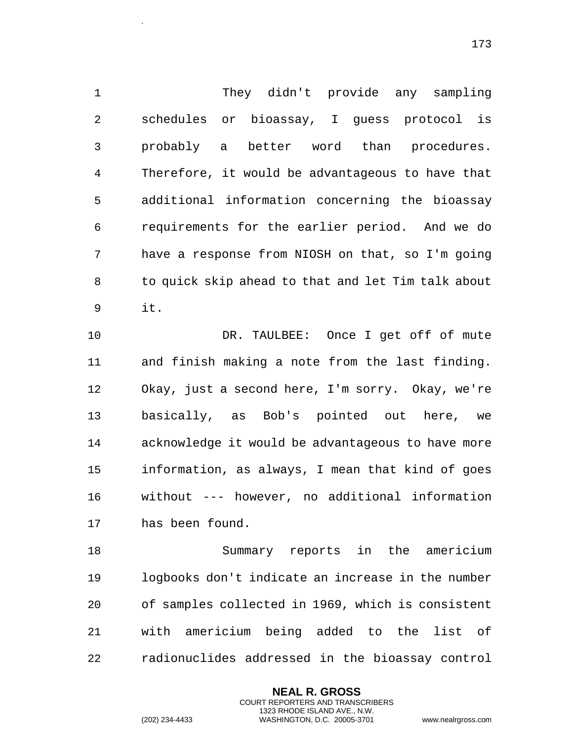They didn't provide any sampling schedules or bioassay, I guess protocol is probably a better word than procedures. Therefore, it would be advantageous to have that additional information concerning the bioassay requirements for the earlier period. And we do have a response from NIOSH on that, so I'm going to quick skip ahead to that and let Tim talk about it.

DR. TAULBEE: Once I get off of mute and finish making a note from the last finding. Okay, just a second here, I'm sorry. Okay, we're basically, as Bob's pointed out here, we acknowledge it would be advantageous to have more information, as always, I mean that kind of goes without --- however, no additional information has been found.

Summary reports in the americium logbooks don't indicate an increase in the number of samples collected in 1969, which is consistent with americium being added to the list of radionuclides addressed in the bioassay control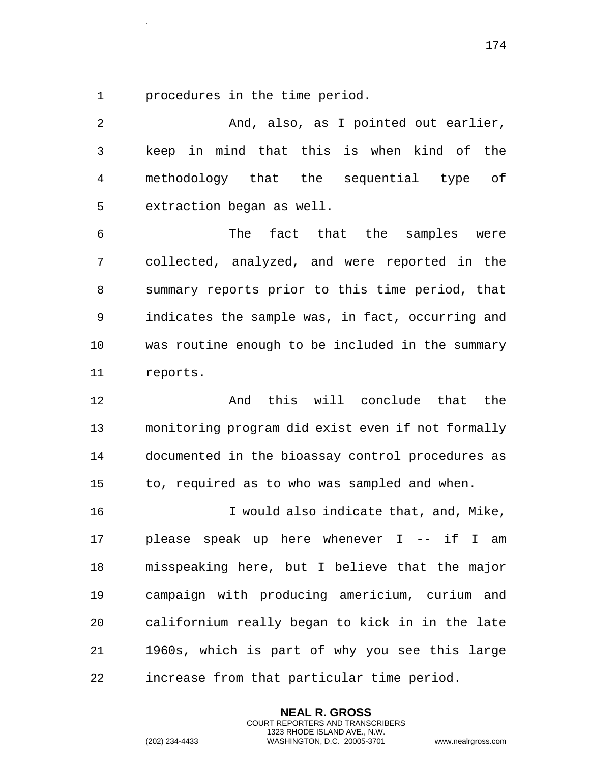procedures in the time period.

And, also, as I pointed out earlier, keep in mind that this is when kind of the methodology that the sequential type of extraction began as well.

The fact that the samples were collected, analyzed, and were reported in the summary reports prior to this time period, that indicates the sample was, in fact, occurring and was routine enough to be included in the summary reports.

And this will conclude that the monitoring program did exist even if not formally documented in the bioassay control procedures as to, required as to who was sampled and when.

I would also indicate that, and, Mike, please speak up here whenever I -- if I am misspeaking here, but I believe that the major campaign with producing americium, curium and californium really began to kick in in the late 1960s, which is part of why you see this large increase from that particular time period.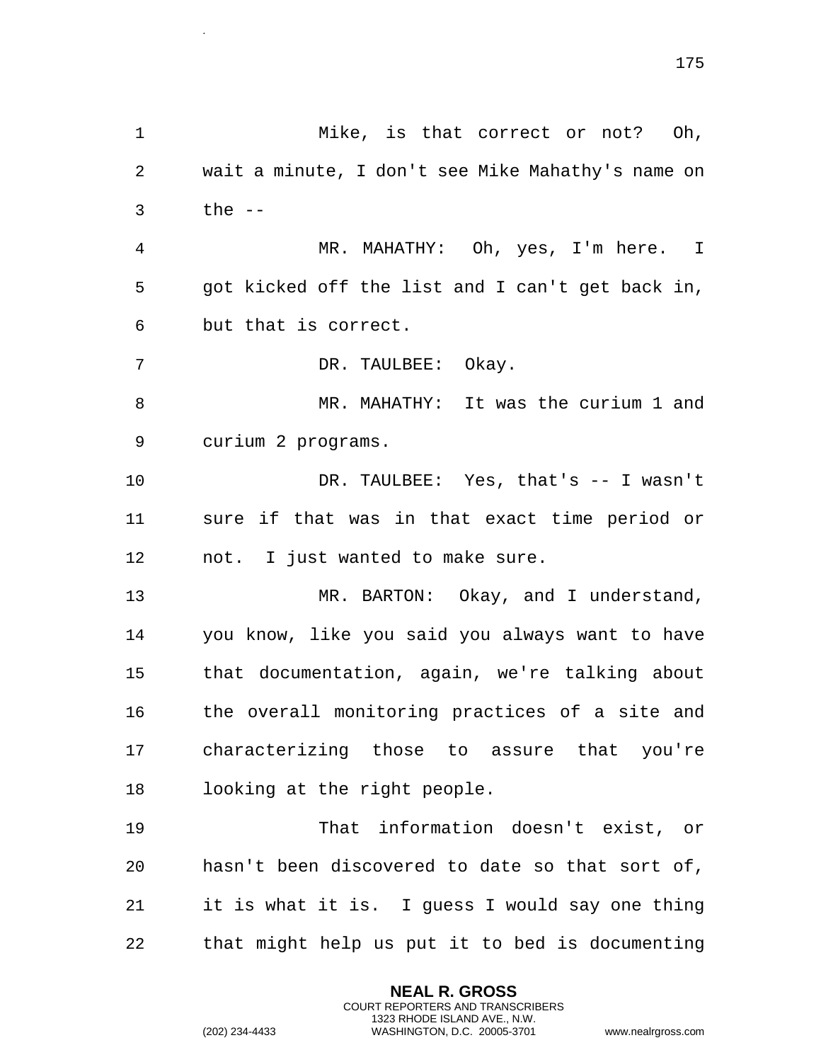Mike, is that correct or not? Oh, wait a minute, I don't see Mike Mahathy's name on the --

MR. MAHATHY: Oh, yes, I'm here. I got kicked off the list and I can't get back in, but that is correct.

DR. TAULBEE: Okay.

MR. MAHATHY: It was the curium 1 and curium 2 programs.

DR. TAULBEE: Yes, that's -- I wasn't sure if that was in that exact time period or not. I just wanted to make sure.

MR. BARTON: Okay, and I understand, you know, like you said you always want to have that documentation, again, we're talking about the overall monitoring practices of a site and characterizing those to assure that you're looking at the right people.

That information doesn't exist, or hasn't been discovered to date so that sort of, it is what it is. I guess I would say one thing that might help us put it to bed is documenting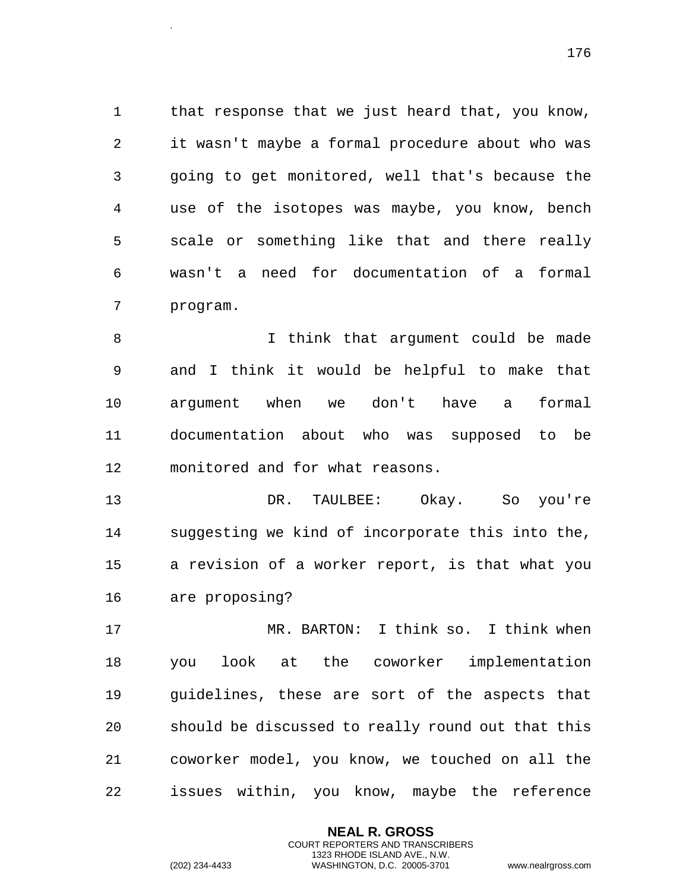that response that we just heard that, you know, it wasn't maybe a formal procedure about who was going to get monitored, well that's because the use of the isotopes was maybe, you know, bench scale or something like that and there really wasn't a need for documentation of a formal program.

I think that argument could be made and I think it would be helpful to make that argument when we don't have a formal documentation about who was supposed to be monitored and for what reasons.

DR. TAULBEE: Okay. So you're suggesting we kind of incorporate this into the, a revision of a worker report, is that what you are proposing?

MR. BARTON: I think so. I think when you look at the coworker implementation guidelines, these are sort of the aspects that should be discussed to really round out that this coworker model, you know, we touched on all the issues within, you know, maybe the reference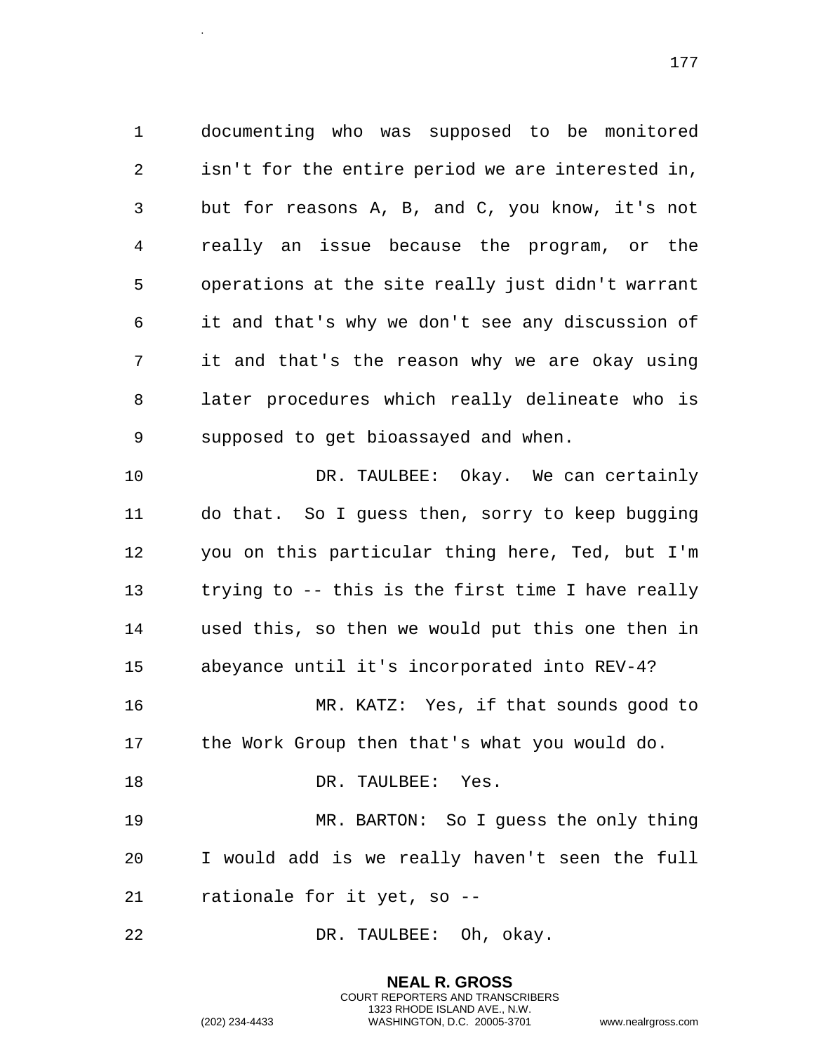documenting who was supposed to be monitored isn't for the entire period we are interested in, but for reasons A, B, and C, you know, it's not really an issue because the program, or the operations at the site really just didn't warrant it and that's why we don't see any discussion of it and that's the reason why we are okay using later procedures which really delineate who is supposed to get bioassayed and when.

DR. TAULBEE: Okay. We can certainly do that. So I guess then, sorry to keep bugging you on this particular thing here, Ted, but I'm trying to -- this is the first time I have really used this, so then we would put this one then in abeyance until it's incorporated into REV-4?

MR. KATZ: Yes, if that sounds good to the Work Group then that's what you would do.

DR. TAULBEE: Yes.

MR. BARTON: So I guess the only thing I would add is we really haven't seen the full rationale for it yet, so --

DR. TAULBEE: Oh, okay.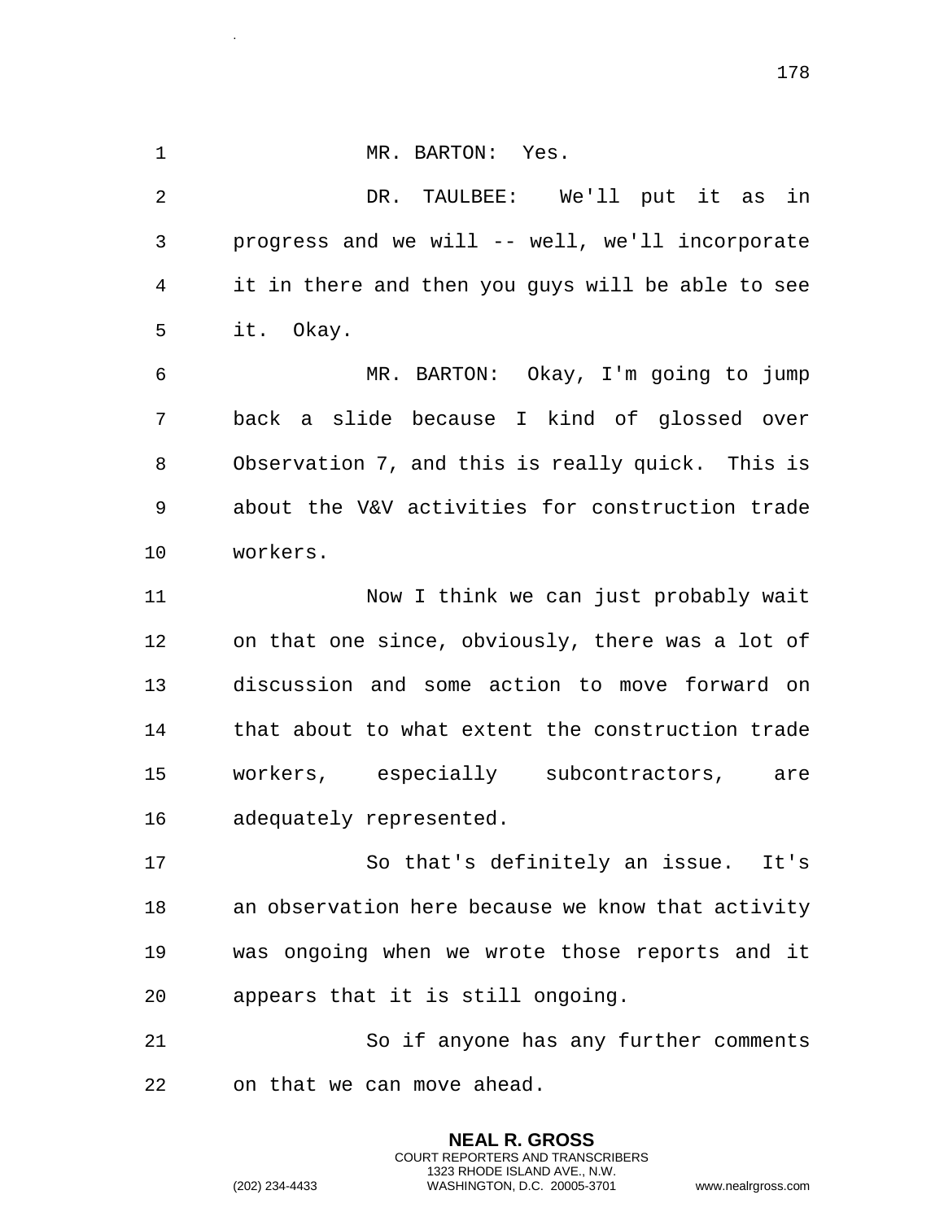MR. BARTON: Yes.

DR. TAULBEE: We'll put it as in progress and we will -- well, we'll incorporate it in there and then you guys will be able to see it. Okay.

MR. BARTON: Okay, I'm going to jump back a slide because I kind of glossed over Observation 7, and this is really quick. This is about the V&V activities for construction trade workers.

Now I think we can just probably wait on that one since, obviously, there was a lot of discussion and some action to move forward on that about to what extent the construction trade workers, especially subcontractors, are adequately represented.

So that's definitely an issue. It's an observation here because we know that activity was ongoing when we wrote those reports and it appears that it is still ongoing.

So if anyone has any further comments on that we can move ahead.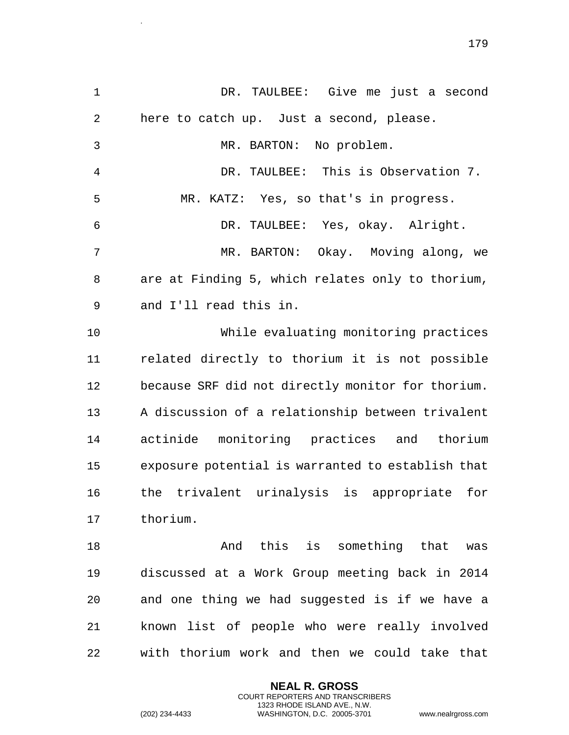DR. TAULBEE: Give me just a second here to catch up. Just a second, please.

MR. BARTON: No problem.

DR. TAULBEE: This is Observation 7.

MR. KATZ: Yes, so that's in progress.

DR. TAULBEE: Yes, okay. Alright.

MR. BARTON: Okay. Moving along, we are at Finding 5, which relates only to thorium, and I'll read this in.

While evaluating monitoring practices related directly to thorium it is not possible because SRF did not directly monitor for thorium. A discussion of a relationship between trivalent actinide monitoring practices and thorium exposure potential is warranted to establish that the trivalent urinalysis is appropriate for thorium.

And this is something that was discussed at a Work Group meeting back in 2014 and one thing we had suggested is if we have a known list of people who were really involved with thorium work and then we could take that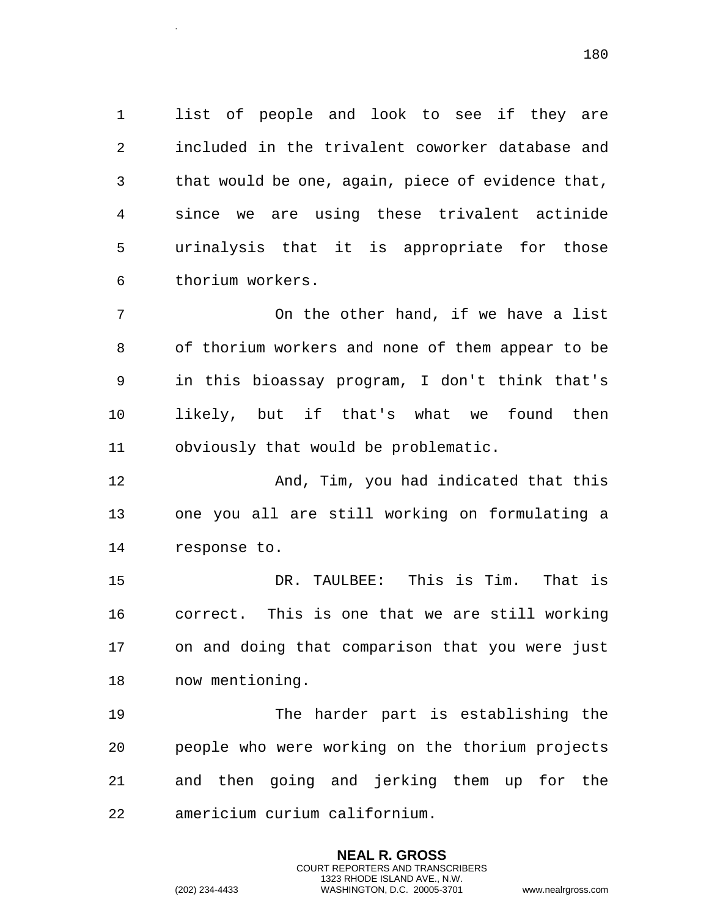list of people and look to see if they are included in the trivalent coworker database and that would be one, again, piece of evidence that, since we are using these trivalent actinide urinalysis that it is appropriate for those thorium workers.

On the other hand, if we have a list of thorium workers and none of them appear to be in this bioassay program, I don't think that's likely, but if that's what we found then obviously that would be problematic.

And, Tim, you had indicated that this one you all are still working on formulating a response to.

DR. TAULBEE: This is Tim. That is correct. This is one that we are still working on and doing that comparison that you were just now mentioning.

The harder part is establishing the people who were working on the thorium projects and then going and jerking them up for the americium curium californium.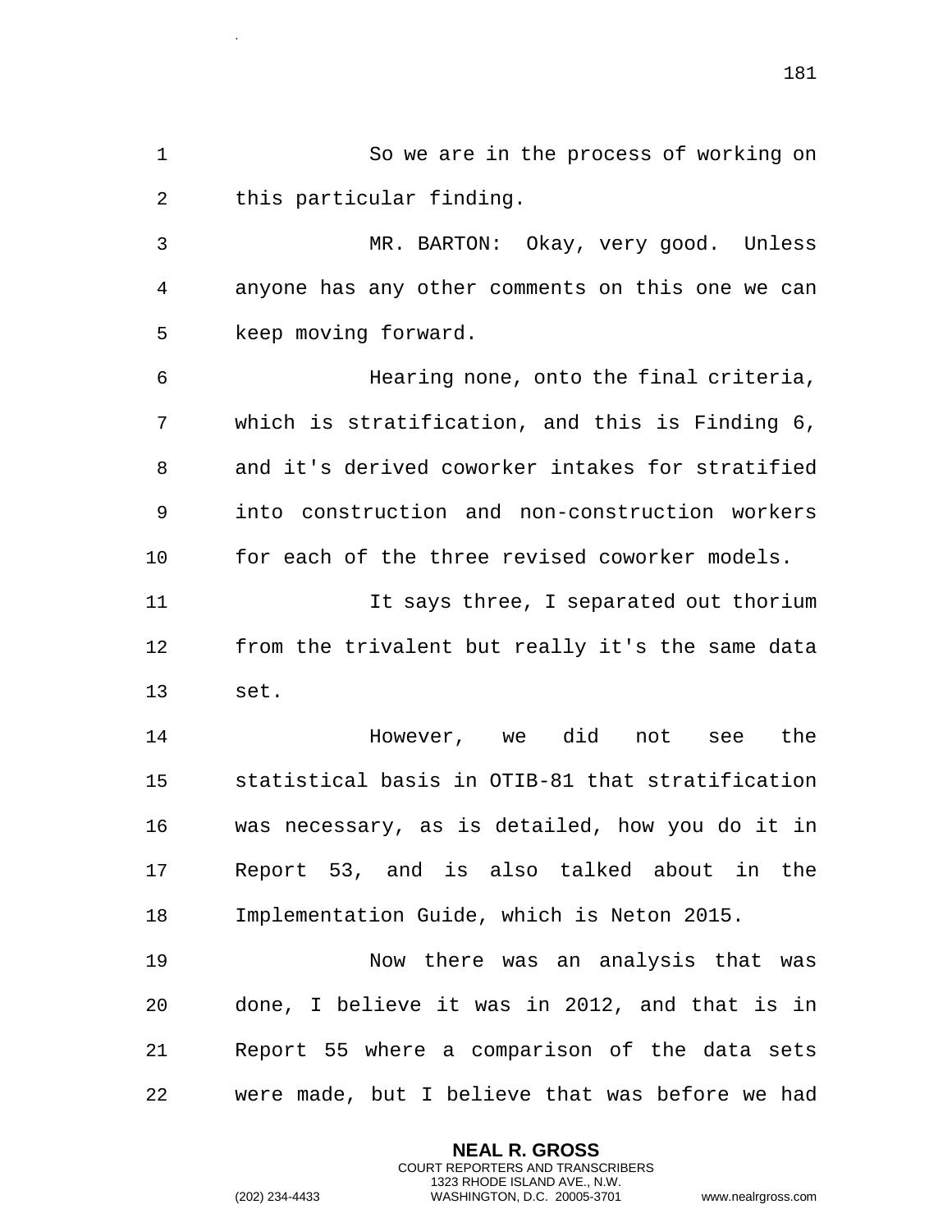So we are in the process of working on this particular finding.

MR. BARTON: Okay, very good. Unless anyone has any other comments on this one we can keep moving forward.

Hearing none, onto the final criteria, which is stratification, and this is Finding 6, and it's derived coworker intakes for stratified into construction and non-construction workers for each of the three revised coworker models.

It says three, I separated out thorium from the trivalent but really it's the same data set.

However, we did not see the statistical basis in OTIB-81 that stratification was necessary, as is detailed, how you do it in Report 53, and is also talked about in the Implementation Guide, which is Neton 2015.

Now there was an analysis that was done, I believe it was in 2012, and that is in Report 55 where a comparison of the data sets were made, but I believe that was before we had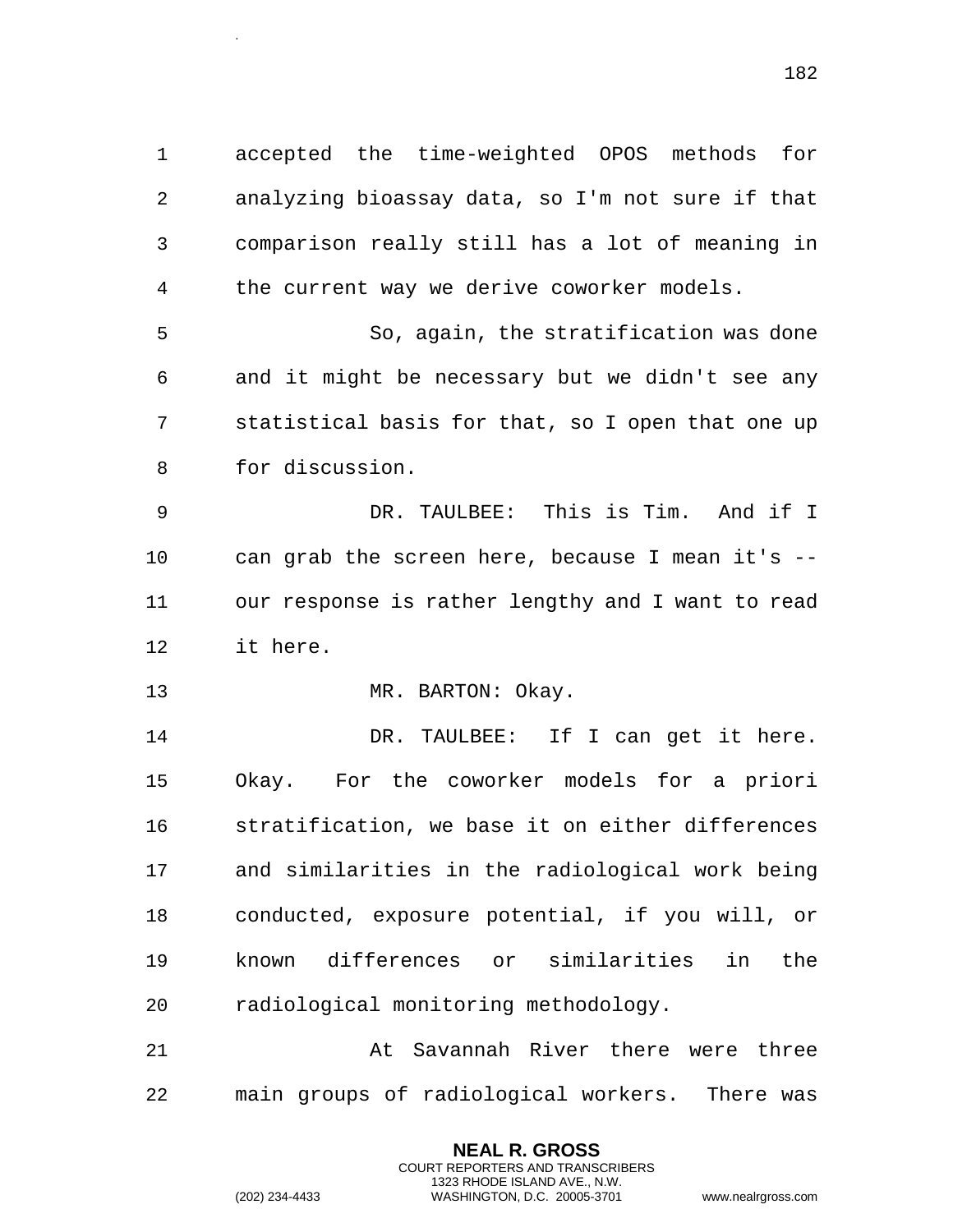accepted the time-weighted OPOS methods for analyzing bioassay data, so I'm not sure if that comparison really still has a lot of meaning in the current way we derive coworker models.

So, again, the stratification was done and it might be necessary but we didn't see any statistical basis for that, so I open that one up for discussion.

DR. TAULBEE: This is Tim. And if I can grab the screen here, because I mean it's -- our response is rather lengthy and I want to read it here.

MR. BARTON: Okay.

DR. TAULBEE: If I can get it here. Okay. For the coworker models for a priori stratification, we base it on either differences and similarities in the radiological work being conducted, exposure potential, if you will, or known differences or similarities in the radiological monitoring methodology.

At Savannah River there were three main groups of radiological workers. There was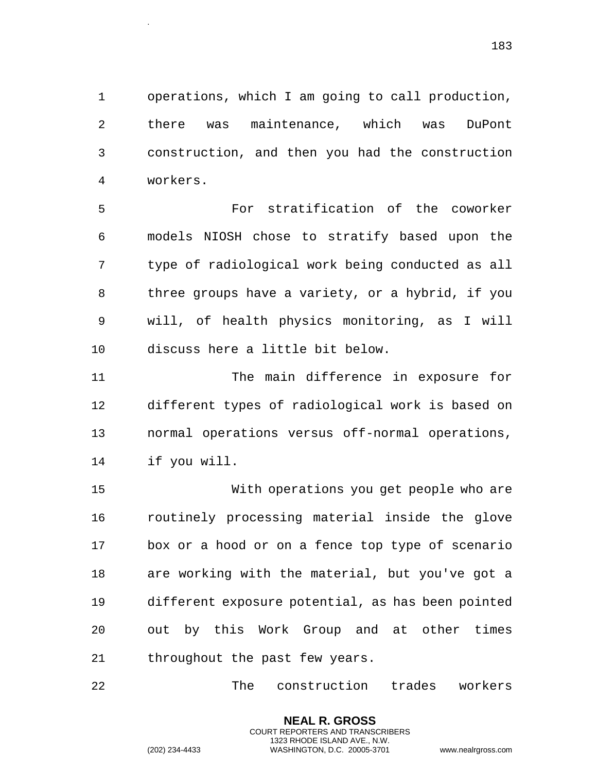operations, which I am going to call production, there was maintenance, which was DuPont construction, and then you had the construction workers.

For stratification of the coworker models NIOSH chose to stratify based upon the type of radiological work being conducted as all three groups have a variety, or a hybrid, if you will, of health physics monitoring, as I will discuss here a little bit below.

The main difference in exposure for different types of radiological work is based on normal operations versus off-normal operations, if you will.

With operations you get people who are routinely processing material inside the glove box or a hood or on a fence top type of scenario are working with the material, but you've got a different exposure potential, as has been pointed out by this Work Group and at other times throughout the past few years.

The construction trades workers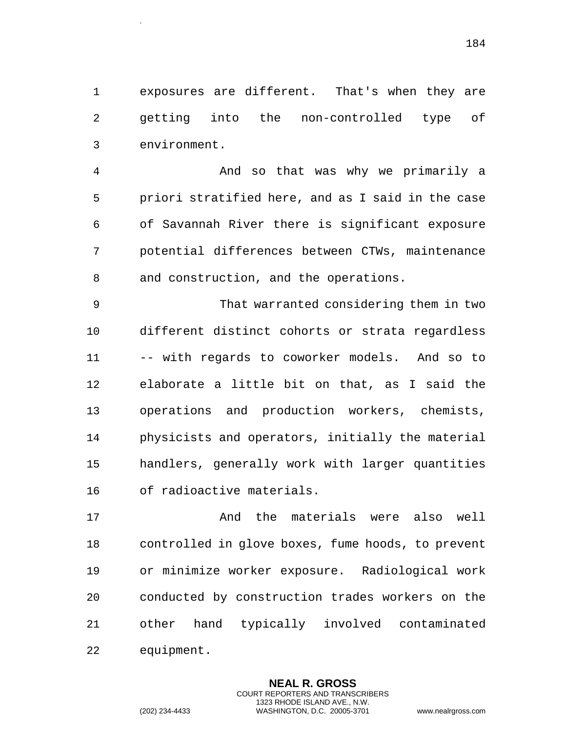exposures are different. That's when they are getting into the non-controlled type of environment.

And so that was why we primarily a priori stratified here, and as I said in the case of Savannah River there is significant exposure potential differences between CTWs, maintenance and construction, and the operations.

That warranted considering them in two different distinct cohorts or strata regardless -- with regards to coworker models. And so to elaborate a little bit on that, as I said the operations and production workers, chemists, physicists and operators, initially the material handlers, generally work with larger quantities of radioactive materials.

And the materials were also well controlled in glove boxes, fume hoods, to prevent or minimize worker exposure. Radiological work conducted by construction trades workers on the other hand typically involved contaminated equipment.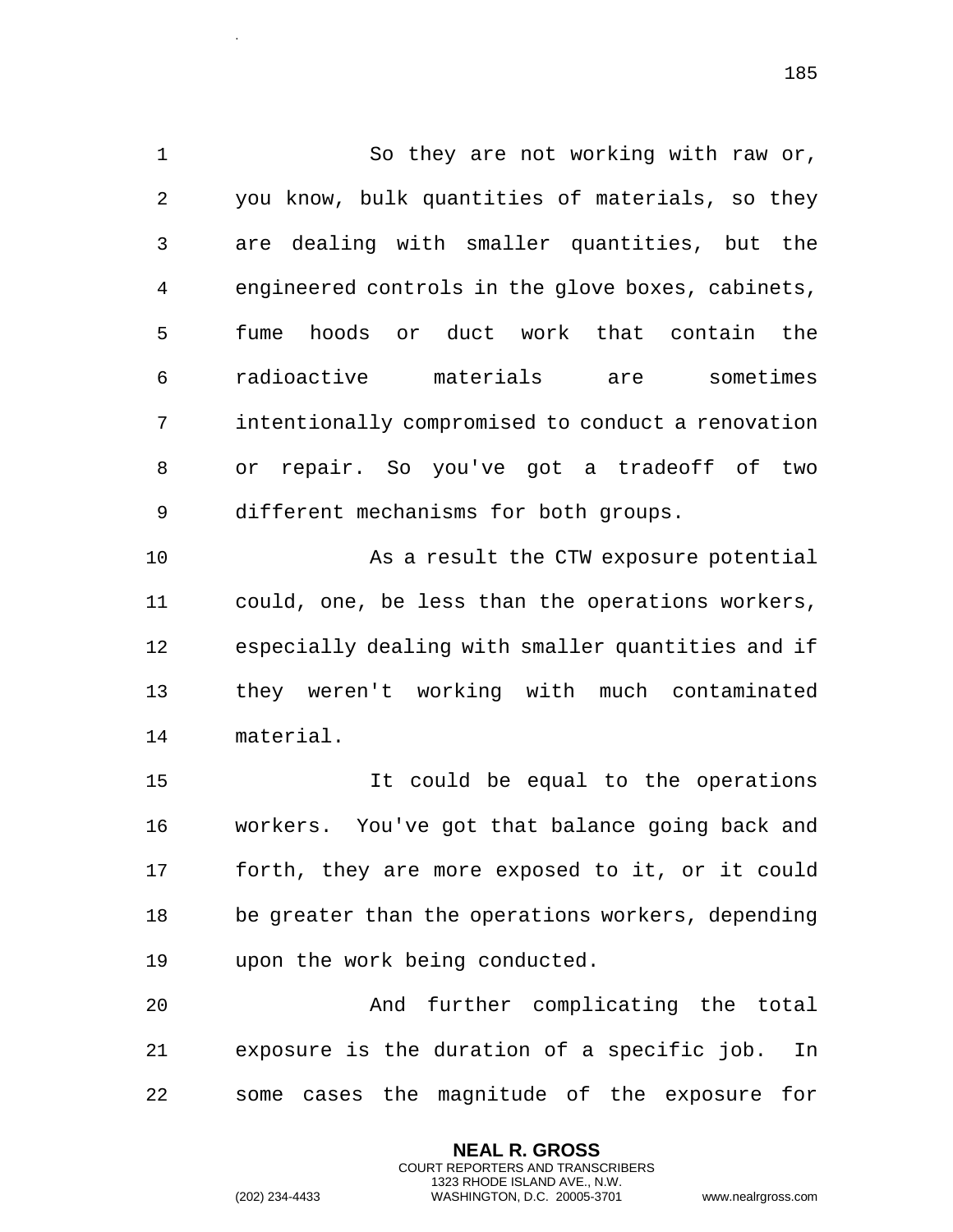So they are not working with raw or, you know, bulk quantities of materials, so they are dealing with smaller quantities, but the engineered controls in the glove boxes, cabinets, fume hoods or duct work that contain the radioactive materials are sometimes intentionally compromised to conduct a renovation or repair. So you've got a tradeoff of two different mechanisms for both groups.

As a result the CTW exposure potential could, one, be less than the operations workers, especially dealing with smaller quantities and if they weren't working with much contaminated material.

It could be equal to the operations workers. You've got that balance going back and forth, they are more exposed to it, or it could be greater than the operations workers, depending upon the work being conducted.

And further complicating the total exposure is the duration of a specific job. In some cases the magnitude of the exposure for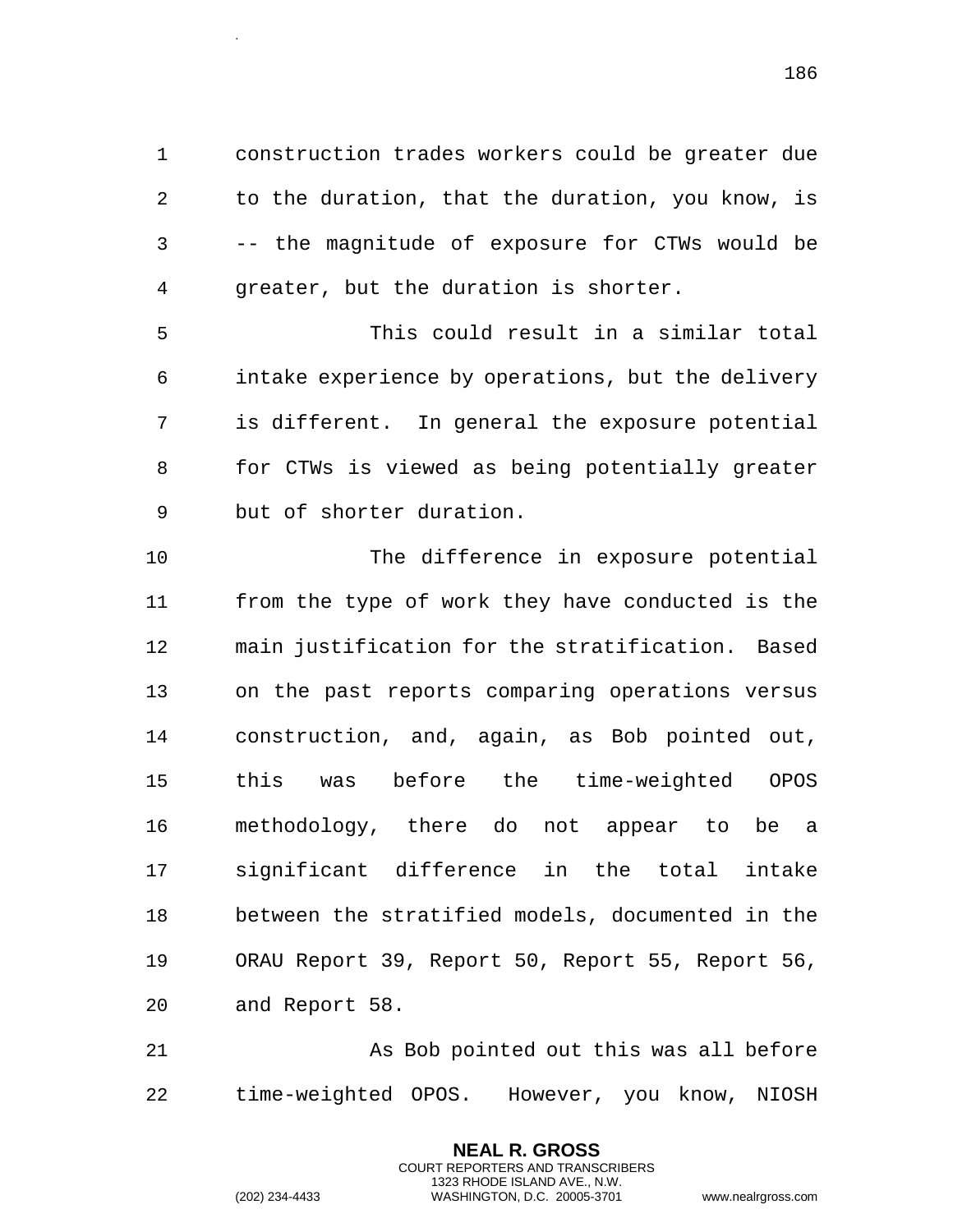construction trades workers could be greater due to the duration, that the duration, you know, is -- the magnitude of exposure for CTWs would be greater, but the duration is shorter.

This could result in a similar total intake experience by operations, but the delivery is different. In general the exposure potential for CTWs is viewed as being potentially greater but of shorter duration.

The difference in exposure potential from the type of work they have conducted is the main justification for the stratification. Based on the past reports comparing operations versus construction, and, again, as Bob pointed out, this was before the time-weighted OPOS methodology, there do not appear to be a significant difference in the total intake between the stratified models, documented in the ORAU Report 39, Report 50, Report 55, Report 56, and Report 58.

As Bob pointed out this was all before time-weighted OPOS. However, you know, NIOSH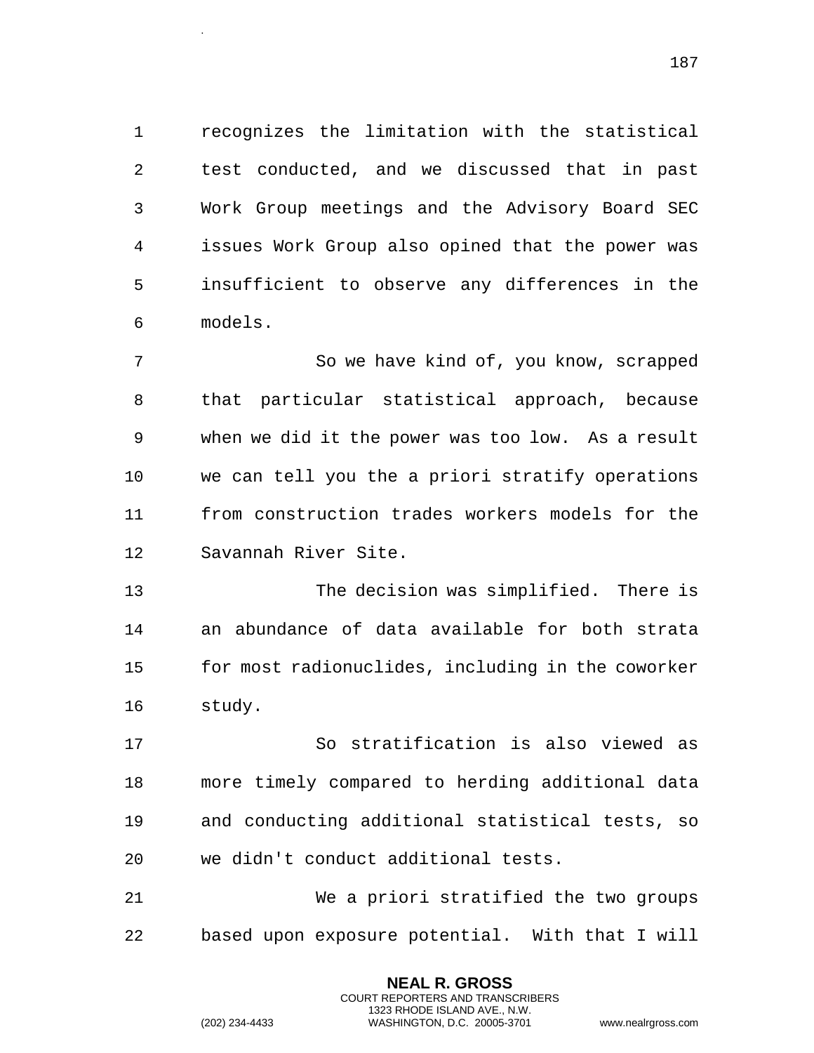recognizes the limitation with the statistical test conducted, and we discussed that in past Work Group meetings and the Advisory Board SEC issues Work Group also opined that the power was insufficient to observe any differences in the models.

So we have kind of, you know, scrapped that particular statistical approach, because when we did it the power was too low. As a result we can tell you the a priori stratify operations from construction trades workers models for the Savannah River Site.

The decision was simplified. There is an abundance of data available for both strata for most radionuclides, including in the coworker study.

So stratification is also viewed as more timely compared to herding additional data and conducting additional statistical tests, so we didn't conduct additional tests.

We a priori stratified the two groups based upon exposure potential. With that I will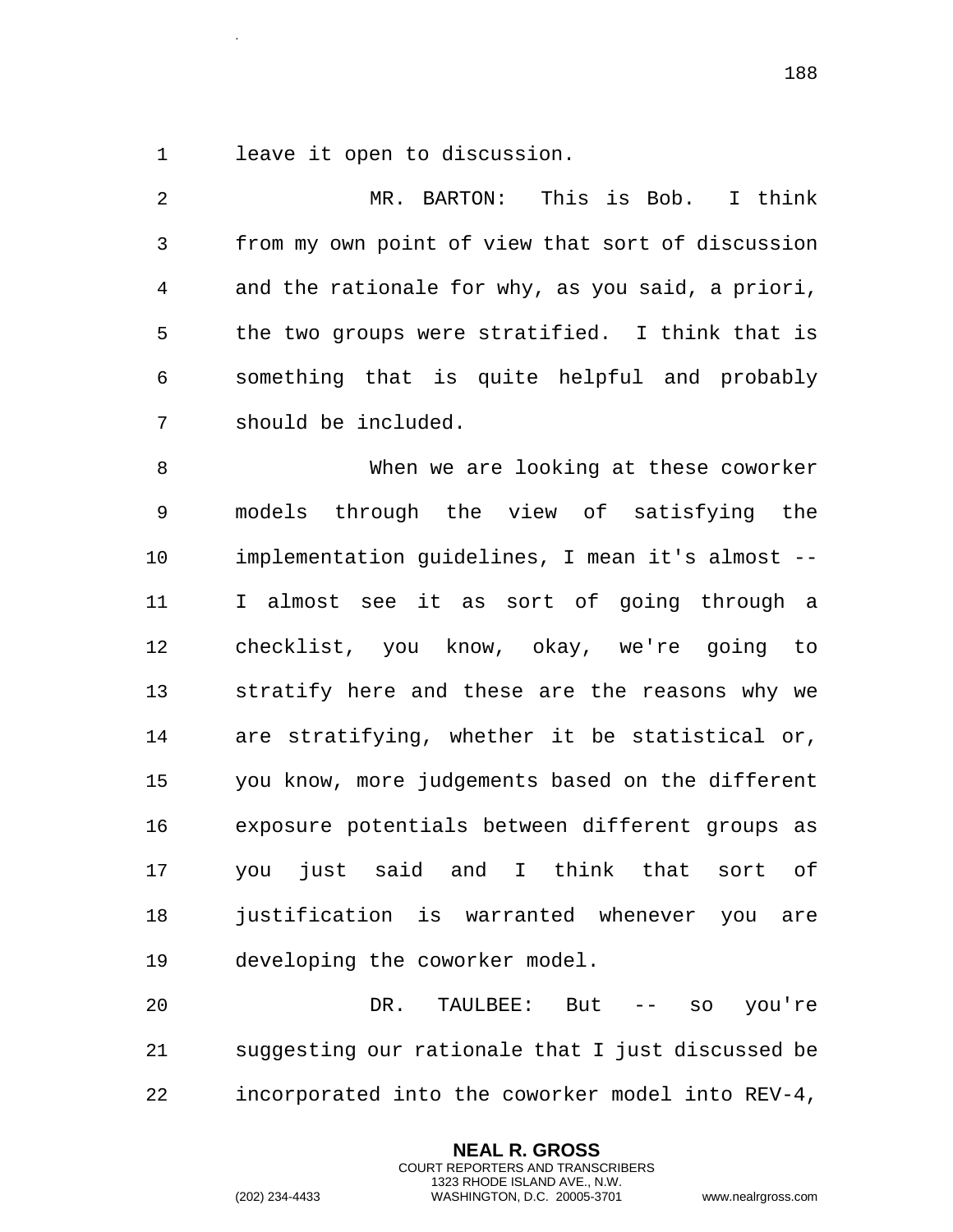leave it open to discussion.

MR. BARTON: This is Bob. I think from my own point of view that sort of discussion and the rationale for why, as you said, a priori, the two groups were stratified. I think that is something that is quite helpful and probably should be included.

When we are looking at these coworker models through the view of satisfying the implementation guidelines, I mean it's almost -- I almost see it as sort of going through a checklist, you know, okay, we're going to stratify here and these are the reasons why we are stratifying, whether it be statistical or, you know, more judgements based on the different exposure potentials between different groups as you just said and I think that sort of justification is warranted whenever you are developing the coworker model.

DR. TAULBEE: But -- so you're suggesting our rationale that I just discussed be incorporated into the coworker model into REV-4,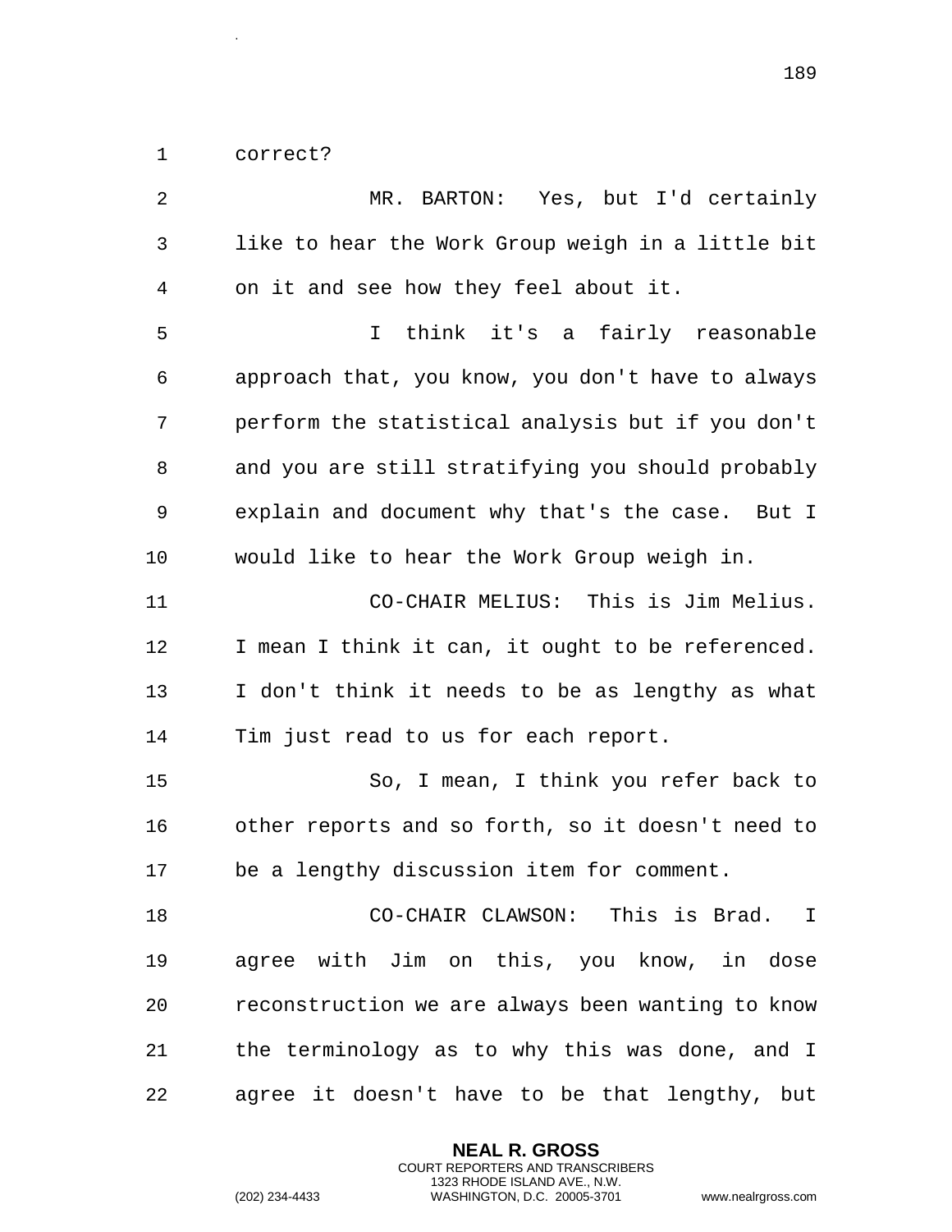correct?

MR. BARTON: Yes, but I'd certainly like to hear the Work Group weigh in a little bit on it and see how they feel about it.

I think it's a fairly reasonable approach that, you know, you don't have to always perform the statistical analysis but if you don't and you are still stratifying you should probably explain and document why that's the case. But I would like to hear the Work Group weigh in.

CO-CHAIR MELIUS: This is Jim Melius. I mean I think it can, it ought to be referenced. I don't think it needs to be as lengthy as what Tim just read to us for each report.

So, I mean, I think you refer back to other reports and so forth, so it doesn't need to be a lengthy discussion item for comment.

CO-CHAIR CLAWSON: This is Brad. I agree with Jim on this, you know, in dose reconstruction we are always been wanting to know the terminology as to why this was done, and I agree it doesn't have to be that lengthy, but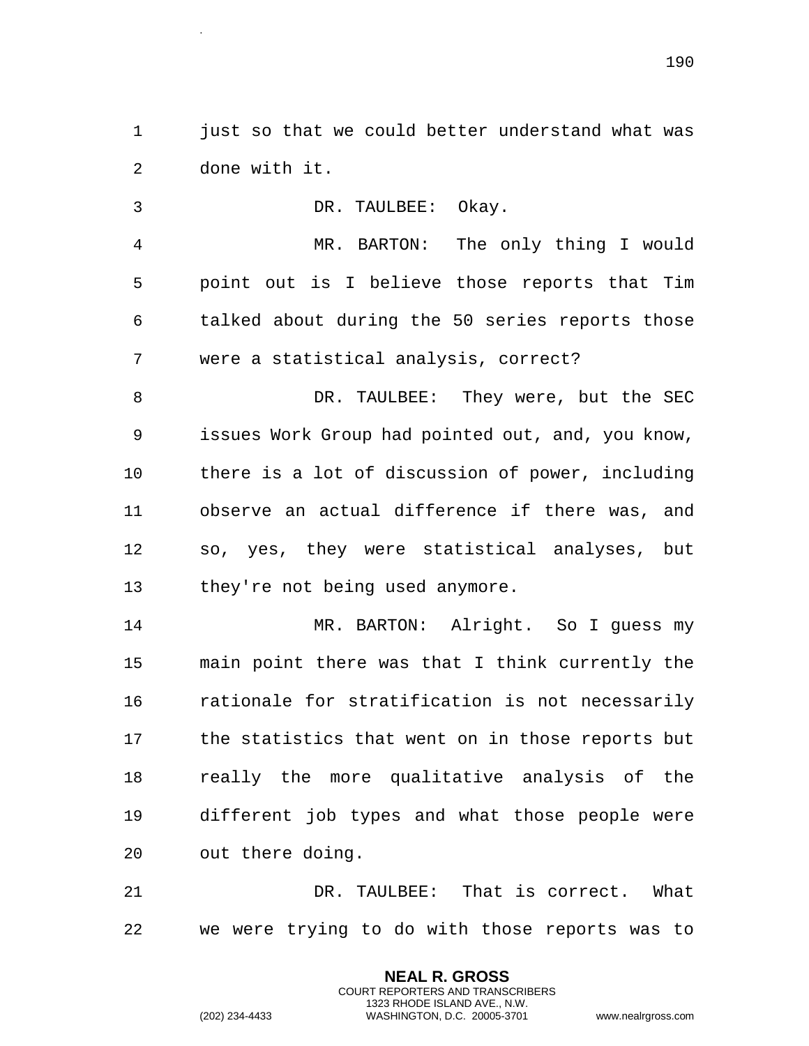just so that we could better understand what was done with it.

DR. TAULBEE: Okay.

MR. BARTON: The only thing I would point out is I believe those reports that Tim talked about during the 50 series reports those were a statistical analysis, correct?

DR. TAULBEE: They were, but the SEC issues Work Group had pointed out, and, you know, there is a lot of discussion of power, including observe an actual difference if there was, and so, yes, they were statistical analyses, but they're not being used anymore.

MR. BARTON: Alright. So I guess my main point there was that I think currently the rationale for stratification is not necessarily the statistics that went on in those reports but really the more qualitative analysis of the different job types and what those people were out there doing.

DR. TAULBEE: That is correct. What we were trying to do with those reports was to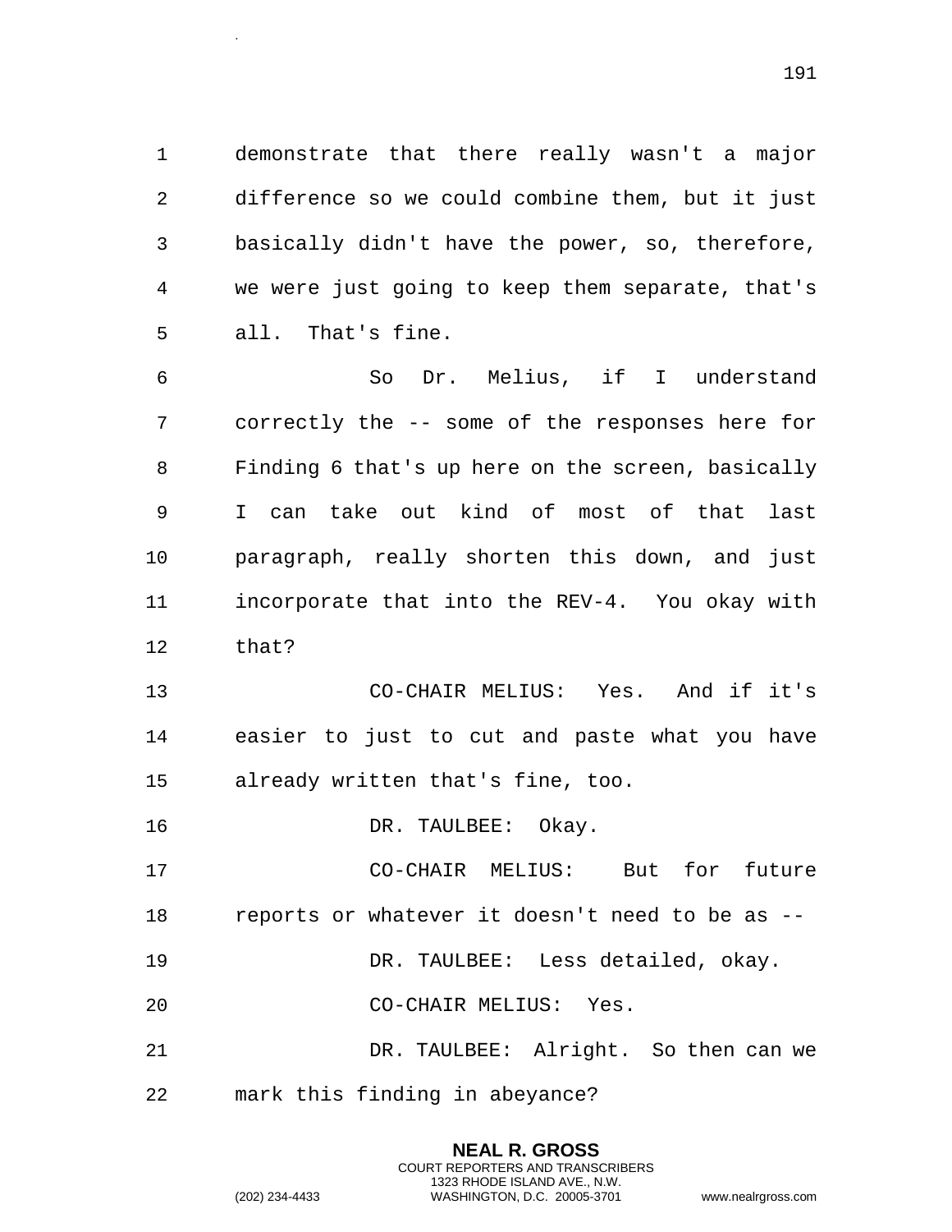demonstrate that there really wasn't a major difference so we could combine them, but it just basically didn't have the power, so, therefore, we were just going to keep them separate, that's all. That's fine.

So Dr. Melius, if I understand correctly the -- some of the responses here for Finding 6 that's up here on the screen, basically I can take out kind of most of that last paragraph, really shorten this down, and just incorporate that into the REV-4. You okay with that?

CO-CHAIR MELIUS: Yes. And if it's easier to just to cut and paste what you have already written that's fine, too.

DR. TAULBEE: Okay.

CO-CHAIR MELIUS: But for future reports or whatever it doesn't need to be as --

DR. TAULBEE: Less detailed, okay.

CO-CHAIR MELIUS: Yes.

DR. TAULBEE: Alright. So then can we mark this finding in abeyance?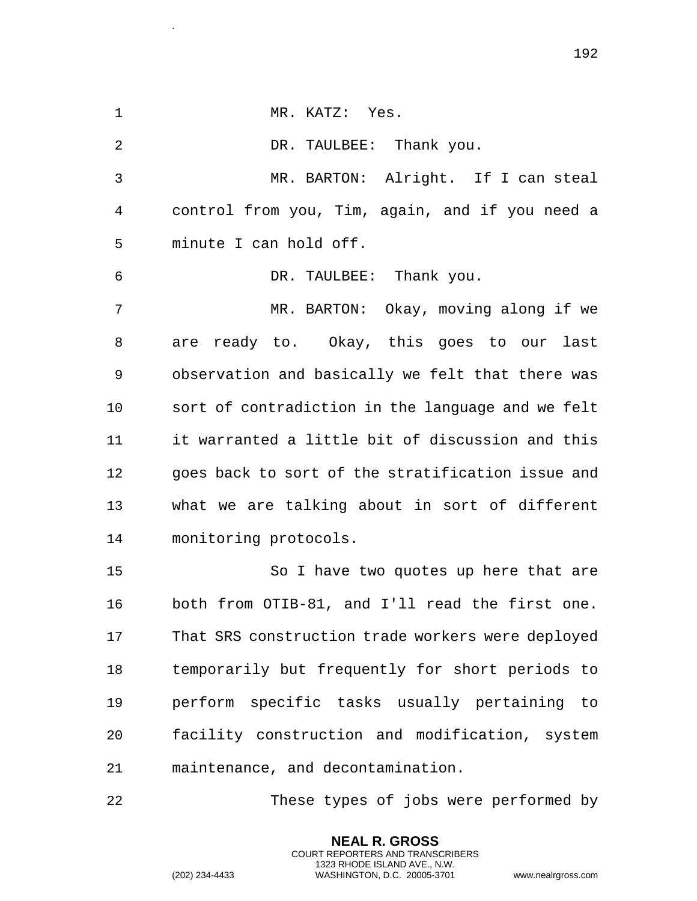MR. KATZ: Yes.

DR. TAULBEE: Thank you.

MR. BARTON: Alright. If I can steal control from you, Tim, again, and if you need a minute I can hold off.

DR. TAULBEE: Thank you.

MR. BARTON: Okay, moving along if we are ready to. Okay, this goes to our last observation and basically we felt that there was sort of contradiction in the language and we felt it warranted a little bit of discussion and this goes back to sort of the stratification issue and what we are talking about in sort of different monitoring protocols.

So I have two quotes up here that are both from OTIB-81, and I'll read the first one. That SRS construction trade workers were deployed temporarily but frequently for short periods to perform specific tasks usually pertaining to facility construction and modification, system maintenance, and decontamination.

These types of jobs were performed by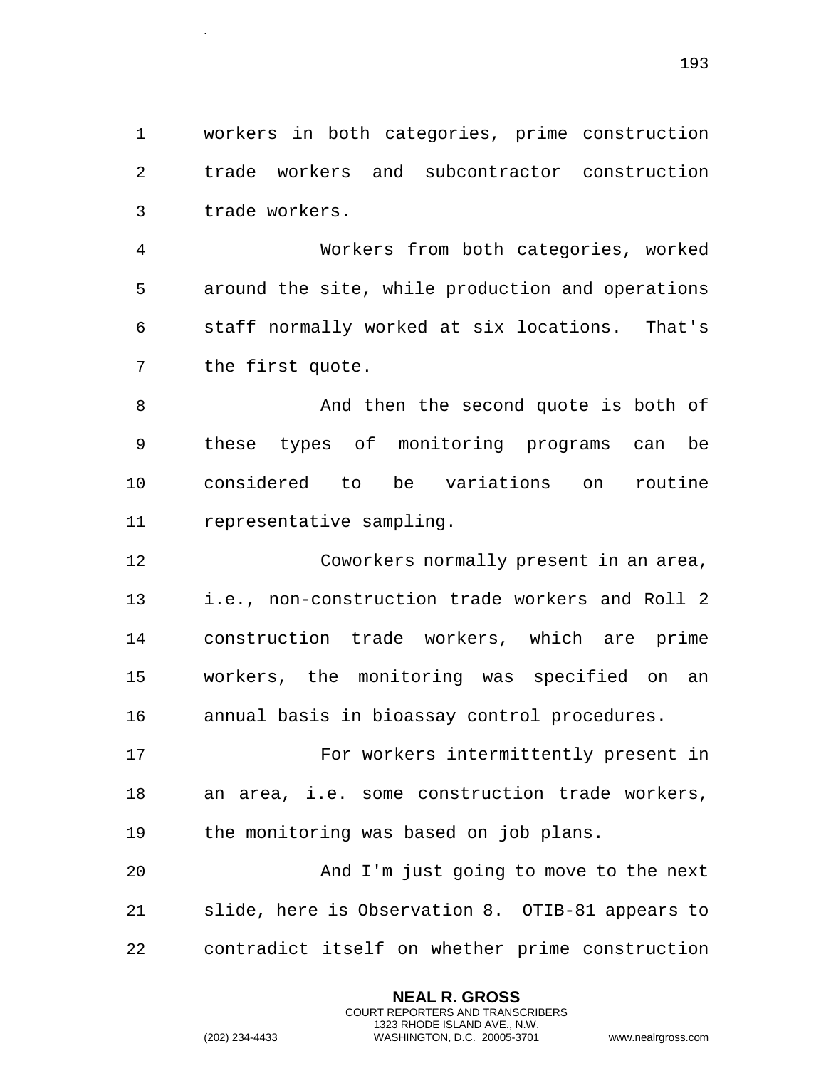workers in both categories, prime construction trade workers and subcontractor construction trade workers.

Workers from both categories, worked around the site, while production and operations staff normally worked at six locations. That's the first quote.

And then the second quote is both of these types of monitoring programs can be considered to be variations on routine representative sampling.

Coworkers normally present in an area, i.e., non-construction trade workers and Roll 2 construction trade workers, which are prime workers, the monitoring was specified on an annual basis in bioassay control procedures.

For workers intermittently present in an area, i.e. some construction trade workers, the monitoring was based on job plans.

And I'm just going to move to the next slide, here is Observation 8. OTIB-81 appears to contradict itself on whether prime construction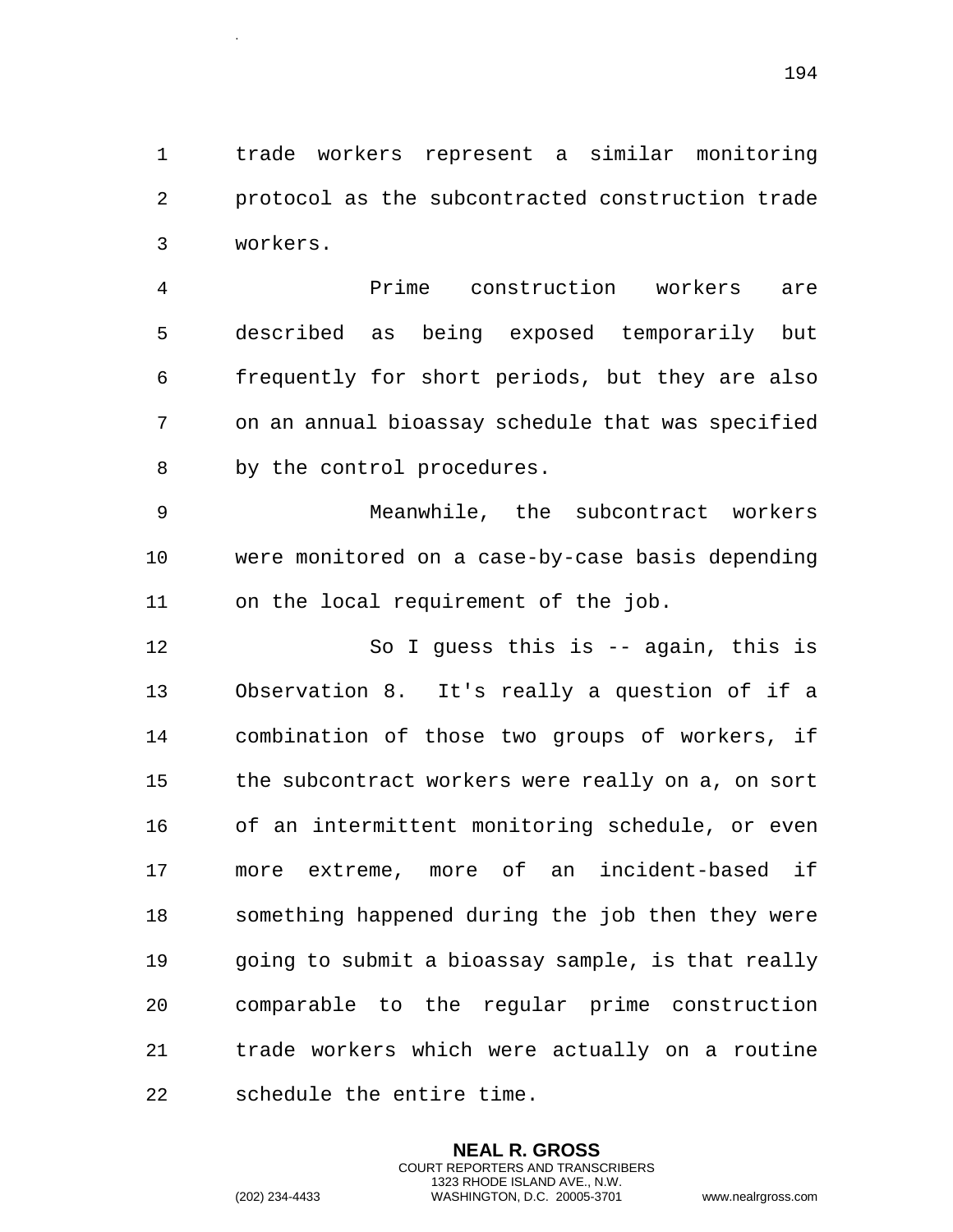trade workers represent a similar monitoring protocol as the subcontracted construction trade workers.

Prime construction workers are described as being exposed temporarily but frequently for short periods, but they are also on an annual bioassay schedule that was specified by the control procedures.

Meanwhile, the subcontract workers were monitored on a case-by-case basis depending on the local requirement of the job.

So I guess this is -- again, this is Observation 8. It's really a question of if a combination of those two groups of workers, if the subcontract workers were really on a, on sort of an intermittent monitoring schedule, or even more extreme, more of an incident-based if something happened during the job then they were going to submit a bioassay sample, is that really comparable to the regular prime construction trade workers which were actually on a routine schedule the entire time.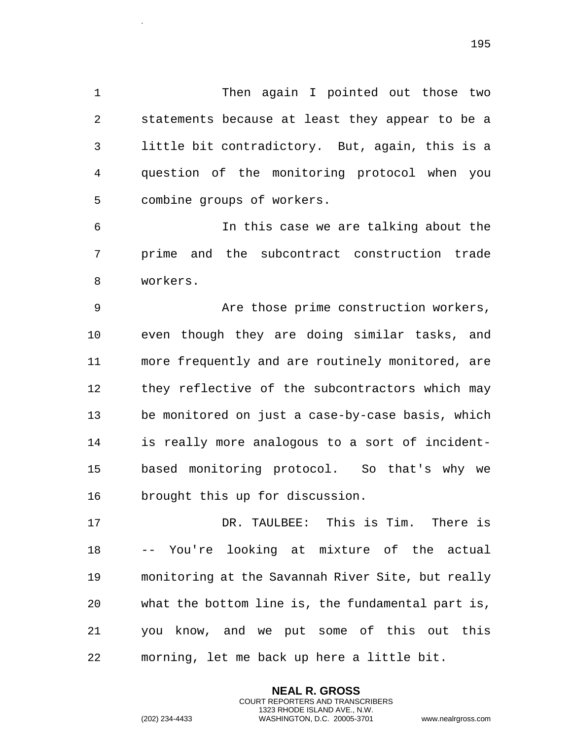Then again I pointed out those two statements because at least they appear to be a little bit contradictory. But, again, this is a question of the monitoring protocol when you combine groups of workers.

In this case we are talking about the prime and the subcontract construction trade workers.

Are those prime construction workers, even though they are doing similar tasks, and more frequently and are routinely monitored, are they reflective of the subcontractors which may be monitored on just a case-by-case basis, which is really more analogous to a sort of incident-based monitoring protocol. So that's why we brought this up for discussion.

DR. TAULBEE: This is Tim. There is -- You're looking at mixture of the actual monitoring at the Savannah River Site, but really what the bottom line is, the fundamental part is, you know, and we put some of this out this morning, let me back up here a little bit.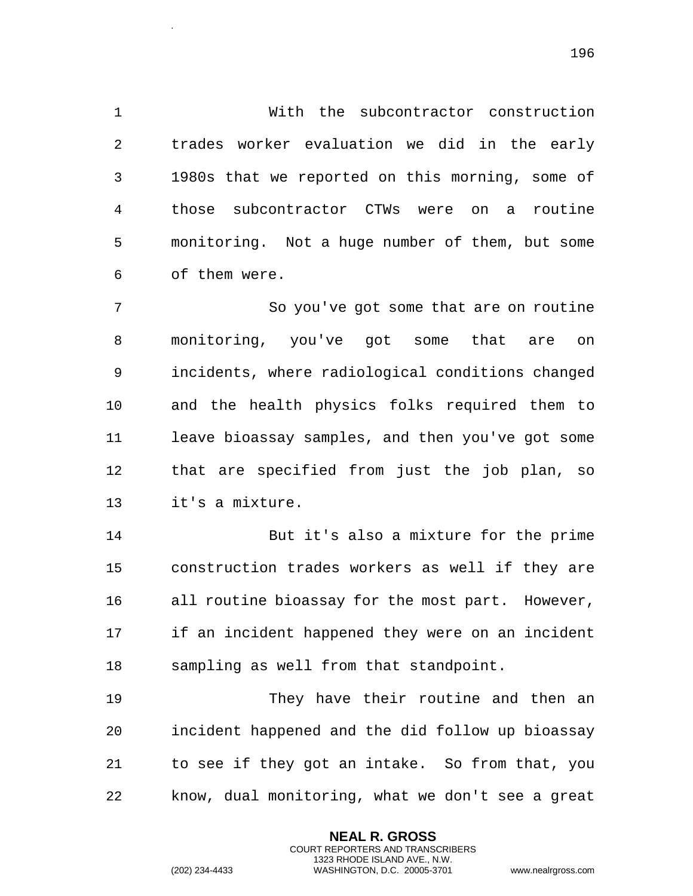With the subcontractor construction trades worker evaluation we did in the early 1980s that we reported on this morning, some of those subcontractor CTWs were on a routine monitoring. Not a huge number of them, but some of them were.

So you've got some that are on routine monitoring, you've got some that are on incidents, where radiological conditions changed and the health physics folks required them to leave bioassay samples, and then you've got some that are specified from just the job plan, so it's a mixture.

But it's also a mixture for the prime construction trades workers as well if they are all routine bioassay for the most part. However, if an incident happened they were on an incident sampling as well from that standpoint.

They have their routine and then an incident happened and the did follow up bioassay to see if they got an intake. So from that, you know, dual monitoring, what we don't see a great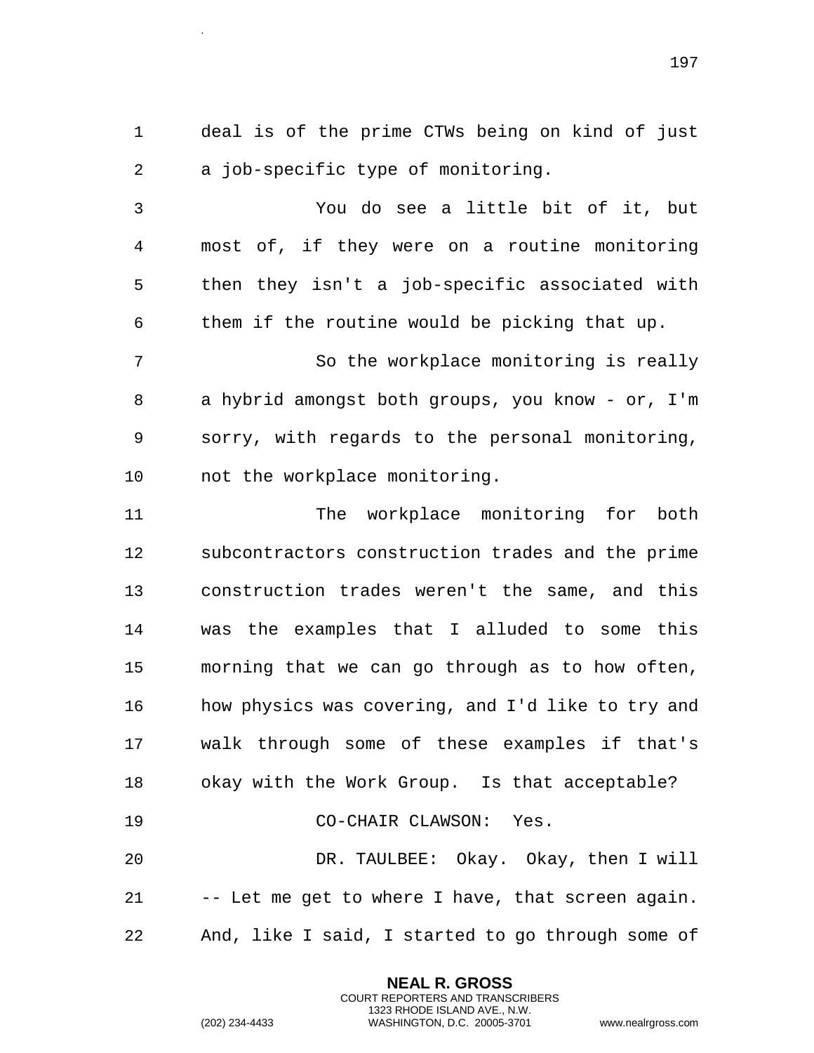deal is of the prime CTWs being on kind of just a job-specific type of monitoring.

You do see a little bit of it, but most of, if they were on a routine monitoring then they isn't a job-specific associated with them if the routine would be picking that up.

So the workplace monitoring is really a hybrid amongst both groups, you know - or, I'm sorry, with regards to the personal monitoring, not the workplace monitoring.

The workplace monitoring for both subcontractors construction trades and the prime construction trades weren't the same, and this was the examples that I alluded to some this morning that we can go through as to how often, how physics was covering, and I'd like to try and walk through some of these examples if that's okay with the Work Group. Is that acceptable?

CO-CHAIR CLAWSON: Yes.

DR. TAULBEE: Okay. Okay, then I will -- Let me get to where I have, that screen again. And, like I said, I started to go through some of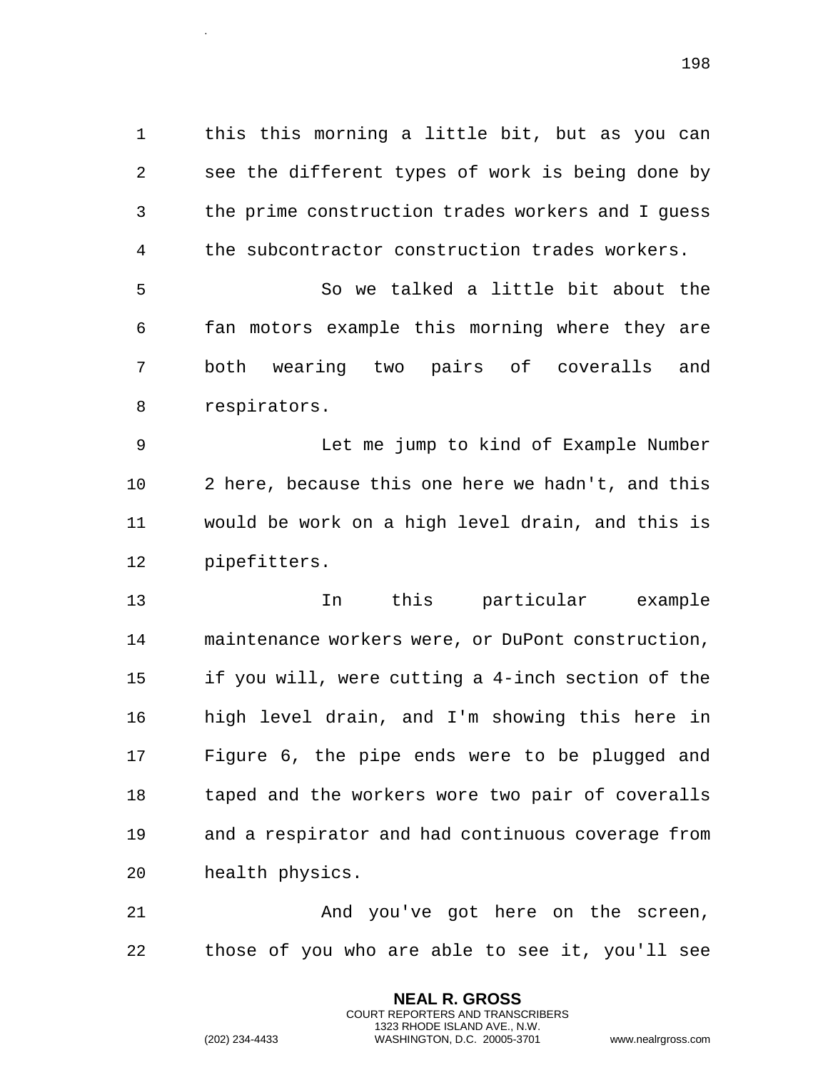this this morning a little bit, but as you can see the different types of work is being done by the prime construction trades workers and I guess the subcontractor construction trades workers.

So we talked a little bit about the fan motors example this morning where they are both wearing two pairs of coveralls and respirators.

Let me jump to kind of Example Number 2 here, because this one here we hadn't, and this would be work on a high level drain, and this is pipefitters.

In this particular example maintenance workers were, or DuPont construction, if you will, were cutting a 4-inch section of the high level drain, and I'm showing this here in Figure 6, the pipe ends were to be plugged and taped and the workers wore two pair of coveralls and a respirator and had continuous coverage from health physics.

And you've got here on the screen, those of you who are able to see it, you'll see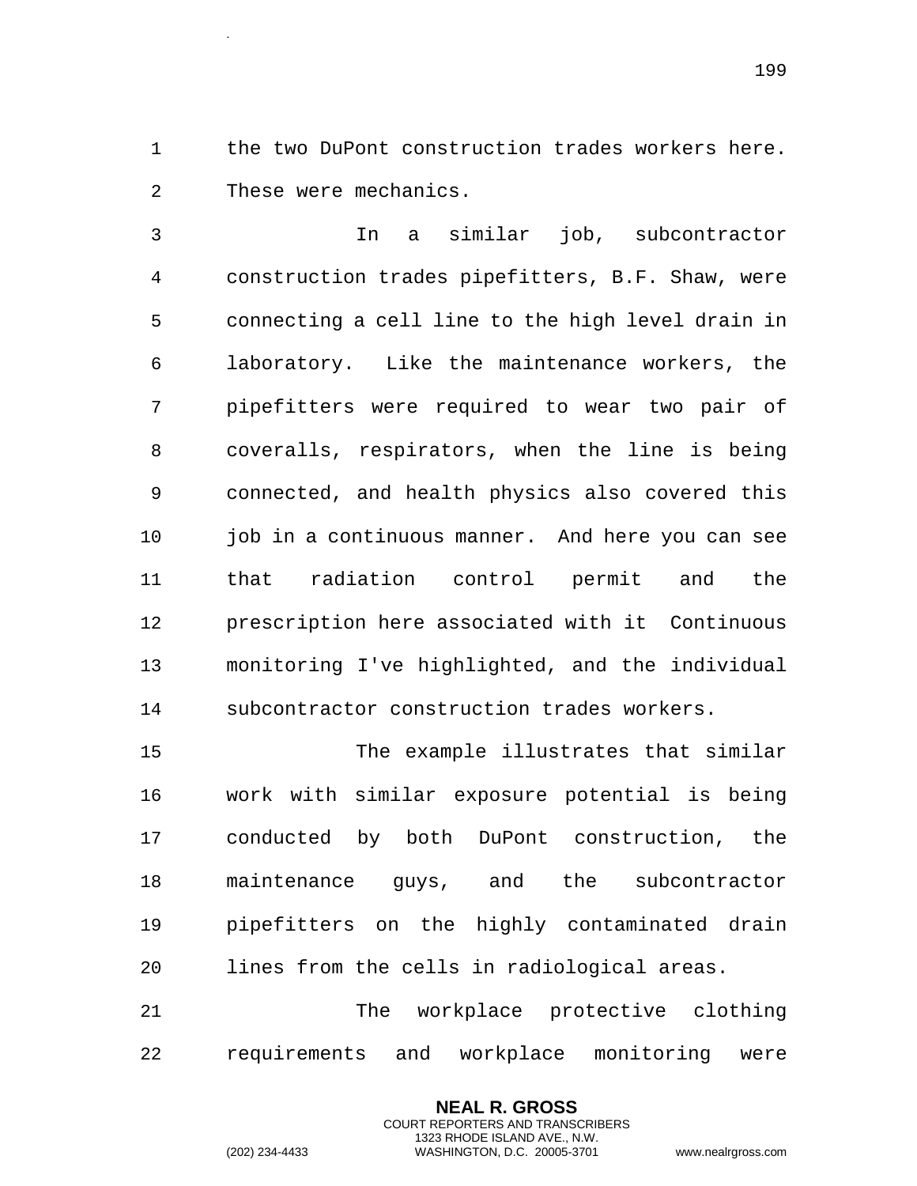the two DuPont construction trades workers here. These were mechanics.

In a similar job, subcontractor construction trades pipefitters, B.F. Shaw, were connecting a cell line to the high level drain in laboratory. Like the maintenance workers, the pipefitters were required to wear two pair of coveralls, respirators, when the line is being connected, and health physics also covered this job in a continuous manner. And here you can see that radiation control permit and the prescription here associated with it Continuous monitoring I've highlighted, and the individual subcontractor construction trades workers.

The example illustrates that similar work with similar exposure potential is being conducted by both DuPont construction, the maintenance guys, and the subcontractor pipefitters on the highly contaminated drain lines from the cells in radiological areas.

The workplace protective clothing requirements and workplace monitoring were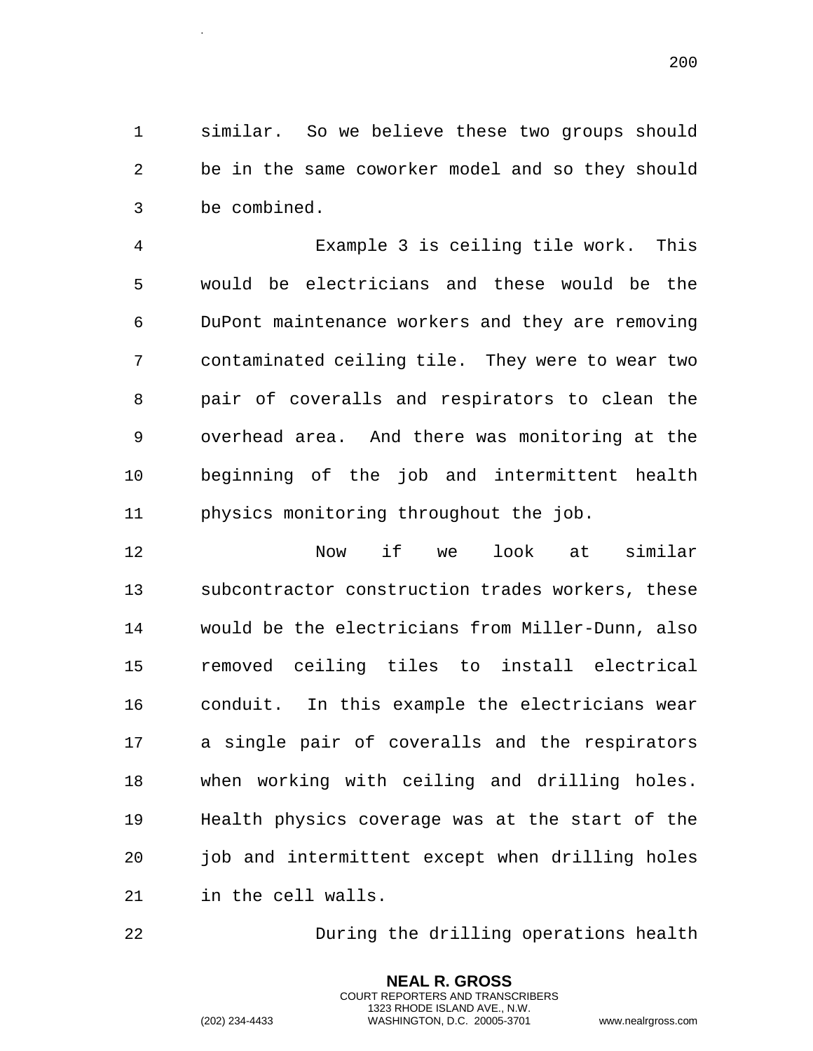similar. So we believe these two groups should be in the same coworker model and so they should be combined.

Example 3 is ceiling tile work. This would be electricians and these would be the DuPont maintenance workers and they are removing contaminated ceiling tile. They were to wear two pair of coveralls and respirators to clean the overhead area. And there was monitoring at the beginning of the job and intermittent health physics monitoring throughout the job.

Now if we look at similar subcontractor construction trades workers, these would be the electricians from Miller-Dunn, also removed ceiling tiles to install electrical conduit. In this example the electricians wear a single pair of coveralls and the respirators when working with ceiling and drilling holes. Health physics coverage was at the start of the job and intermittent except when drilling holes in the cell walls.

During the drilling operations health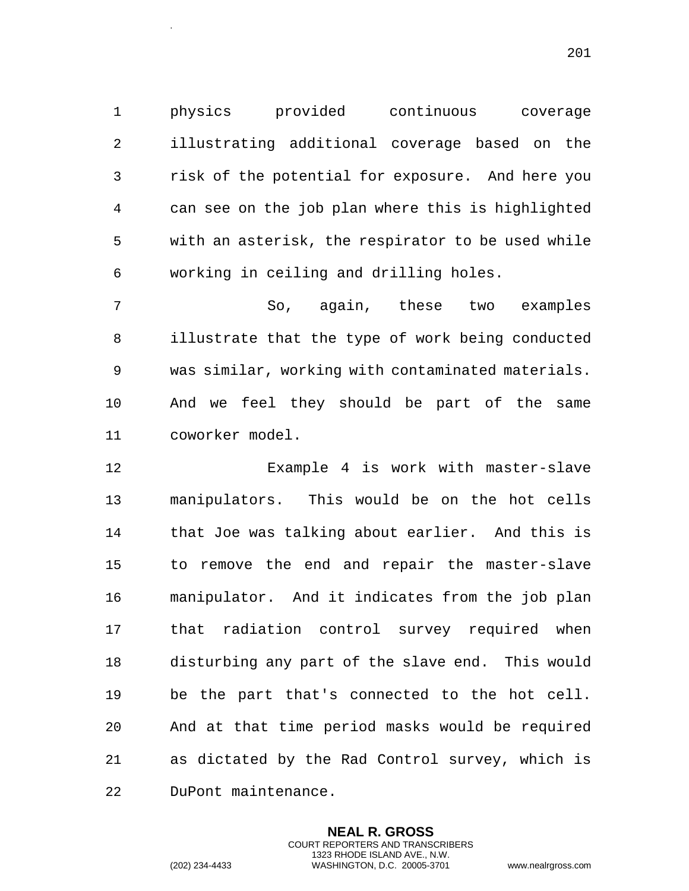physics provided continuous coverage illustrating additional coverage based on the risk of the potential for exposure. And here you can see on the job plan where this is highlighted with an asterisk, the respirator to be used while working in ceiling and drilling holes.

So, again, these two examples illustrate that the type of work being conducted was similar, working with contaminated materials. And we feel they should be part of the same coworker model.

Example 4 is work with master-slave manipulators. This would be on the hot cells that Joe was talking about earlier. And this is to remove the end and repair the master-slave manipulator. And it indicates from the job plan that radiation control survey required when disturbing any part of the slave end. This would be the part that's connected to the hot cell. And at that time period masks would be required as dictated by the Rad Control survey, which is DuPont maintenance.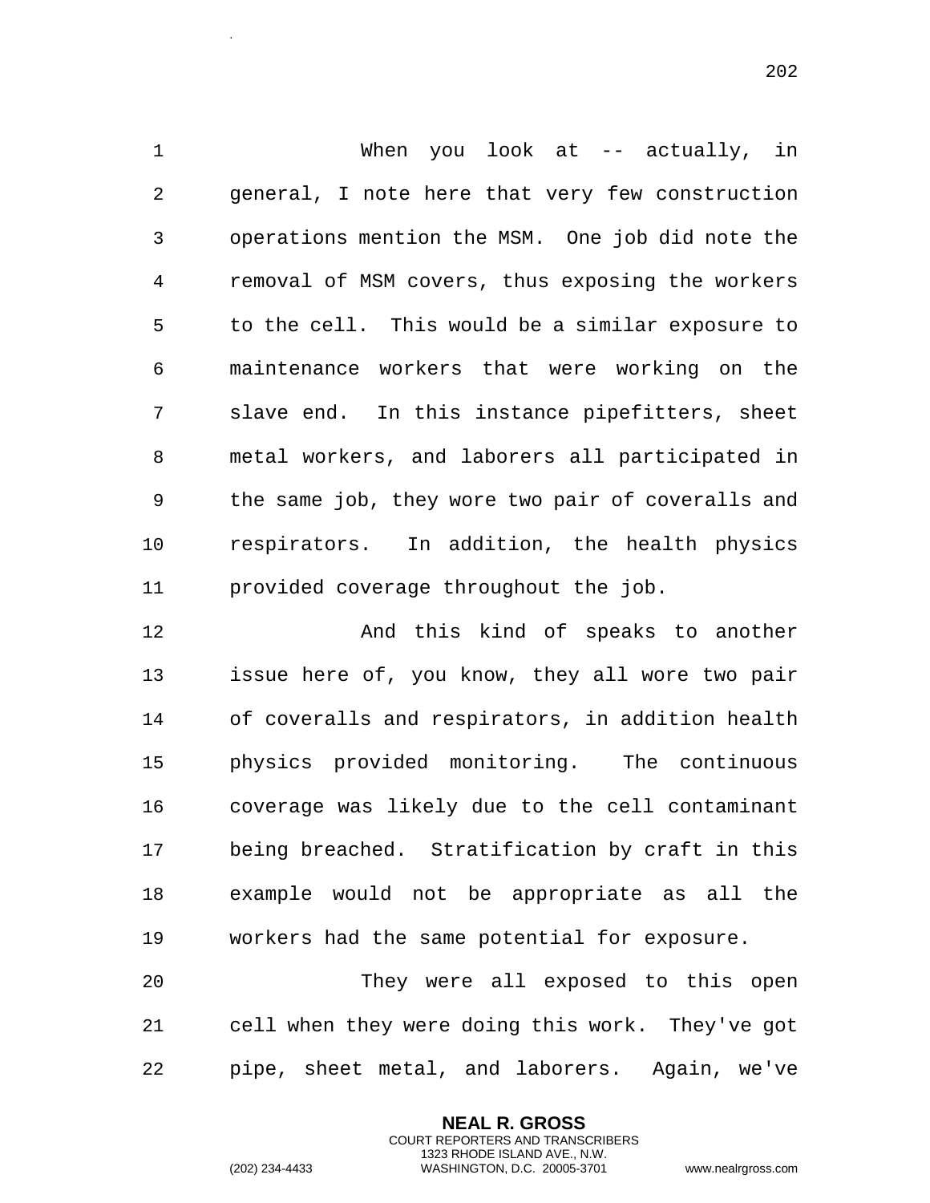When you look at -- actually, in general, I note here that very few construction operations mention the MSM. One job did note the removal of MSM covers, thus exposing the workers to the cell. This would be a similar exposure to maintenance workers that were working on the slave end. In this instance pipefitters, sheet metal workers, and laborers all participated in the same job, they wore two pair of coveralls and respirators. In addition, the health physics provided coverage throughout the job.

And this kind of speaks to another issue here of, you know, they all wore two pair of coveralls and respirators, in addition health physics provided monitoring. The continuous coverage was likely due to the cell contaminant being breached. Stratification by craft in this example would not be appropriate as all the workers had the same potential for exposure.

They were all exposed to this open cell when they were doing this work. They've got pipe, sheet metal, and laborers. Again, we've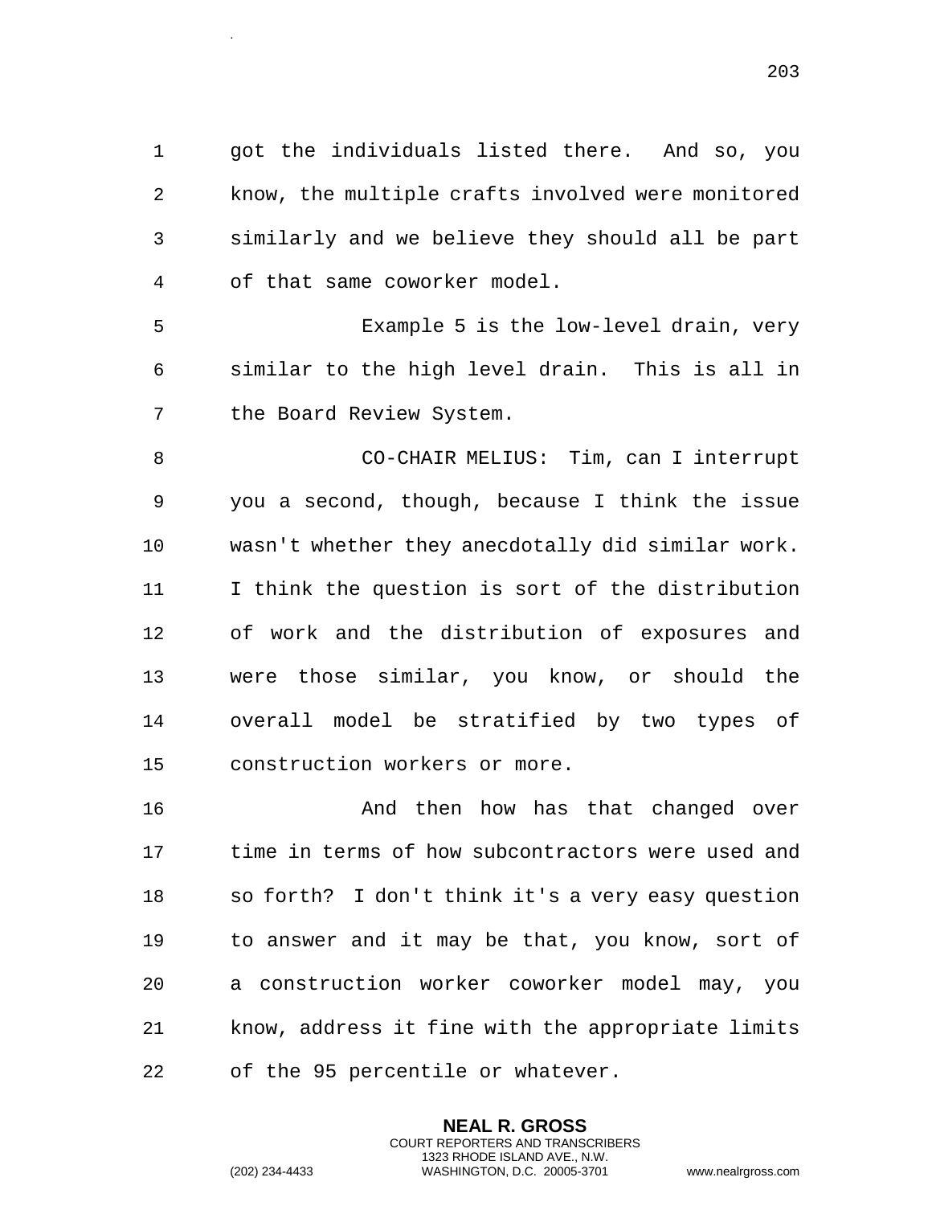got the individuals listed there. And so, you know, the multiple crafts involved were monitored similarly and we believe they should all be part of that same coworker model.

Example 5 is the low-level drain, very similar to the high level drain. This is all in the Board Review System.

CO-CHAIR MELIUS: Tim, can I interrupt you a second, though, because I think the issue wasn't whether they anecdotally did similar work. I think the question is sort of the distribution of work and the distribution of exposures and were those similar, you know, or should the overall model be stratified by two types of construction workers or more.

And then how has that changed over time in terms of how subcontractors were used and so forth? I don't think it's a very easy question to answer and it may be that, you know, sort of a construction worker coworker model may, you know, address it fine with the appropriate limits of the 95 percentile or whatever.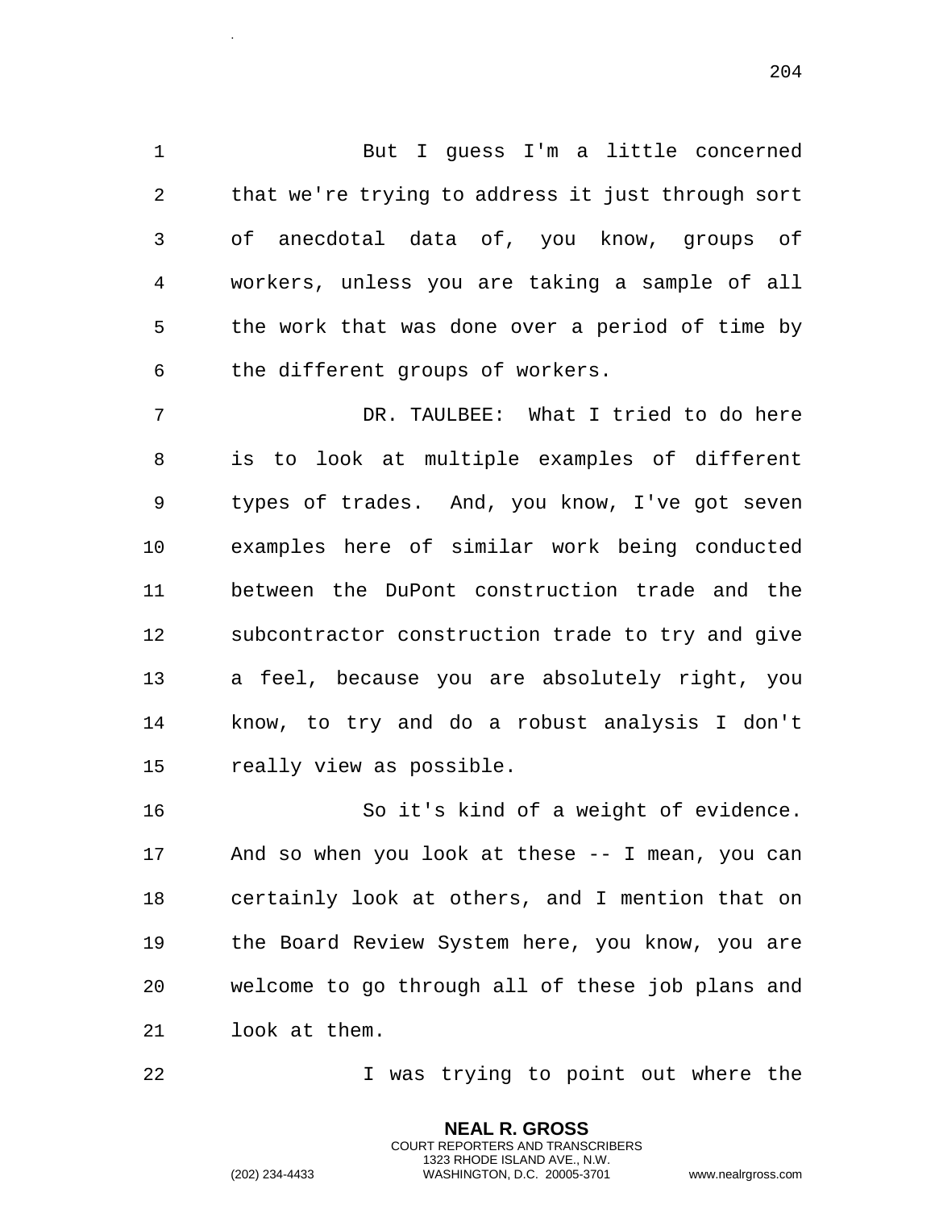But I guess I'm a little concerned that we're trying to address it just through sort of anecdotal data of, you know, groups of workers, unless you are taking a sample of all the work that was done over a period of time by the different groups of workers.

DR. TAULBEE: What I tried to do here is to look at multiple examples of different types of trades. And, you know, I've got seven examples here of similar work being conducted between the DuPont construction trade and the subcontractor construction trade to try and give a feel, because you are absolutely right, you know, to try and do a robust analysis I don't really view as possible.

So it's kind of a weight of evidence. And so when you look at these -- I mean, you can certainly look at others, and I mention that on the Board Review System here, you know, you are welcome to go through all of these job plans and look at them.

I was trying to point out where the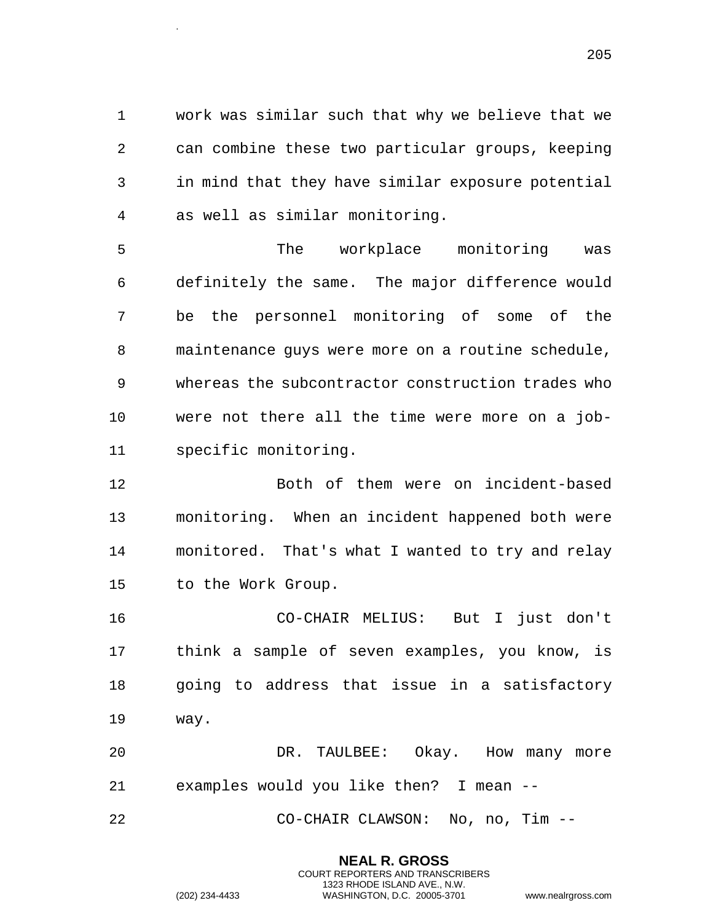work was similar such that why we believe that we can combine these two particular groups, keeping in mind that they have similar exposure potential as well as similar monitoring.

The workplace monitoring was definitely the same. The major difference would be the personnel monitoring of some of the maintenance guys were more on a routine schedule, whereas the subcontractor construction trades who were not there all the time were more on a job-specific monitoring.

Both of them were on incident-based monitoring. When an incident happened both were monitored. That's what I wanted to try and relay to the Work Group.

CO-CHAIR MELIUS: But I just don't think a sample of seven examples, you know, is going to address that issue in a satisfactory way.

DR. TAULBEE: Okay. How many more examples would you like then? I mean --

CO-CHAIR CLAWSON: No, no, Tim --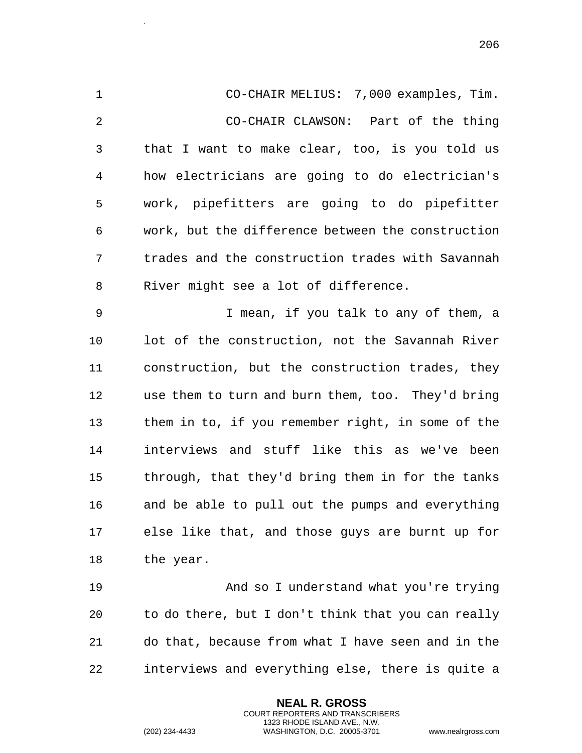CO-CHAIR MELIUS: 7,000 examples, Tim.

CO-CHAIR CLAWSON: Part of the thing that I want to make clear, too, is you told us how electricians are going to do electrician's work, pipefitters are going to do pipefitter work, but the difference between the construction trades and the construction trades with Savannah River might see a lot of difference.

I mean, if you talk to any of them, a lot of the construction, not the Savannah River construction, but the construction trades, they use them to turn and burn them, too. They'd bring them in to, if you remember right, in some of the interviews and stuff like this as we've been through, that they'd bring them in for the tanks and be able to pull out the pumps and everything else like that, and those guys are burnt up for the year.

And so I understand what you're trying to do there, but I don't think that you can really do that, because from what I have seen and in the interviews and everything else, there is quite a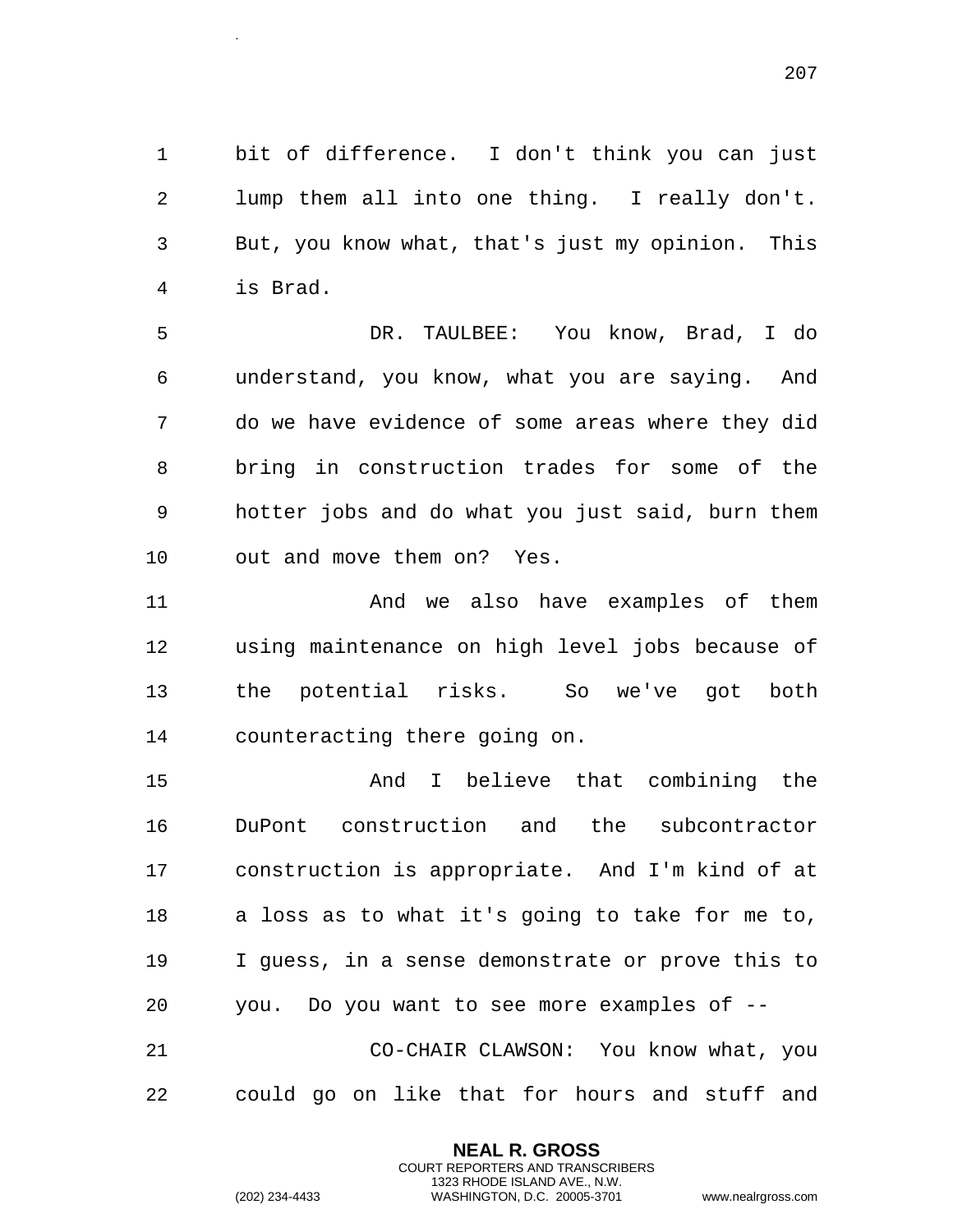bit of difference. I don't think you can just lump them all into one thing. I really don't. But, you know what, that's just my opinion. This is Brad.

DR. TAULBEE: You know, Brad, I do understand, you know, what you are saying. And do we have evidence of some areas where they did bring in construction trades for some of the hotter jobs and do what you just said, burn them out and move them on? Yes.

And we also have examples of them using maintenance on high level jobs because of the potential risks. So we've got both counteracting there going on.

And I believe that combining the DuPont construction and the subcontractor construction is appropriate. And I'm kind of at a loss as to what it's going to take for me to, I guess, in a sense demonstrate or prove this to you. Do you want to see more examples of --

CO-CHAIR CLAWSON: You know what, you could go on like that for hours and stuff and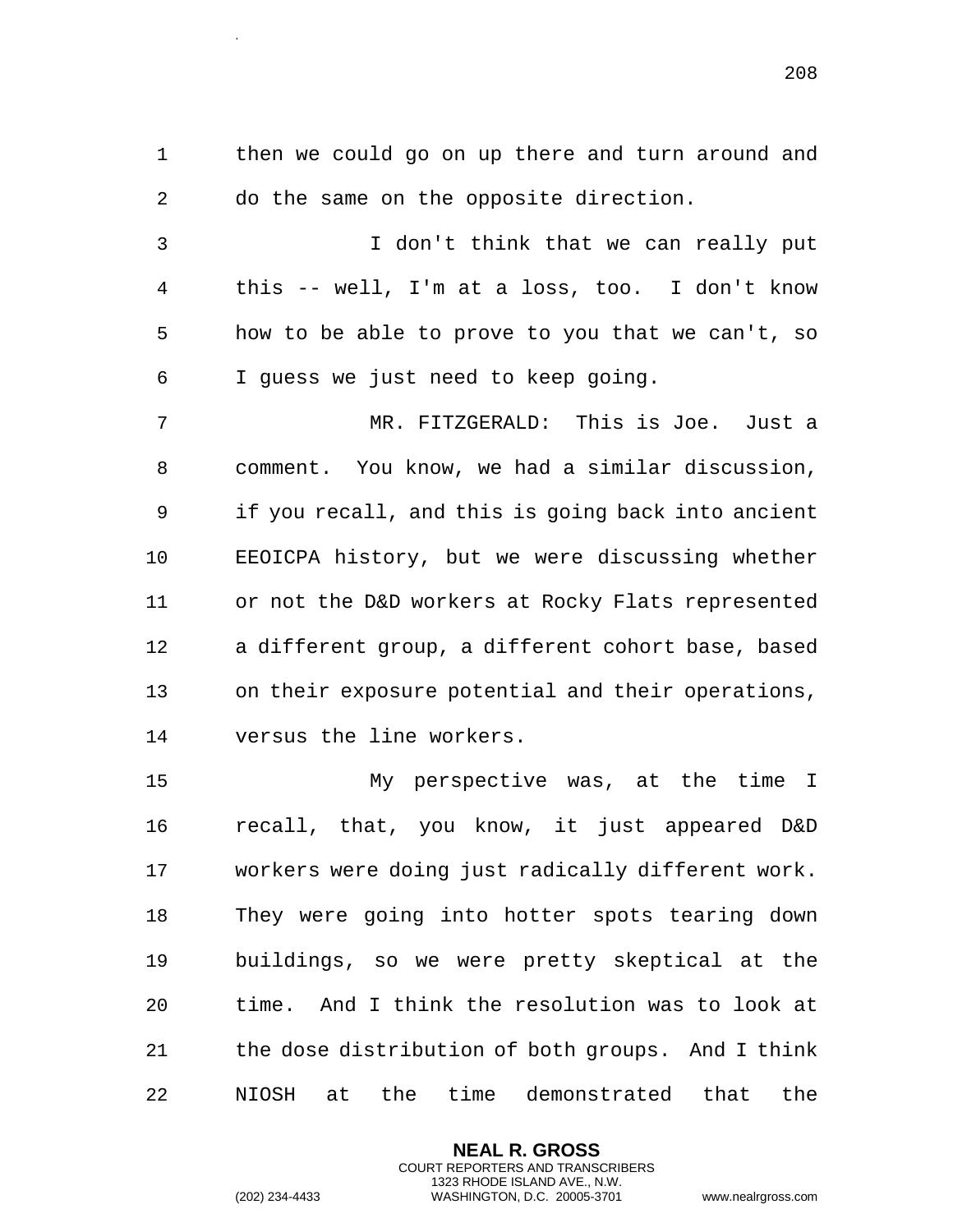then we could go on up there and turn around and do the same on the opposite direction.

I don't think that we can really put this -- well, I'm at a loss, too. I don't know how to be able to prove to you that we can't, so I guess we just need to keep going.

MR. FITZGERALD: This is Joe. Just a comment. You know, we had a similar discussion, if you recall, and this is going back into ancient EEOICPA history, but we were discussing whether or not the D&D workers at Rocky Flats represented a different group, a different cohort base, based on their exposure potential and their operations, versus the line workers.

My perspective was, at the time I recall, that, you know, it just appeared D&D workers were doing just radically different work. They were going into hotter spots tearing down buildings, so we were pretty skeptical at the time. And I think the resolution was to look at the dose distribution of both groups. And I think NIOSH at the time demonstrated that the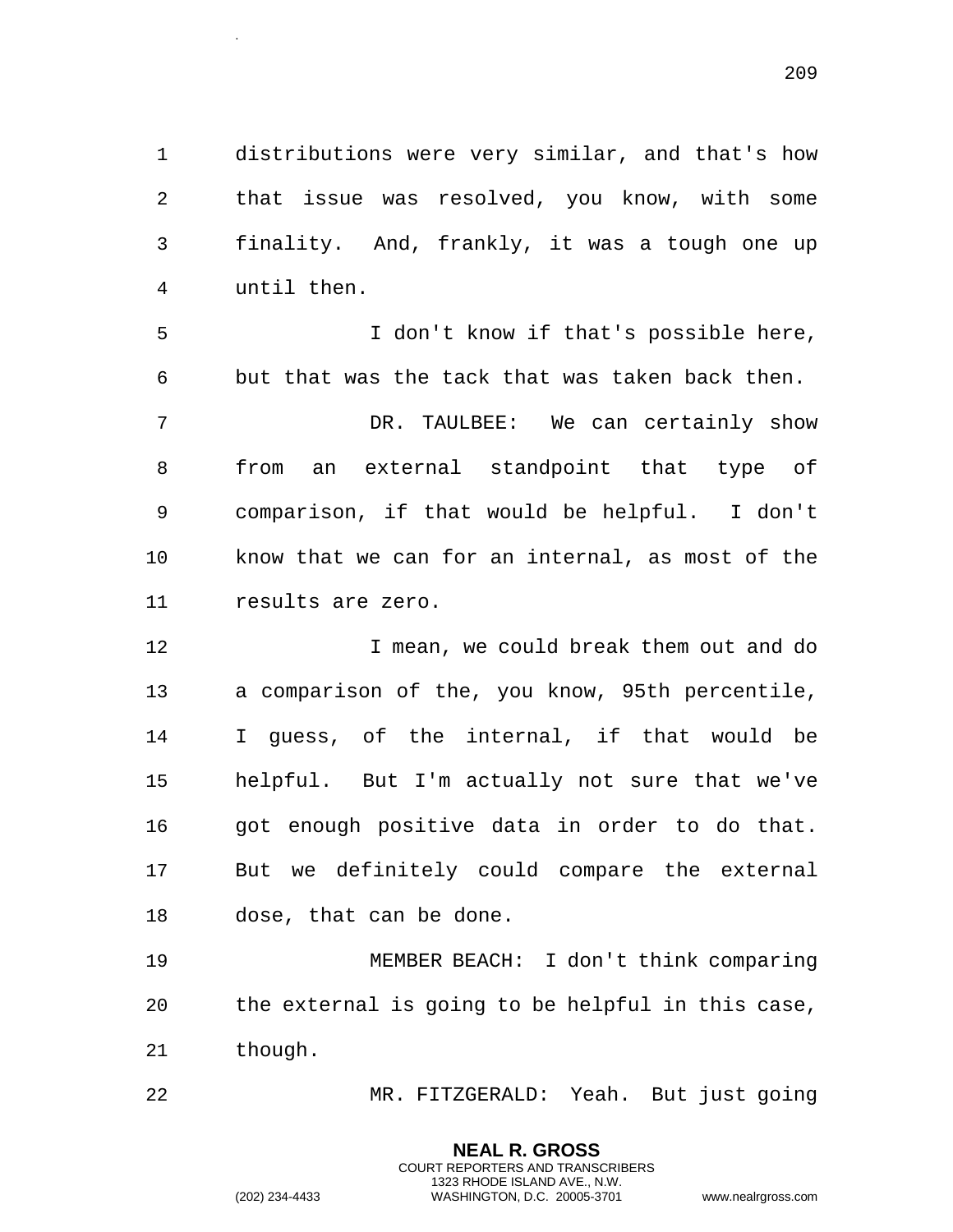distributions were very similar, and that's how that issue was resolved, you know, with some finality. And, frankly, it was a tough one up until then.

I don't know if that's possible here, but that was the tack that was taken back then.

DR. TAULBEE: We can certainly show from an external standpoint that type of comparison, if that would be helpful. I don't know that we can for an internal, as most of the results are zero.

I mean, we could break them out and do a comparison of the, you know, 95th percentile, I guess, of the internal, if that would be helpful. But I'm actually not sure that we've got enough positive data in order to do that. But we definitely could compare the external dose, that can be done.

MEMBER BEACH: I don't think comparing the external is going to be helpful in this case, though.

MR. FITZGERALD: Yeah. But just going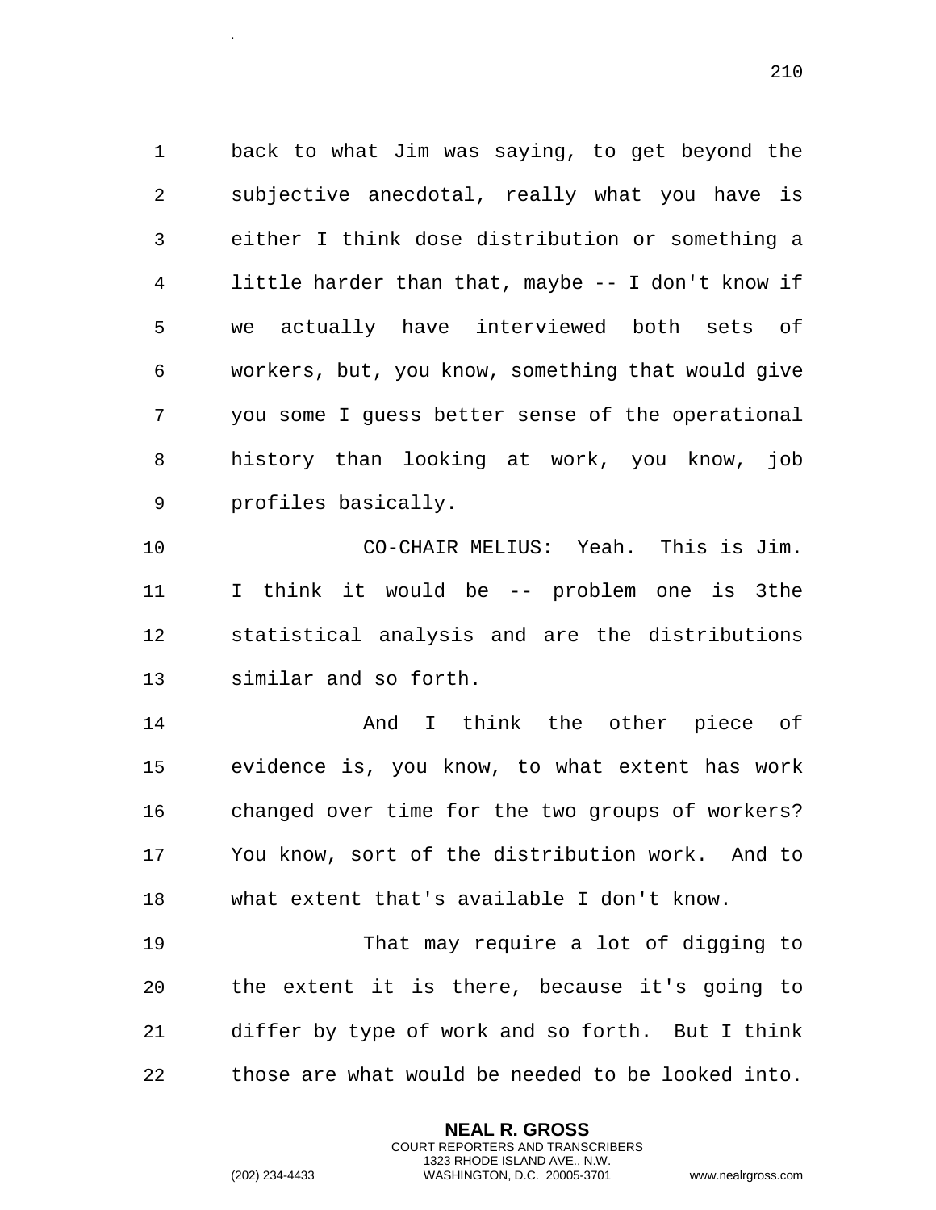back to what Jim was saying, to get beyond the subjective anecdotal, really what you have is either I think dose distribution or something a little harder than that, maybe -- I don't know if we actually have interviewed both sets of workers, but, you know, something that would give you some I guess better sense of the operational history than looking at work, you know, job profiles basically.

CO-CHAIR MELIUS: Yeah. This is Jim. I think it would be -- problem one is 3the statistical analysis and are the distributions similar and so forth.

And I think the other piece of evidence is, you know, to what extent has work changed over time for the two groups of workers? You know, sort of the distribution work. And to what extent that's available I don't know.

That may require a lot of digging to the extent it is there, because it's going to differ by type of work and so forth. But I think those are what would be needed to be looked into.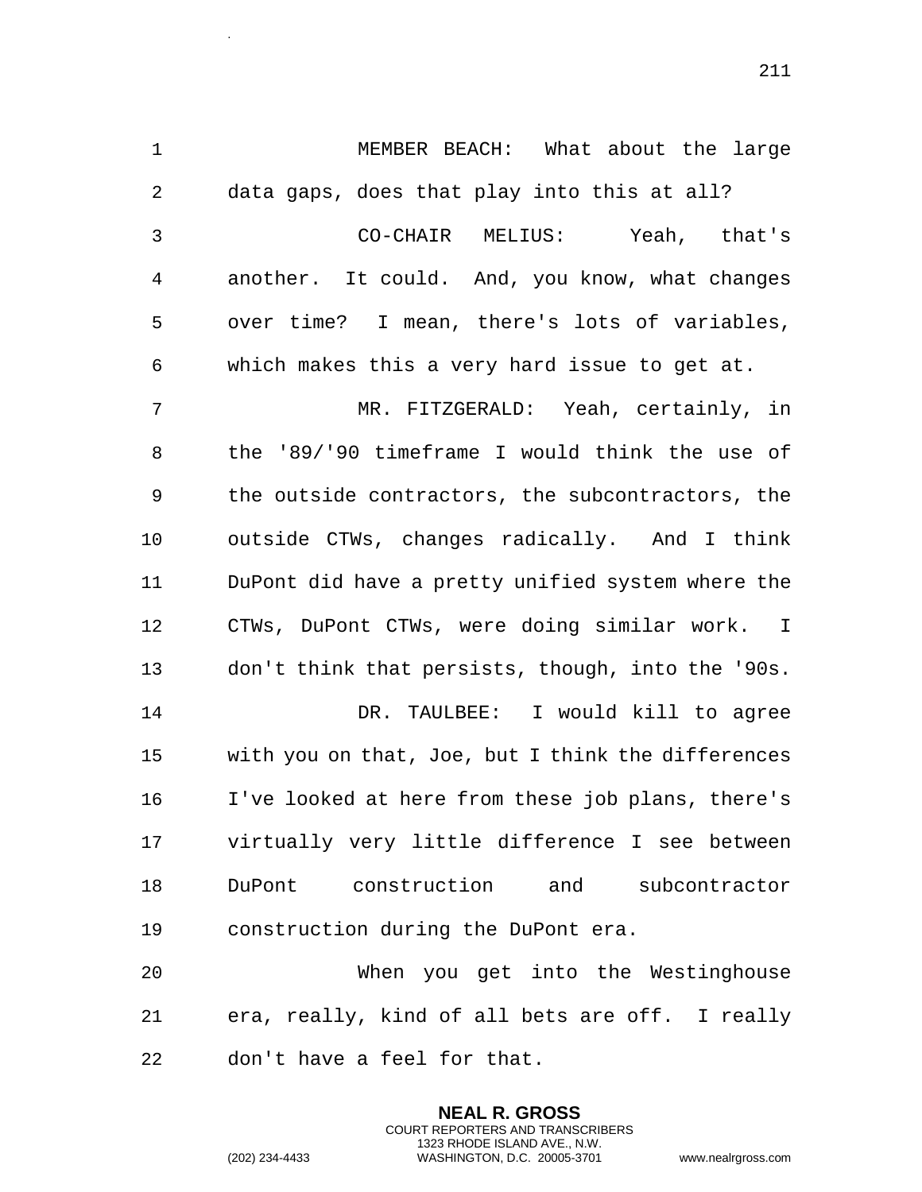MEMBER BEACH: What about the large data gaps, does that play into this at all?

CO-CHAIR MELIUS: Yeah, that's another. It could. And, you know, what changes over time? I mean, there's lots of variables, which makes this a very hard issue to get at.

MR. FITZGERALD: Yeah, certainly, in the '89/'90 timeframe I would think the use of the outside contractors, the subcontractors, the outside CTWs, changes radically. And I think DuPont did have a pretty unified system where the CTWs, DuPont CTWs, were doing similar work. I don't think that persists, though, into the '90s.

DR. TAULBEE: I would kill to agree with you on that, Joe, but I think the differences I've looked at here from these job plans, there's virtually very little difference I see between DuPont construction and subcontractor construction during the DuPont era.

When you get into the Westinghouse era, really, kind of all bets are off. I really don't have a feel for that.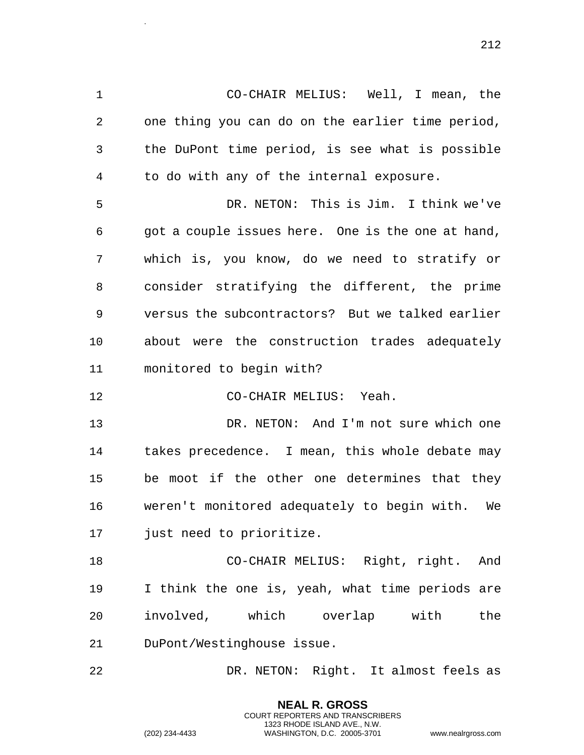CO-CHAIR MELIUS: Well, I mean, the one thing you can do on the earlier time period, the DuPont time period, is see what is possible to do with any of the internal exposure.

DR. NETON: This is Jim. I think we've got a couple issues here. One is the one at hand, which is, you know, do we need to stratify or consider stratifying the different, the prime versus the subcontractors? But we talked earlier about were the construction trades adequately monitored to begin with?

CO-CHAIR MELIUS: Yeah.

DR. NETON: And I'm not sure which one takes precedence. I mean, this whole debate may be moot if the other one determines that they weren't monitored adequately to begin with. We just need to prioritize.

CO-CHAIR MELIUS: Right, right. And I think the one is, yeah, what time periods are involved, which overlap with the DuPont/Westinghouse issue.

DR. NETON: Right. It almost feels as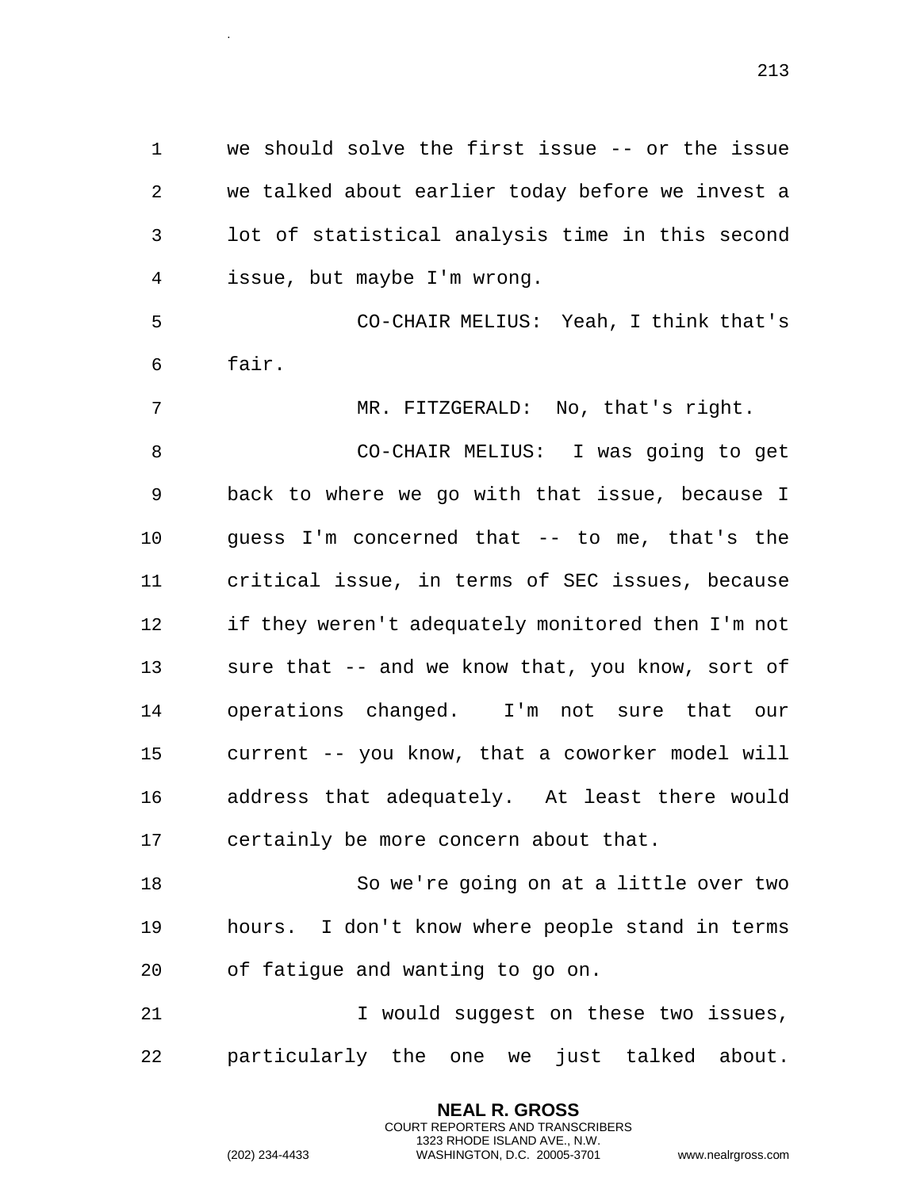we should solve the first issue -- or the issue we talked about earlier today before we invest a lot of statistical analysis time in this second issue, but maybe I'm wrong.

CO-CHAIR MELIUS: Yeah, I think that's fair.

MR. FITZGERALD: No, that's right.

CO-CHAIR MELIUS: I was going to get back to where we go with that issue, because I guess I'm concerned that -- to me, that's the critical issue, in terms of SEC issues, because if they weren't adequately monitored then I'm not sure that -- and we know that, you know, sort of operations changed. I'm not sure that our current -- you know, that a coworker model will address that adequately. At least there would certainly be more concern about that.

So we're going on at a little over two hours. I don't know where people stand in terms of fatigue and wanting to go on.

I would suggest on these two issues, particularly the one we just talked about.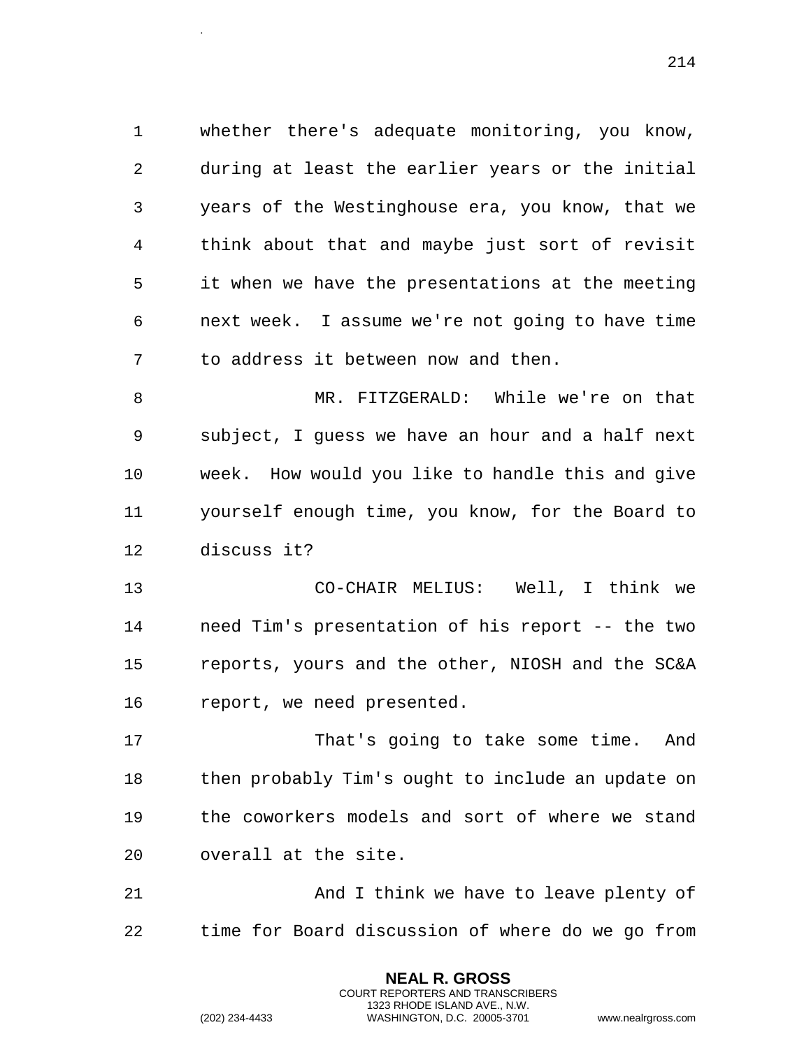whether there's adequate monitoring, you know, during at least the earlier years or the initial years of the Westinghouse era, you know, that we think about that and maybe just sort of revisit it when we have the presentations at the meeting next week. I assume we're not going to have time to address it between now and then.

MR. FITZGERALD: While we're on that subject, I guess we have an hour and a half next week. How would you like to handle this and give yourself enough time, you know, for the Board to discuss it?

CO-CHAIR MELIUS: Well, I think we need Tim's presentation of his report -- the two reports, yours and the other, NIOSH and the SC&A report, we need presented.

That's going to take some time. And then probably Tim's ought to include an update on the coworkers models and sort of where we stand overall at the site.

And I think we have to leave plenty of time for Board discussion of where do we go from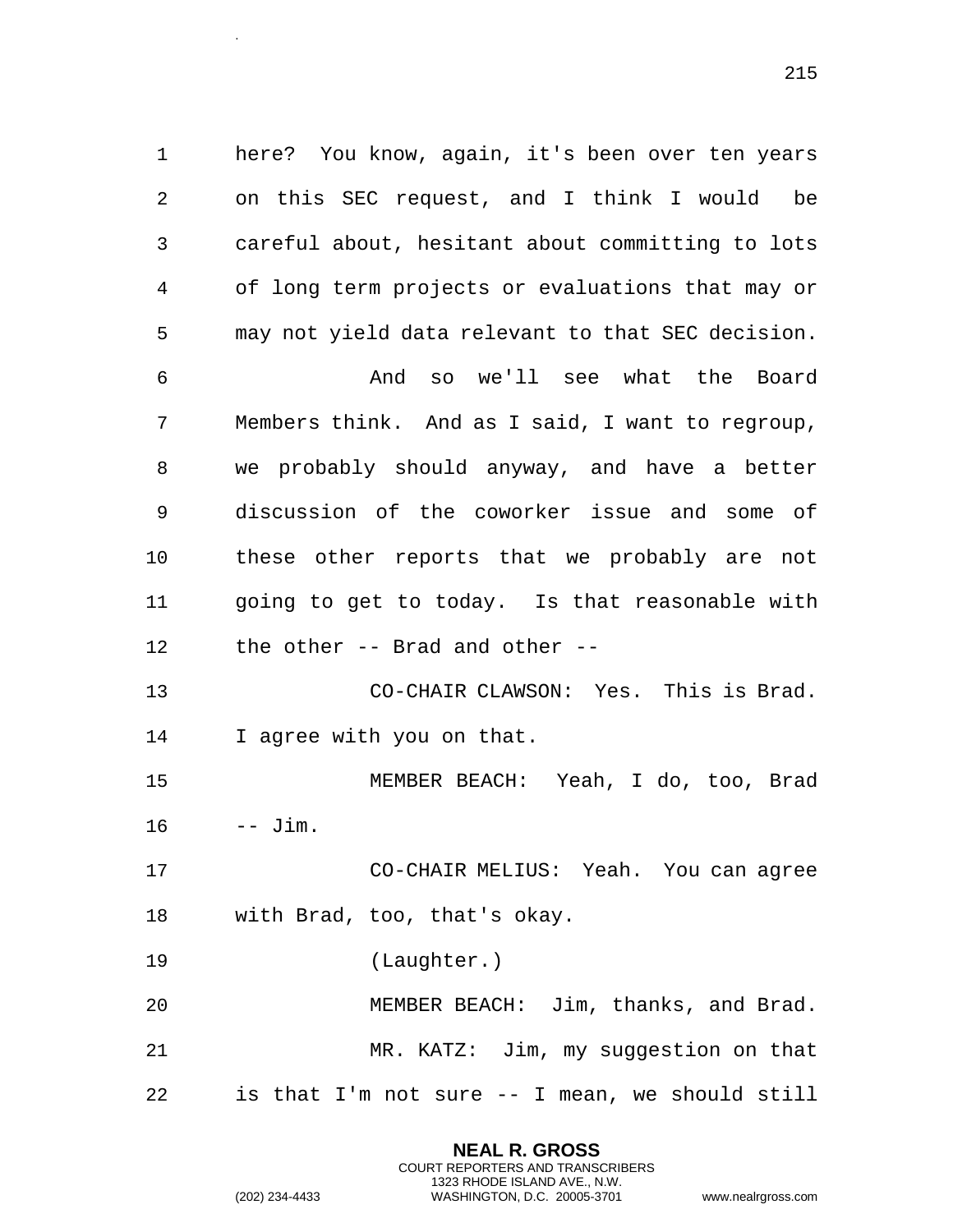here? You know, again, it's been over ten years on this SEC request, and I think I would be careful about, hesitant about committing to lots of long term projects or evaluations that may or may not yield data relevant to that SEC decision.

And so we'll see what the Board Members think. And as I said, I want to regroup, we probably should anyway, and have a better discussion of the coworker issue and some of these other reports that we probably are not going to get to today. Is that reasonable with the other -- Brad and other --

CO-CHAIR CLAWSON: Yes. This is Brad. I agree with you on that.

MEMBER BEACH: Yeah, I do, too, Brad -- Jim.

CO-CHAIR MELIUS: Yeah. You can agree with Brad, too, that's okay.

(Laughter.)

MEMBER BEACH: Jim, thanks, and Brad.

MR. KATZ: Jim, my suggestion on that is that I'm not sure -- I mean, we should still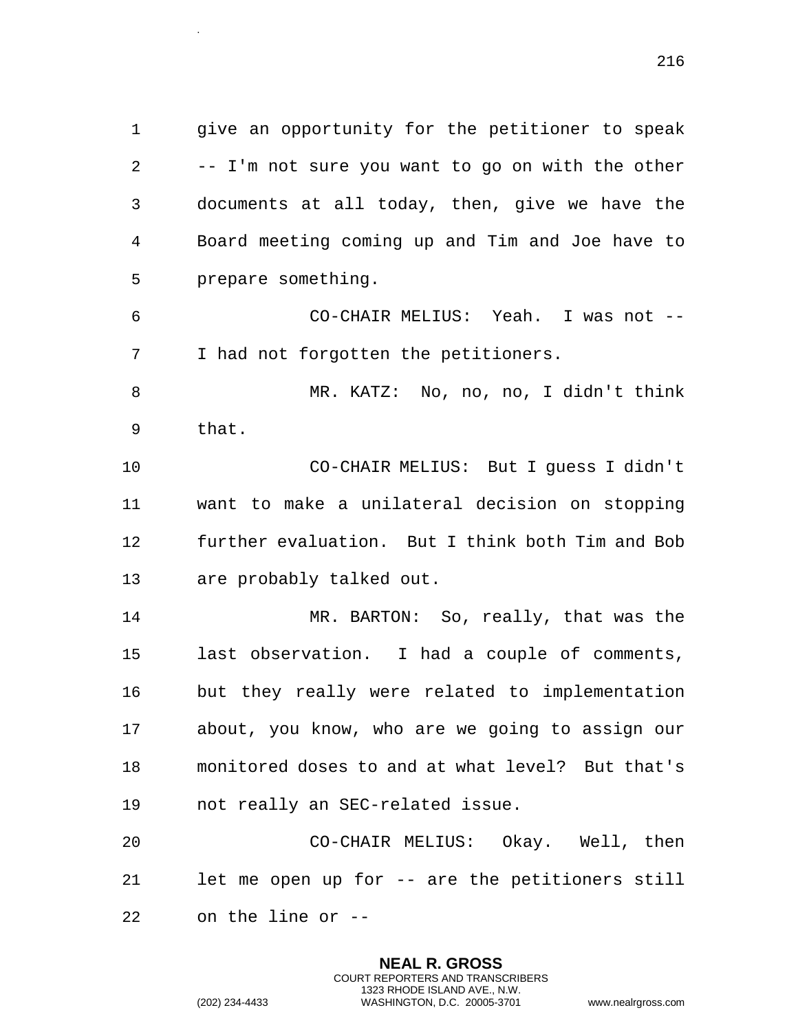give an opportunity for the petitioner to speak -- I'm not sure you want to go on with the other documents at all today, then, give we have the Board meeting coming up and Tim and Joe have to prepare something.

CO-CHAIR MELIUS: Yeah. I was not -- I had not forgotten the petitioners.

MR. KATZ: No, no, no, I didn't think that.

CO-CHAIR MELIUS: But I guess I didn't want to make a unilateral decision on stopping further evaluation. But I think both Tim and Bob are probably talked out.

MR. BARTON: So, really, that was the last observation. I had a couple of comments, but they really were related to implementation about, you know, who are we going to assign our monitored doses to and at what level? But that's not really an SEC-related issue.

CO-CHAIR MELIUS: Okay. Well, then let me open up for -- are the petitioners still on the line or --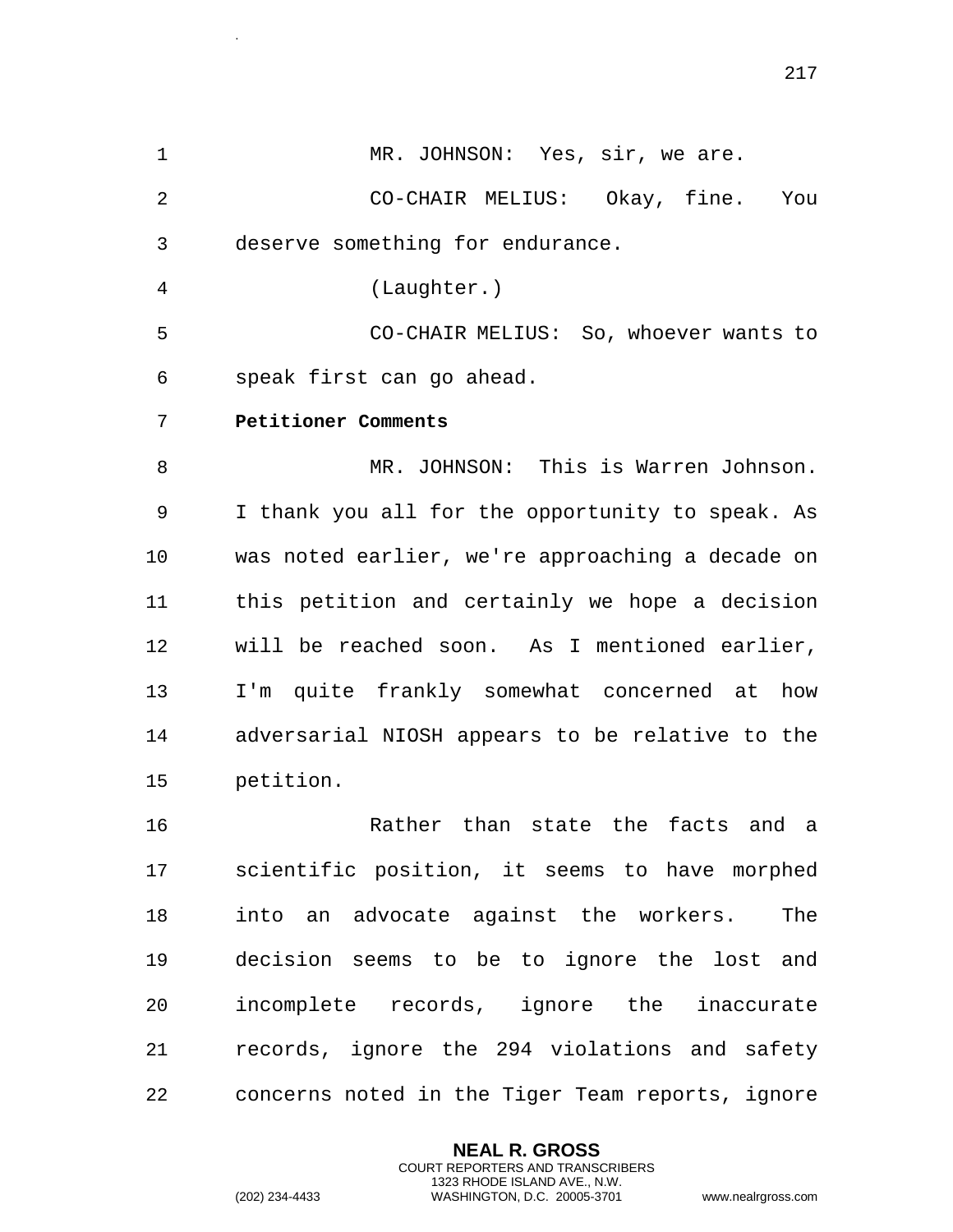MR. JOHNSON: Yes, sir, we are.

CO-CHAIR MELIUS: Okay, fine. You deserve something for endurance.

(Laughter.)

CO-CHAIR MELIUS: So, whoever wants to speak first can go ahead.

**Petitioner Comments**

MR. JOHNSON: This is Warren Johnson. I thank you all for the opportunity to speak. As was noted earlier, we're approaching a decade on this petition and certainly we hope a decision will be reached soon. As I mentioned earlier, I'm quite frankly somewhat concerned at how adversarial NIOSH appears to be relative to the petition.

Rather than state the facts and a scientific position, it seems to have morphed into an advocate against the workers. The decision seems to be to ignore the lost and incomplete records, ignore the inaccurate records, ignore the 294 violations and safety concerns noted in the Tiger Team reports, ignore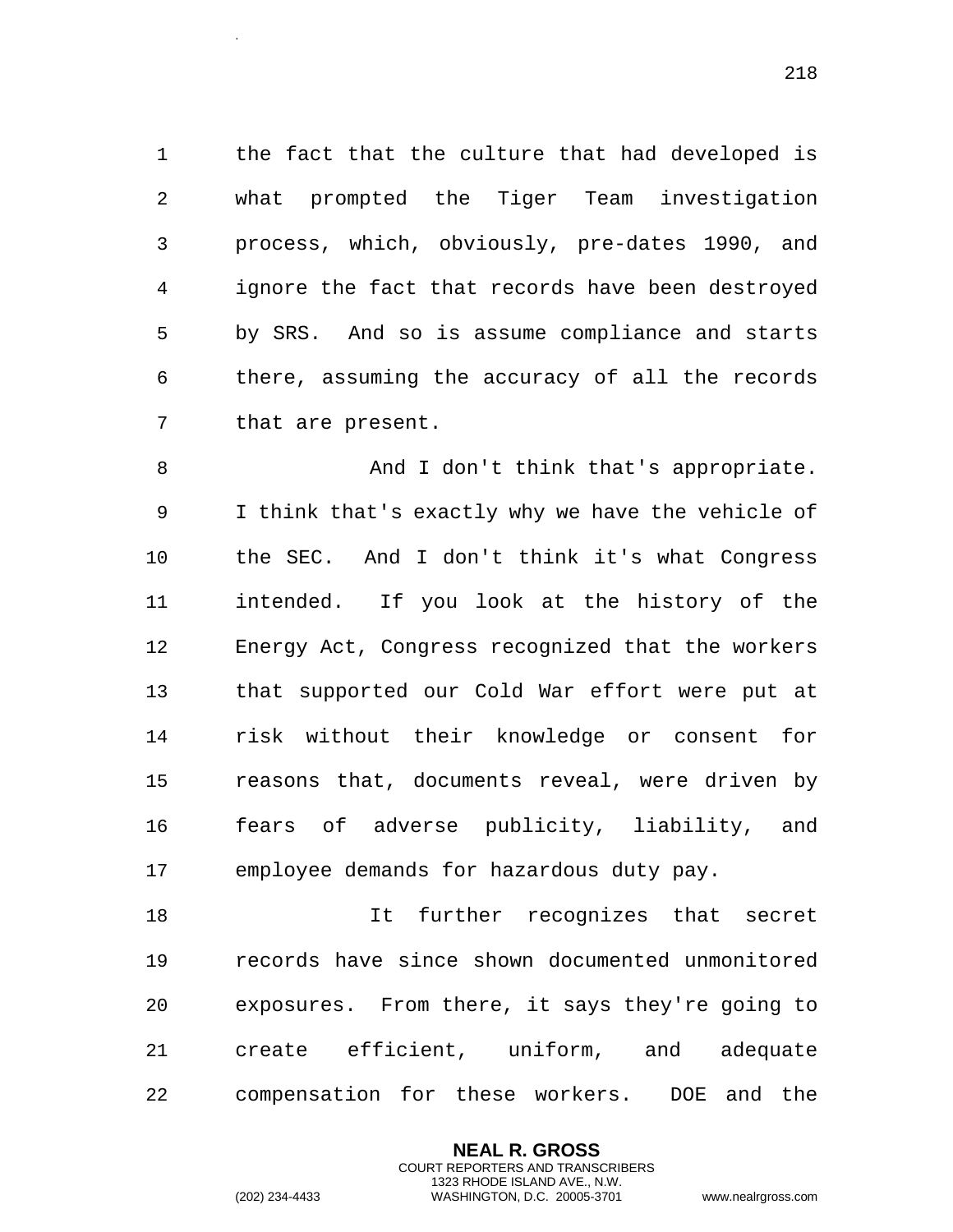the fact that the culture that had developed is what prompted the Tiger Team investigation process, which, obviously, pre-dates 1990, and ignore the fact that records have been destroyed by SRS. And so is assume compliance and starts there, assuming the accuracy of all the records that are present.

And I don't think that's appropriate. I think that's exactly why we have the vehicle of the SEC. And I don't think it's what Congress intended. If you look at the history of the Energy Act, Congress recognized that the workers that supported our Cold War effort were put at risk without their knowledge or consent for reasons that, documents reveal, were driven by fears of adverse publicity, liability, and employee demands for hazardous duty pay.

It further recognizes that secret records have since shown documented unmonitored exposures. From there, it says they're going to create efficient, uniform, and adequate compensation for these workers. DOE and the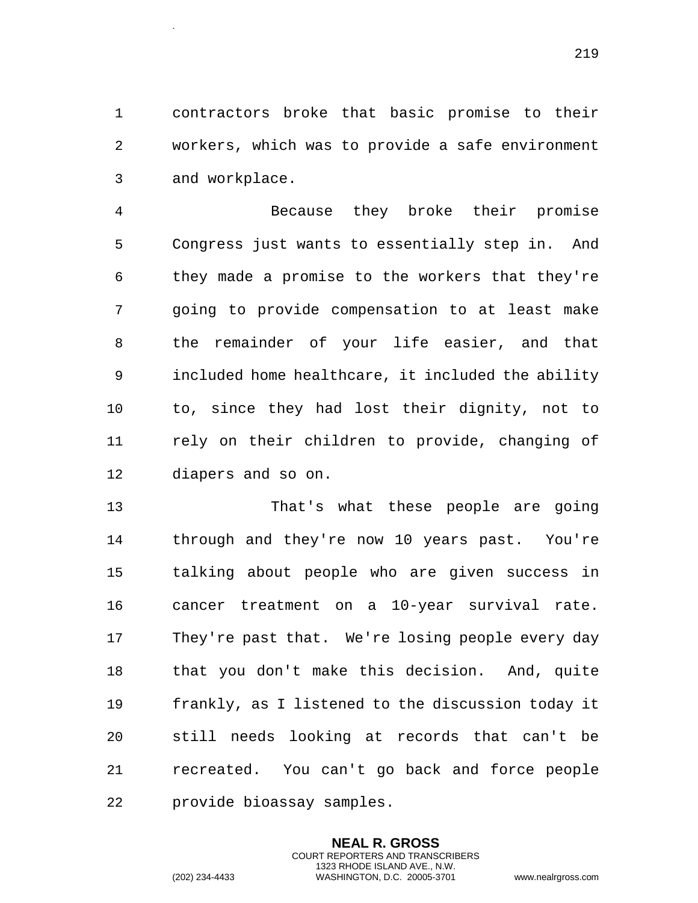contractors broke that basic promise to their workers, which was to provide a safe environment and workplace.

Because they broke their promise Congress just wants to essentially step in. And they made a promise to the workers that they're going to provide compensation to at least make the remainder of your life easier, and that included home healthcare, it included the ability to, since they had lost their dignity, not to rely on their children to provide, changing of diapers and so on.

That's what these people are going through and they're now 10 years past. You're talking about people who are given success in cancer treatment on a 10-year survival rate. They're past that. We're losing people every day that you don't make this decision. And, quite frankly, as I listened to the discussion today it still needs looking at records that can't be recreated. You can't go back and force people provide bioassay samples.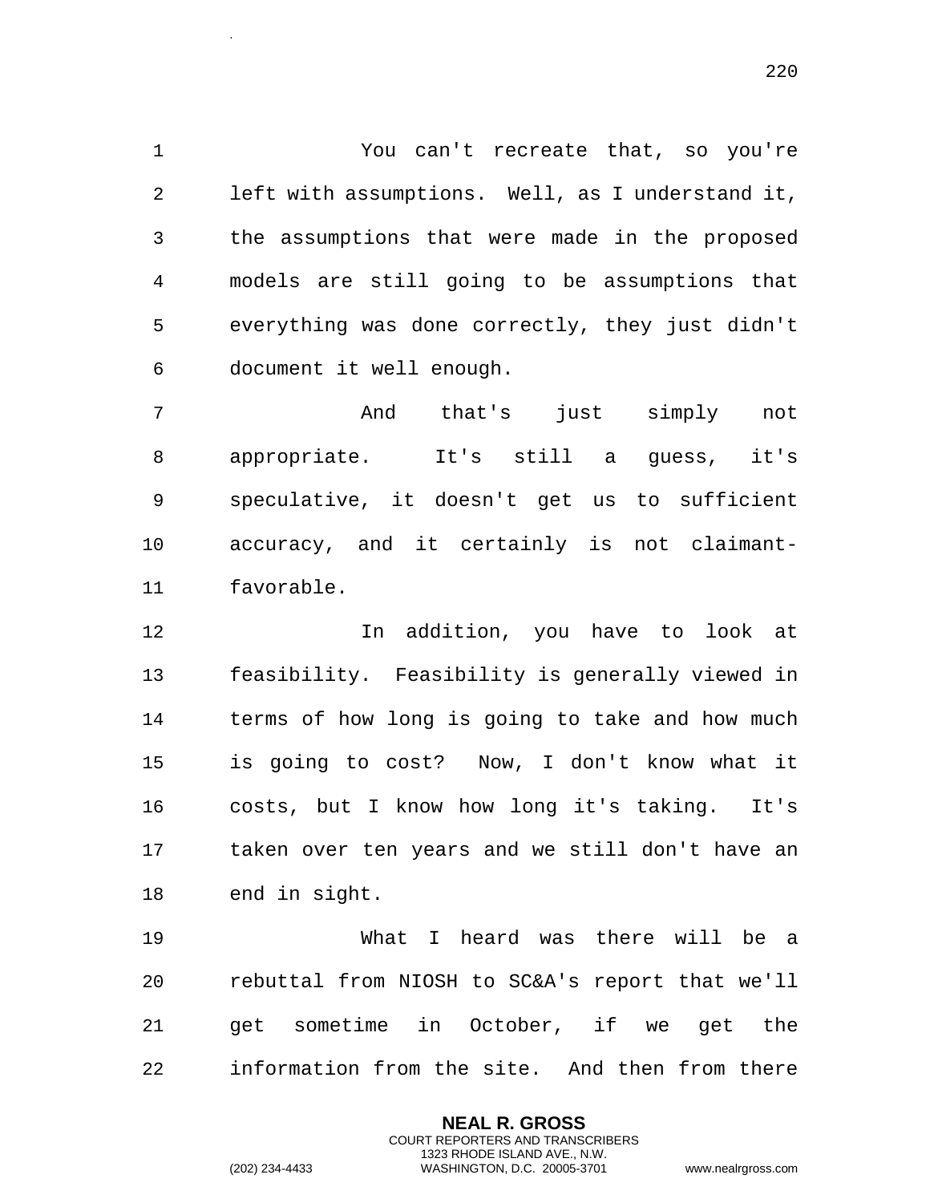You can't recreate that, so you're left with assumptions. Well, as I understand it, the assumptions that were made in the proposed models are still going to be assumptions that everything was done correctly, they just didn't document it well enough.

And that's just simply not appropriate. It's still a guess, it's speculative, it doesn't get us to sufficient accuracy, and it certainly is not claimant-favorable.

In addition, you have to look at feasibility. Feasibility is generally viewed in terms of how long is going to take and how much is going to cost? Now, I don't know what it costs, but I know how long it's taking. It's taken over ten years and we still don't have an end in sight.

What I heard was there will be a rebuttal from NIOSH to SC&A's report that we'll get sometime in October, if we get the information from the site. And then from there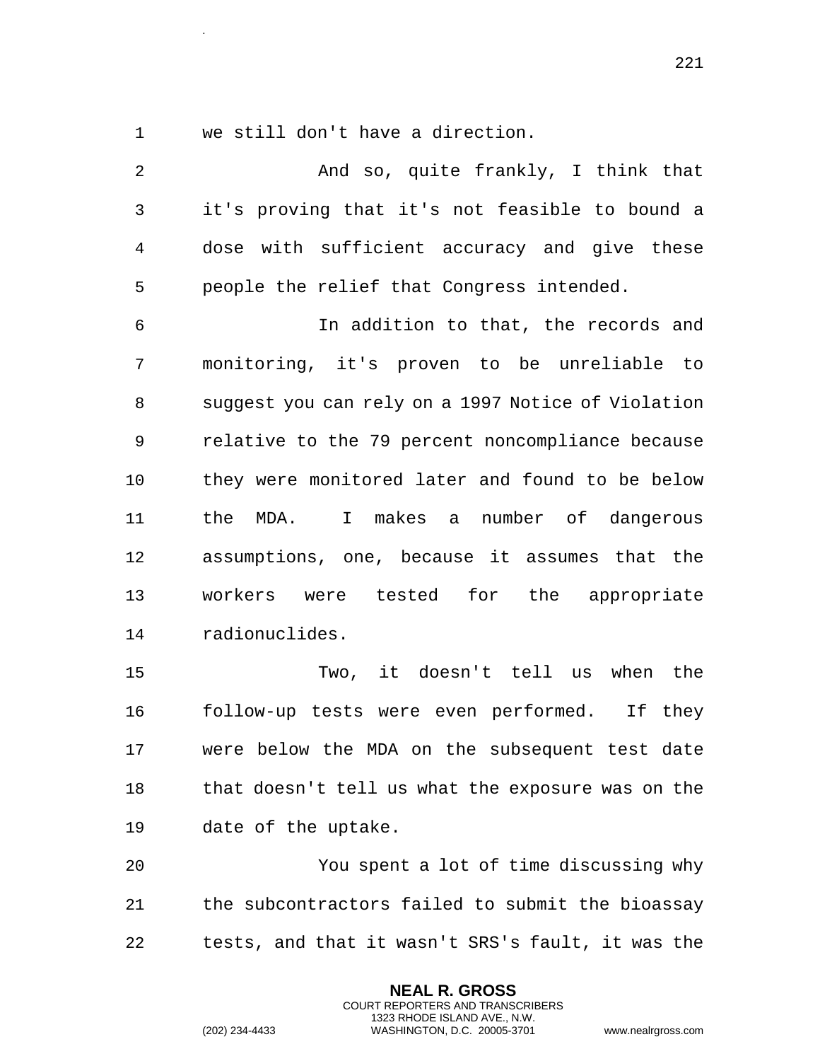we still don't have a direction.

And so, quite frankly, I think that it's proving that it's not feasible to bound a dose with sufficient accuracy and give these people the relief that Congress intended.

In addition to that, the records and monitoring, it's proven to be unreliable to suggest you can rely on a 1997 Notice of Violation relative to the 79 percent noncompliance because they were monitored later and found to be below the MDA. I makes a number of dangerous assumptions, one, because it assumes that the workers were tested for the appropriate radionuclides.

Two, it doesn't tell us when the follow-up tests were even performed. If they were below the MDA on the subsequent test date that doesn't tell us what the exposure was on the date of the uptake.

You spent a lot of time discussing why the subcontractors failed to submit the bioassay tests, and that it wasn't SRS's fault, it was the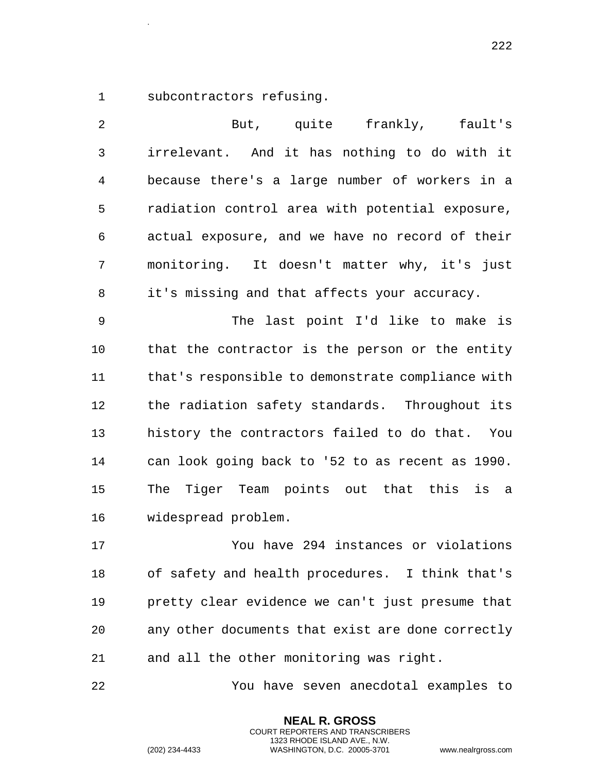subcontractors refusing.

But, quite frankly, fault's irrelevant. And it has nothing to do with it because there's a large number of workers in a radiation control area with potential exposure, actual exposure, and we have no record of their monitoring. It doesn't matter why, it's just it's missing and that affects your accuracy.

The last point I'd like to make is that the contractor is the person or the entity that's responsible to demonstrate compliance with the radiation safety standards. Throughout its history the contractors failed to do that. You can look going back to '52 to as recent as 1990. The Tiger Team points out that this is a widespread problem.

You have 294 instances or violations of safety and health procedures. I think that's pretty clear evidence we can't just presume that any other documents that exist are done correctly and all the other monitoring was right.

You have seven anecdotal examples to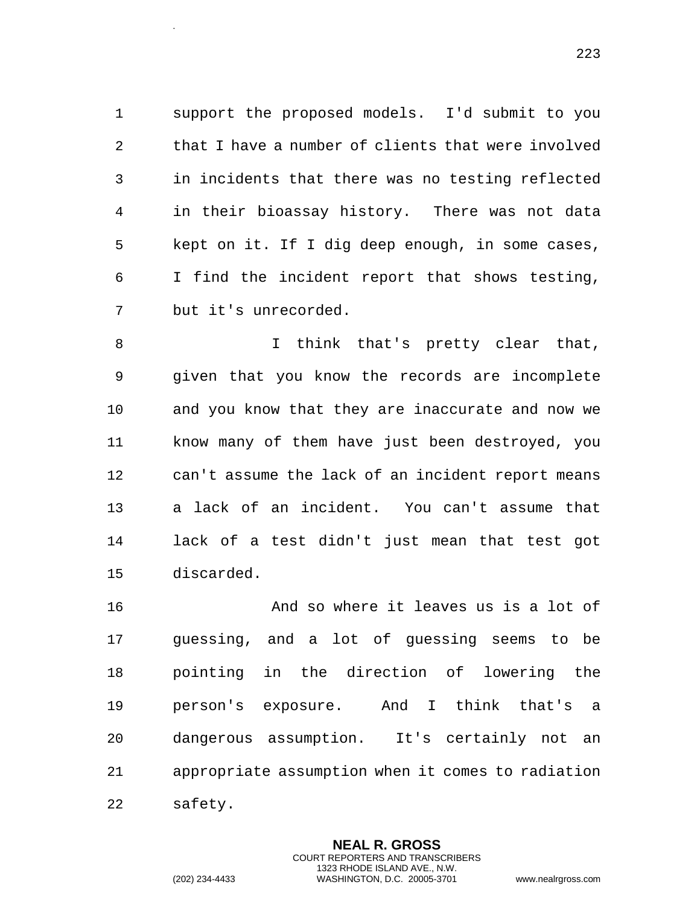support the proposed models. I'd submit to you that I have a number of clients that were involved in incidents that there was no testing reflected in their bioassay history. There was not data kept on it. If I dig deep enough, in some cases, I find the incident report that shows testing, but it's unrecorded.

I think that's pretty clear that, given that you know the records are incomplete and you know that they are inaccurate and now we know many of them have just been destroyed, you can't assume the lack of an incident report means a lack of an incident. You can't assume that lack of a test didn't just mean that test got discarded.

And so where it leaves us is a lot of guessing, and a lot of guessing seems to be pointing in the direction of lowering the person's exposure. And I think that's a dangerous assumption. It's certainly not an appropriate assumption when it comes to radiation safety.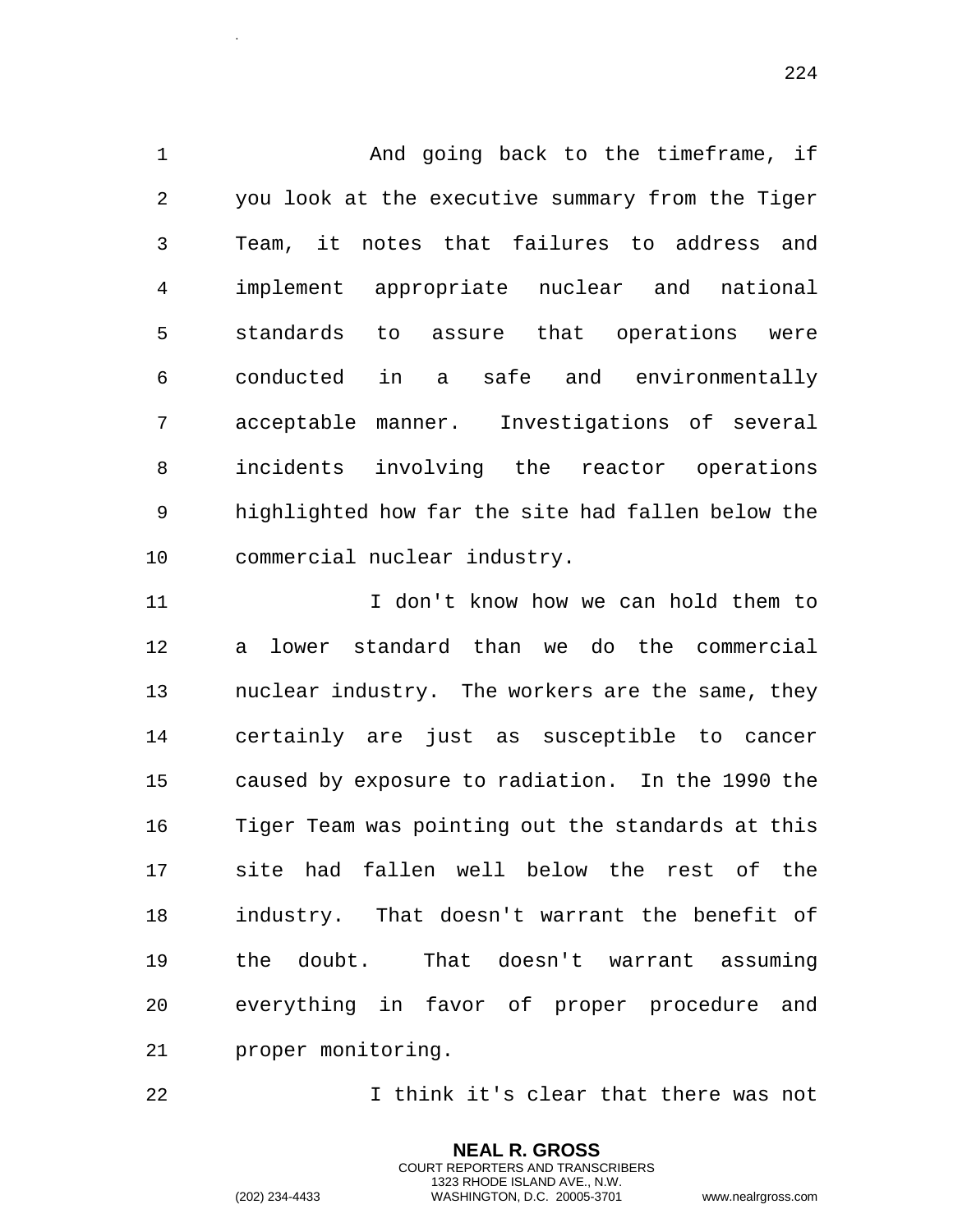And going back to the timeframe, if you look at the executive summary from the Tiger Team, it notes that failures to address and implement appropriate nuclear and national standards to assure that operations were conducted in a safe and environmentally acceptable manner. Investigations of several incidents involving the reactor operations highlighted how far the site had fallen below the commercial nuclear industry.

I don't know how we can hold them to a lower standard than we do the commercial nuclear industry. The workers are the same, they certainly are just as susceptible to cancer caused by exposure to radiation. In the 1990 the Tiger Team was pointing out the standards at this site had fallen well below the rest of the industry. That doesn't warrant the benefit of the doubt. That doesn't warrant assuming everything in favor of proper procedure and proper monitoring.

I think it's clear that there was not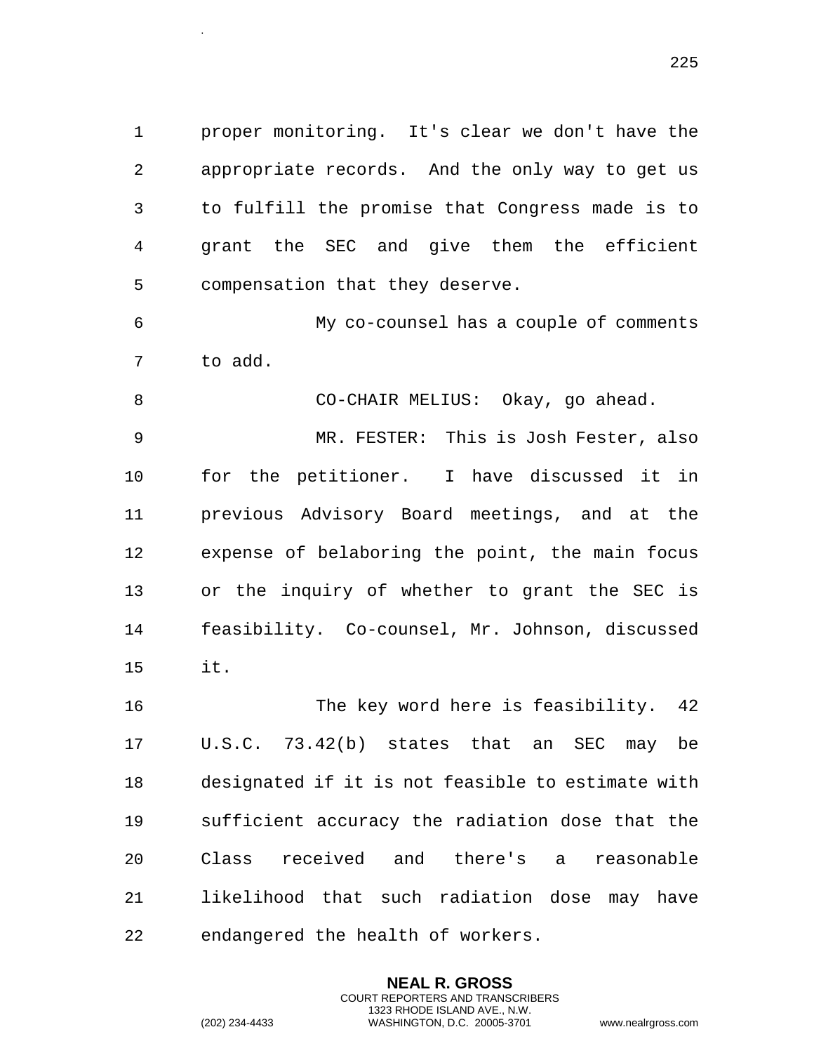proper monitoring. It's clear we don't have the appropriate records. And the only way to get us to fulfill the promise that Congress made is to grant the SEC and give them the efficient compensation that they deserve.

My co-counsel has a couple of comments to add.

CO-CHAIR MELIUS: Okay, go ahead.

MR. FESTER: This is Josh Fester, also for the petitioner. I have discussed it in previous Advisory Board meetings, and at the expense of belaboring the point, the main focus or the inquiry of whether to grant the SEC is feasibility. Co-counsel, Mr. Johnson, discussed it.

The key word here is feasibility. 42 U.S.C. 73.42(b) states that an SEC may be designated if it is not feasible to estimate with sufficient accuracy the radiation dose that the Class received and there's a reasonable likelihood that such radiation dose may have endangered the health of workers.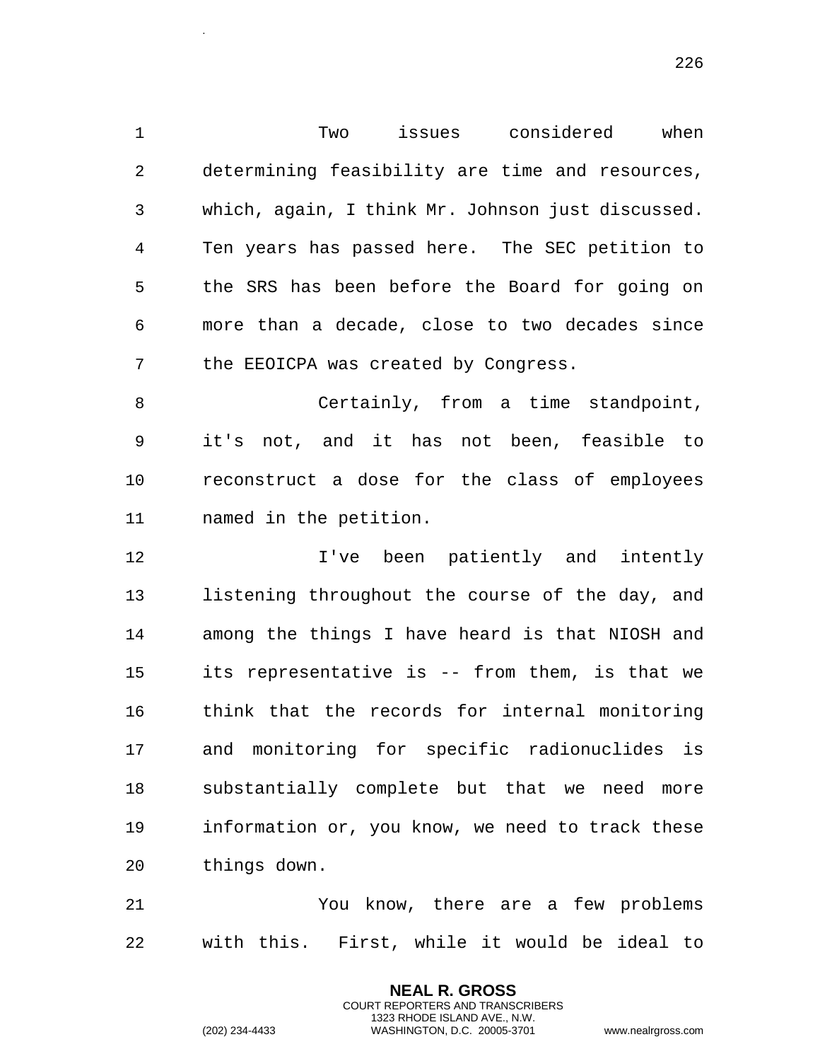Two issues considered when determining feasibility are time and resources, which, again, I think Mr. Johnson just discussed. Ten years has passed here. The SEC petition to the SRS has been before the Board for going on more than a decade, close to two decades since the EEOICPA was created by Congress.

Certainly, from a time standpoint, it's not, and it has not been, feasible to reconstruct a dose for the class of employees named in the petition.

I've been patiently and intently listening throughout the course of the day, and among the things I have heard is that NIOSH and its representative is -- from them, is that we think that the records for internal monitoring and monitoring for specific radionuclides is substantially complete but that we need more information or, you know, we need to track these things down.

You know, there are a few problems with this. First, while it would be ideal to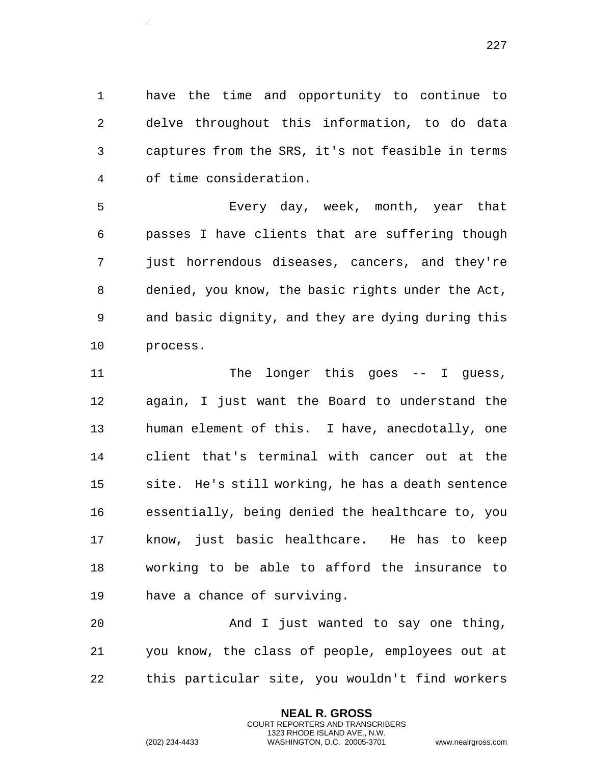have the time and opportunity to continue to delve throughout this information, to do data captures from the SRS, it's not feasible in terms of time consideration.

Every day, week, month, year that passes I have clients that are suffering though just horrendous diseases, cancers, and they're denied, you know, the basic rights under the Act, and basic dignity, and they are dying during this process.

The longer this goes -- I guess, again, I just want the Board to understand the human element of this. I have, anecdotally, one client that's terminal with cancer out at the site. He's still working, he has a death sentence essentially, being denied the healthcare to, you know, just basic healthcare. He has to keep working to be able to afford the insurance to have a chance of surviving.

And I just wanted to say one thing, you know, the class of people, employees out at this particular site, you wouldn't find workers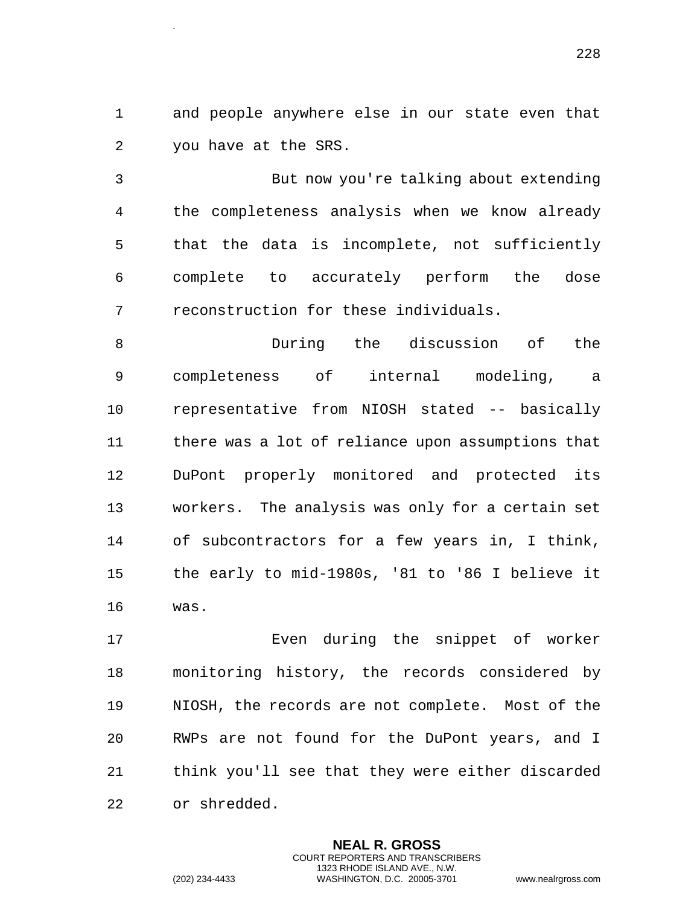and people anywhere else in our state even that you have at the SRS.

But now you're talking about extending the completeness analysis when we know already that the data is incomplete, not sufficiently complete to accurately perform the dose reconstruction for these individuals.

During the discussion of the completeness of internal modeling, a representative from NIOSH stated -- basically there was a lot of reliance upon assumptions that DuPont properly monitored and protected its workers. The analysis was only for a certain set of subcontractors for a few years in, I think, the early to mid-1980s, '81 to '86 I believe it was.

Even during the snippet of worker monitoring history, the records considered by NIOSH, the records are not complete. Most of the RWPs are not found for the DuPont years, and I think you'll see that they were either discarded or shredded.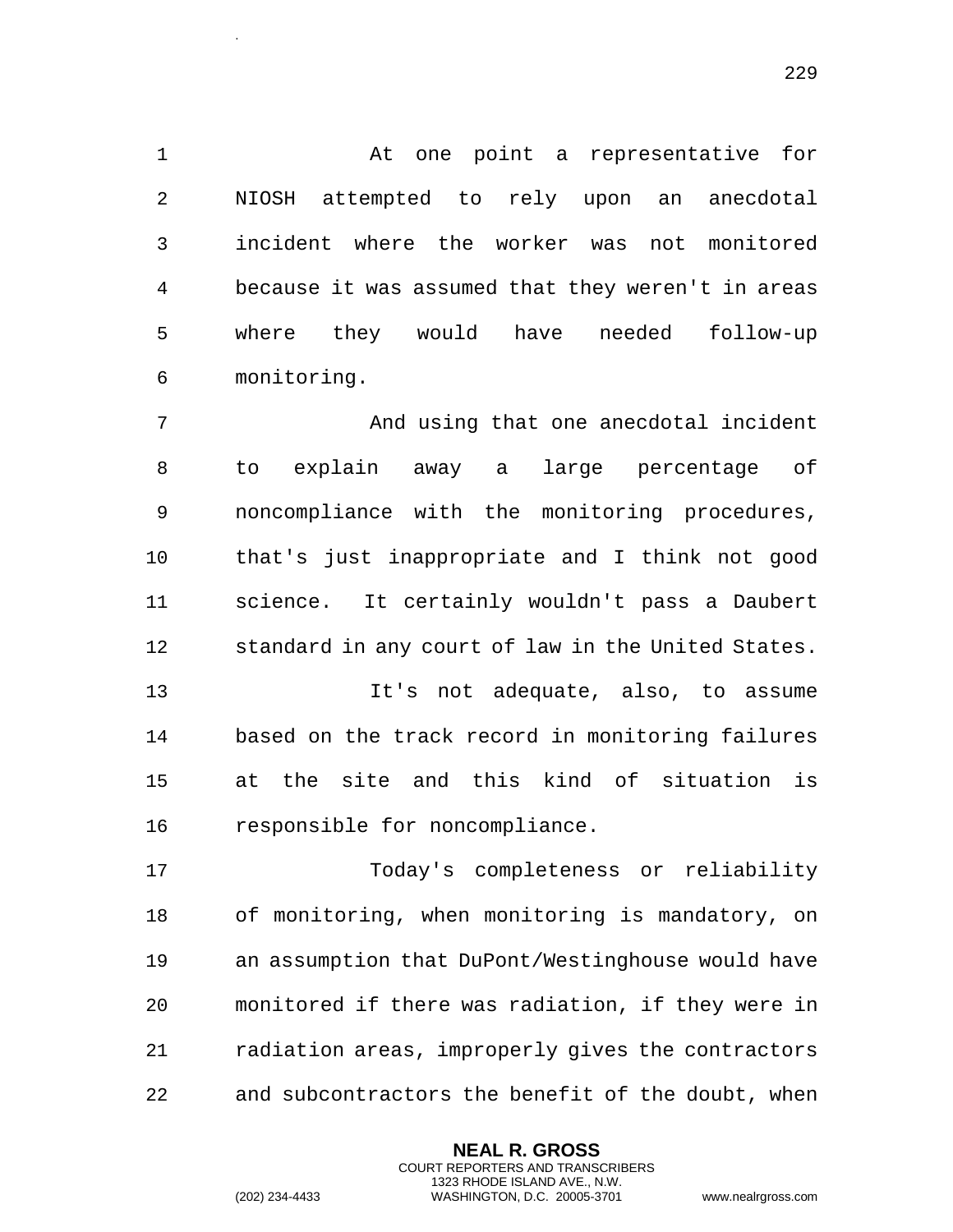At one point a representative for NIOSH attempted to rely upon an anecdotal incident where the worker was not monitored because it was assumed that they weren't in areas where they would have needed follow-up monitoring.

And using that one anecdotal incident to explain away a large percentage of noncompliance with the monitoring procedures, that's just inappropriate and I think not good science. It certainly wouldn't pass a Daubert standard in any court of law in the United States.

It's not adequate, also, to assume based on the track record in monitoring failures at the site and this kind of situation is responsible for noncompliance.

Today's completeness or reliability of monitoring, when monitoring is mandatory, on an assumption that DuPont/Westinghouse would have monitored if there was radiation, if they were in radiation areas, improperly gives the contractors and subcontractors the benefit of the doubt, when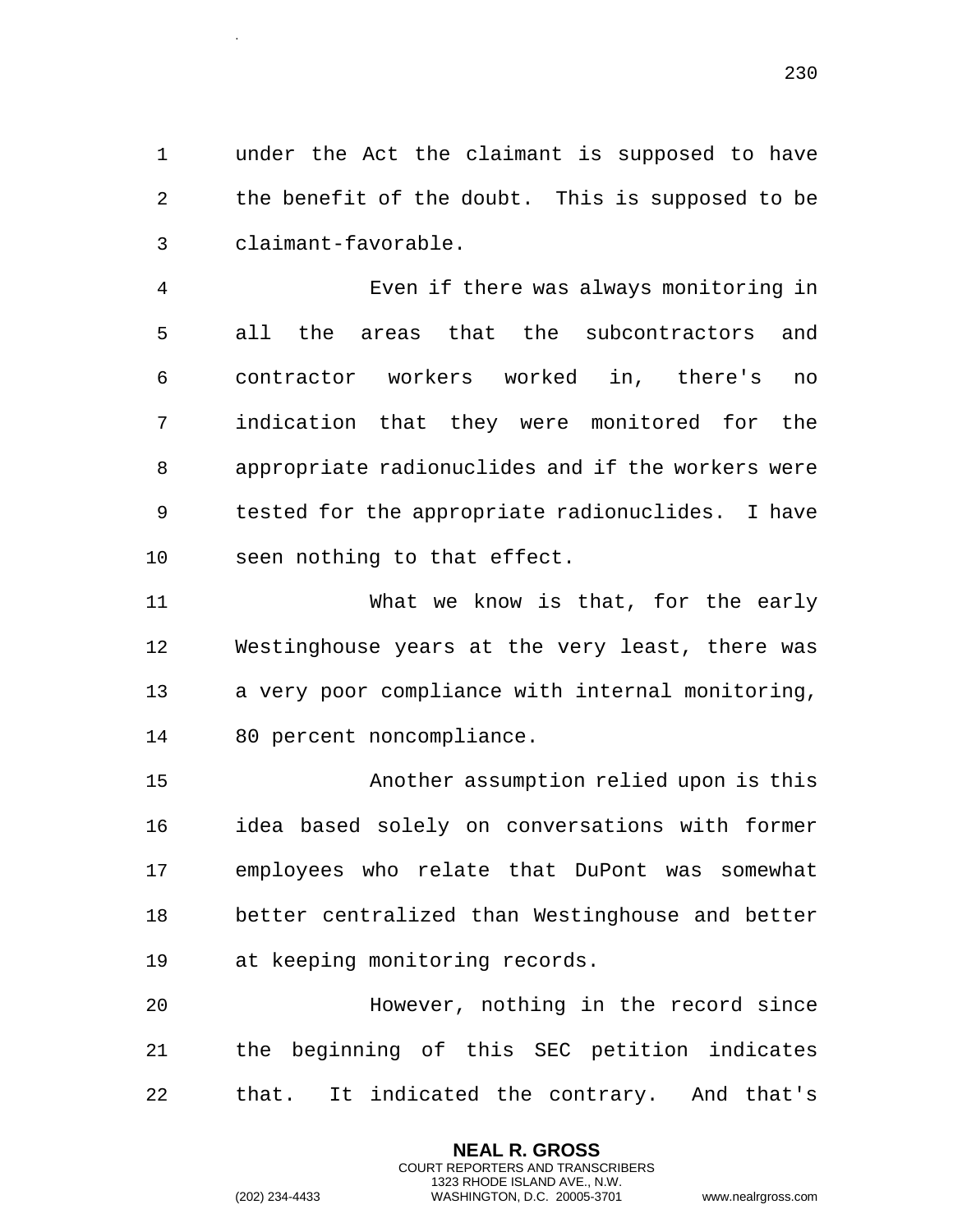under the Act the claimant is supposed to have the benefit of the doubt. This is supposed to be claimant-favorable.

Even if there was always monitoring in all the areas that the subcontractors and contractor workers worked in, there's no indication that they were monitored for the appropriate radionuclides and if the workers were tested for the appropriate radionuclides. I have seen nothing to that effect.

What we know is that, for the early Westinghouse years at the very least, there was a very poor compliance with internal monitoring, 80 percent noncompliance.

Another assumption relied upon is this idea based solely on conversations with former employees who relate that DuPont was somewhat better centralized than Westinghouse and better at keeping monitoring records.

However, nothing in the record since the beginning of this SEC petition indicates that. It indicated the contrary. And that's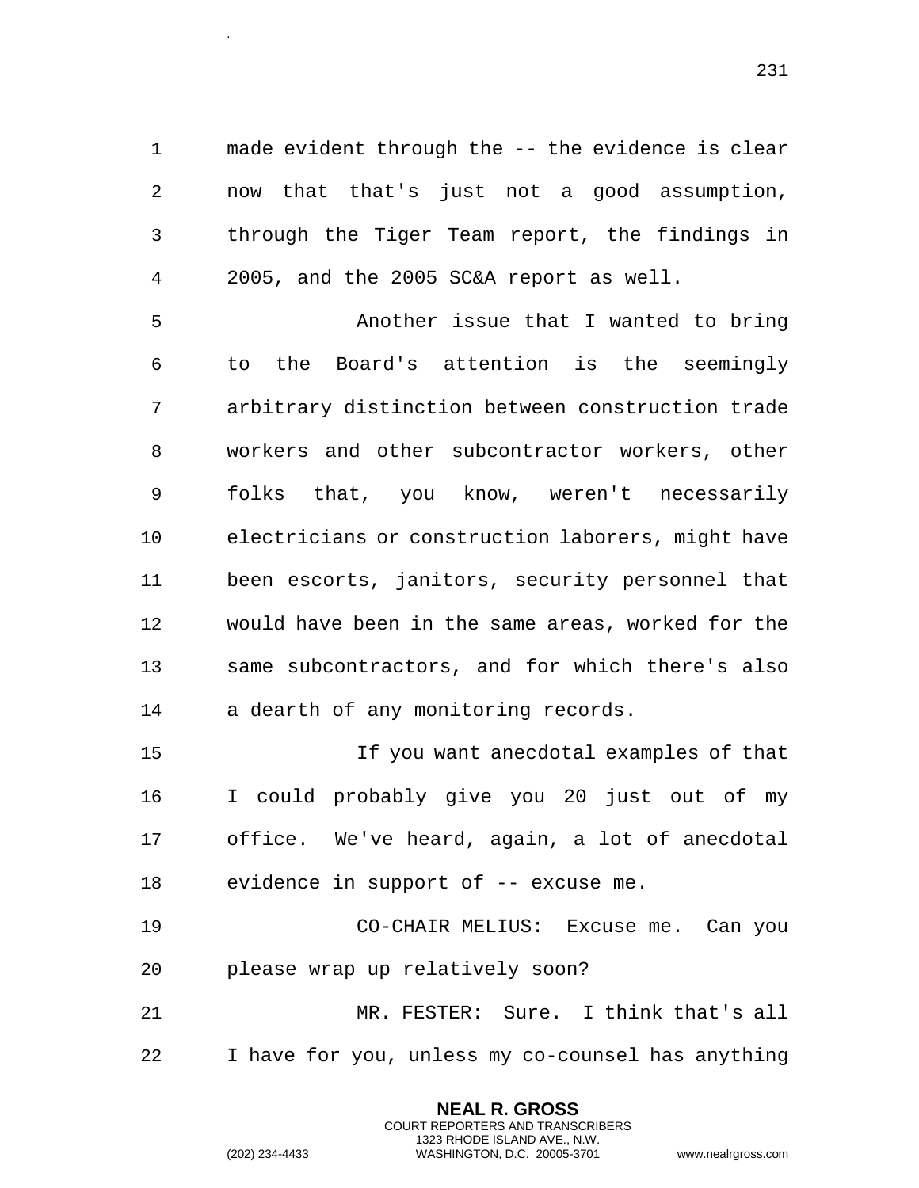made evident through the -- the evidence is clear now that that's just not a good assumption, through the Tiger Team report, the findings in 2005, and the 2005 SC&A report as well.

Another issue that I wanted to bring to the Board's attention is the seemingly arbitrary distinction between construction trade workers and other subcontractor workers, other folks that, you know, weren't necessarily electricians or construction laborers, might have been escorts, janitors, security personnel that would have been in the same areas, worked for the same subcontractors, and for which there's also a dearth of any monitoring records.

If you want anecdotal examples of that I could probably give you 20 just out of my office. We've heard, again, a lot of anecdotal evidence in support of -- excuse me.

CO-CHAIR MELIUS: Excuse me. Can you please wrap up relatively soon?

MR. FESTER: Sure. I think that's all I have for you, unless my co-counsel has anything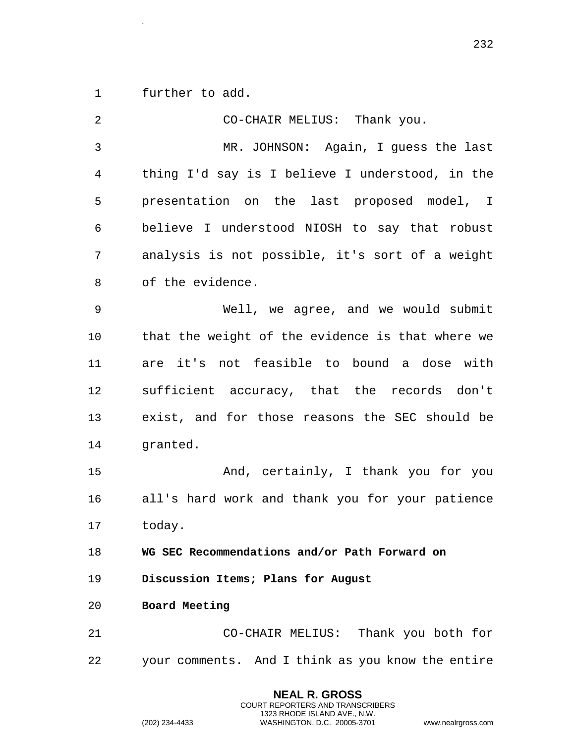further to add.

CO-CHAIR MELIUS: Thank you.

MR. JOHNSON: Again, I guess the last thing I'd say is I believe I understood, in the presentation on the last proposed model, I believe I understood NIOSH to say that robust analysis is not possible, it's sort of a weight of the evidence.

Well, we agree, and we would submit that the weight of the evidence is that where we are it's not feasible to bound a dose with sufficient accuracy, that the records don't exist, and for those reasons the SEC should be granted.

And, certainly, I thank you for you all's hard work and thank you for your patience today.

**WG SEC Recommendations and/or Path Forward on Discussion Items; Plans for August Board Meeting**

CO-CHAIR MELIUS: Thank you both for your comments. And I think as you know the entire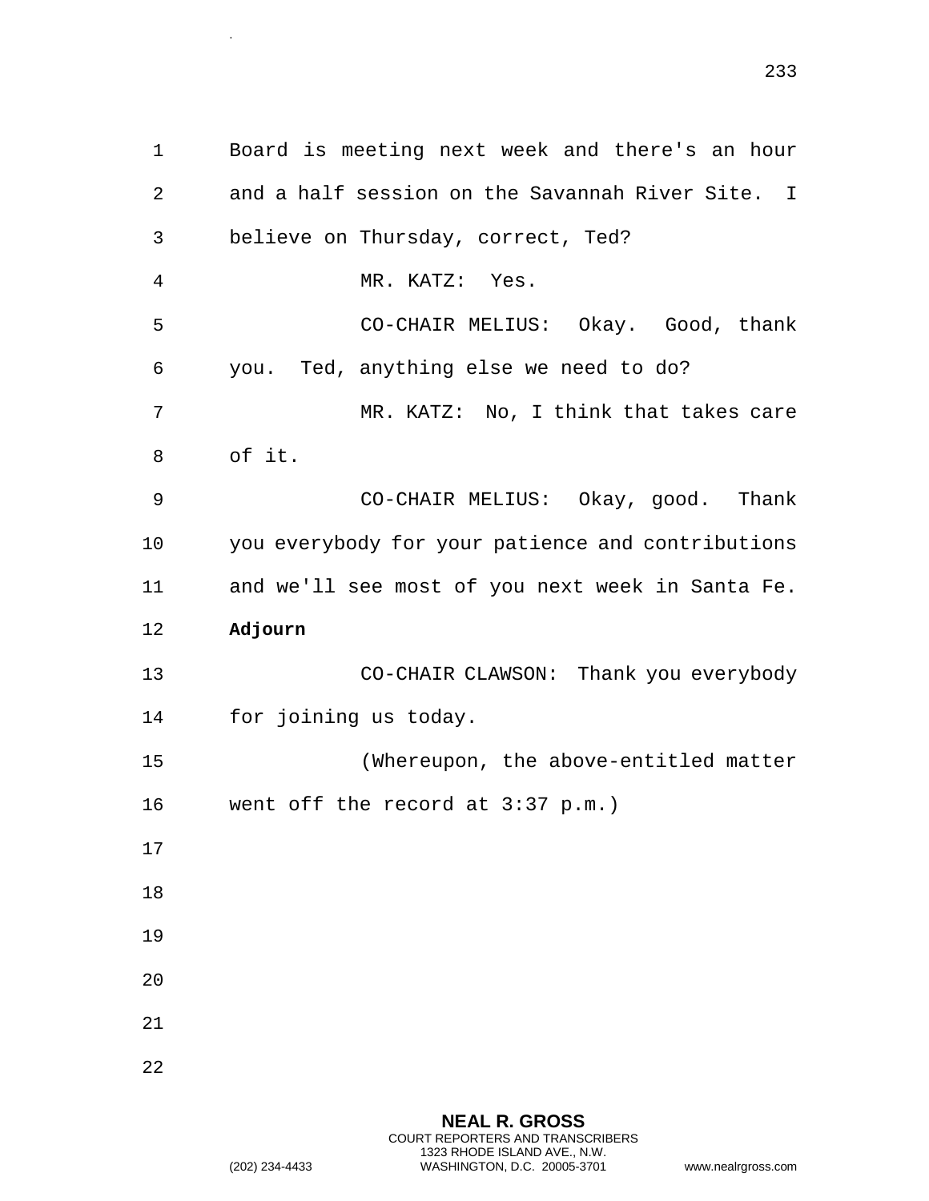Board is meeting next week and there's an hour and a half session on the Savannah River Site. I believe on Thursday, correct, Ted?

MR. KATZ: Yes.

CO-CHAIR MELIUS: Okay. Good, thank you. Ted, anything else we need to do?

MR. KATZ: No, I think that takes care of it.

CO-CHAIR MELIUS: Okay, good. Thank you everybody for your patience and contributions and we'll see most of you next week in Santa Fe.

**Adjourn**

CO-CHAIR CLAWSON: Thank you everybody for joining us today.

(Whereupon, the above-entitled matter went off the record at 3:37 p.m.)